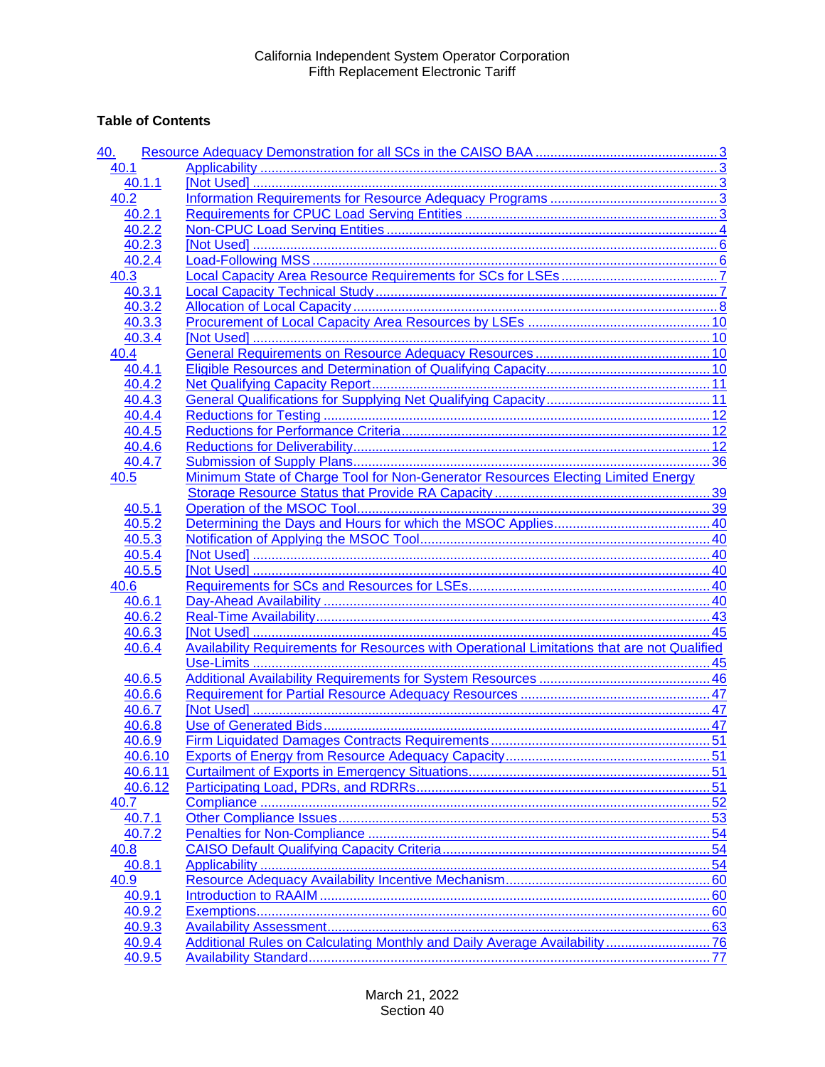California Independent System Operator Corporation
Fifth Replacement Electronic Tariff

**Table of Contents**

| | | |
|---|---|---|
| 40. | Resource Adequacy Demonstration for all SCs in the CAISO BAA | 3 |
| 40.1 | Applicability | 3 |
| 40.1.1 | [Not Used] | 3 |
| 40.2 | Information Requirements for Resource Adequacy Programs | 3 |
| 40.2.1 | Requirements for CPUC Load Serving Entities | 3 |
| 40.2.2 | Non-CPUC Load Serving Entities | 4 |
| 40.2.3 | [Not Used] | 6 |
| 40.2.4 | Load-Following MSS | 6 |
| 40.3 | Local Capacity Area Resource Requirements for SCs for LSEs | 7 |
| 40.3.1 | Local Capacity Technical Study | 7 |
| 40.3.2 | Allocation of Local Capacity | 8 |
| 40.3.3 | Procurement of Local Capacity Area Resources by LSEs | 10 |
| 40.3.4 | [Not Used] | 10 |
| 40.4 | General Requirements on Resource Adequacy Resources | 10 |
| 40.4.1 | Eligible Resources and Determination of Qualifying Capacity | 10 |
| 40.4.2 | Net Qualifying Capacity Report | 11 |
| 40.4.3 | General Qualifications for Supplying Net Qualifying Capacity | 11 |
| 40.4.4 | Reductions for Testing | 12 |
| 40.4.5 | Reductions for Performance Criteria | 12 |
| 40.4.6 | Reductions for Deliverability | 12 |
| 40.4.7 | Submission of Supply Plans | 36 |
| 40.5 | Minimum State of Charge Tool for Non-Generator Resources Electing Limited Energy Storage Resource Status that Provide RA Capacity | 39 |
| 40.5.1 | Operation of the MSOC Tool | 39 |
| 40.5.2 | Determining the Days and Hours for which the MSOC Applies | 40 |
| 40.5.3 | Notification of Applying the MSOC Tool | 40 |
| 40.5.4 | [Not Used] | 40 |
| 40.5.5 | [Not Used] | 40 |
| 40.6 | Requirements for SCs and Resources for LSEs | 40 |
| 40.6.1 | Day-Ahead Availability | 40 |
| 40.6.2 | Real-Time Availability | 43 |
| 40.6.3 | [Not Used] | 45 |
| 40.6.4 | Availability Requirements for Resources with Operational Limitations that are not Qualified Use-Limits | 45 |
| 40.6.5 | Additional Availability Requirements for System Resources | 46 |
| 40.6.6 | Requirement for Partial Resource Adequacy Resources | 47 |
| 40.6.7 | [Not Used] | 47 |
| 40.6.8 | Use of Generated Bids | 47 |
| 40.6.9 | Firm Liquidated Damages Contracts Requirements | 51 |
| 40.6.10 | Exports of Energy from Resource Adequacy Capacity | 51 |
| 40.6.11 | Curtailment of Exports in Emergency Situations | 51 |
| 40.6.12 | Participating Load, PDRs, and RDRRs | 51 |
| 40.7 | Compliance | 52 |
| 40.7.1 | Other Compliance Issues | 53 |
| 40.7.2 | Penalties for Non-Compliance | 54 |
| 40.8 | CAISO Default Qualifying Capacity Criteria | 54 |
| 40.8.1 | Applicability | 54 |
| 40.9 | Resource Adequacy Availability Incentive Mechanism | 60 |
| 40.9.1 | Introduction to RAAIM | 60 |
| 40.9.2 | Exemptions | 60 |
| 40.9.3 | Availability Assessment | 63 |
| 40.9.4 | Additional Rules on Calculating Monthly and Daily Average Availability | 76 |
| 40.9.5 | Availability Standard | 77 |

March 21, 2022
Section 40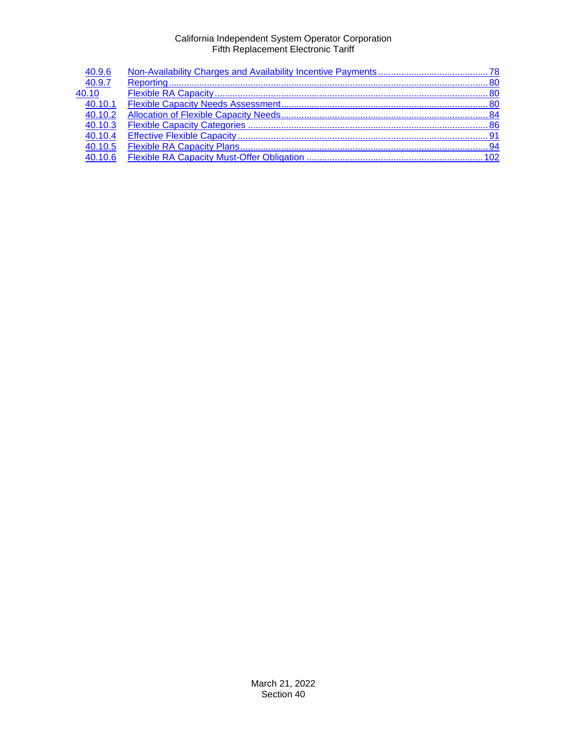| | | |
|---|---|---|
| 40.9.6 | Non-Availability Charges and Availability Incentive Payments | 78 |
| 40.9.7 | Reporting | 80 |
| 40.10 | Flexible RA Capacity | 80 |
| 40.10.1 | Flexible Capacity Needs Assessment | 80 |
| 40.10.2 | Allocation of Flexible Capacity Needs | 84 |
| 40.10.3 | Flexible Capacity Categories | 86 |
| 40.10.4 | Effective Flexible Capacity | 91 |
| 40.10.5 | Flexible RA Capacity Plans | 94 |
| 40.10.6 | Flexible RA Capacity Must-Offer Obligation | 102 |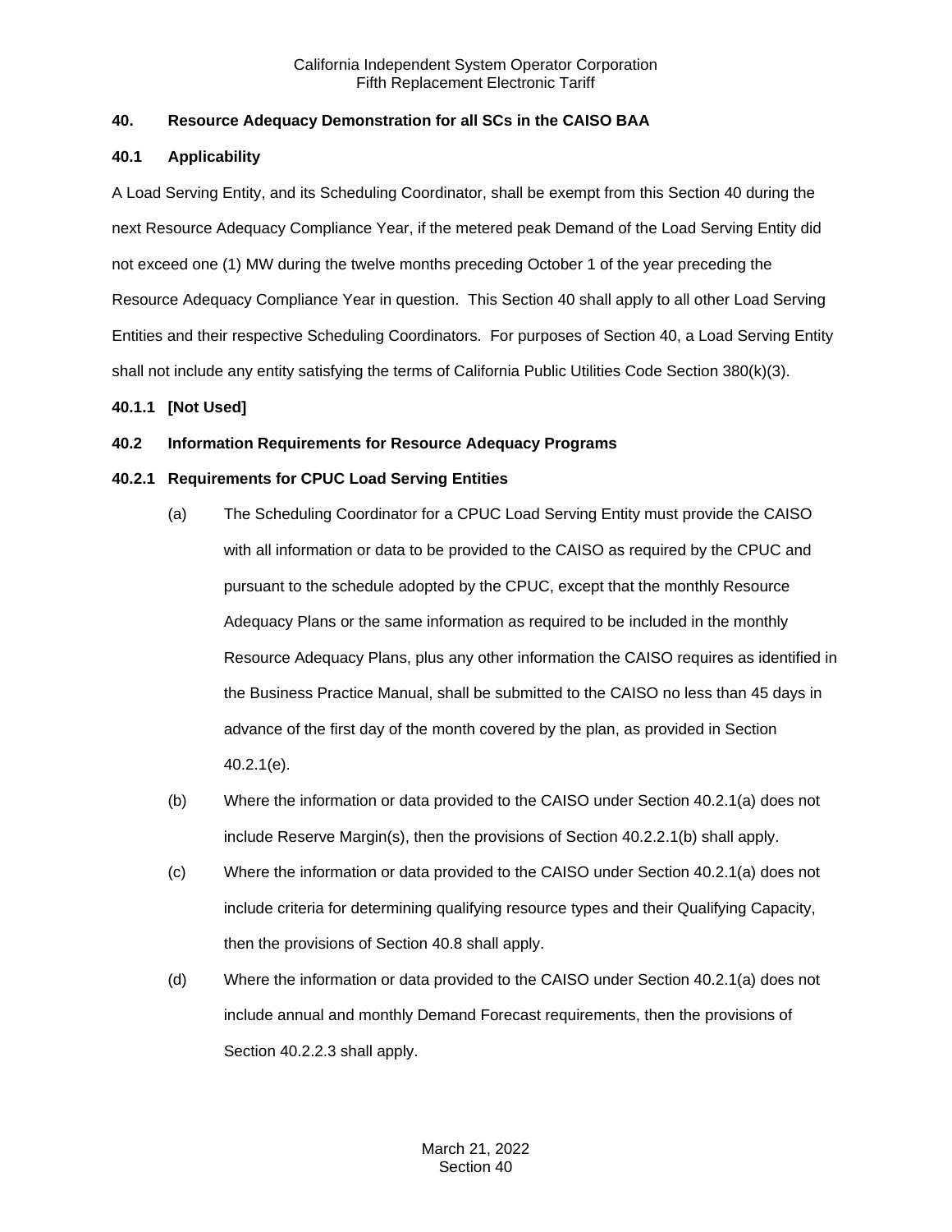## 40. Resource Adequacy Demonstration for all SCs in the CAISO BAA

### 40.1 Applicability

A Load Serving Entity, and its Scheduling Coordinator, shall be exempt from this Section 40 during the next Resource Adequacy Compliance Year, if the metered peak Demand of the Load Serving Entity did not exceed one (1) MW during the twelve months preceding October 1 of the year preceding the Resource Adequacy Compliance Year in question. This Section 40 shall apply to all other Load Serving Entities and their respective Scheduling Coordinators. For purposes of Section 40, a Load Serving Entity shall not include any entity satisfying the terms of California Public Utilities Code Section 380(k)(3).

#### 40.1.1 [Not Used]

### 40.2 Information Requirements for Resource Adequacy Programs

#### 40.2.1 Requirements for CPUC Load Serving Entities

(a) The Scheduling Coordinator for a CPUC Load Serving Entity must provide the CAISO with all information or data to be provided to the CAISO as required by the CPUC and pursuant to the schedule adopted by the CPUC, except that the monthly Resource Adequacy Plans or the same information as required to be included in the monthly Resource Adequacy Plans, plus any other information the CAISO requires as identified in the Business Practice Manual, shall be submitted to the CAISO no less than 45 days in advance of the first day of the month covered by the plan, as provided in Section 40.2.1(e).

(b) Where the information or data provided to the CAISO under Section 40.2.1(a) does not include Reserve Margin(s), then the provisions of Section 40.2.2.1(b) shall apply.

(c) Where the information or data provided to the CAISO under Section 40.2.1(a) does not include criteria for determining qualifying resource types and their Qualifying Capacity, then the provisions of Section 40.8 shall apply.

(d) Where the information or data provided to the CAISO under Section 40.2.1(a) does not include annual and monthly Demand Forecast requirements, then the provisions of Section 40.2.2.3 shall apply.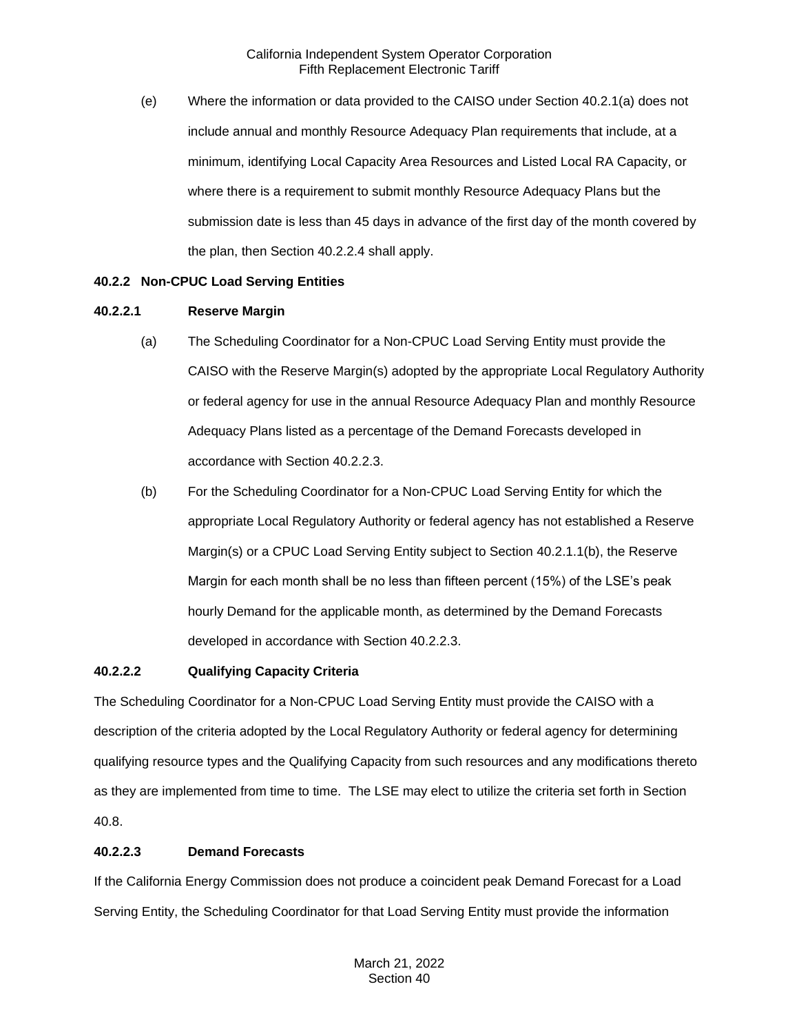(e) Where the information or data provided to the CAISO under Section 40.2.1(a) does not include annual and monthly Resource Adequacy Plan requirements that include, at a minimum, identifying Local Capacity Area Resources and Listed Local RA Capacity, or where there is a requirement to submit monthly Resource Adequacy Plans but the submission date is less than 45 days in advance of the first day of the month covered by the plan, then Section 40.2.2.4 shall apply.

### 40.2.2 Non-CPUC Load Serving Entities

#### 40.2.2.1 Reserve Margin

(a) The Scheduling Coordinator for a Non-CPUC Load Serving Entity must provide the CAISO with the Reserve Margin(s) adopted by the appropriate Local Regulatory Authority or federal agency for use in the annual Resource Adequacy Plan and monthly Resource Adequacy Plans listed as a percentage of the Demand Forecasts developed in accordance with Section 40.2.2.3.

(b) For the Scheduling Coordinator for a Non-CPUC Load Serving Entity for which the appropriate Local Regulatory Authority or federal agency has not established a Reserve Margin(s) or a CPUC Load Serving Entity subject to Section 40.2.1.1(b), the Reserve Margin for each month shall be no less than fifteen percent (15%) of the LSE's peak hourly Demand for the applicable month, as determined by the Demand Forecasts developed in accordance with Section 40.2.2.3.

#### 40.2.2.2 Qualifying Capacity Criteria

The Scheduling Coordinator for a Non-CPUC Load Serving Entity must provide the CAISO with a description of the criteria adopted by the Local Regulatory Authority or federal agency for determining qualifying resource types and the Qualifying Capacity from such resources and any modifications thereto as they are implemented from time to time. The LSE may elect to utilize the criteria set forth in Section 40.8.

#### 40.2.2.3 Demand Forecasts

If the California Energy Commission does not produce a coincident peak Demand Forecast for a Load Serving Entity, the Scheduling Coordinator for that Load Serving Entity must provide the information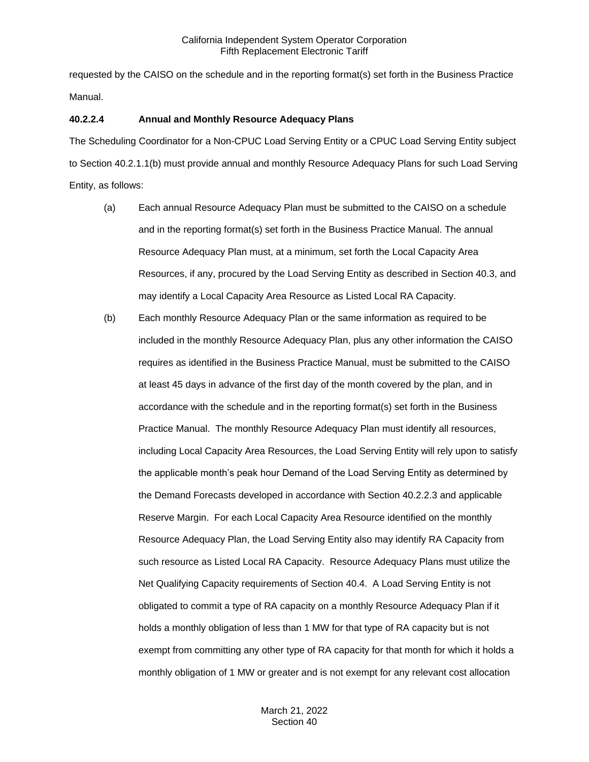requested by the CAISO on the schedule and in the reporting format(s) set forth in the Business Practice Manual.

**40.2.2.4 Annual and Monthly Resource Adequacy Plans**

The Scheduling Coordinator for a Non-CPUC Load Serving Entity or a CPUC Load Serving Entity subject to Section 40.2.1.1(b) must provide annual and monthly Resource Adequacy Plans for such Load Serving Entity, as follows:

(a) Each annual Resource Adequacy Plan must be submitted to the CAISO on a schedule and in the reporting format(s) set forth in the Business Practice Manual. The annual Resource Adequacy Plan must, at a minimum, set forth the Local Capacity Area Resources, if any, procured by the Load Serving Entity as described in Section 40.3, and may identify a Local Capacity Area Resource as Listed Local RA Capacity.

(b) Each monthly Resource Adequacy Plan or the same information as required to be included in the monthly Resource Adequacy Plan, plus any other information the CAISO requires as identified in the Business Practice Manual, must be submitted to the CAISO at least 45 days in advance of the first day of the month covered by the plan, and in accordance with the schedule and in the reporting format(s) set forth in the Business Practice Manual. The monthly Resource Adequacy Plan must identify all resources, including Local Capacity Area Resources, the Load Serving Entity will rely upon to satisfy the applicable month's peak hour Demand of the Load Serving Entity as determined by the Demand Forecasts developed in accordance with Section 40.2.2.3 and applicable Reserve Margin. For each Local Capacity Area Resource identified on the monthly Resource Adequacy Plan, the Load Serving Entity also may identify RA Capacity from such resource as Listed Local RA Capacity. Resource Adequacy Plans must utilize the Net Qualifying Capacity requirements of Section 40.4. A Load Serving Entity is not obligated to commit a type of RA capacity on a monthly Resource Adequacy Plan if it holds a monthly obligation of less than 1 MW for that type of RA capacity but is not exempt from committing any other type of RA capacity for that month for which it holds a monthly obligation of 1 MW or greater and is not exempt for any relevant cost allocation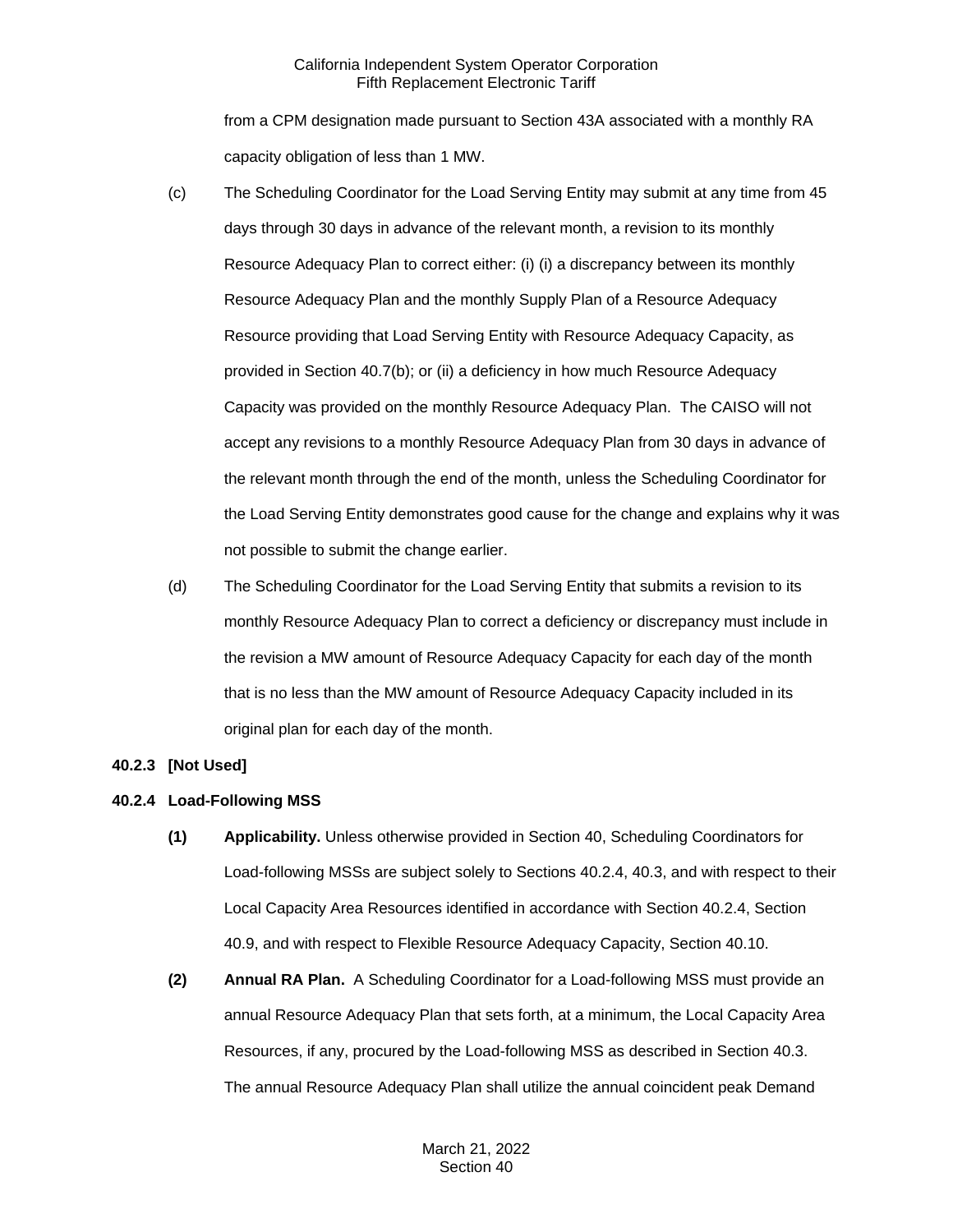from a CPM designation made pursuant to Section 43A associated with a monthly RA capacity obligation of less than 1 MW.

(c) The Scheduling Coordinator for the Load Serving Entity may submit at any time from 45 days through 30 days in advance of the relevant month, a revision to its monthly Resource Adequacy Plan to correct either: (i) (i) a discrepancy between its monthly Resource Adequacy Plan and the monthly Supply Plan of a Resource Adequacy Resource providing that Load Serving Entity with Resource Adequacy Capacity, as provided in Section 40.7(b); or (ii) a deficiency in how much Resource Adequacy Capacity was provided on the monthly Resource Adequacy Plan. The CAISO will not accept any revisions to a monthly Resource Adequacy Plan from 30 days in advance of the relevant month through the end of the month, unless the Scheduling Coordinator for the Load Serving Entity demonstrates good cause for the change and explains why it was not possible to submit the change earlier.

(d) The Scheduling Coordinator for the Load Serving Entity that submits a revision to its monthly Resource Adequacy Plan to correct a deficiency or discrepancy must include in the revision a MW amount of Resource Adequacy Capacity for each day of the month that is no less than the MW amount of Resource Adequacy Capacity included in its original plan for each day of the month.

**40.2.3 [Not Used]**

**40.2.4 Load-Following MSS**

**(1) Applicability.** Unless otherwise provided in Section 40, Scheduling Coordinators for Load-following MSSs are subject solely to Sections 40.2.4, 40.3, and with respect to their Local Capacity Area Resources identified in accordance with Section 40.2.4, Section 40.9, and with respect to Flexible Resource Adequacy Capacity, Section 40.10.

**(2) Annual RA Plan.** A Scheduling Coordinator for a Load-following MSS must provide an annual Resource Adequacy Plan that sets forth, at a minimum, the Local Capacity Area Resources, if any, procured by the Load-following MSS as described in Section 40.3. The annual Resource Adequacy Plan shall utilize the annual coincident peak Demand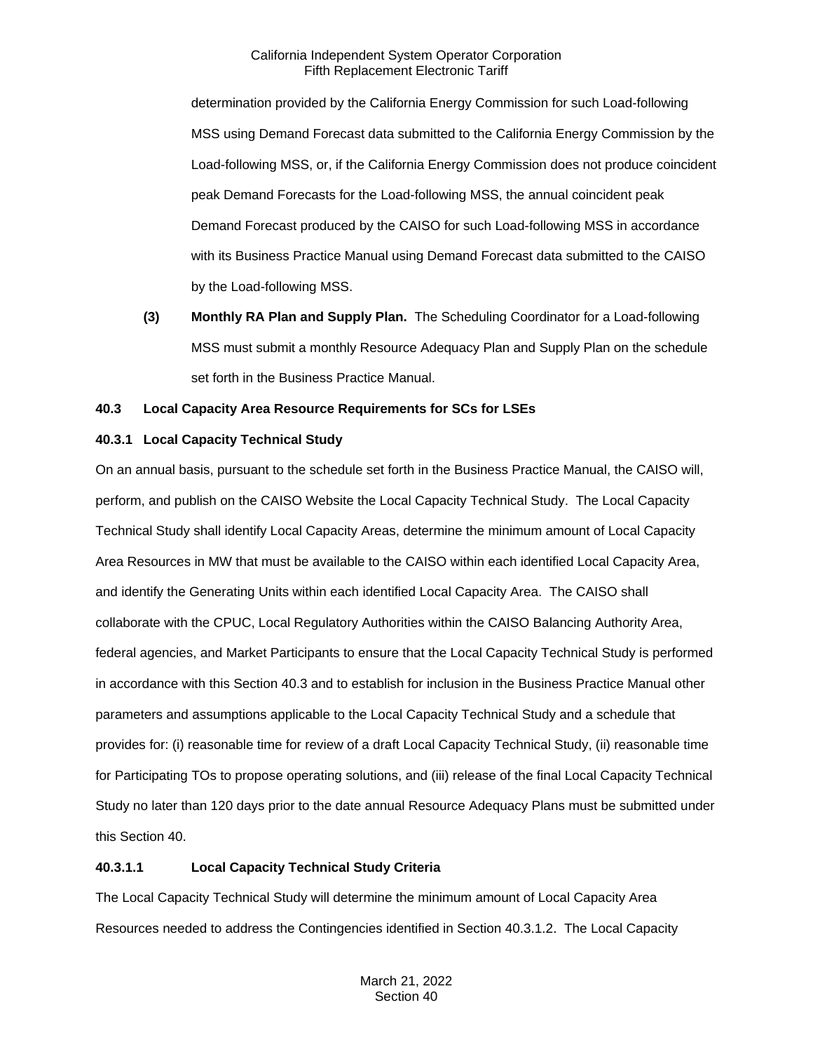determination provided by the California Energy Commission for such Load-following MSS using Demand Forecast data submitted to the California Energy Commission by the Load-following MSS, or, if the California Energy Commission does not produce coincident peak Demand Forecasts for the Load-following MSS, the annual coincident peak Demand Forecast produced by the CAISO for such Load-following MSS in accordance with its Business Practice Manual using Demand Forecast data submitted to the CAISO by the Load-following MSS.

**(3) Monthly RA Plan and Supply Plan.** The Scheduling Coordinator for a Load-following MSS must submit a monthly Resource Adequacy Plan and Supply Plan on the schedule set forth in the Business Practice Manual.

### 40.3 Local Capacity Area Resource Requirements for SCs for LSEs

#### 40.3.1 Local Capacity Technical Study

On an annual basis, pursuant to the schedule set forth in the Business Practice Manual, the CAISO will, perform, and publish on the CAISO Website the Local Capacity Technical Study. The Local Capacity Technical Study shall identify Local Capacity Areas, determine the minimum amount of Local Capacity Area Resources in MW that must be available to the CAISO within each identified Local Capacity Area, and identify the Generating Units within each identified Local Capacity Area. The CAISO shall collaborate with the CPUC, Local Regulatory Authorities within the CAISO Balancing Authority Area, federal agencies, and Market Participants to ensure that the Local Capacity Technical Study is performed in accordance with this Section 40.3 and to establish for inclusion in the Business Practice Manual other parameters and assumptions applicable to the Local Capacity Technical Study and a schedule that provides for: (i) reasonable time for review of a draft Local Capacity Technical Study, (ii) reasonable time for Participating TOs to propose operating solutions, and (iii) release of the final Local Capacity Technical Study no later than 120 days prior to the date annual Resource Adequacy Plans must be submitted under this Section 40.

##### 40.3.1.1 Local Capacity Technical Study Criteria

The Local Capacity Technical Study will determine the minimum amount of Local Capacity Area Resources needed to address the Contingencies identified in Section 40.3.1.2. The Local Capacity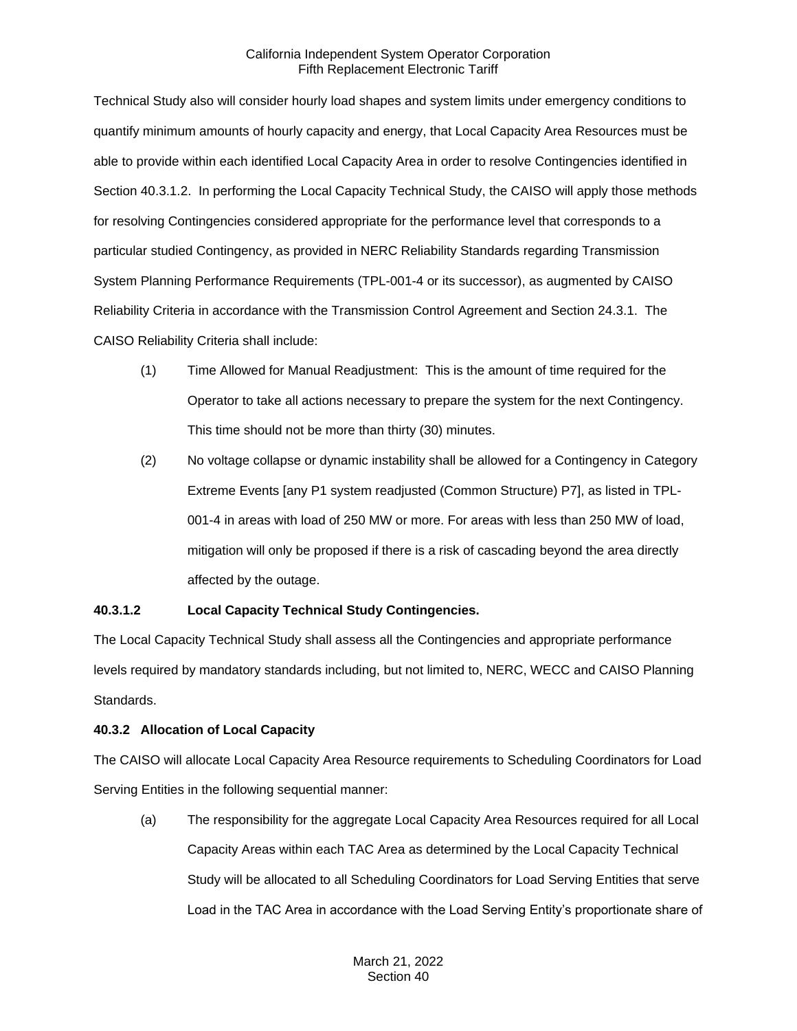Technical Study also will consider hourly load shapes and system limits under emergency conditions to quantify minimum amounts of hourly capacity and energy, that Local Capacity Area Resources must be able to provide within each identified Local Capacity Area in order to resolve Contingencies identified in Section 40.3.1.2. In performing the Local Capacity Technical Study, the CAISO will apply those methods for resolving Contingencies considered appropriate for the performance level that corresponds to a particular studied Contingency, as provided in NERC Reliability Standards regarding Transmission System Planning Performance Requirements (TPL-001-4 or its successor), as augmented by CAISO Reliability Criteria in accordance with the Transmission Control Agreement and Section 24.3.1. The CAISO Reliability Criteria shall include:

(1) Time Allowed for Manual Readjustment: This is the amount of time required for the Operator to take all actions necessary to prepare the system for the next Contingency. This time should not be more than thirty (30) minutes.

(2) No voltage collapse or dynamic instability shall be allowed for a Contingency in Category Extreme Events [any P1 system readjusted (Common Structure) P7], as listed in TPL-001-4 in areas with load of 250 MW or more. For areas with less than 250 MW of load, mitigation will only be proposed if there is a risk of cascading beyond the area directly affected by the outage.

**40.3.1.2 Local Capacity Technical Study Contingencies.**

The Local Capacity Technical Study shall assess all the Contingencies and appropriate performance levels required by mandatory standards including, but not limited to, NERC, WECC and CAISO Planning Standards.

**40.3.2 Allocation of Local Capacity**

The CAISO will allocate Local Capacity Area Resource requirements to Scheduling Coordinators for Load Serving Entities in the following sequential manner:

(a) The responsibility for the aggregate Local Capacity Area Resources required for all Local Capacity Areas within each TAC Area as determined by the Local Capacity Technical Study will be allocated to all Scheduling Coordinators for Load Serving Entities that serve Load in the TAC Area in accordance with the Load Serving Entity's proportionate share of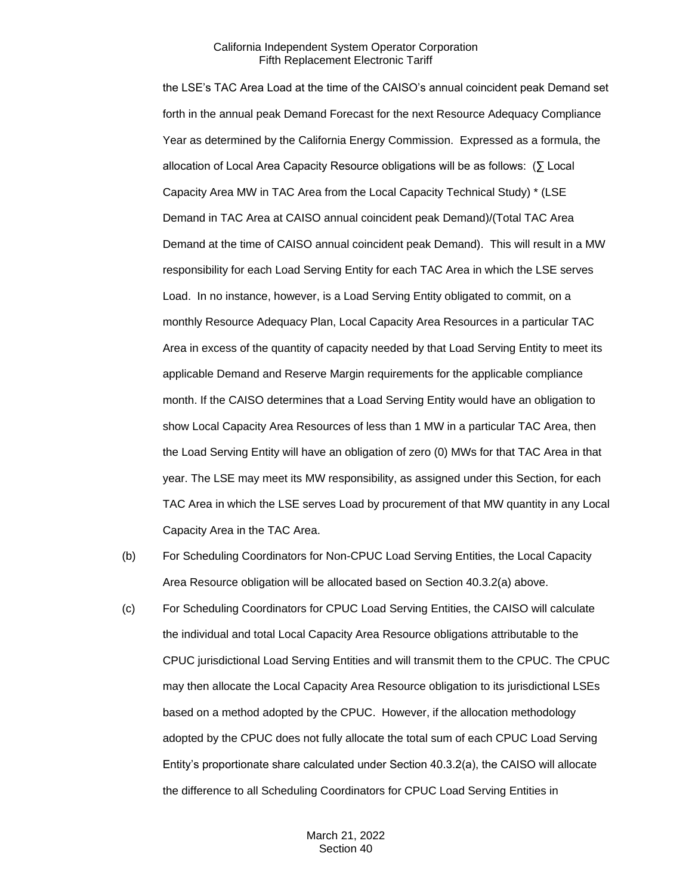the LSE's TAC Area Load at the time of the CAISO's annual coincident peak Demand set forth in the annual peak Demand Forecast for the next Resource Adequacy Compliance Year as determined by the California Energy Commission. Expressed as a formula, the allocation of Local Area Capacity Resource obligations will be as follows: (∑ Local Capacity Area MW in TAC Area from the Local Capacity Technical Study) * (LSE Demand in TAC Area at CAISO annual coincident peak Demand)/(Total TAC Area Demand at the time of CAISO annual coincident peak Demand). This will result in a MW responsibility for each Load Serving Entity for each TAC Area in which the LSE serves Load. In no instance, however, is a Load Serving Entity obligated to commit, on a monthly Resource Adequacy Plan, Local Capacity Area Resources in a particular TAC Area in excess of the quantity of capacity needed by that Load Serving Entity to meet its applicable Demand and Reserve Margin requirements for the applicable compliance month. If the CAISO determines that a Load Serving Entity would have an obligation to show Local Capacity Area Resources of less than 1 MW in a particular TAC Area, then the Load Serving Entity will have an obligation of zero (0) MWs for that TAC Area in that year. The LSE may meet its MW responsibility, as assigned under this Section, for each TAC Area in which the LSE serves Load by procurement of that MW quantity in any Local Capacity Area in the TAC Area.

(b) For Scheduling Coordinators for Non-CPUC Load Serving Entities, the Local Capacity Area Resource obligation will be allocated based on Section 40.3.2(a) above.

(c) For Scheduling Coordinators for CPUC Load Serving Entities, the CAISO will calculate the individual and total Local Capacity Area Resource obligations attributable to the CPUC jurisdictional Load Serving Entities and will transmit them to the CPUC. The CPUC may then allocate the Local Capacity Area Resource obligation to its jurisdictional LSEs based on a method adopted by the CPUC. However, if the allocation methodology adopted by the CPUC does not fully allocate the total sum of each CPUC Load Serving Entity's proportionate share calculated under Section 40.3.2(a), the CAISO will allocate the difference to all Scheduling Coordinators for CPUC Load Serving Entities in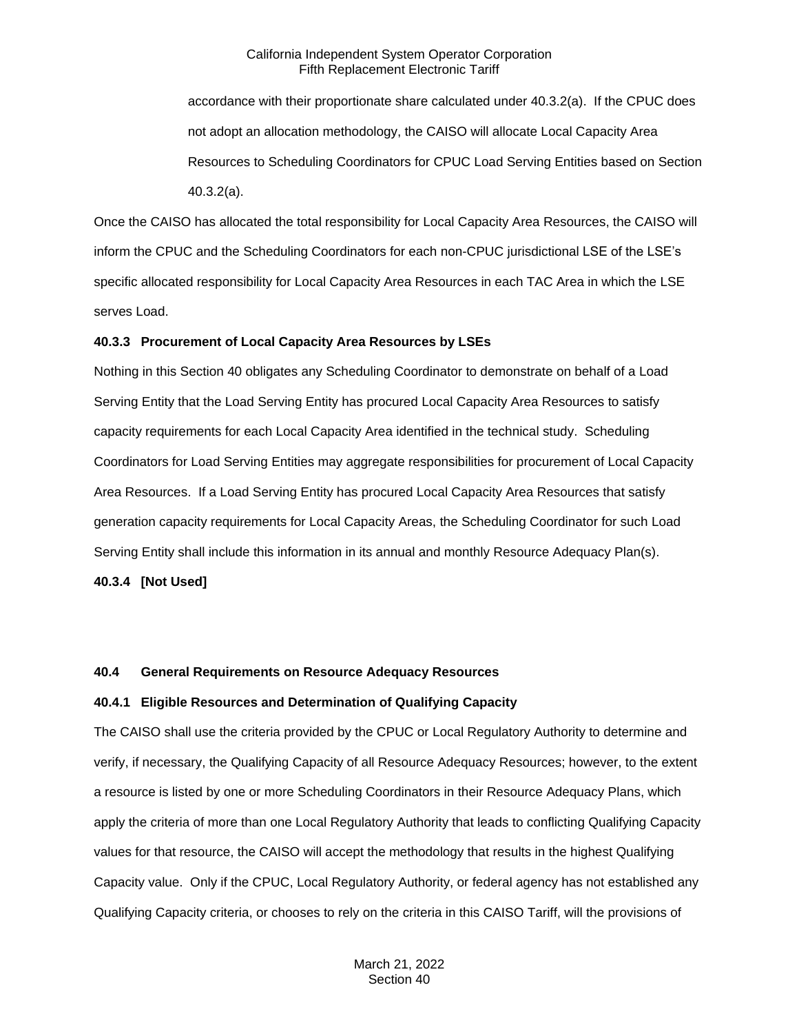accordance with their proportionate share calculated under 40.3.2(a). If the CPUC does not adopt an allocation methodology, the CAISO will allocate Local Capacity Area Resources to Scheduling Coordinators for CPUC Load Serving Entities based on Section 40.3.2(a).

Once the CAISO has allocated the total responsibility for Local Capacity Area Resources, the CAISO will inform the CPUC and the Scheduling Coordinators for each non-CPUC jurisdictional LSE of the LSE's specific allocated responsibility for Local Capacity Area Resources in each TAC Area in which the LSE serves Load.

**40.3.3 Procurement of Local Capacity Area Resources by LSEs**

Nothing in this Section 40 obligates any Scheduling Coordinator to demonstrate on behalf of a Load Serving Entity that the Load Serving Entity has procured Local Capacity Area Resources to satisfy capacity requirements for each Local Capacity Area identified in the technical study. Scheduling Coordinators for Load Serving Entities may aggregate responsibilities for procurement of Local Capacity Area Resources. If a Load Serving Entity has procured Local Capacity Area Resources that satisfy generation capacity requirements for Local Capacity Areas, the Scheduling Coordinator for such Load Serving Entity shall include this information in its annual and monthly Resource Adequacy Plan(s).

**40.3.4 [Not Used]**

**40.4 General Requirements on Resource Adequacy Resources**

**40.4.1 Eligible Resources and Determination of Qualifying Capacity**

The CAISO shall use the criteria provided by the CPUC or Local Regulatory Authority to determine and verify, if necessary, the Qualifying Capacity of all Resource Adequacy Resources; however, to the extent a resource is listed by one or more Scheduling Coordinators in their Resource Adequacy Plans, which apply the criteria of more than one Local Regulatory Authority that leads to conflicting Qualifying Capacity values for that resource, the CAISO will accept the methodology that results in the highest Qualifying Capacity value. Only if the CPUC, Local Regulatory Authority, or federal agency has not established any Qualifying Capacity criteria, or chooses to rely on the criteria in this CAISO Tariff, will the provisions of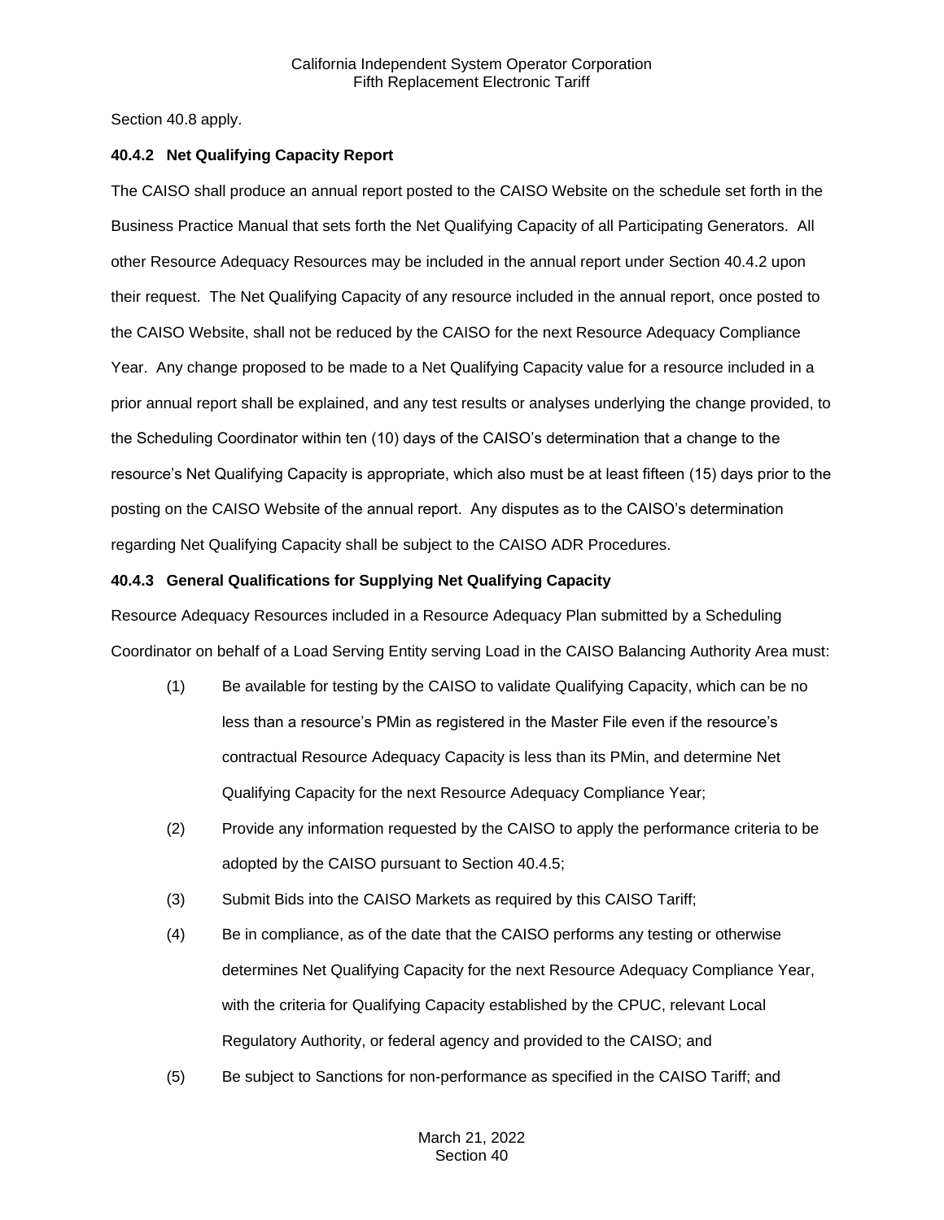Section 40.8 apply.

**40.4.2 Net Qualifying Capacity Report**

The CAISO shall produce an annual report posted to the CAISO Website on the schedule set forth in the Business Practice Manual that sets forth the Net Qualifying Capacity of all Participating Generators. All other Resource Adequacy Resources may be included in the annual report under Section 40.4.2 upon their request. The Net Qualifying Capacity of any resource included in the annual report, once posted to the CAISO Website, shall not be reduced by the CAISO for the next Resource Adequacy Compliance Year. Any change proposed to be made to a Net Qualifying Capacity value for a resource included in a prior annual report shall be explained, and any test results or analyses underlying the change provided, to the Scheduling Coordinator within ten (10) days of the CAISO's determination that a change to the resource's Net Qualifying Capacity is appropriate, which also must be at least fifteen (15) days prior to the posting on the CAISO Website of the annual report. Any disputes as to the CAISO's determination regarding Net Qualifying Capacity shall be subject to the CAISO ADR Procedures.

**40.4.3 General Qualifications for Supplying Net Qualifying Capacity**

Resource Adequacy Resources included in a Resource Adequacy Plan submitted by a Scheduling Coordinator on behalf of a Load Serving Entity serving Load in the CAISO Balancing Authority Area must:

(1) Be available for testing by the CAISO to validate Qualifying Capacity, which can be no less than a resource's PMin as registered in the Master File even if the resource's contractual Resource Adequacy Capacity is less than its PMin, and determine Net Qualifying Capacity for the next Resource Adequacy Compliance Year;

(2) Provide any information requested by the CAISO to apply the performance criteria to be adopted by the CAISO pursuant to Section 40.4.5;

(3) Submit Bids into the CAISO Markets as required by this CAISO Tariff;

(4) Be in compliance, as of the date that the CAISO performs any testing or otherwise determines Net Qualifying Capacity for the next Resource Adequacy Compliance Year, with the criteria for Qualifying Capacity established by the CPUC, relevant Local Regulatory Authority, or federal agency and provided to the CAISO; and

(5) Be subject to Sanctions for non-performance as specified in the CAISO Tariff; and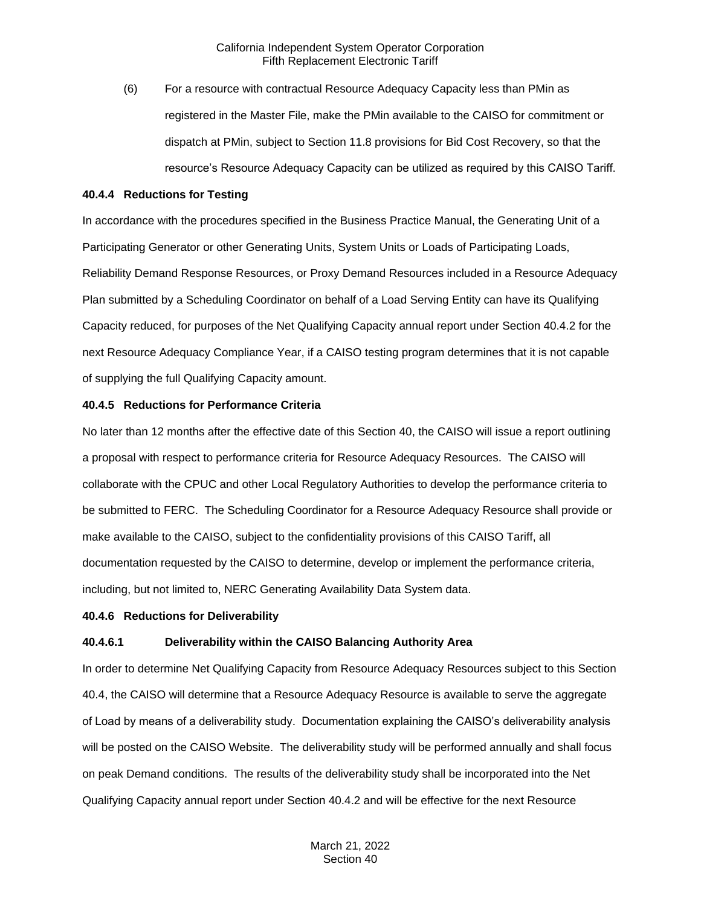(6) For a resource with contractual Resource Adequacy Capacity less than PMin as registered in the Master File, make the PMin available to the CAISO for commitment or dispatch at PMin, subject to Section 11.8 provisions for Bid Cost Recovery, so that the resource's Resource Adequacy Capacity can be utilized as required by this CAISO Tariff.

**40.4.4 Reductions for Testing**

In accordance with the procedures specified in the Business Practice Manual, the Generating Unit of a Participating Generator or other Generating Units, System Units or Loads of Participating Loads, Reliability Demand Response Resources, or Proxy Demand Resources included in a Resource Adequacy Plan submitted by a Scheduling Coordinator on behalf of a Load Serving Entity can have its Qualifying Capacity reduced, for purposes of the Net Qualifying Capacity annual report under Section 40.4.2 for the next Resource Adequacy Compliance Year, if a CAISO testing program determines that it is not capable of supplying the full Qualifying Capacity amount.

**40.4.5 Reductions for Performance Criteria**

No later than 12 months after the effective date of this Section 40, the CAISO will issue a report outlining a proposal with respect to performance criteria for Resource Adequacy Resources. The CAISO will collaborate with the CPUC and other Local Regulatory Authorities to develop the performance criteria to be submitted to FERC. The Scheduling Coordinator for a Resource Adequacy Resource shall provide or make available to the CAISO, subject to the confidentiality provisions of this CAISO Tariff, all documentation requested by the CAISO to determine, develop or implement the performance criteria, including, but not limited to, NERC Generating Availability Data System data.

**40.4.6 Reductions for Deliverability**

**40.4.6.1 Deliverability within the CAISO Balancing Authority Area**

In order to determine Net Qualifying Capacity from Resource Adequacy Resources subject to this Section 40.4, the CAISO will determine that a Resource Adequacy Resource is available to serve the aggregate of Load by means of a deliverability study. Documentation explaining the CAISO's deliverability analysis will be posted on the CAISO Website. The deliverability study will be performed annually and shall focus on peak Demand conditions. The results of the deliverability study shall be incorporated into the Net Qualifying Capacity annual report under Section 40.4.2 and will be effective for the next Resource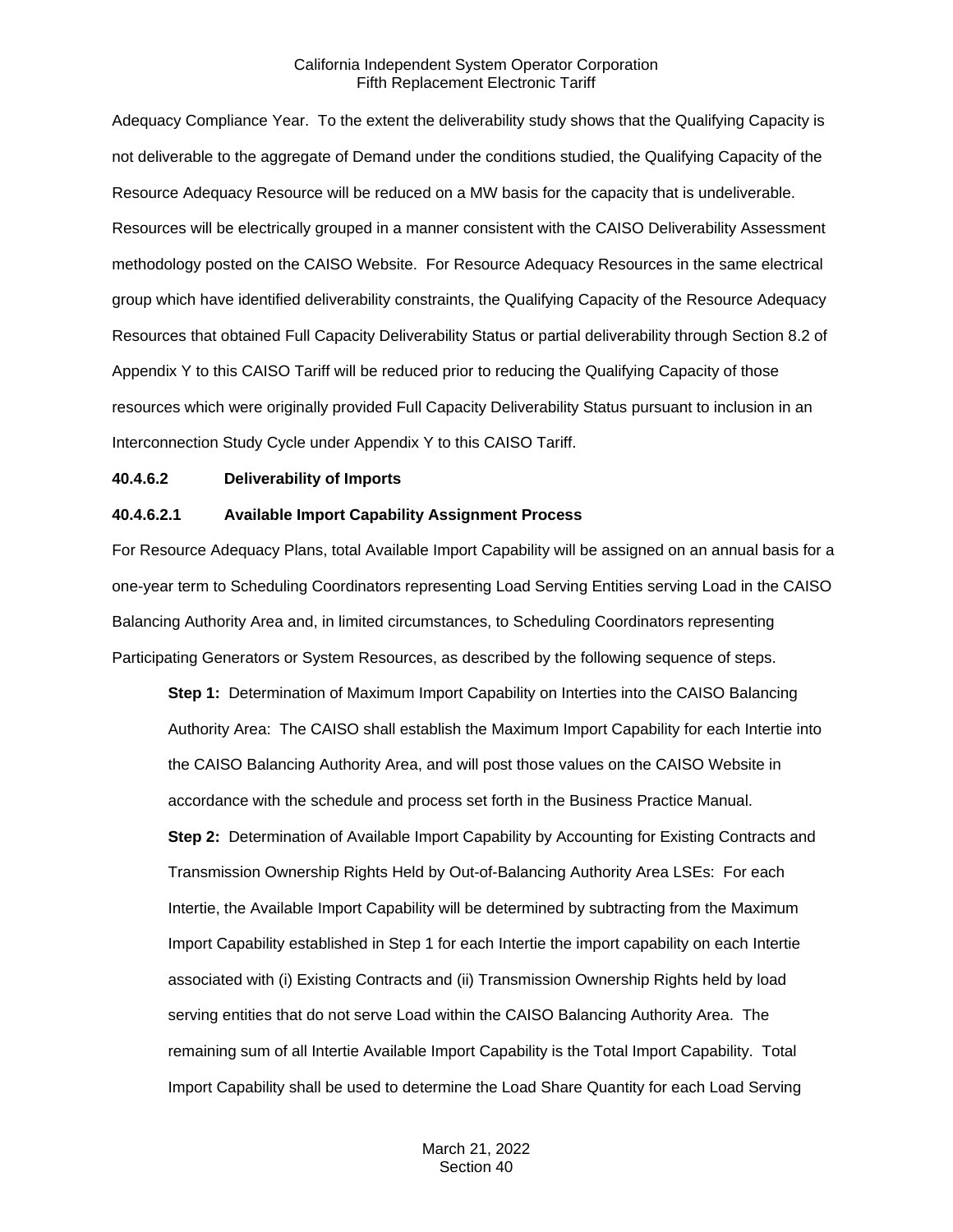Adequacy Compliance Year. To the extent the deliverability study shows that the Qualifying Capacity is not deliverable to the aggregate of Demand under the conditions studied, the Qualifying Capacity of the Resource Adequacy Resource will be reduced on a MW basis for the capacity that is undeliverable. Resources will be electrically grouped in a manner consistent with the CAISO Deliverability Assessment methodology posted on the CAISO Website. For Resource Adequacy Resources in the same electrical group which have identified deliverability constraints, the Qualifying Capacity of the Resource Adequacy Resources that obtained Full Capacity Deliverability Status or partial deliverability through Section 8.2 of Appendix Y to this CAISO Tariff will be reduced prior to reducing the Qualifying Capacity of those resources which were originally provided Full Capacity Deliverability Status pursuant to inclusion in an Interconnection Study Cycle under Appendix Y to this CAISO Tariff.

**40.4.6.2 Deliverability of Imports**

**40.4.6.2.1 Available Import Capability Assignment Process**

For Resource Adequacy Plans, total Available Import Capability will be assigned on an annual basis for a one-year term to Scheduling Coordinators representing Load Serving Entities serving Load in the CAISO Balancing Authority Area and, in limited circumstances, to Scheduling Coordinators representing Participating Generators or System Resources, as described by the following sequence of steps.

**Step 1:** Determination of Maximum Import Capability on Interties into the CAISO Balancing Authority Area: The CAISO shall establish the Maximum Import Capability for each Intertie into the CAISO Balancing Authority Area, and will post those values on the CAISO Website in accordance with the schedule and process set forth in the Business Practice Manual.

**Step 2:** Determination of Available Import Capability by Accounting for Existing Contracts and Transmission Ownership Rights Held by Out-of-Balancing Authority Area LSEs: For each Intertie, the Available Import Capability will be determined by subtracting from the Maximum Import Capability established in Step 1 for each Intertie the import capability on each Intertie associated with (i) Existing Contracts and (ii) Transmission Ownership Rights held by load serving entities that do not serve Load within the CAISO Balancing Authority Area. The remaining sum of all Intertie Available Import Capability is the Total Import Capability. Total Import Capability shall be used to determine the Load Share Quantity for each Load Serving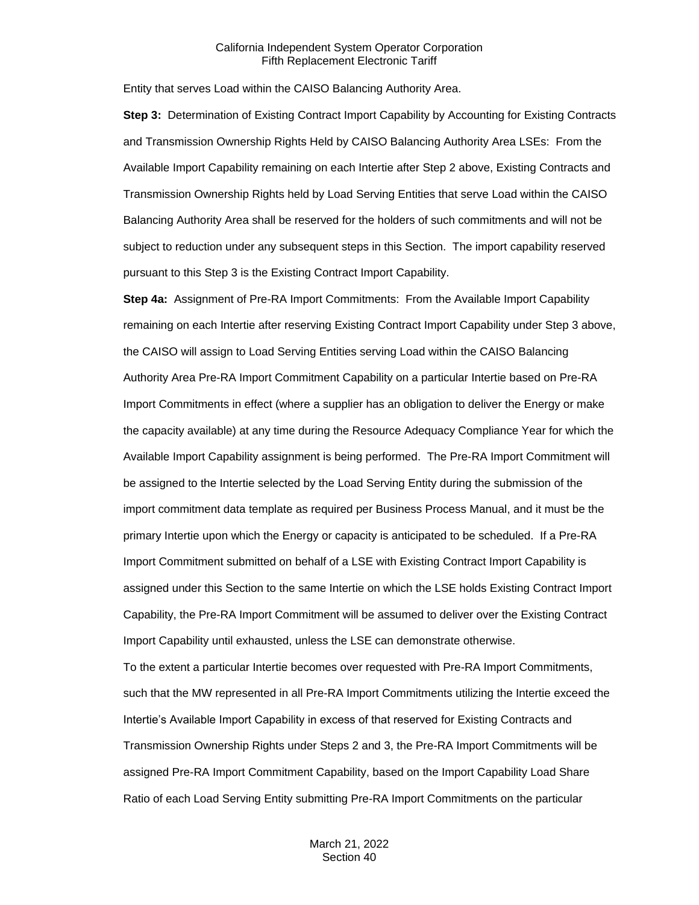Entity that serves Load within the CAISO Balancing Authority Area.

**Step 3:** Determination of Existing Contract Import Capability by Accounting for Existing Contracts and Transmission Ownership Rights Held by CAISO Balancing Authority Area LSEs: From the Available Import Capability remaining on each Intertie after Step 2 above, Existing Contracts and Transmission Ownership Rights held by Load Serving Entities that serve Load within the CAISO Balancing Authority Area shall be reserved for the holders of such commitments and will not be subject to reduction under any subsequent steps in this Section. The import capability reserved pursuant to this Step 3 is the Existing Contract Import Capability.

**Step 4a:** Assignment of Pre-RA Import Commitments: From the Available Import Capability remaining on each Intertie after reserving Existing Contract Import Capability under Step 3 above, the CAISO will assign to Load Serving Entities serving Load within the CAISO Balancing Authority Area Pre-RA Import Commitment Capability on a particular Intertie based on Pre-RA Import Commitments in effect (where a supplier has an obligation to deliver the Energy or make the capacity available) at any time during the Resource Adequacy Compliance Year for which the Available Import Capability assignment is being performed. The Pre-RA Import Commitment will be assigned to the Intertie selected by the Load Serving Entity during the submission of the import commitment data template as required per Business Process Manual, and it must be the primary Intertie upon which the Energy or capacity is anticipated to be scheduled. If a Pre-RA Import Commitment submitted on behalf of a LSE with Existing Contract Import Capability is assigned under this Section to the same Intertie on which the LSE holds Existing Contract Import Capability, the Pre-RA Import Commitment will be assumed to deliver over the Existing Contract Import Capability until exhausted, unless the LSE can demonstrate otherwise.

To the extent a particular Intertie becomes over requested with Pre-RA Import Commitments, such that the MW represented in all Pre-RA Import Commitments utilizing the Intertie exceed the Intertie's Available Import Capability in excess of that reserved for Existing Contracts and Transmission Ownership Rights under Steps 2 and 3, the Pre-RA Import Commitments will be assigned Pre-RA Import Commitment Capability, based on the Import Capability Load Share Ratio of each Load Serving Entity submitting Pre-RA Import Commitments on the particular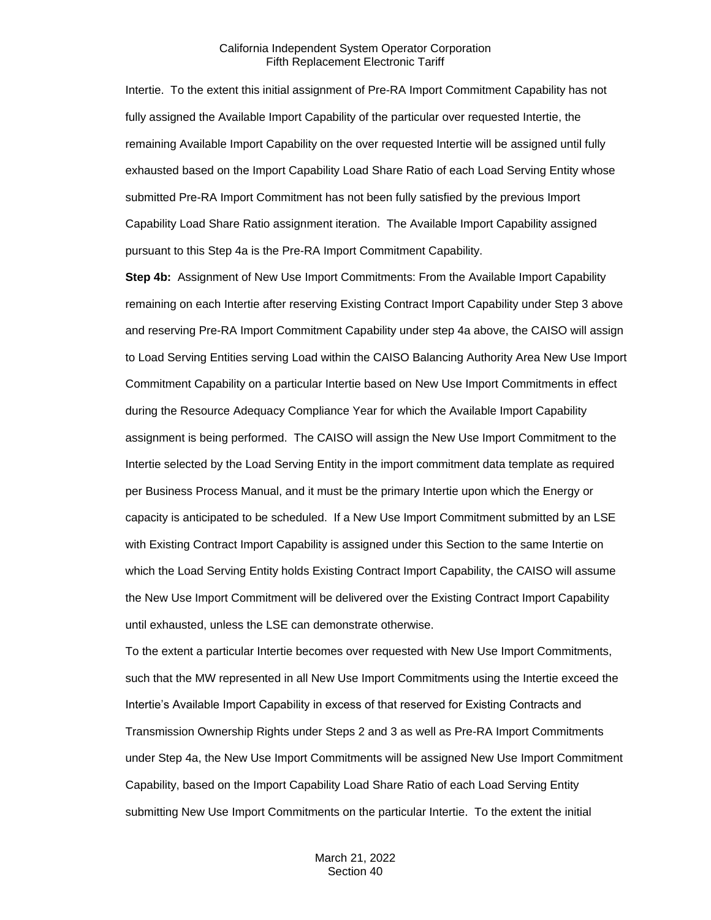Intertie. To the extent this initial assignment of Pre-RA Import Commitment Capability has not fully assigned the Available Import Capability of the particular over requested Intertie, the remaining Available Import Capability on the over requested Intertie will be assigned until fully exhausted based on the Import Capability Load Share Ratio of each Load Serving Entity whose submitted Pre-RA Import Commitment has not been fully satisfied by the previous Import Capability Load Share Ratio assignment iteration. The Available Import Capability assigned pursuant to this Step 4a is the Pre-RA Import Commitment Capability.

**Step 4b:** Assignment of New Use Import Commitments: From the Available Import Capability remaining on each Intertie after reserving Existing Contract Import Capability under Step 3 above and reserving Pre-RA Import Commitment Capability under step 4a above, the CAISO will assign to Load Serving Entities serving Load within the CAISO Balancing Authority Area New Use Import Commitment Capability on a particular Intertie based on New Use Import Commitments in effect during the Resource Adequacy Compliance Year for which the Available Import Capability assignment is being performed. The CAISO will assign the New Use Import Commitment to the Intertie selected by the Load Serving Entity in the import commitment data template as required per Business Process Manual, and it must be the primary Intertie upon which the Energy or capacity is anticipated to be scheduled. If a New Use Import Commitment submitted by an LSE with Existing Contract Import Capability is assigned under this Section to the same Intertie on which the Load Serving Entity holds Existing Contract Import Capability, the CAISO will assume the New Use Import Commitment will be delivered over the Existing Contract Import Capability until exhausted, unless the LSE can demonstrate otherwise.

To the extent a particular Intertie becomes over requested with New Use Import Commitments, such that the MW represented in all New Use Import Commitments using the Intertie exceed the Intertie's Available Import Capability in excess of that reserved for Existing Contracts and Transmission Ownership Rights under Steps 2 and 3 as well as Pre-RA Import Commitments under Step 4a, the New Use Import Commitments will be assigned New Use Import Commitment Capability, based on the Import Capability Load Share Ratio of each Load Serving Entity submitting New Use Import Commitments on the particular Intertie. To the extent the initial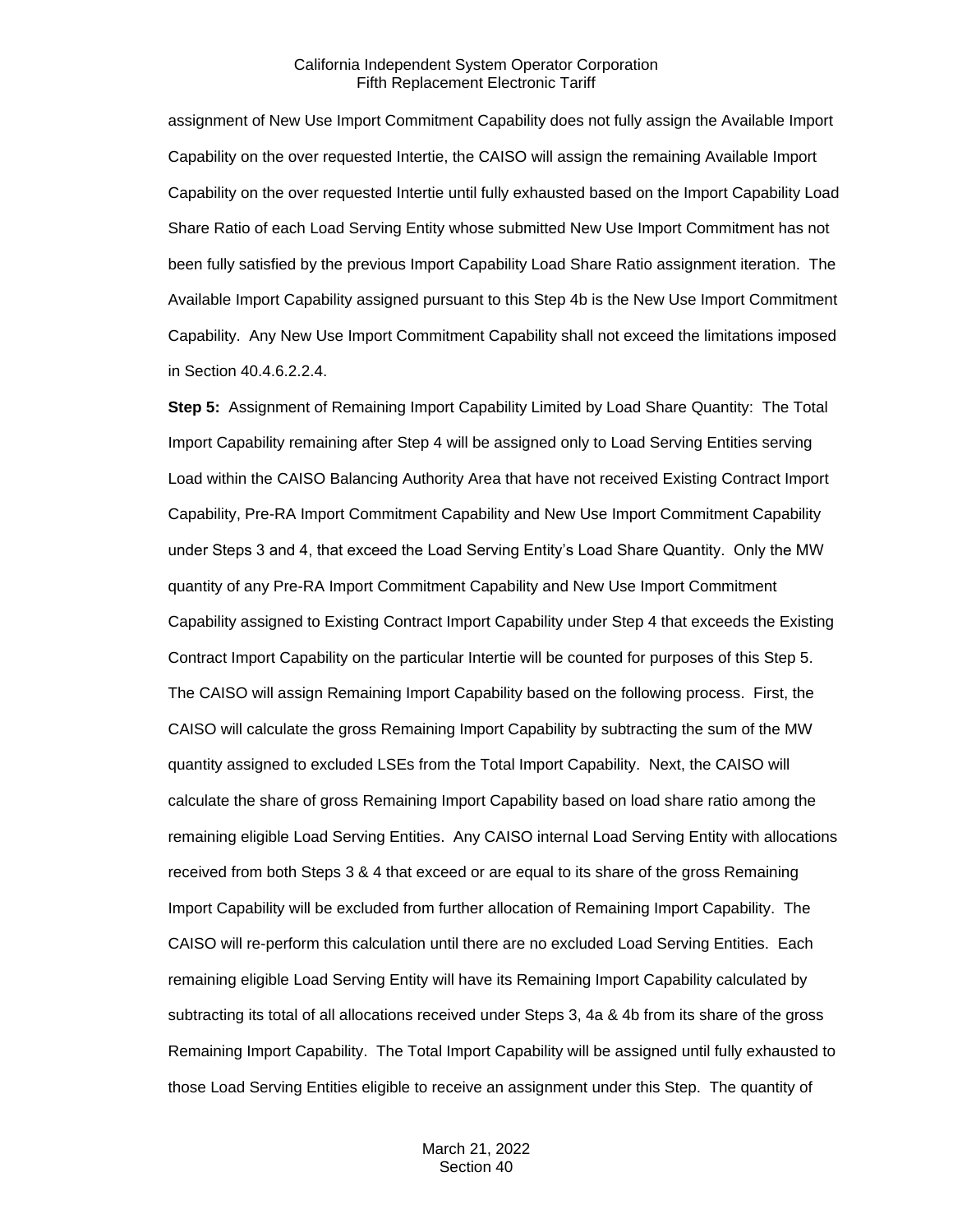assignment of New Use Import Commitment Capability does not fully assign the Available Import Capability on the over requested Intertie, the CAISO will assign the remaining Available Import Capability on the over requested Intertie until fully exhausted based on the Import Capability Load Share Ratio of each Load Serving Entity whose submitted New Use Import Commitment has not been fully satisfied by the previous Import Capability Load Share Ratio assignment iteration. The Available Import Capability assigned pursuant to this Step 4b is the New Use Import Commitment Capability. Any New Use Import Commitment Capability shall not exceed the limitations imposed in Section 40.4.6.2.2.4.

**Step 5:** Assignment of Remaining Import Capability Limited by Load Share Quantity: The Total Import Capability remaining after Step 4 will be assigned only to Load Serving Entities serving Load within the CAISO Balancing Authority Area that have not received Existing Contract Import Capability, Pre-RA Import Commitment Capability and New Use Import Commitment Capability under Steps 3 and 4, that exceed the Load Serving Entity's Load Share Quantity. Only the MW quantity of any Pre-RA Import Commitment Capability and New Use Import Commitment Capability assigned to Existing Contract Import Capability under Step 4 that exceeds the Existing Contract Import Capability on the particular Intertie will be counted for purposes of this Step 5. The CAISO will assign Remaining Import Capability based on the following process. First, the CAISO will calculate the gross Remaining Import Capability by subtracting the sum of the MW quantity assigned to excluded LSEs from the Total Import Capability. Next, the CAISO will calculate the share of gross Remaining Import Capability based on load share ratio among the remaining eligible Load Serving Entities. Any CAISO internal Load Serving Entity with allocations received from both Steps 3 & 4 that exceed or are equal to its share of the gross Remaining Import Capability will be excluded from further allocation of Remaining Import Capability. The CAISO will re-perform this calculation until there are no excluded Load Serving Entities. Each remaining eligible Load Serving Entity will have its Remaining Import Capability calculated by subtracting its total of all allocations received under Steps 3, 4a & 4b from its share of the gross Remaining Import Capability. The Total Import Capability will be assigned until fully exhausted to those Load Serving Entities eligible to receive an assignment under this Step. The quantity of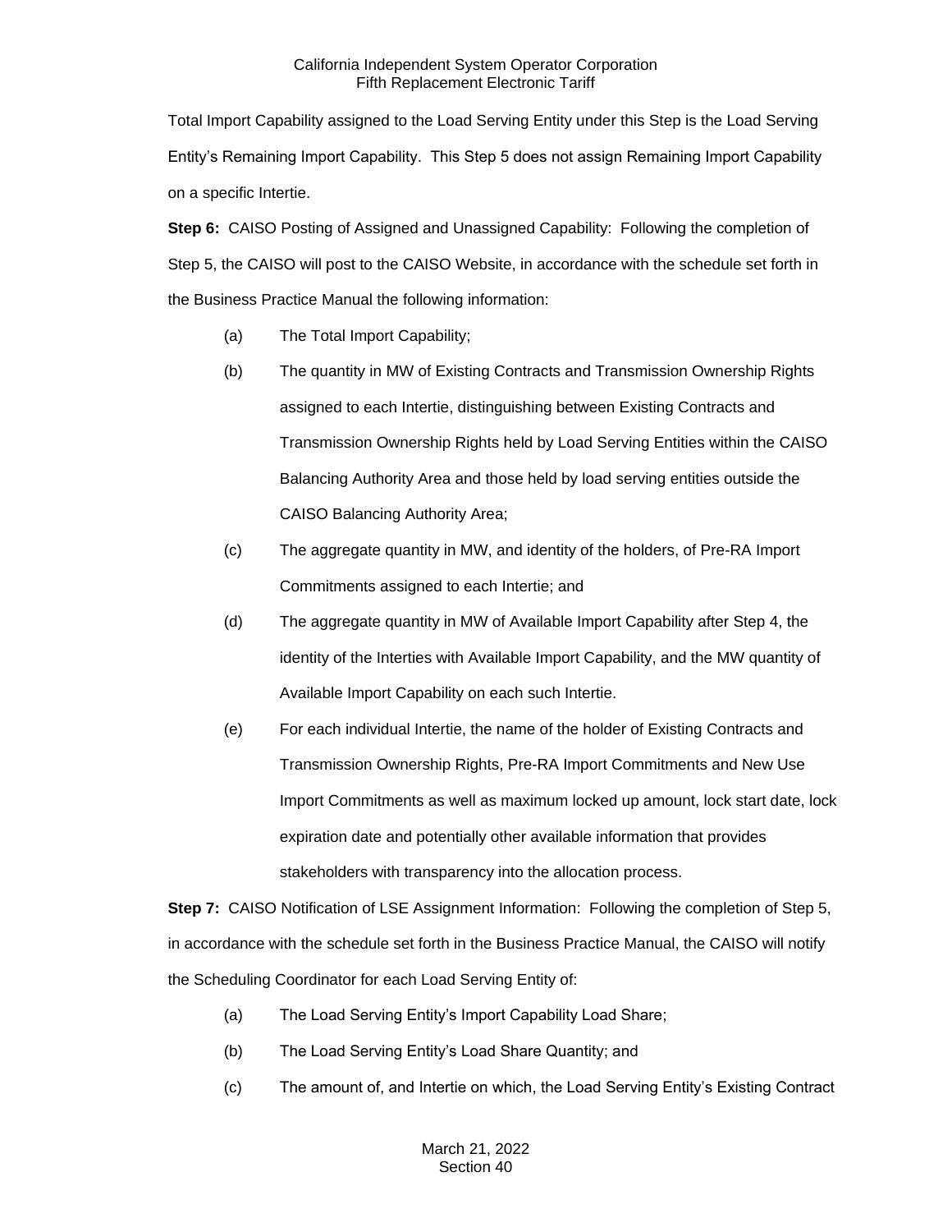Total Import Capability assigned to the Load Serving Entity under this Step is the Load Serving Entity's Remaining Import Capability. This Step 5 does not assign Remaining Import Capability on a specific Intertie.

**Step 6:** CAISO Posting of Assigned and Unassigned Capability: Following the completion of Step 5, the CAISO will post to the CAISO Website, in accordance with the schedule set forth in the Business Practice Manual the following information:

(a) The Total Import Capability;

(b) The quantity in MW of Existing Contracts and Transmission Ownership Rights assigned to each Intertie, distinguishing between Existing Contracts and Transmission Ownership Rights held by Load Serving Entities within the CAISO Balancing Authority Area and those held by load serving entities outside the CAISO Balancing Authority Area;

(c) The aggregate quantity in MW, and identity of the holders, of Pre-RA Import Commitments assigned to each Intertie; and

(d) The aggregate quantity in MW of Available Import Capability after Step 4, the identity of the Interties with Available Import Capability, and the MW quantity of Available Import Capability on each such Intertie.

(e) For each individual Intertie, the name of the holder of Existing Contracts and Transmission Ownership Rights, Pre-RA Import Commitments and New Use Import Commitments as well as maximum locked up amount, lock start date, lock expiration date and potentially other available information that provides stakeholders with transparency into the allocation process.

**Step 7:** CAISO Notification of LSE Assignment Information: Following the completion of Step 5, in accordance with the schedule set forth in the Business Practice Manual, the CAISO will notify the Scheduling Coordinator for each Load Serving Entity of:

(a) The Load Serving Entity's Import Capability Load Share;

(b) The Load Serving Entity's Load Share Quantity; and

(c) The amount of, and Intertie on which, the Load Serving Entity's Existing Contract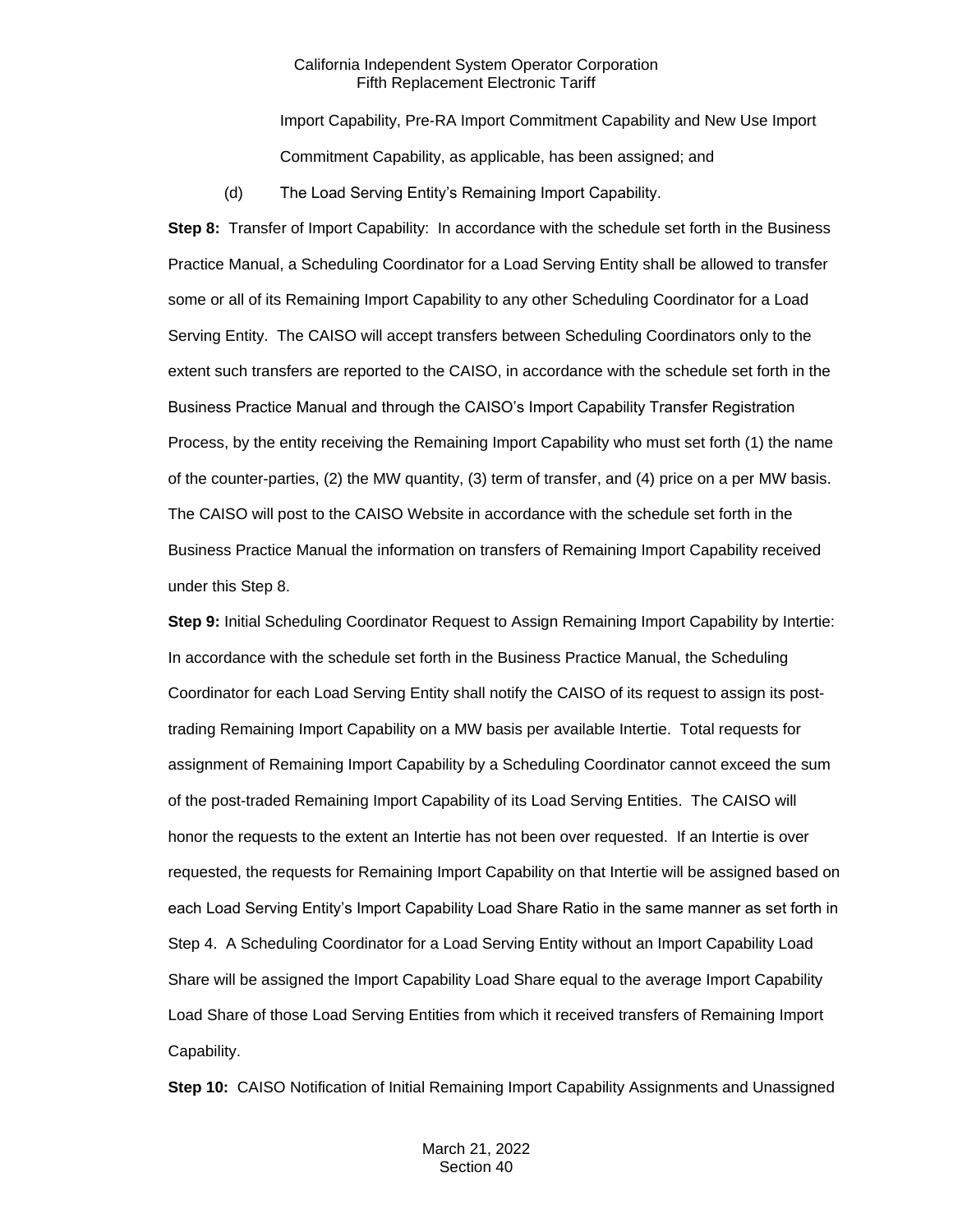Import Capability, Pre-RA Import Commitment Capability and New Use Import Commitment Capability, as applicable, has been assigned; and

(d) The Load Serving Entity's Remaining Import Capability.

**Step 8:** Transfer of Import Capability: In accordance with the schedule set forth in the Business Practice Manual, a Scheduling Coordinator for a Load Serving Entity shall be allowed to transfer some or all of its Remaining Import Capability to any other Scheduling Coordinator for a Load Serving Entity. The CAISO will accept transfers between Scheduling Coordinators only to the extent such transfers are reported to the CAISO, in accordance with the schedule set forth in the Business Practice Manual and through the CAISO's Import Capability Transfer Registration Process, by the entity receiving the Remaining Import Capability who must set forth (1) the name of the counter-parties, (2) the MW quantity, (3) term of transfer, and (4) price on a per MW basis. The CAISO will post to the CAISO Website in accordance with the schedule set forth in the Business Practice Manual the information on transfers of Remaining Import Capability received under this Step 8.

**Step 9:** Initial Scheduling Coordinator Request to Assign Remaining Import Capability by Intertie: In accordance with the schedule set forth in the Business Practice Manual, the Scheduling Coordinator for each Load Serving Entity shall notify the CAISO of its request to assign its post-trading Remaining Import Capability on a MW basis per available Intertie. Total requests for assignment of Remaining Import Capability by a Scheduling Coordinator cannot exceed the sum of the post-traded Remaining Import Capability of its Load Serving Entities. The CAISO will honor the requests to the extent an Intertie has not been over requested. If an Intertie is over requested, the requests for Remaining Import Capability on that Intertie will be assigned based on each Load Serving Entity's Import Capability Load Share Ratio in the same manner as set forth in Step 4. A Scheduling Coordinator for a Load Serving Entity without an Import Capability Load Share will be assigned the Import Capability Load Share equal to the average Import Capability Load Share of those Load Serving Entities from which it received transfers of Remaining Import Capability.

**Step 10:** CAISO Notification of Initial Remaining Import Capability Assignments and Unassigned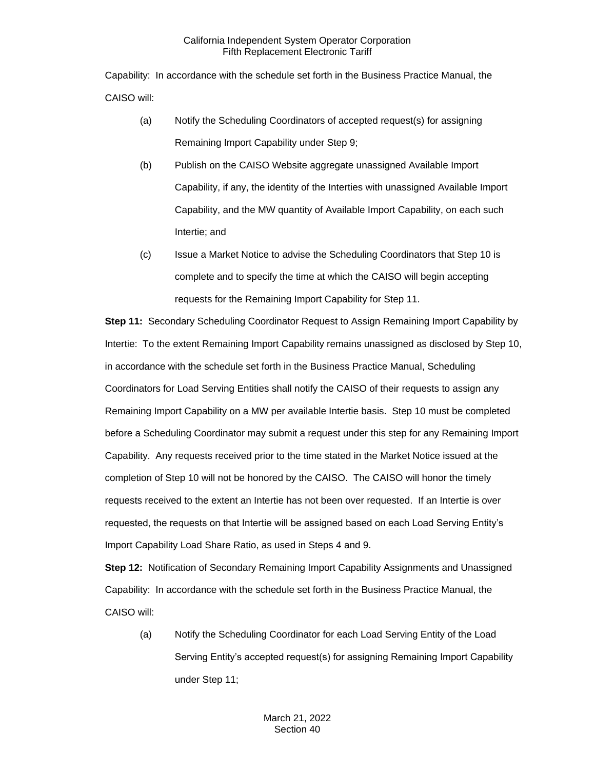Capability: In accordance with the schedule set forth in the Business Practice Manual, the CAISO will:

(a) Notify the Scheduling Coordinators of accepted request(s) for assigning Remaining Import Capability under Step 9;

(b) Publish on the CAISO Website aggregate unassigned Available Import Capability, if any, the identity of the Interties with unassigned Available Import Capability, and the MW quantity of Available Import Capability, on each such Intertie; and

(c) Issue a Market Notice to advise the Scheduling Coordinators that Step 10 is complete and to specify the time at which the CAISO will begin accepting requests for the Remaining Import Capability for Step 11.

**Step 11:** Secondary Scheduling Coordinator Request to Assign Remaining Import Capability by Intertie: To the extent Remaining Import Capability remains unassigned as disclosed by Step 10, in accordance with the schedule set forth in the Business Practice Manual, Scheduling Coordinators for Load Serving Entities shall notify the CAISO of their requests to assign any Remaining Import Capability on a MW per available Intertie basis. Step 10 must be completed before a Scheduling Coordinator may submit a request under this step for any Remaining Import Capability. Any requests received prior to the time stated in the Market Notice issued at the completion of Step 10 will not be honored by the CAISO. The CAISO will honor the timely requests received to the extent an Intertie has not been over requested. If an Intertie is over requested, the requests on that Intertie will be assigned based on each Load Serving Entity's Import Capability Load Share Ratio, as used in Steps 4 and 9.

**Step 12:** Notification of Secondary Remaining Import Capability Assignments and Unassigned Capability: In accordance with the schedule set forth in the Business Practice Manual, the CAISO will:

(a) Notify the Scheduling Coordinator for each Load Serving Entity of the Load Serving Entity's accepted request(s) for assigning Remaining Import Capability under Step 11;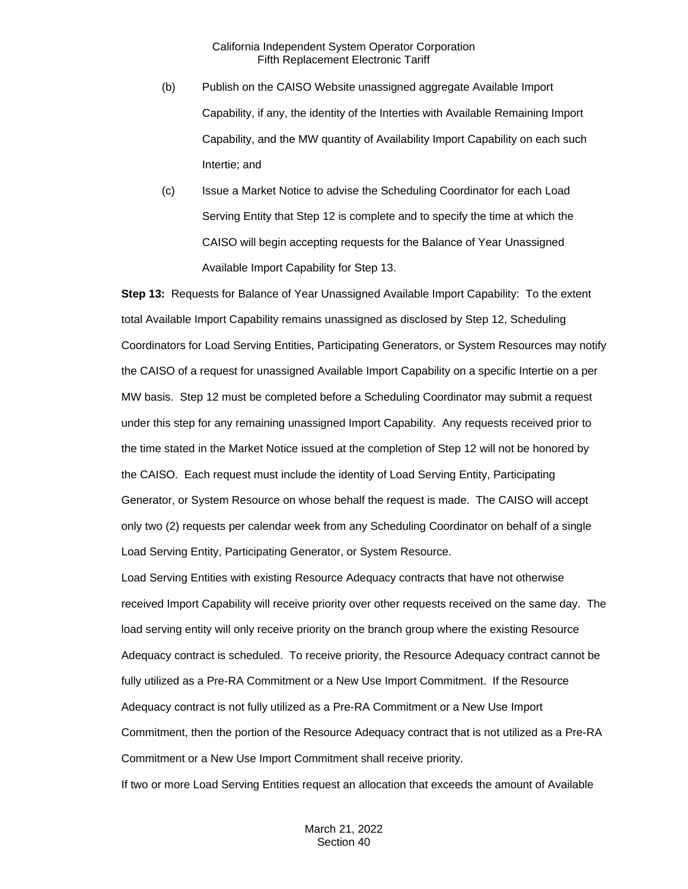(b) Publish on the CAISO Website unassigned aggregate Available Import Capability, if any, the identity of the Interties with Available Remaining Import Capability, and the MW quantity of Availability Import Capability on each such Intertie; and

(c) Issue a Market Notice to advise the Scheduling Coordinator for each Load Serving Entity that Step 12 is complete and to specify the time at which the CAISO will begin accepting requests for the Balance of Year Unassigned Available Import Capability for Step 13.

**Step 13:** Requests for Balance of Year Unassigned Available Import Capability: To the extent total Available Import Capability remains unassigned as disclosed by Step 12, Scheduling Coordinators for Load Serving Entities, Participating Generators, or System Resources may notify the CAISO of a request for unassigned Available Import Capability on a specific Intertie on a per MW basis. Step 12 must be completed before a Scheduling Coordinator may submit a request under this step for any remaining unassigned Import Capability. Any requests received prior to the time stated in the Market Notice issued at the completion of Step 12 will not be honored by the CAISO. Each request must include the identity of Load Serving Entity, Participating Generator, or System Resource on whose behalf the request is made. The CAISO will accept only two (2) requests per calendar week from any Scheduling Coordinator on behalf of a single Load Serving Entity, Participating Generator, or System Resource.

Load Serving Entities with existing Resource Adequacy contracts that have not otherwise received Import Capability will receive priority over other requests received on the same day. The load serving entity will only receive priority on the branch group where the existing Resource Adequacy contract is scheduled. To receive priority, the Resource Adequacy contract cannot be fully utilized as a Pre-RA Commitment or a New Use Import Commitment. If the Resource Adequacy contract is not fully utilized as a Pre-RA Commitment or a New Use Import Commitment, then the portion of the Resource Adequacy contract that is not utilized as a Pre-RA Commitment or a New Use Import Commitment shall receive priority.

If two or more Load Serving Entities request an allocation that exceeds the amount of Available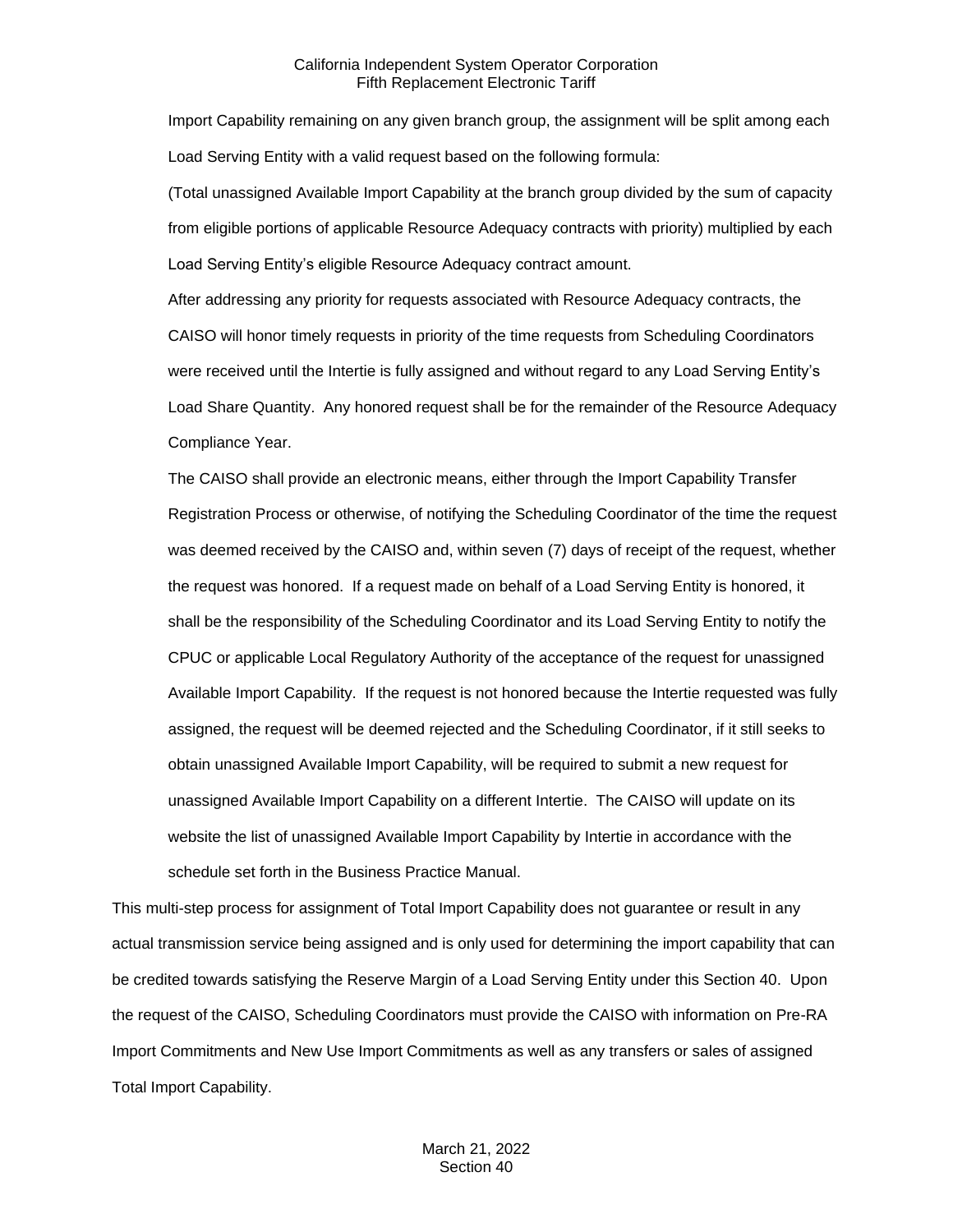Import Capability remaining on any given branch group, the assignment will be split among each Load Serving Entity with a valid request based on the following formula:

(Total unassigned Available Import Capability at the branch group divided by the sum of capacity from eligible portions of applicable Resource Adequacy contracts with priority) multiplied by each Load Serving Entity's eligible Resource Adequacy contract amount.

After addressing any priority for requests associated with Resource Adequacy contracts, the CAISO will honor timely requests in priority of the time requests from Scheduling Coordinators were received until the Intertie is fully assigned and without regard to any Load Serving Entity's Load Share Quantity. Any honored request shall be for the remainder of the Resource Adequacy Compliance Year.

The CAISO shall provide an electronic means, either through the Import Capability Transfer Registration Process or otherwise, of notifying the Scheduling Coordinator of the time the request was deemed received by the CAISO and, within seven (7) days of receipt of the request, whether the request was honored. If a request made on behalf of a Load Serving Entity is honored, it shall be the responsibility of the Scheduling Coordinator and its Load Serving Entity to notify the CPUC or applicable Local Regulatory Authority of the acceptance of the request for unassigned Available Import Capability. If the request is not honored because the Intertie requested was fully assigned, the request will be deemed rejected and the Scheduling Coordinator, if it still seeks to obtain unassigned Available Import Capability, will be required to submit a new request for unassigned Available Import Capability on a different Intertie. The CAISO will update on its website the list of unassigned Available Import Capability by Intertie in accordance with the schedule set forth in the Business Practice Manual.

This multi-step process for assignment of Total Import Capability does not guarantee or result in any actual transmission service being assigned and is only used for determining the import capability that can be credited towards satisfying the Reserve Margin of a Load Serving Entity under this Section 40. Upon the request of the CAISO, Scheduling Coordinators must provide the CAISO with information on Pre-RA Import Commitments and New Use Import Commitments as well as any transfers or sales of assigned Total Import Capability.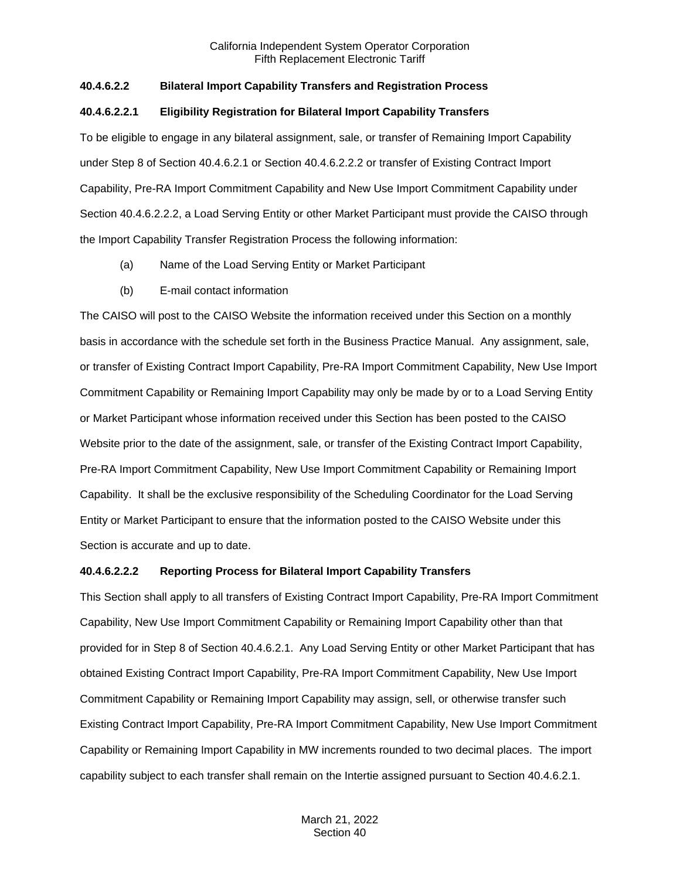**40.4.6.2.2 Bilateral Import Capability Transfers and Registration Process**

**40.4.6.2.2.1 Eligibility Registration for Bilateral Import Capability Transfers**

To be eligible to engage in any bilateral assignment, sale, or transfer of Remaining Import Capability under Step 8 of Section 40.4.6.2.1 or Section 40.4.6.2.2.2 or transfer of Existing Contract Import Capability, Pre-RA Import Commitment Capability and New Use Import Commitment Capability under Section 40.4.6.2.2.2, a Load Serving Entity or other Market Participant must provide the CAISO through the Import Capability Transfer Registration Process the following information:

(a) Name of the Load Serving Entity or Market Participant

(b) E-mail contact information

The CAISO will post to the CAISO Website the information received under this Section on a monthly basis in accordance with the schedule set forth in the Business Practice Manual. Any assignment, sale, or transfer of Existing Contract Import Capability, Pre-RA Import Commitment Capability, New Use Import Commitment Capability or Remaining Import Capability may only be made by or to a Load Serving Entity or Market Participant whose information received under this Section has been posted to the CAISO Website prior to the date of the assignment, sale, or transfer of the Existing Contract Import Capability, Pre-RA Import Commitment Capability, New Use Import Commitment Capability or Remaining Import Capability. It shall be the exclusive responsibility of the Scheduling Coordinator for the Load Serving Entity or Market Participant to ensure that the information posted to the CAISO Website under this Section is accurate and up to date.

**40.4.6.2.2.2 Reporting Process for Bilateral Import Capability Transfers**

This Section shall apply to all transfers of Existing Contract Import Capability, Pre-RA Import Commitment Capability, New Use Import Commitment Capability or Remaining Import Capability other than that provided for in Step 8 of Section 40.4.6.2.1. Any Load Serving Entity or other Market Participant that has obtained Existing Contract Import Capability, Pre-RA Import Commitment Capability, New Use Import Commitment Capability or Remaining Import Capability may assign, sell, or otherwise transfer such Existing Contract Import Capability, Pre-RA Import Commitment Capability, New Use Import Commitment Capability or Remaining Import Capability in MW increments rounded to two decimal places. The import capability subject to each transfer shall remain on the Intertie assigned pursuant to Section 40.4.6.2.1.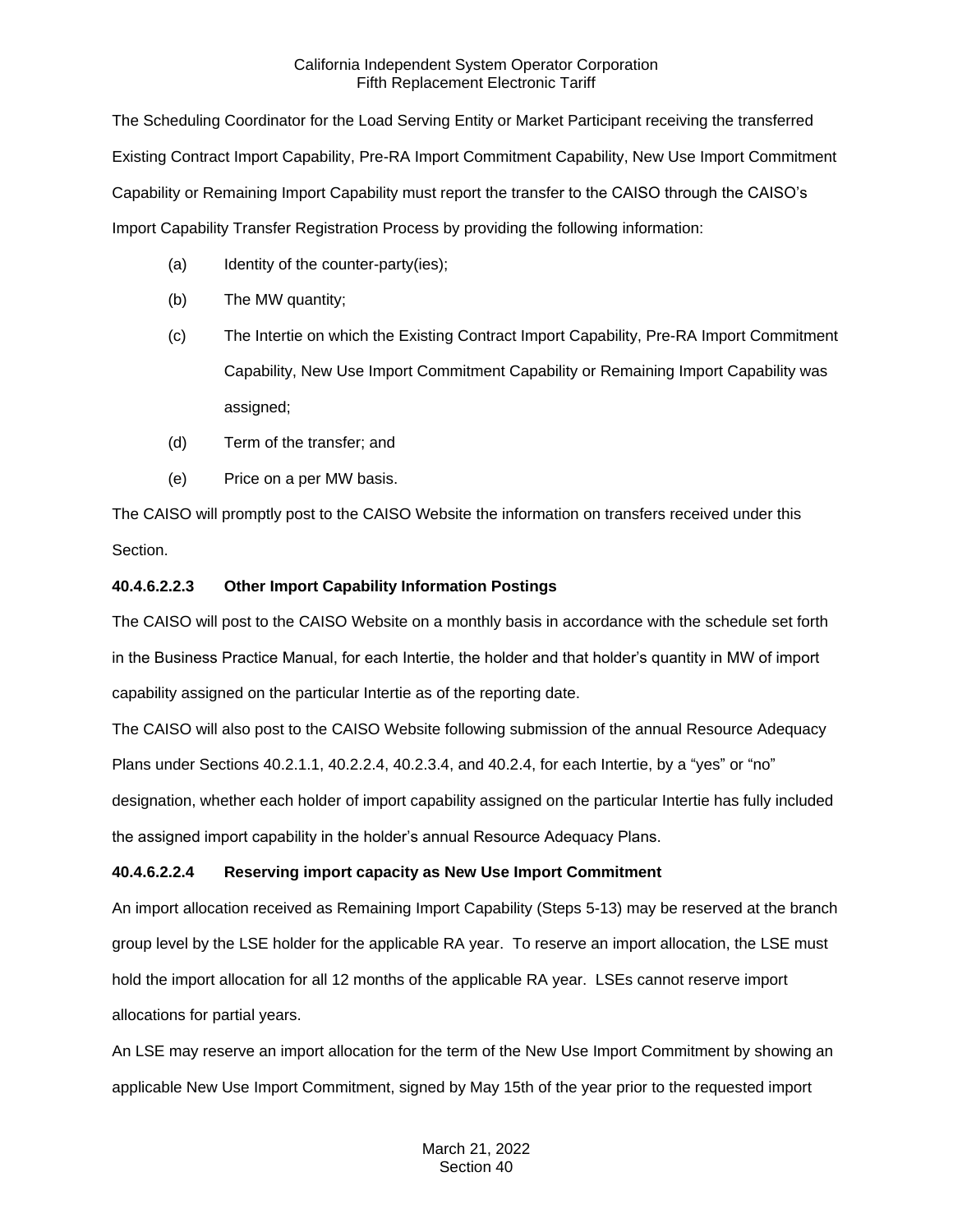The Scheduling Coordinator for the Load Serving Entity or Market Participant receiving the transferred Existing Contract Import Capability, Pre-RA Import Commitment Capability, New Use Import Commitment Capability or Remaining Import Capability must report the transfer to the CAISO through the CAISO's Import Capability Transfer Registration Process by providing the following information:

(a) Identity of the counter-party(ies);

(b) The MW quantity;

(c) The Intertie on which the Existing Contract Import Capability, Pre-RA Import Commitment Capability, New Use Import Commitment Capability or Remaining Import Capability was assigned;

(d) Term of the transfer; and

(e) Price on a per MW basis.

The CAISO will promptly post to the CAISO Website the information on transfers received under this Section.

**40.4.6.2.2.3 Other Import Capability Information Postings**

The CAISO will post to the CAISO Website on a monthly basis in accordance with the schedule set forth in the Business Practice Manual, for each Intertie, the holder and that holder's quantity in MW of import capability assigned on the particular Intertie as of the reporting date.

The CAISO will also post to the CAISO Website following submission of the annual Resource Adequacy Plans under Sections 40.2.1.1, 40.2.2.4, 40.2.3.4, and 40.2.4, for each Intertie, by a "yes" or "no" designation, whether each holder of import capability assigned on the particular Intertie has fully included the assigned import capability in the holder's annual Resource Adequacy Plans.

**40.4.6.2.2.4 Reserving import capacity as New Use Import Commitment**

An import allocation received as Remaining Import Capability (Steps 5-13) may be reserved at the branch group level by the LSE holder for the applicable RA year. To reserve an import allocation, the LSE must hold the import allocation for all 12 months of the applicable RA year. LSEs cannot reserve import allocations for partial years.

An LSE may reserve an import allocation for the term of the New Use Import Commitment by showing an applicable New Use Import Commitment, signed by May 15th of the year prior to the requested import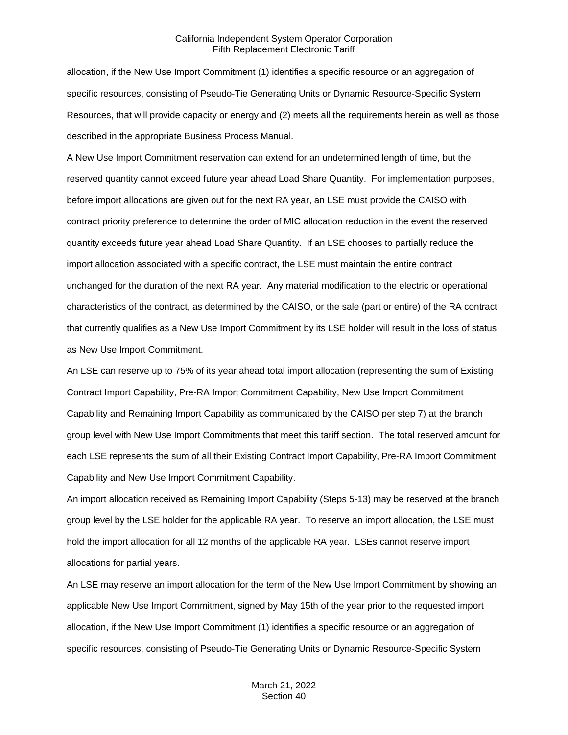allocation, if the New Use Import Commitment (1) identifies a specific resource or an aggregation of specific resources, consisting of Pseudo-Tie Generating Units or Dynamic Resource-Specific System Resources, that will provide capacity or energy and (2) meets all the requirements herein as well as those described in the appropriate Business Process Manual.

A New Use Import Commitment reservation can extend for an undetermined length of time, but the reserved quantity cannot exceed future year ahead Load Share Quantity. For implementation purposes, before import allocations are given out for the next RA year, an LSE must provide the CAISO with contract priority preference to determine the order of MIC allocation reduction in the event the reserved quantity exceeds future year ahead Load Share Quantity. If an LSE chooses to partially reduce the import allocation associated with a specific contract, the LSE must maintain the entire contract unchanged for the duration of the next RA year. Any material modification to the electric or operational characteristics of the contract, as determined by the CAISO, or the sale (part or entire) of the RA contract that currently qualifies as a New Use Import Commitment by its LSE holder will result in the loss of status as New Use Import Commitment.

An LSE can reserve up to 75% of its year ahead total import allocation (representing the sum of Existing Contract Import Capability, Pre-RA Import Commitment Capability, New Use Import Commitment Capability and Remaining Import Capability as communicated by the CAISO per step 7) at the branch group level with New Use Import Commitments that meet this tariff section. The total reserved amount for each LSE represents the sum of all their Existing Contract Import Capability, Pre-RA Import Commitment Capability and New Use Import Commitment Capability.

An import allocation received as Remaining Import Capability (Steps 5-13) may be reserved at the branch group level by the LSE holder for the applicable RA year. To reserve an import allocation, the LSE must hold the import allocation for all 12 months of the applicable RA year. LSEs cannot reserve import allocations for partial years.

An LSE may reserve an import allocation for the term of the New Use Import Commitment by showing an applicable New Use Import Commitment, signed by May 15th of the year prior to the requested import allocation, if the New Use Import Commitment (1) identifies a specific resource or an aggregation of specific resources, consisting of Pseudo-Tie Generating Units or Dynamic Resource-Specific System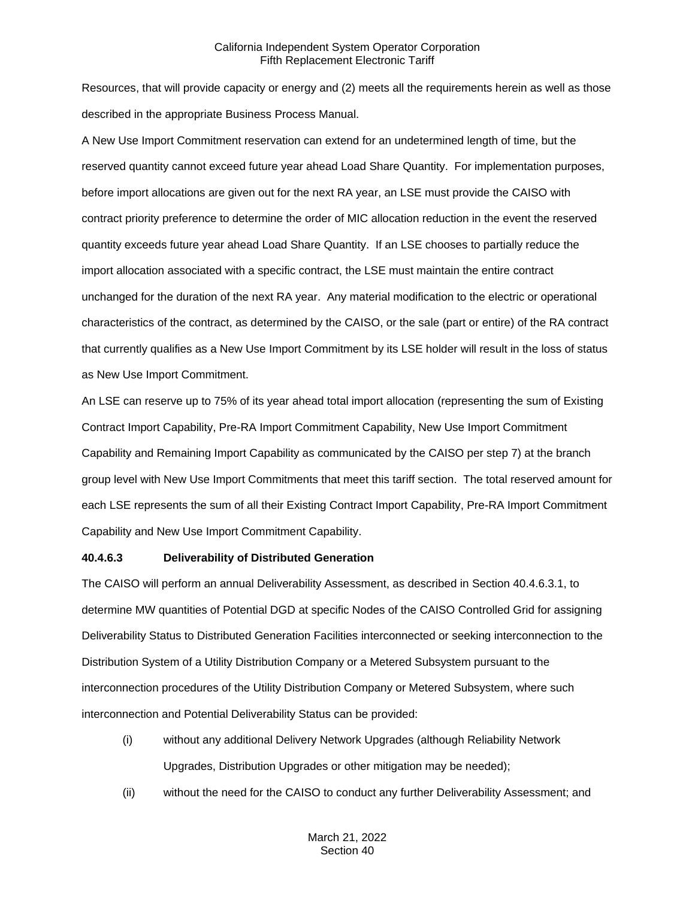Resources, that will provide capacity or energy and (2) meets all the requirements herein as well as those described in the appropriate Business Process Manual.

A New Use Import Commitment reservation can extend for an undetermined length of time, but the reserved quantity cannot exceed future year ahead Load Share Quantity. For implementation purposes, before import allocations are given out for the next RA year, an LSE must provide the CAISO with contract priority preference to determine the order of MIC allocation reduction in the event the reserved quantity exceeds future year ahead Load Share Quantity. If an LSE chooses to partially reduce the import allocation associated with a specific contract, the LSE must maintain the entire contract unchanged for the duration of the next RA year. Any material modification to the electric or operational characteristics of the contract, as determined by the CAISO, or the sale (part or entire) of the RA contract that currently qualifies as a New Use Import Commitment by its LSE holder will result in the loss of status as New Use Import Commitment.

An LSE can reserve up to 75% of its year ahead total import allocation (representing the sum of Existing Contract Import Capability, Pre-RA Import Commitment Capability, New Use Import Commitment Capability and Remaining Import Capability as communicated by the CAISO per step 7) at the branch group level with New Use Import Commitments that meet this tariff section. The total reserved amount for each LSE represents the sum of all their Existing Contract Import Capability, Pre-RA Import Commitment Capability and New Use Import Commitment Capability.

**40.4.6.3 Deliverability of Distributed Generation**

The CAISO will perform an annual Deliverability Assessment, as described in Section 40.4.6.3.1, to determine MW quantities of Potential DGD at specific Nodes of the CAISO Controlled Grid for assigning Deliverability Status to Distributed Generation Facilities interconnected or seeking interconnection to the Distribution System of a Utility Distribution Company or a Metered Subsystem pursuant to the interconnection procedures of the Utility Distribution Company or Metered Subsystem, where such interconnection and Potential Deliverability Status can be provided:

(i) without any additional Delivery Network Upgrades (although Reliability Network Upgrades, Distribution Upgrades or other mitigation may be needed);

(ii) without the need for the CAISO to conduct any further Deliverability Assessment; and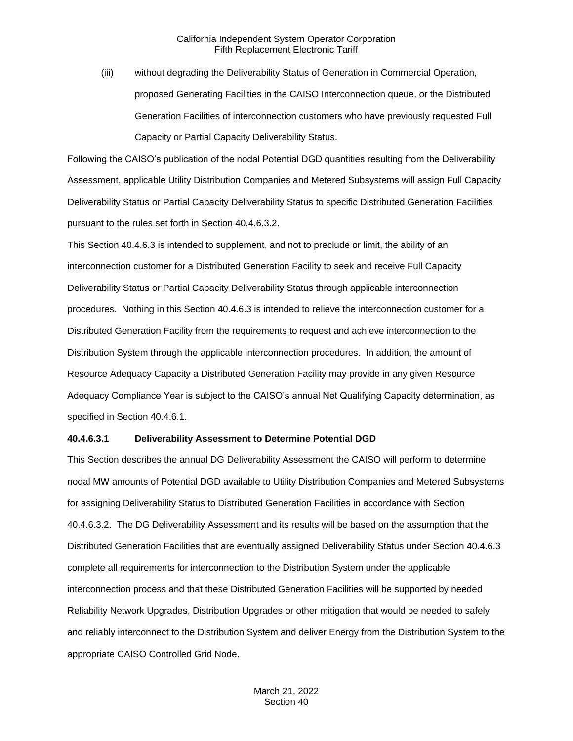(iii) without degrading the Deliverability Status of Generation in Commercial Operation, proposed Generating Facilities in the CAISO Interconnection queue, or the Distributed Generation Facilities of interconnection customers who have previously requested Full Capacity or Partial Capacity Deliverability Status.

Following the CAISO's publication of the nodal Potential DGD quantities resulting from the Deliverability Assessment, applicable Utility Distribution Companies and Metered Subsystems will assign Full Capacity Deliverability Status or Partial Capacity Deliverability Status to specific Distributed Generation Facilities pursuant to the rules set forth in Section 40.4.6.3.2.

This Section 40.4.6.3 is intended to supplement, and not to preclude or limit, the ability of an interconnection customer for a Distributed Generation Facility to seek and receive Full Capacity Deliverability Status or Partial Capacity Deliverability Status through applicable interconnection procedures. Nothing in this Section 40.4.6.3 is intended to relieve the interconnection customer for a Distributed Generation Facility from the requirements to request and achieve interconnection to the Distribution System through the applicable interconnection procedures. In addition, the amount of Resource Adequacy Capacity a Distributed Generation Facility may provide in any given Resource Adequacy Compliance Year is subject to the CAISO's annual Net Qualifying Capacity determination, as specified in Section 40.4.6.1.

**40.4.6.3.1 Deliverability Assessment to Determine Potential DGD**

This Section describes the annual DG Deliverability Assessment the CAISO will perform to determine nodal MW amounts of Potential DGD available to Utility Distribution Companies and Metered Subsystems for assigning Deliverability Status to Distributed Generation Facilities in accordance with Section 40.4.6.3.2. The DG Deliverability Assessment and its results will be based on the assumption that the Distributed Generation Facilities that are eventually assigned Deliverability Status under Section 40.4.6.3 complete all requirements for interconnection to the Distribution System under the applicable interconnection process and that these Distributed Generation Facilities will be supported by needed Reliability Network Upgrades, Distribution Upgrades or other mitigation that would be needed to safely and reliably interconnect to the Distribution System and deliver Energy from the Distribution System to the appropriate CAISO Controlled Grid Node.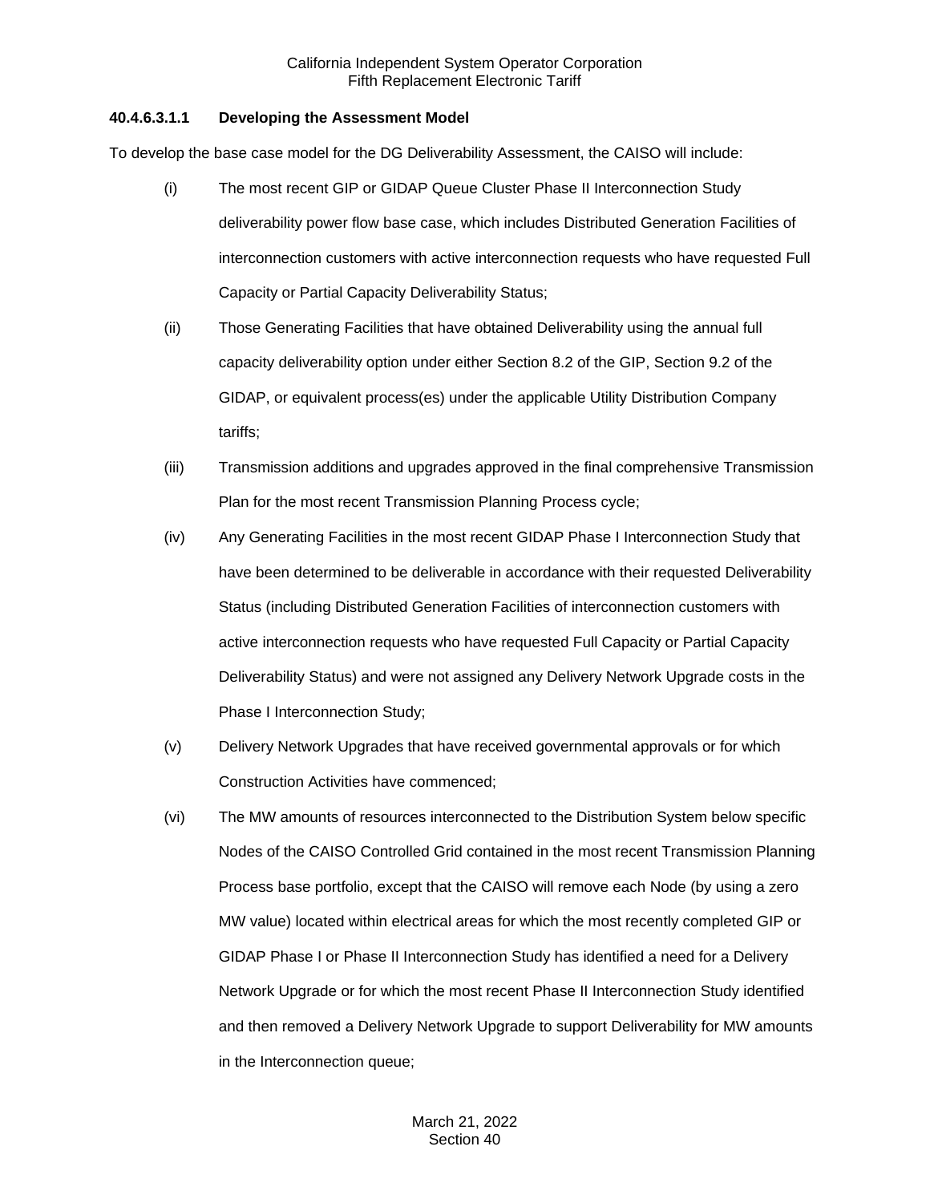#### 40.4.6.3.1.1 Developing the Assessment Model

To develop the base case model for the DG Deliverability Assessment, the CAISO will include:

(i) The most recent GIP or GIDAP Queue Cluster Phase II Interconnection Study deliverability power flow base case, which includes Distributed Generation Facilities of interconnection customers with active interconnection requests who have requested Full Capacity or Partial Capacity Deliverability Status;

(ii) Those Generating Facilities that have obtained Deliverability using the annual full capacity deliverability option under either Section 8.2 of the GIP, Section 9.2 of the GIDAP, or equivalent process(es) under the applicable Utility Distribution Company tariffs;

(iii) Transmission additions and upgrades approved in the final comprehensive Transmission Plan for the most recent Transmission Planning Process cycle;

(iv) Any Generating Facilities in the most recent GIDAP Phase I Interconnection Study that have been determined to be deliverable in accordance with their requested Deliverability Status (including Distributed Generation Facilities of interconnection customers with active interconnection requests who have requested Full Capacity or Partial Capacity Deliverability Status) and were not assigned any Delivery Network Upgrade costs in the Phase I Interconnection Study;

(v) Delivery Network Upgrades that have received governmental approvals or for which Construction Activities have commenced;

(vi) The MW amounts of resources interconnected to the Distribution System below specific Nodes of the CAISO Controlled Grid contained in the most recent Transmission Planning Process base portfolio, except that the CAISO will remove each Node (by using a zero MW value) located within electrical areas for which the most recently completed GIP or GIDAP Phase I or Phase II Interconnection Study has identified a need for a Delivery Network Upgrade or for which the most recent Phase II Interconnection Study identified and then removed a Delivery Network Upgrade to support Deliverability for MW amounts in the Interconnection queue;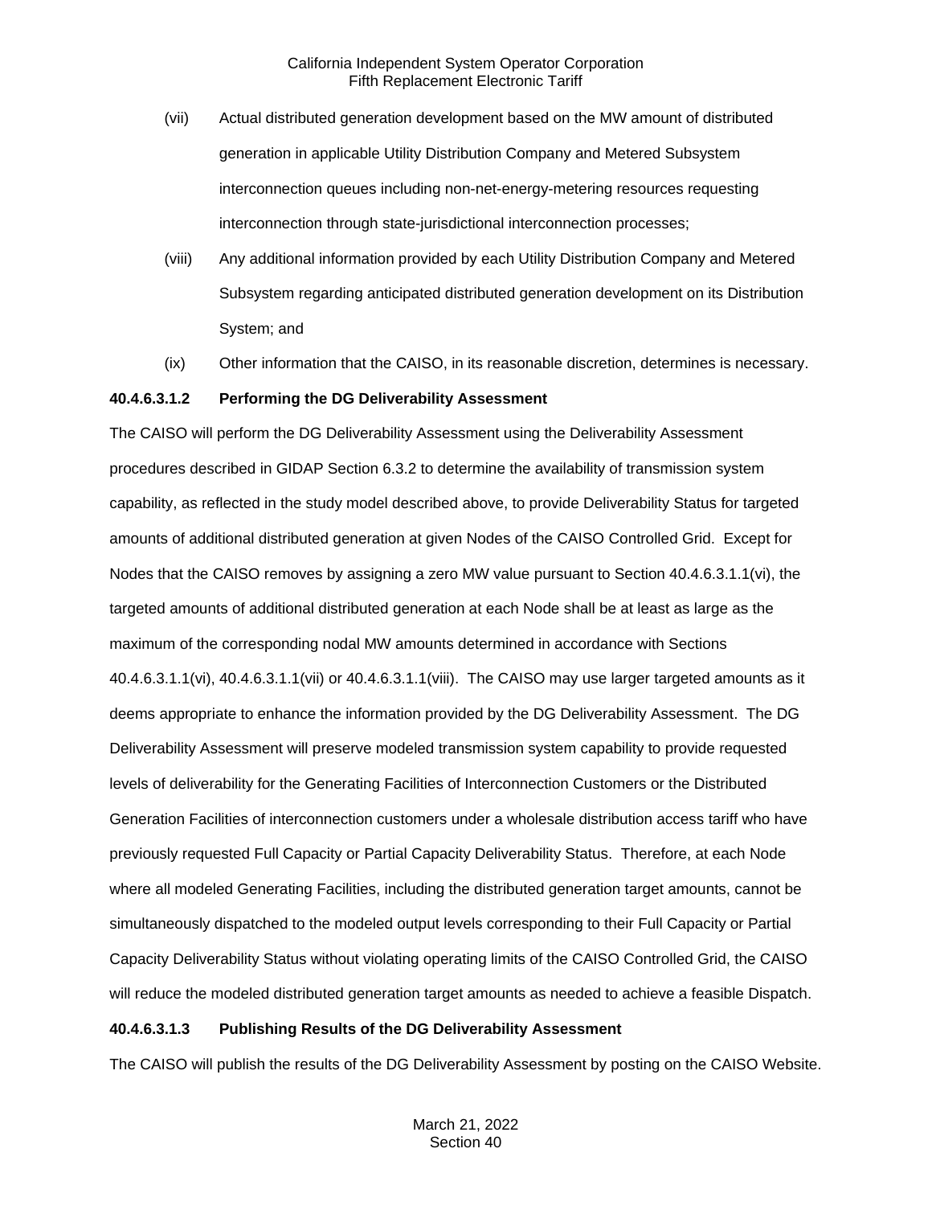(vii) Actual distributed generation development based on the MW amount of distributed generation in applicable Utility Distribution Company and Metered Subsystem interconnection queues including non-net-energy-metering resources requesting interconnection through state-jurisdictional interconnection processes;

(viii) Any additional information provided by each Utility Distribution Company and Metered Subsystem regarding anticipated distributed generation development on its Distribution System; and

(ix) Other information that the CAISO, in its reasonable discretion, determines is necessary.

**40.4.6.3.1.2 Performing the DG Deliverability Assessment**

The CAISO will perform the DG Deliverability Assessment using the Deliverability Assessment procedures described in GIDAP Section 6.3.2 to determine the availability of transmission system capability, as reflected in the study model described above, to provide Deliverability Status for targeted amounts of additional distributed generation at given Nodes of the CAISO Controlled Grid. Except for Nodes that the CAISO removes by assigning a zero MW value pursuant to Section 40.4.6.3.1.1(vi), the targeted amounts of additional distributed generation at each Node shall be at least as large as the maximum of the corresponding nodal MW amounts determined in accordance with Sections 40.4.6.3.1.1(vi), 40.4.6.3.1.1(vii) or 40.4.6.3.1.1(viii). The CAISO may use larger targeted amounts as it deems appropriate to enhance the information provided by the DG Deliverability Assessment. The DG Deliverability Assessment will preserve modeled transmission system capability to provide requested levels of deliverability for the Generating Facilities of Interconnection Customers or the Distributed Generation Facilities of interconnection customers under a wholesale distribution access tariff who have previously requested Full Capacity or Partial Capacity Deliverability Status. Therefore, at each Node where all modeled Generating Facilities, including the distributed generation target amounts, cannot be simultaneously dispatched to the modeled output levels corresponding to their Full Capacity or Partial Capacity Deliverability Status without violating operating limits of the CAISO Controlled Grid, the CAISO will reduce the modeled distributed generation target amounts as needed to achieve a feasible Dispatch.

**40.4.6.3.1.3 Publishing Results of the DG Deliverability Assessment**

The CAISO will publish the results of the DG Deliverability Assessment by posting on the CAISO Website.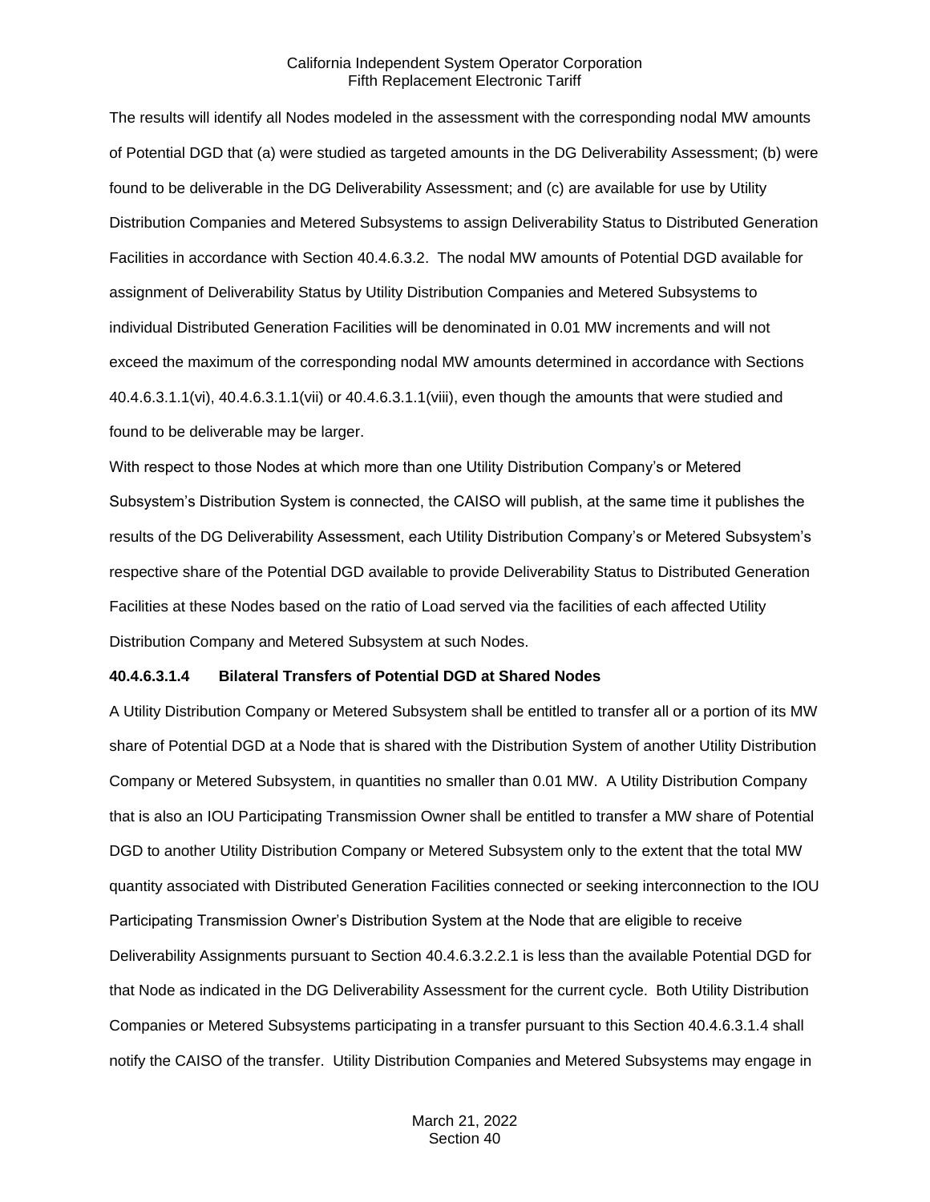The results will identify all Nodes modeled in the assessment with the corresponding nodal MW amounts of Potential DGD that (a) were studied as targeted amounts in the DG Deliverability Assessment; (b) were found to be deliverable in the DG Deliverability Assessment; and (c) are available for use by Utility Distribution Companies and Metered Subsystems to assign Deliverability Status to Distributed Generation Facilities in accordance with Section 40.4.6.3.2. The nodal MW amounts of Potential DGD available for assignment of Deliverability Status by Utility Distribution Companies and Metered Subsystems to individual Distributed Generation Facilities will be denominated in 0.01 MW increments and will not exceed the maximum of the corresponding nodal MW amounts determined in accordance with Sections 40.4.6.3.1.1(vi), 40.4.6.3.1.1(vii) or 40.4.6.3.1.1(viii), even though the amounts that were studied and found to be deliverable may be larger.

With respect to those Nodes at which more than one Utility Distribution Company's or Metered Subsystem's Distribution System is connected, the CAISO will publish, at the same time it publishes the results of the DG Deliverability Assessment, each Utility Distribution Company's or Metered Subsystem's respective share of the Potential DGD available to provide Deliverability Status to Distributed Generation Facilities at these Nodes based on the ratio of Load served via the facilities of each affected Utility Distribution Company and Metered Subsystem at such Nodes.

**40.4.6.3.1.4 Bilateral Transfers of Potential DGD at Shared Nodes**

A Utility Distribution Company or Metered Subsystem shall be entitled to transfer all or a portion of its MW share of Potential DGD at a Node that is shared with the Distribution System of another Utility Distribution Company or Metered Subsystem, in quantities no smaller than 0.01 MW. A Utility Distribution Company that is also an IOU Participating Transmission Owner shall be entitled to transfer a MW share of Potential DGD to another Utility Distribution Company or Metered Subsystem only to the extent that the total MW quantity associated with Distributed Generation Facilities connected or seeking interconnection to the IOU Participating Transmission Owner's Distribution System at the Node that are eligible to receive Deliverability Assignments pursuant to Section 40.4.6.3.2.2.1 is less than the available Potential DGD for that Node as indicated in the DG Deliverability Assessment for the current cycle. Both Utility Distribution Companies or Metered Subsystems participating in a transfer pursuant to this Section 40.4.6.3.1.4 shall notify the CAISO of the transfer. Utility Distribution Companies and Metered Subsystems may engage in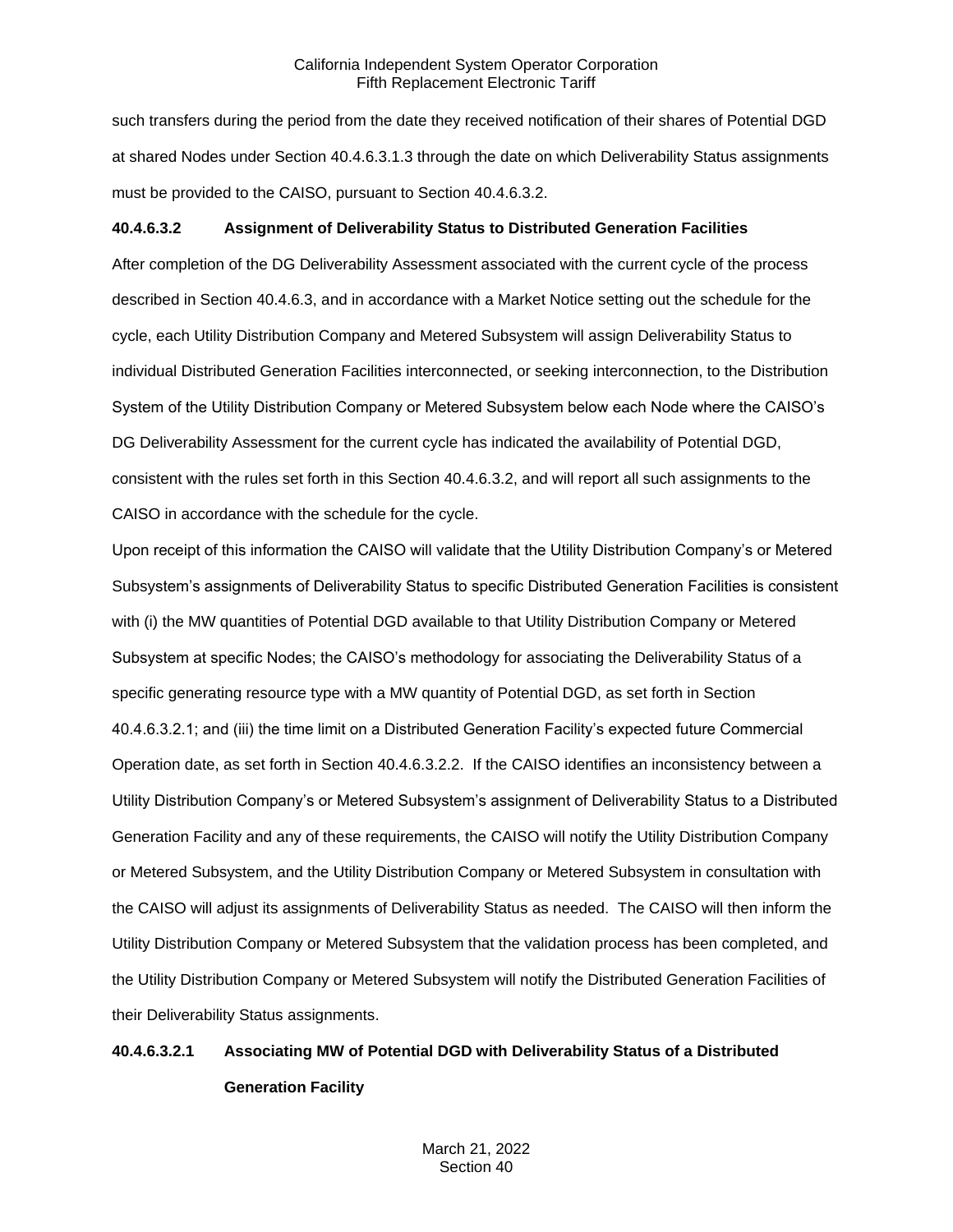such transfers during the period from the date they received notification of their shares of Potential DGD at shared Nodes under Section 40.4.6.3.1.3 through the date on which Deliverability Status assignments must be provided to the CAISO, pursuant to Section 40.4.6.3.2.

**40.4.6.3.2 Assignment of Deliverability Status to Distributed Generation Facilities**

After completion of the DG Deliverability Assessment associated with the current cycle of the process described in Section 40.4.6.3, and in accordance with a Market Notice setting out the schedule for the cycle, each Utility Distribution Company and Metered Subsystem will assign Deliverability Status to individual Distributed Generation Facilities interconnected, or seeking interconnection, to the Distribution System of the Utility Distribution Company or Metered Subsystem below each Node where the CAISO's DG Deliverability Assessment for the current cycle has indicated the availability of Potential DGD, consistent with the rules set forth in this Section 40.4.6.3.2, and will report all such assignments to the CAISO in accordance with the schedule for the cycle.

Upon receipt of this information the CAISO will validate that the Utility Distribution Company's or Metered Subsystem's assignments of Deliverability Status to specific Distributed Generation Facilities is consistent with (i) the MW quantities of Potential DGD available to that Utility Distribution Company or Metered Subsystem at specific Nodes; the CAISO's methodology for associating the Deliverability Status of a specific generating resource type with a MW quantity of Potential DGD, as set forth in Section 40.4.6.3.2.1; and (iii) the time limit on a Distributed Generation Facility's expected future Commercial Operation date, as set forth in Section 40.4.6.3.2.2. If the CAISO identifies an inconsistency between a Utility Distribution Company's or Metered Subsystem's assignment of Deliverability Status to a Distributed Generation Facility and any of these requirements, the CAISO will notify the Utility Distribution Company or Metered Subsystem, and the Utility Distribution Company or Metered Subsystem in consultation with the CAISO will adjust its assignments of Deliverability Status as needed. The CAISO will then inform the Utility Distribution Company or Metered Subsystem that the validation process has been completed, and the Utility Distribution Company or Metered Subsystem will notify the Distributed Generation Facilities of their Deliverability Status assignments.

**40.4.6.3.2.1 Associating MW of Potential DGD with Deliverability Status of a Distributed Generation Facility**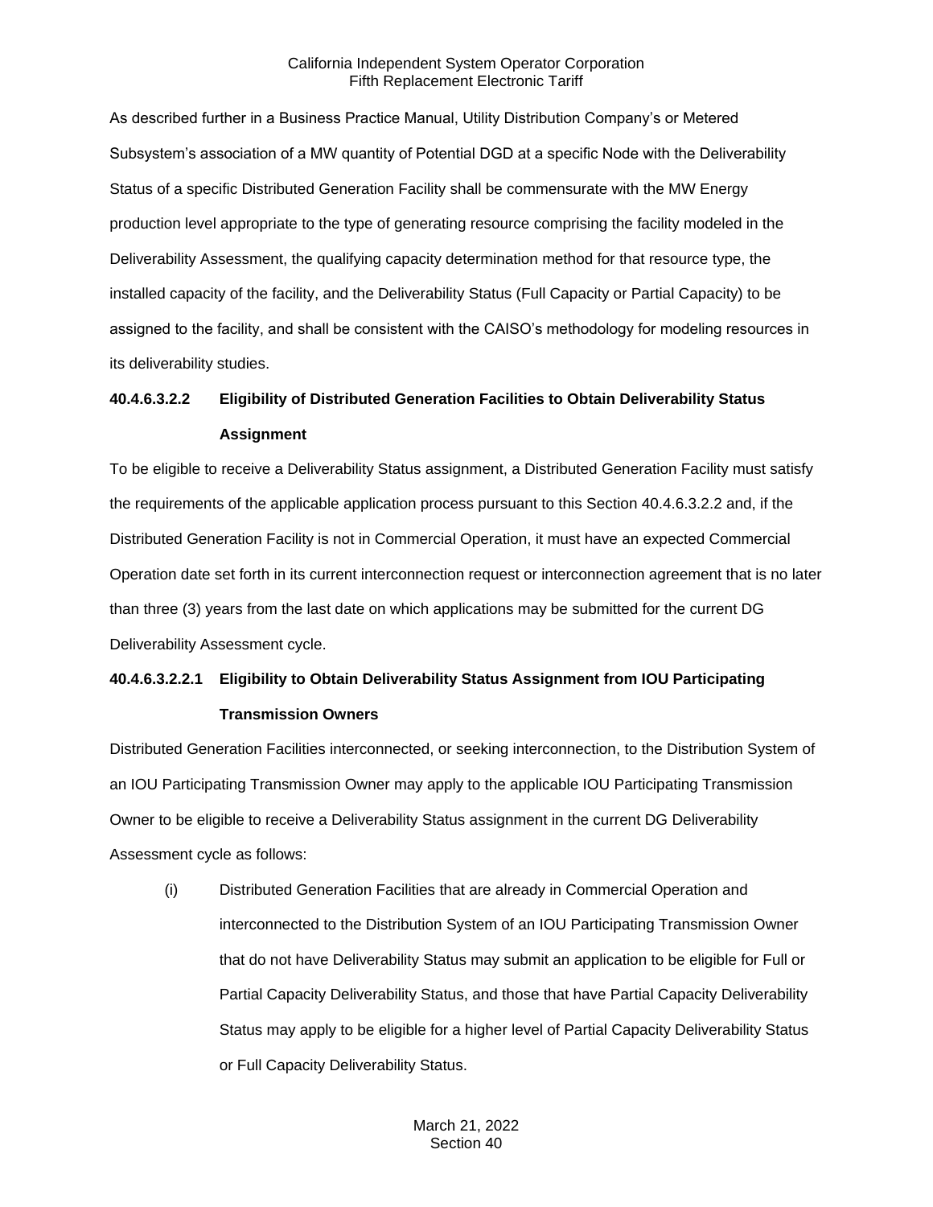As described further in a Business Practice Manual, Utility Distribution Company's or Metered Subsystem's association of a MW quantity of Potential DGD at a specific Node with the Deliverability Status of a specific Distributed Generation Facility shall be commensurate with the MW Energy production level appropriate to the type of generating resource comprising the facility modeled in the Deliverability Assessment, the qualifying capacity determination method for that resource type, the installed capacity of the facility, and the Deliverability Status (Full Capacity or Partial Capacity) to be assigned to the facility, and shall be consistent with the CAISO's methodology for modeling resources in its deliverability studies.

**40.4.6.3.2.2 Eligibility of Distributed Generation Facilities to Obtain Deliverability Status Assignment**

To be eligible to receive a Deliverability Status assignment, a Distributed Generation Facility must satisfy the requirements of the applicable application process pursuant to this Section 40.4.6.3.2.2 and, if the Distributed Generation Facility is not in Commercial Operation, it must have an expected Commercial Operation date set forth in its current interconnection request or interconnection agreement that is no later than three (3) years from the last date on which applications may be submitted for the current DG Deliverability Assessment cycle.

**40.4.6.3.2.2.1 Eligibility to Obtain Deliverability Status Assignment from IOU Participating Transmission Owners**

Distributed Generation Facilities interconnected, or seeking interconnection, to the Distribution System of an IOU Participating Transmission Owner may apply to the applicable IOU Participating Transmission Owner to be eligible to receive a Deliverability Status assignment in the current DG Deliverability Assessment cycle as follows:

(i) Distributed Generation Facilities that are already in Commercial Operation and interconnected to the Distribution System of an IOU Participating Transmission Owner that do not have Deliverability Status may submit an application to be eligible for Full or Partial Capacity Deliverability Status, and those that have Partial Capacity Deliverability Status may apply to be eligible for a higher level of Partial Capacity Deliverability Status or Full Capacity Deliverability Status.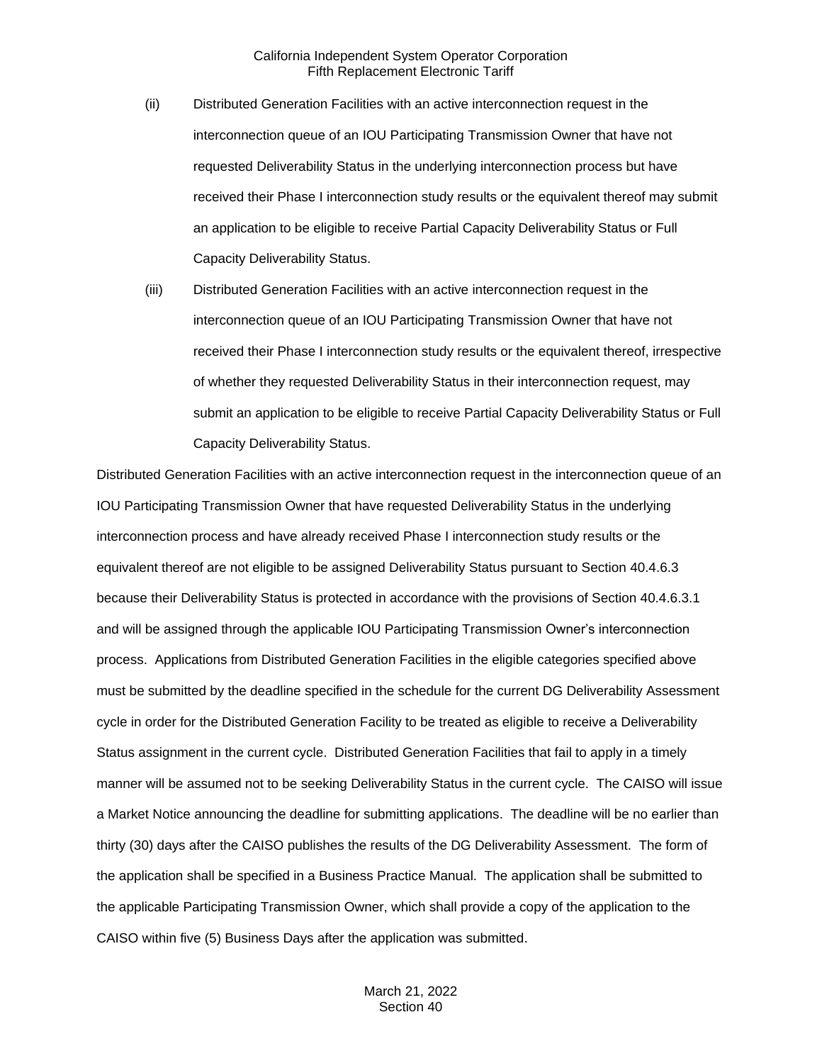(ii) Distributed Generation Facilities with an active interconnection request in the interconnection queue of an IOU Participating Transmission Owner that have not requested Deliverability Status in the underlying interconnection process but have received their Phase I interconnection study results or the equivalent thereof may submit an application to be eligible to receive Partial Capacity Deliverability Status or Full Capacity Deliverability Status.

(iii) Distributed Generation Facilities with an active interconnection request in the interconnection queue of an IOU Participating Transmission Owner that have not received their Phase I interconnection study results or the equivalent thereof, irrespective of whether they requested Deliverability Status in their interconnection request, may submit an application to be eligible to receive Partial Capacity Deliverability Status or Full Capacity Deliverability Status.

Distributed Generation Facilities with an active interconnection request in the interconnection queue of an IOU Participating Transmission Owner that have requested Deliverability Status in the underlying interconnection process and have already received Phase I interconnection study results or the equivalent thereof are not eligible to be assigned Deliverability Status pursuant to Section 40.4.6.3 because their Deliverability Status is protected in accordance with the provisions of Section 40.4.6.3.1 and will be assigned through the applicable IOU Participating Transmission Owner's interconnection process. Applications from Distributed Generation Facilities in the eligible categories specified above must be submitted by the deadline specified in the schedule for the current DG Deliverability Assessment cycle in order for the Distributed Generation Facility to be treated as eligible to receive a Deliverability Status assignment in the current cycle. Distributed Generation Facilities that fail to apply in a timely manner will be assumed not to be seeking Deliverability Status in the current cycle. The CAISO will issue a Market Notice announcing the deadline for submitting applications. The deadline will be no earlier than thirty (30) days after the CAISO publishes the results of the DG Deliverability Assessment. The form of the application shall be specified in a Business Practice Manual. The application shall be submitted to the applicable Participating Transmission Owner, which shall provide a copy of the application to the CAISO within five (5) Business Days after the application was submitted.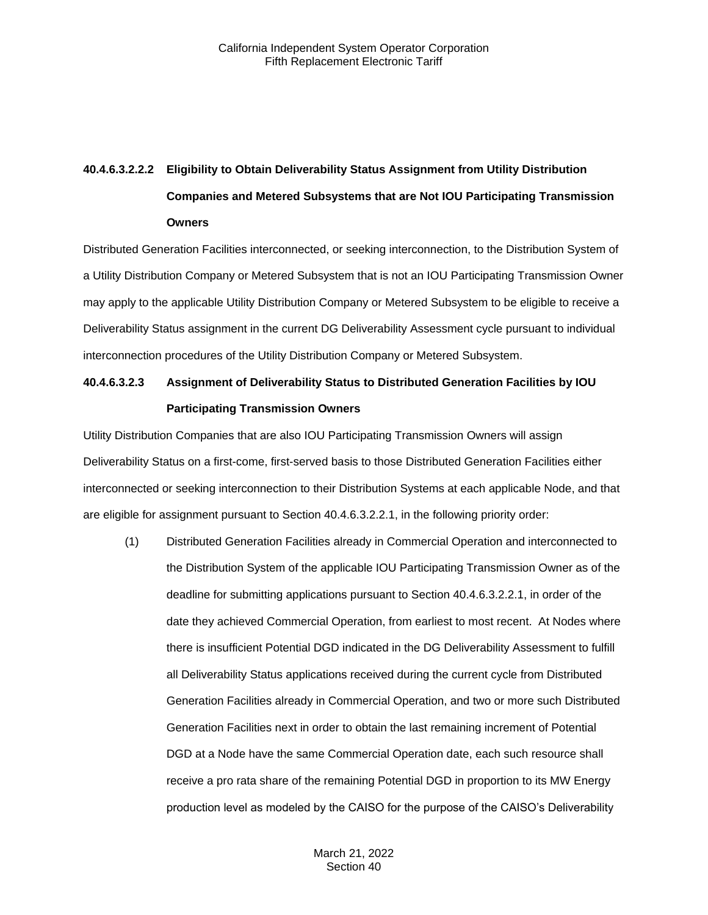**40.4.6.3.2.2.2 Eligibility to Obtain Deliverability Status Assignment from Utility Distribution Companies and Metered Subsystems that are Not IOU Participating Transmission Owners**

Distributed Generation Facilities interconnected, or seeking interconnection, to the Distribution System of a Utility Distribution Company or Metered Subsystem that is not an IOU Participating Transmission Owner may apply to the applicable Utility Distribution Company or Metered Subsystem to be eligible to receive a Deliverability Status assignment in the current DG Deliverability Assessment cycle pursuant to individual interconnection procedures of the Utility Distribution Company or Metered Subsystem.

**40.4.6.3.2.3 Assignment of Deliverability Status to Distributed Generation Facilities by IOU Participating Transmission Owners**

Utility Distribution Companies that are also IOU Participating Transmission Owners will assign Deliverability Status on a first-come, first-served basis to those Distributed Generation Facilities either interconnected or seeking interconnection to their Distribution Systems at each applicable Node, and that are eligible for assignment pursuant to Section 40.4.6.3.2.2.1, in the following priority order:

(1) Distributed Generation Facilities already in Commercial Operation and interconnected to the Distribution System of the applicable IOU Participating Transmission Owner as of the deadline for submitting applications pursuant to Section 40.4.6.3.2.2.1, in order of the date they achieved Commercial Operation, from earliest to most recent. At Nodes where there is insufficient Potential DGD indicated in the DG Deliverability Assessment to fulfill all Deliverability Status applications received during the current cycle from Distributed Generation Facilities already in Commercial Operation, and two or more such Distributed Generation Facilities next in order to obtain the last remaining increment of Potential DGD at a Node have the same Commercial Operation date, each such resource shall receive a pro rata share of the remaining Potential DGD in proportion to its MW Energy production level as modeled by the CAISO for the purpose of the CAISO's Deliverability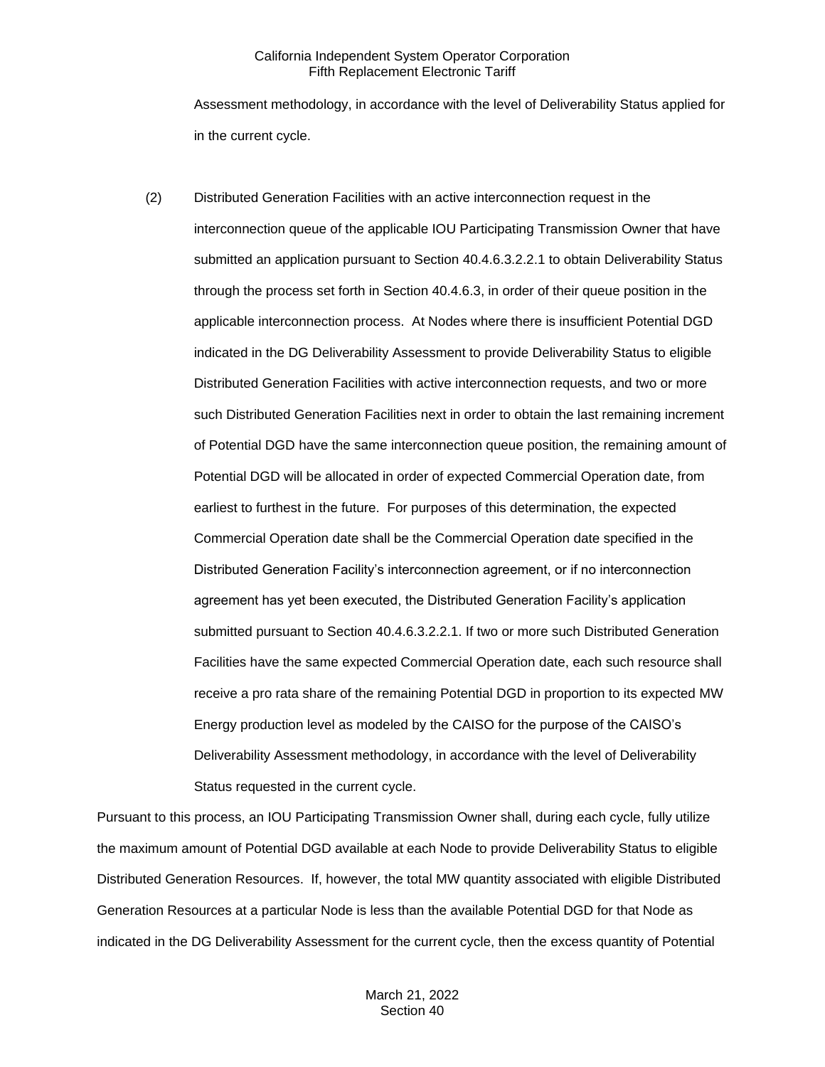Assessment methodology, in accordance with the level of Deliverability Status applied for in the current cycle.

(2) Distributed Generation Facilities with an active interconnection request in the interconnection queue of the applicable IOU Participating Transmission Owner that have submitted an application pursuant to Section 40.4.6.3.2.2.1 to obtain Deliverability Status through the process set forth in Section 40.4.6.3, in order of their queue position in the applicable interconnection process. At Nodes where there is insufficient Potential DGD indicated in the DG Deliverability Assessment to provide Deliverability Status to eligible Distributed Generation Facilities with active interconnection requests, and two or more such Distributed Generation Facilities next in order to obtain the last remaining increment of Potential DGD have the same interconnection queue position, the remaining amount of Potential DGD will be allocated in order of expected Commercial Operation date, from earliest to furthest in the future. For purposes of this determination, the expected Commercial Operation date shall be the Commercial Operation date specified in the Distributed Generation Facility's interconnection agreement, or if no interconnection agreement has yet been executed, the Distributed Generation Facility's application submitted pursuant to Section 40.4.6.3.2.2.1. If two or more such Distributed Generation Facilities have the same expected Commercial Operation date, each such resource shall receive a pro rata share of the remaining Potential DGD in proportion to its expected MW Energy production level as modeled by the CAISO for the purpose of the CAISO's Deliverability Assessment methodology, in accordance with the level of Deliverability Status requested in the current cycle.

Pursuant to this process, an IOU Participating Transmission Owner shall, during each cycle, fully utilize the maximum amount of Potential DGD available at each Node to provide Deliverability Status to eligible Distributed Generation Resources. If, however, the total MW quantity associated with eligible Distributed Generation Resources at a particular Node is less than the available Potential DGD for that Node as indicated in the DG Deliverability Assessment for the current cycle, then the excess quantity of Potential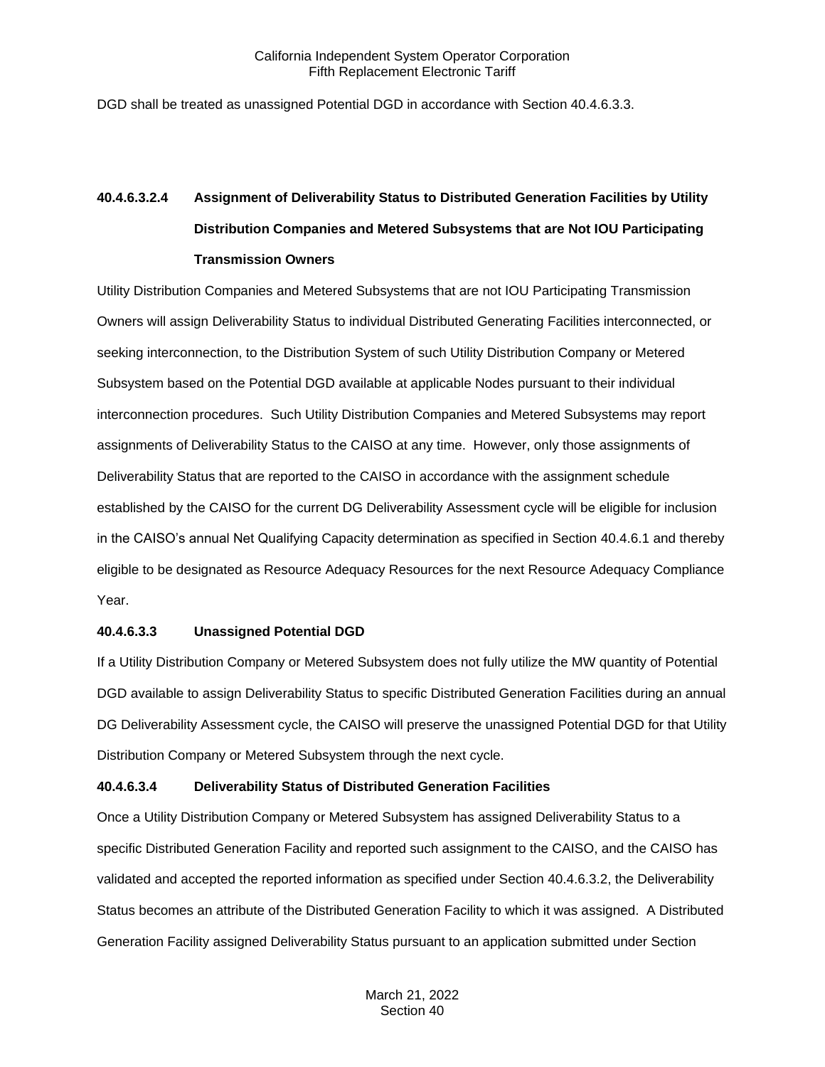DGD shall be treated as unassigned Potential DGD in accordance with Section 40.4.6.3.3.

**40.4.6.3.2.4 Assignment of Deliverability Status to Distributed Generation Facilities by Utility Distribution Companies and Metered Subsystems that are Not IOU Participating Transmission Owners**

Utility Distribution Companies and Metered Subsystems that are not IOU Participating Transmission Owners will assign Deliverability Status to individual Distributed Generating Facilities interconnected, or seeking interconnection, to the Distribution System of such Utility Distribution Company or Metered Subsystem based on the Potential DGD available at applicable Nodes pursuant to their individual interconnection procedures. Such Utility Distribution Companies and Metered Subsystems may report assignments of Deliverability Status to the CAISO at any time. However, only those assignments of Deliverability Status that are reported to the CAISO in accordance with the assignment schedule established by the CAISO for the current DG Deliverability Assessment cycle will be eligible for inclusion in the CAISO's annual Net Qualifying Capacity determination as specified in Section 40.4.6.1 and thereby eligible to be designated as Resource Adequacy Resources for the next Resource Adequacy Compliance Year.

**40.4.6.3.3 Unassigned Potential DGD**

If a Utility Distribution Company or Metered Subsystem does not fully utilize the MW quantity of Potential DGD available to assign Deliverability Status to specific Distributed Generation Facilities during an annual DG Deliverability Assessment cycle, the CAISO will preserve the unassigned Potential DGD for that Utility Distribution Company or Metered Subsystem through the next cycle.

**40.4.6.3.4 Deliverability Status of Distributed Generation Facilities**

Once a Utility Distribution Company or Metered Subsystem has assigned Deliverability Status to a specific Distributed Generation Facility and reported such assignment to the CAISO, and the CAISO has validated and accepted the reported information as specified under Section 40.4.6.3.2, the Deliverability Status becomes an attribute of the Distributed Generation Facility to which it was assigned. A Distributed Generation Facility assigned Deliverability Status pursuant to an application submitted under Section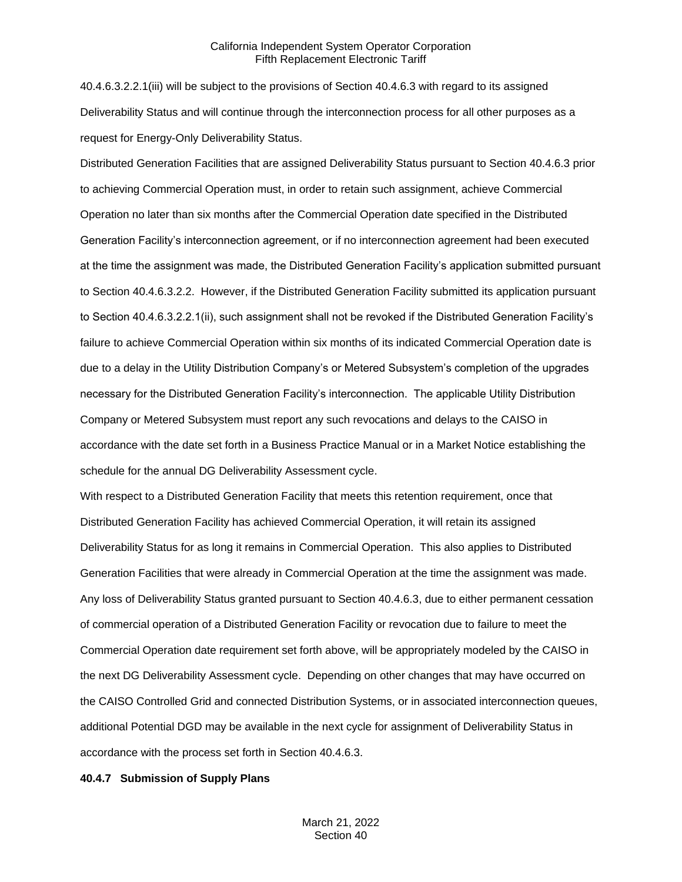40.4.6.3.2.2.1(iii) will be subject to the provisions of Section 40.4.6.3 with regard to its assigned Deliverability Status and will continue through the interconnection process for all other purposes as a request for Energy-Only Deliverability Status.

Distributed Generation Facilities that are assigned Deliverability Status pursuant to Section 40.4.6.3 prior to achieving Commercial Operation must, in order to retain such assignment, achieve Commercial Operation no later than six months after the Commercial Operation date specified in the Distributed Generation Facility's interconnection agreement, or if no interconnection agreement had been executed at the time the assignment was made, the Distributed Generation Facility's application submitted pursuant to Section 40.4.6.3.2.2. However, if the Distributed Generation Facility submitted its application pursuant to Section 40.4.6.3.2.2.1(ii), such assignment shall not be revoked if the Distributed Generation Facility's failure to achieve Commercial Operation within six months of its indicated Commercial Operation date is due to a delay in the Utility Distribution Company's or Metered Subsystem's completion of the upgrades necessary for the Distributed Generation Facility's interconnection. The applicable Utility Distribution Company or Metered Subsystem must report any such revocations and delays to the CAISO in accordance with the date set forth in a Business Practice Manual or in a Market Notice establishing the schedule for the annual DG Deliverability Assessment cycle.

With respect to a Distributed Generation Facility that meets this retention requirement, once that Distributed Generation Facility has achieved Commercial Operation, it will retain its assigned Deliverability Status for as long it remains in Commercial Operation. This also applies to Distributed Generation Facilities that were already in Commercial Operation at the time the assignment was made. Any loss of Deliverability Status granted pursuant to Section 40.4.6.3, due to either permanent cessation of commercial operation of a Distributed Generation Facility or revocation due to failure to meet the Commercial Operation date requirement set forth above, will be appropriately modeled by the CAISO in the next DG Deliverability Assessment cycle. Depending on other changes that may have occurred on the CAISO Controlled Grid and connected Distribution Systems, or in associated interconnection queues, additional Potential DGD may be available in the next cycle for assignment of Deliverability Status in accordance with the process set forth in Section 40.4.6.3.

**40.4.7 Submission of Supply Plans**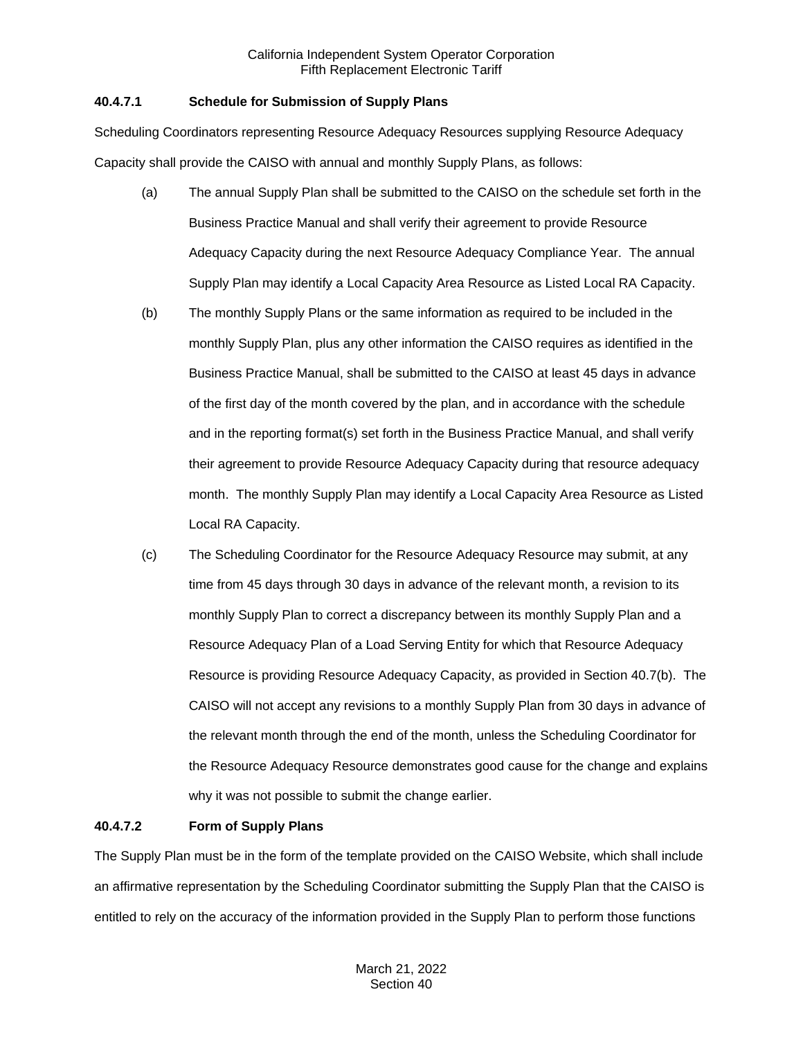#### 40.4.7.1 Schedule for Submission of Supply Plans

Scheduling Coordinators representing Resource Adequacy Resources supplying Resource Adequacy Capacity shall provide the CAISO with annual and monthly Supply Plans, as follows:

(a) The annual Supply Plan shall be submitted to the CAISO on the schedule set forth in the Business Practice Manual and shall verify their agreement to provide Resource Adequacy Capacity during the next Resource Adequacy Compliance Year. The annual Supply Plan may identify a Local Capacity Area Resource as Listed Local RA Capacity.

(b) The monthly Supply Plans or the same information as required to be included in the monthly Supply Plan, plus any other information the CAISO requires as identified in the Business Practice Manual, shall be submitted to the CAISO at least 45 days in advance of the first day of the month covered by the plan, and in accordance with the schedule and in the reporting format(s) set forth in the Business Practice Manual, and shall verify their agreement to provide Resource Adequacy Capacity during that resource adequacy month. The monthly Supply Plan may identify a Local Capacity Area Resource as Listed Local RA Capacity.

(c) The Scheduling Coordinator for the Resource Adequacy Resource may submit, at any time from 45 days through 30 days in advance of the relevant month, a revision to its monthly Supply Plan to correct a discrepancy between its monthly Supply Plan and a Resource Adequacy Plan of a Load Serving Entity for which that Resource Adequacy Resource is providing Resource Adequacy Capacity, as provided in Section 40.7(b). The CAISO will not accept any revisions to a monthly Supply Plan from 30 days in advance of the relevant month through the end of the month, unless the Scheduling Coordinator for the Resource Adequacy Resource demonstrates good cause for the change and explains why it was not possible to submit the change earlier.

#### 40.4.7.2 Form of Supply Plans

The Supply Plan must be in the form of the template provided on the CAISO Website, which shall include an affirmative representation by the Scheduling Coordinator submitting the Supply Plan that the CAISO is entitled to rely on the accuracy of the information provided in the Supply Plan to perform those functions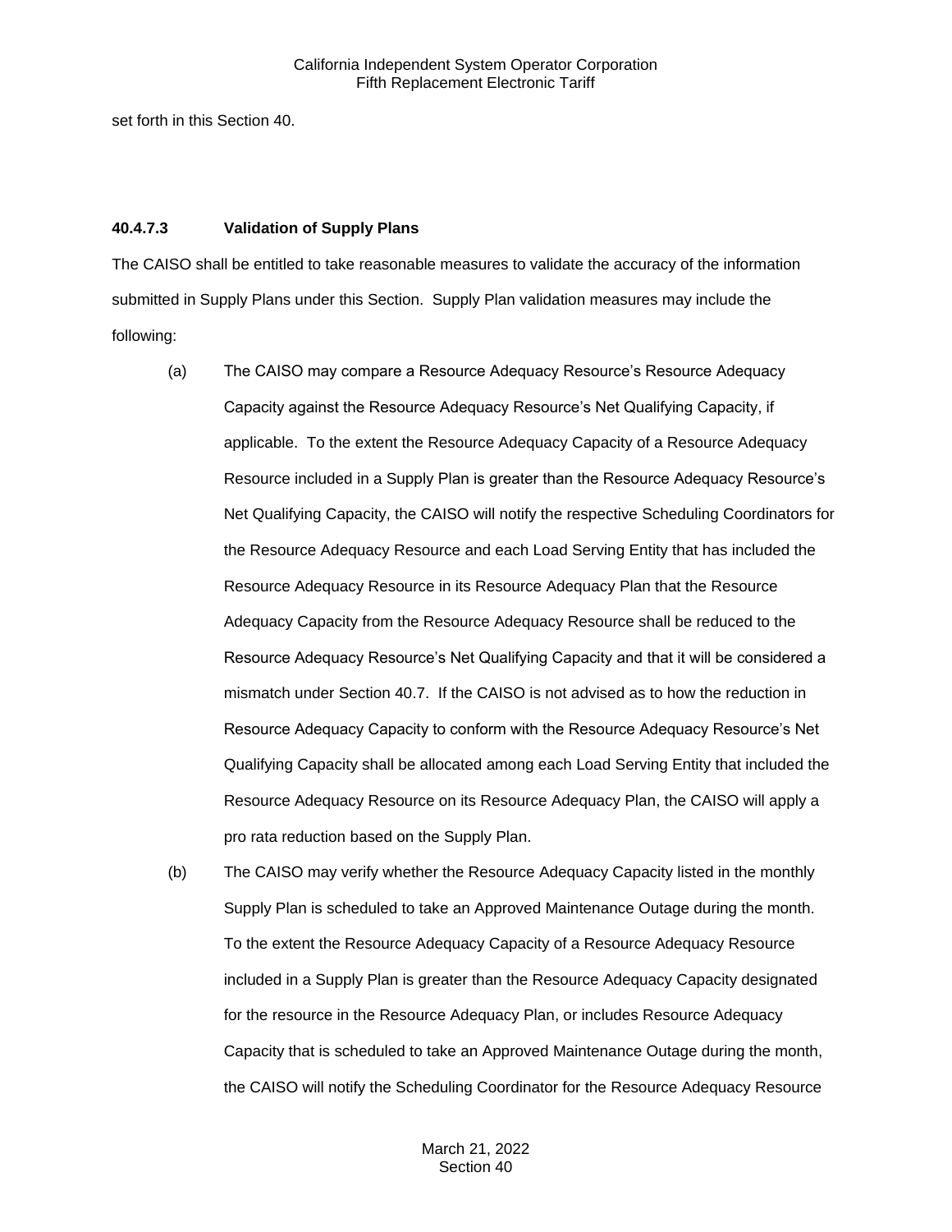set forth in this Section 40.

#### 40.4.7.3 Validation of Supply Plans

The CAISO shall be entitled to take reasonable measures to validate the accuracy of the information submitted in Supply Plans under this Section. Supply Plan validation measures may include the following:

(a) The CAISO may compare a Resource Adequacy Resource's Resource Adequacy Capacity against the Resource Adequacy Resource's Net Qualifying Capacity, if applicable. To the extent the Resource Adequacy Capacity of a Resource Adequacy Resource included in a Supply Plan is greater than the Resource Adequacy Resource's Net Qualifying Capacity, the CAISO will notify the respective Scheduling Coordinators for the Resource Adequacy Resource and each Load Serving Entity that has included the Resource Adequacy Resource in its Resource Adequacy Plan that the Resource Adequacy Capacity from the Resource Adequacy Resource shall be reduced to the Resource Adequacy Resource's Net Qualifying Capacity and that it will be considered a mismatch under Section 40.7. If the CAISO is not advised as to how the reduction in Resource Adequacy Capacity to conform with the Resource Adequacy Resource's Net Qualifying Capacity shall be allocated among each Load Serving Entity that included the Resource Adequacy Resource on its Resource Adequacy Plan, the CAISO will apply a pro rata reduction based on the Supply Plan.

(b) The CAISO may verify whether the Resource Adequacy Capacity listed in the monthly Supply Plan is scheduled to take an Approved Maintenance Outage during the month. To the extent the Resource Adequacy Capacity of a Resource Adequacy Resource included in a Supply Plan is greater than the Resource Adequacy Capacity designated for the resource in the Resource Adequacy Plan, or includes Resource Adequacy Capacity that is scheduled to take an Approved Maintenance Outage during the month, the CAISO will notify the Scheduling Coordinator for the Resource Adequacy Resource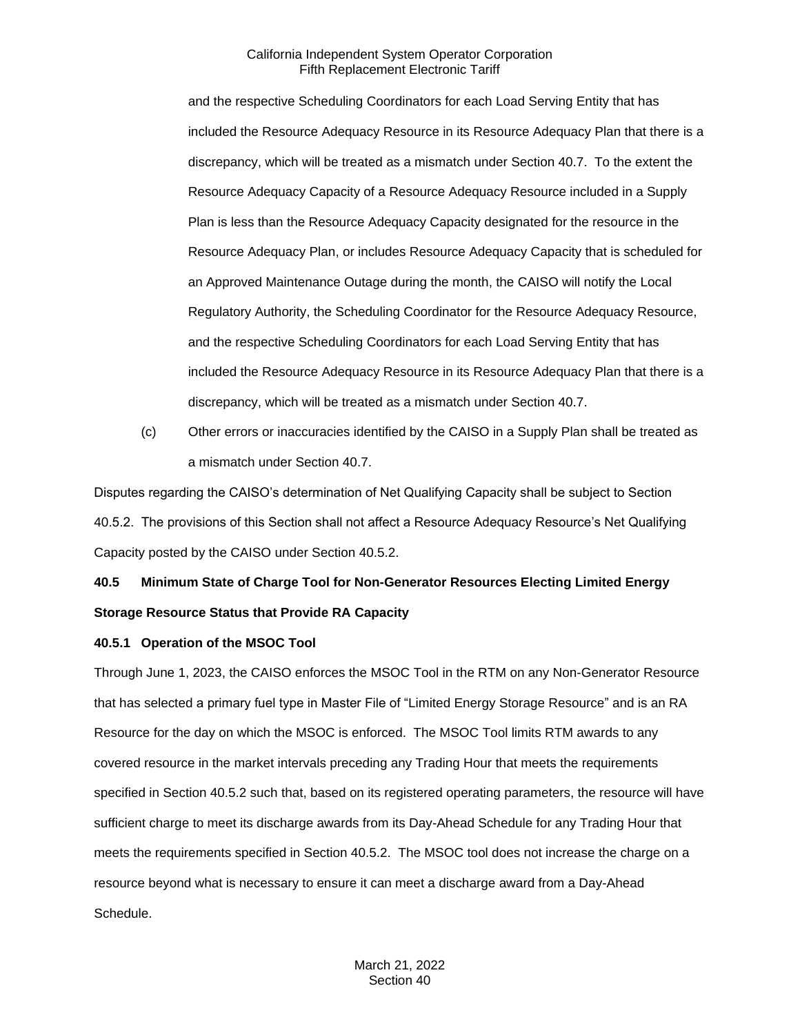and the respective Scheduling Coordinators for each Load Serving Entity that has included the Resource Adequacy Resource in its Resource Adequacy Plan that there is a discrepancy, which will be treated as a mismatch under Section 40.7. To the extent the Resource Adequacy Capacity of a Resource Adequacy Resource included in a Supply Plan is less than the Resource Adequacy Capacity designated for the resource in the Resource Adequacy Plan, or includes Resource Adequacy Capacity that is scheduled for an Approved Maintenance Outage during the month, the CAISO will notify the Local Regulatory Authority, the Scheduling Coordinator for the Resource Adequacy Resource, and the respective Scheduling Coordinators for each Load Serving Entity that has included the Resource Adequacy Resource in its Resource Adequacy Plan that there is a discrepancy, which will be treated as a mismatch under Section 40.7.

(c) Other errors or inaccuracies identified by the CAISO in a Supply Plan shall be treated as a mismatch under Section 40.7.

Disputes regarding the CAISO's determination of Net Qualifying Capacity shall be subject to Section 40.5.2. The provisions of this Section shall not affect a Resource Adequacy Resource's Net Qualifying Capacity posted by the CAISO under Section 40.5.2.

## 40.5 Minimum State of Charge Tool for Non-Generator Resources Electing Limited Energy Storage Resource Status that Provide RA Capacity

### 40.5.1 Operation of the MSOC Tool

Through June 1, 2023, the CAISO enforces the MSOC Tool in the RTM on any Non-Generator Resource that has selected a primary fuel type in Master File of "Limited Energy Storage Resource" and is an RA Resource for the day on which the MSOC is enforced. The MSOC Tool limits RTM awards to any covered resource in the market intervals preceding any Trading Hour that meets the requirements specified in Section 40.5.2 such that, based on its registered operating parameters, the resource will have sufficient charge to meet its discharge awards from its Day-Ahead Schedule for any Trading Hour that meets the requirements specified in Section 40.5.2. The MSOC tool does not increase the charge on a resource beyond what is necessary to ensure it can meet a discharge award from a Day-Ahead Schedule.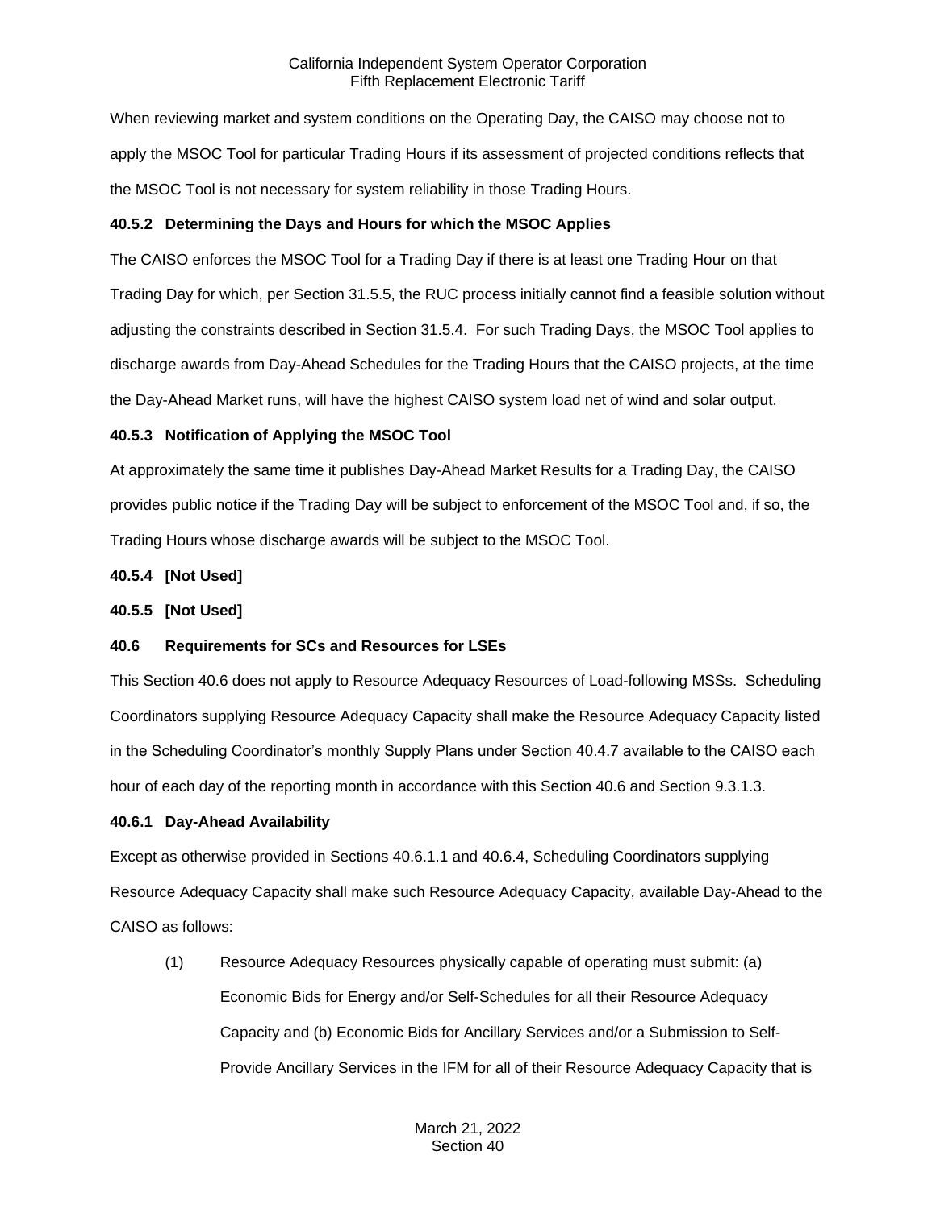When reviewing market and system conditions on the Operating Day, the CAISO may choose not to apply the MSOC Tool for particular Trading Hours if its assessment of projected conditions reflects that the MSOC Tool is not necessary for system reliability in those Trading Hours.

### 40.5.2 Determining the Days and Hours for which the MSOC Applies

The CAISO enforces the MSOC Tool for a Trading Day if there is at least one Trading Hour on that Trading Day for which, per Section 31.5.5, the RUC process initially cannot find a feasible solution without adjusting the constraints described in Section 31.5.4. For such Trading Days, the MSOC Tool applies to discharge awards from Day-Ahead Schedules for the Trading Hours that the CAISO projects, at the time the Day-Ahead Market runs, will have the highest CAISO system load net of wind and solar output.

### 40.5.3 Notification of Applying the MSOC Tool

At approximately the same time it publishes Day-Ahead Market Results for a Trading Day, the CAISO provides public notice if the Trading Day will be subject to enforcement of the MSOC Tool and, if so, the Trading Hours whose discharge awards will be subject to the MSOC Tool.

### 40.5.4 [Not Used]

### 40.5.5 [Not Used]

## 40.6 Requirements for SCs and Resources for LSEs

This Section 40.6 does not apply to Resource Adequacy Resources of Load-following MSSs. Scheduling Coordinators supplying Resource Adequacy Capacity shall make the Resource Adequacy Capacity listed in the Scheduling Coordinator's monthly Supply Plans under Section 40.4.7 available to the CAISO each hour of each day of the reporting month in accordance with this Section 40.6 and Section 9.3.1.3.

### 40.6.1 Day-Ahead Availability

Except as otherwise provided in Sections 40.6.1.1 and 40.6.4, Scheduling Coordinators supplying Resource Adequacy Capacity shall make such Resource Adequacy Capacity, available Day-Ahead to the CAISO as follows:

(1) Resource Adequacy Resources physically capable of operating must submit: (a) Economic Bids for Energy and/or Self-Schedules for all their Resource Adequacy Capacity and (b) Economic Bids for Ancillary Services and/or a Submission to Self-Provide Ancillary Services in the IFM for all of their Resource Adequacy Capacity that is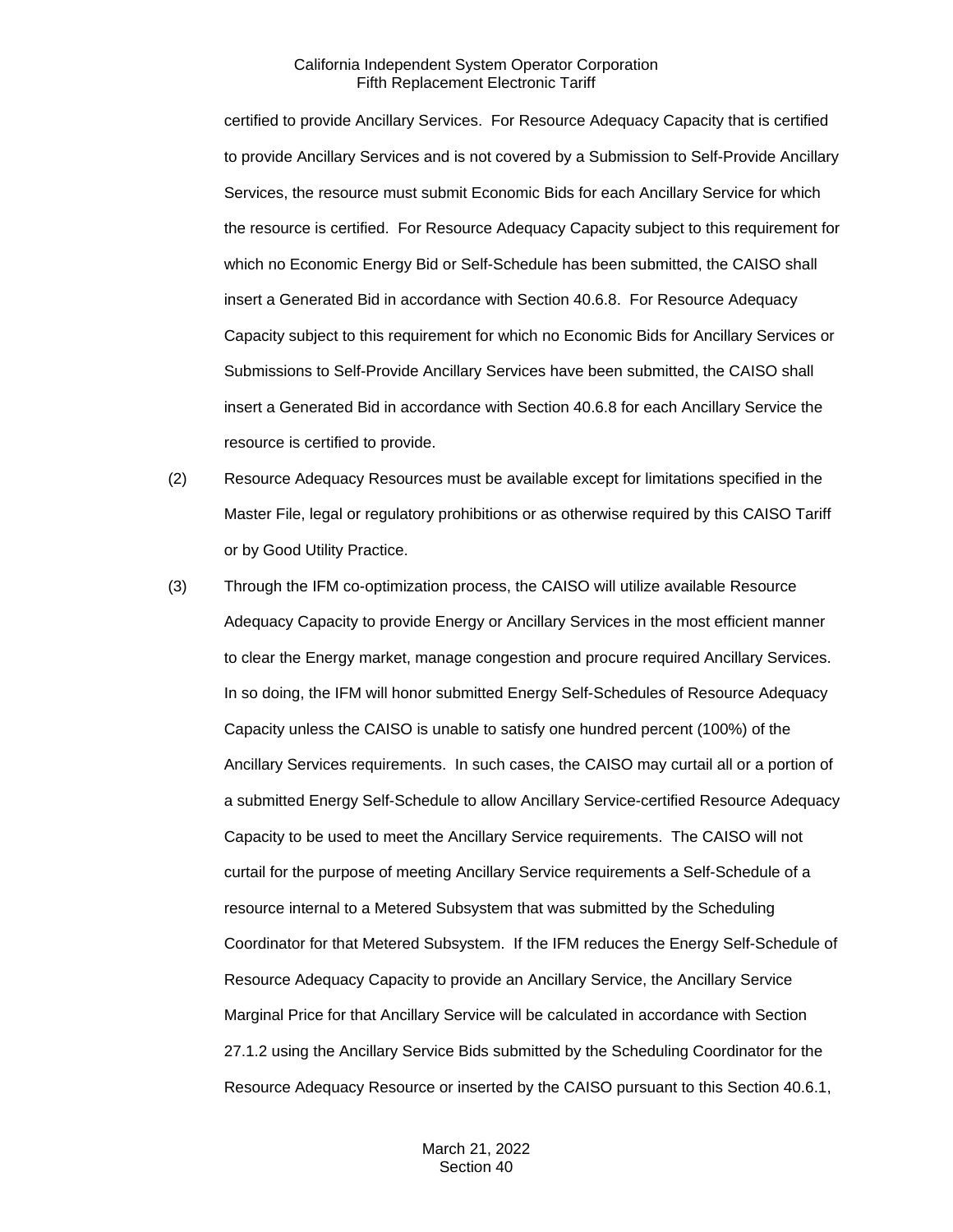certified to provide Ancillary Services. For Resource Adequacy Capacity that is certified to provide Ancillary Services and is not covered by a Submission to Self-Provide Ancillary Services, the resource must submit Economic Bids for each Ancillary Service for which the resource is certified. For Resource Adequacy Capacity subject to this requirement for which no Economic Energy Bid or Self-Schedule has been submitted, the CAISO shall insert a Generated Bid in accordance with Section 40.6.8. For Resource Adequacy Capacity subject to this requirement for which no Economic Bids for Ancillary Services or Submissions to Self-Provide Ancillary Services have been submitted, the CAISO shall insert a Generated Bid in accordance with Section 40.6.8 for each Ancillary Service the resource is certified to provide.

(2) Resource Adequacy Resources must be available except for limitations specified in the Master File, legal or regulatory prohibitions or as otherwise required by this CAISO Tariff or by Good Utility Practice.

(3) Through the IFM co-optimization process, the CAISO will utilize available Resource Adequacy Capacity to provide Energy or Ancillary Services in the most efficient manner to clear the Energy market, manage congestion and procure required Ancillary Services. In so doing, the IFM will honor submitted Energy Self-Schedules of Resource Adequacy Capacity unless the CAISO is unable to satisfy one hundred percent (100%) of the Ancillary Services requirements. In such cases, the CAISO may curtail all or a portion of a submitted Energy Self-Schedule to allow Ancillary Service-certified Resource Adequacy Capacity to be used to meet the Ancillary Service requirements. The CAISO will not curtail for the purpose of meeting Ancillary Service requirements a Self-Schedule of a resource internal to a Metered Subsystem that was submitted by the Scheduling Coordinator for that Metered Subsystem. If the IFM reduces the Energy Self-Schedule of Resource Adequacy Capacity to provide an Ancillary Service, the Ancillary Service Marginal Price for that Ancillary Service will be calculated in accordance with Section 27.1.2 using the Ancillary Service Bids submitted by the Scheduling Coordinator for the Resource Adequacy Resource or inserted by the CAISO pursuant to this Section 40.6.1,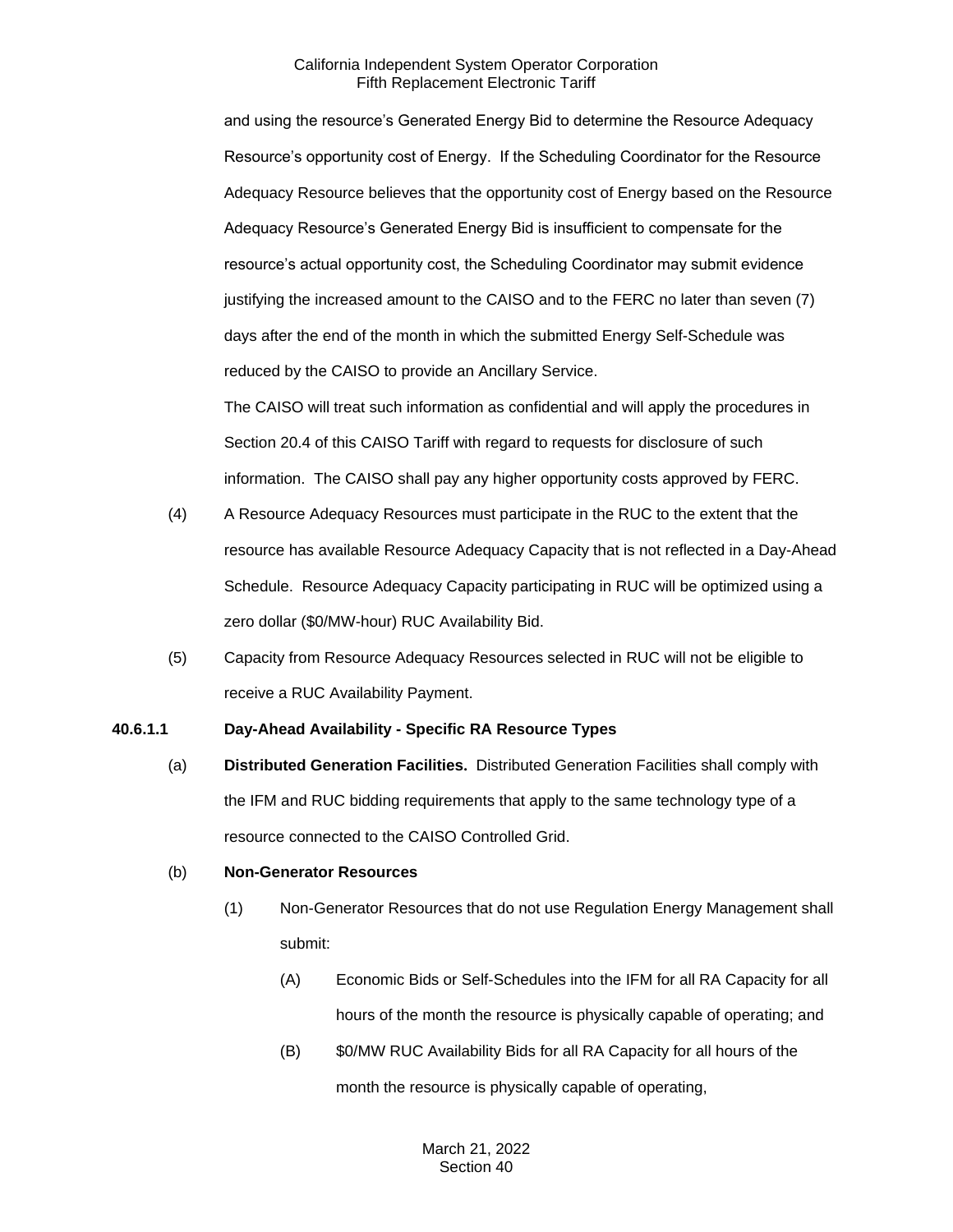and using the resource's Generated Energy Bid to determine the Resource Adequacy Resource's opportunity cost of Energy. If the Scheduling Coordinator for the Resource Adequacy Resource believes that the opportunity cost of Energy based on the Resource Adequacy Resource's Generated Energy Bid is insufficient to compensate for the resource's actual opportunity cost, the Scheduling Coordinator may submit evidence justifying the increased amount to the CAISO and to the FERC no later than seven (7) days after the end of the month in which the submitted Energy Self-Schedule was reduced by the CAISO to provide an Ancillary Service.

The CAISO will treat such information as confidential and will apply the procedures in Section 20.4 of this CAISO Tariff with regard to requests for disclosure of such information. The CAISO shall pay any higher opportunity costs approved by FERC.

(4) A Resource Adequacy Resources must participate in the RUC to the extent that the resource has available Resource Adequacy Capacity that is not reflected in a Day-Ahead Schedule. Resource Adequacy Capacity participating in RUC will be optimized using a zero dollar ($0/MW-hour) RUC Availability Bid.

(5) Capacity from Resource Adequacy Resources selected in RUC will not be eligible to receive a RUC Availability Payment.

**40.6.1.1 Day-Ahead Availability - Specific RA Resource Types**

(a) **Distributed Generation Facilities.** Distributed Generation Facilities shall comply with the IFM and RUC bidding requirements that apply to the same technology type of a resource connected to the CAISO Controlled Grid.

(b) **Non-Generator Resources**

(1) Non-Generator Resources that do not use Regulation Energy Management shall submit:

(A) Economic Bids or Self-Schedules into the IFM for all RA Capacity for all hours of the month the resource is physically capable of operating; and

(B) $0/MW RUC Availability Bids for all RA Capacity for all hours of the month the resource is physically capable of operating,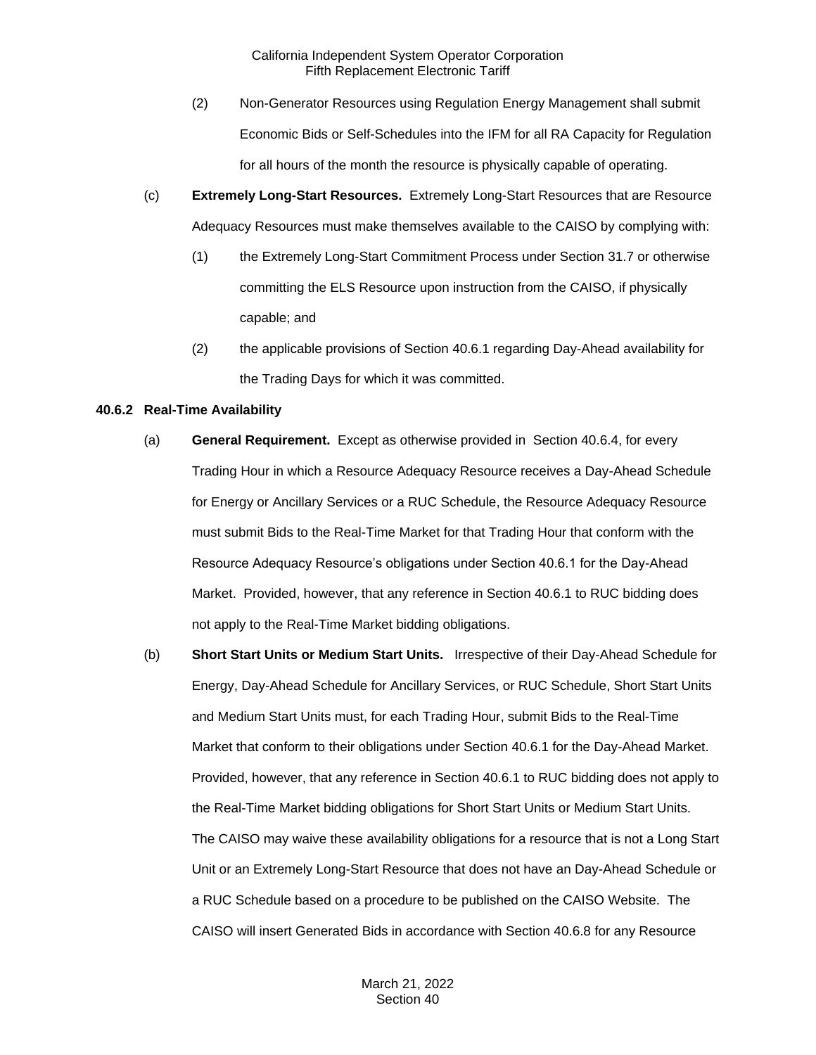(2) Non-Generator Resources using Regulation Energy Management shall submit Economic Bids or Self-Schedules into the IFM for all RA Capacity for Regulation for all hours of the month the resource is physically capable of operating.

(c) **Extremely Long-Start Resources.** Extremely Long-Start Resources that are Resource Adequacy Resources must make themselves available to the CAISO by complying with:

(1) the Extremely Long-Start Commitment Process under Section 31.7 or otherwise committing the ELS Resource upon instruction from the CAISO, if physically capable; and

(2) the applicable provisions of Section 40.6.1 regarding Day-Ahead availability for the Trading Days for which it was committed.

**40.6.2 Real-Time Availability**

(a) **General Requirement.** Except as otherwise provided in Section 40.6.4, for every Trading Hour in which a Resource Adequacy Resource receives a Day-Ahead Schedule for Energy or Ancillary Services or a RUC Schedule, the Resource Adequacy Resource must submit Bids to the Real-Time Market for that Trading Hour that conform with the Resource Adequacy Resource's obligations under Section 40.6.1 for the Day-Ahead Market. Provided, however, that any reference in Section 40.6.1 to RUC bidding does not apply to the Real-Time Market bidding obligations.

(b) **Short Start Units or Medium Start Units.** Irrespective of their Day-Ahead Schedule for Energy, Day-Ahead Schedule for Ancillary Services, or RUC Schedule, Short Start Units and Medium Start Units must, for each Trading Hour, submit Bids to the Real-Time Market that conform to their obligations under Section 40.6.1 for the Day-Ahead Market. Provided, however, that any reference in Section 40.6.1 to RUC bidding does not apply to the Real-Time Market bidding obligations for Short Start Units or Medium Start Units. The CAISO may waive these availability obligations for a resource that is not a Long Start Unit or an Extremely Long-Start Resource that does not have an Day-Ahead Schedule or a RUC Schedule based on a procedure to be published on the CAISO Website. The CAISO will insert Generated Bids in accordance with Section 40.6.8 for any Resource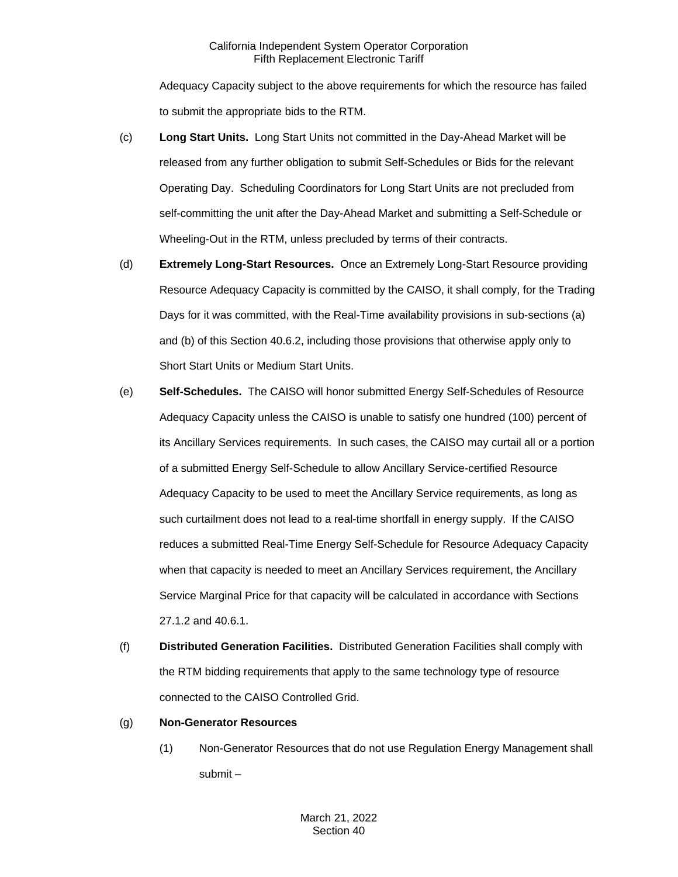Adequacy Capacity subject to the above requirements for which the resource has failed to submit the appropriate bids to the RTM.

(c) **Long Start Units.** Long Start Units not committed in the Day-Ahead Market will be released from any further obligation to submit Self-Schedules or Bids for the relevant Operating Day. Scheduling Coordinators for Long Start Units are not precluded from self-committing the unit after the Day-Ahead Market and submitting a Self-Schedule or Wheeling-Out in the RTM, unless precluded by terms of their contracts.

(d) **Extremely Long-Start Resources.** Once an Extremely Long-Start Resource providing Resource Adequacy Capacity is committed by the CAISO, it shall comply, for the Trading Days for it was committed, with the Real-Time availability provisions in sub-sections (a) and (b) of this Section 40.6.2, including those provisions that otherwise apply only to Short Start Units or Medium Start Units.

(e) **Self-Schedules.** The CAISO will honor submitted Energy Self-Schedules of Resource Adequacy Capacity unless the CAISO is unable to satisfy one hundred (100) percent of its Ancillary Services requirements. In such cases, the CAISO may curtail all or a portion of a submitted Energy Self-Schedule to allow Ancillary Service-certified Resource Adequacy Capacity to be used to meet the Ancillary Service requirements, as long as such curtailment does not lead to a real-time shortfall in energy supply. If the CAISO reduces a submitted Real-Time Energy Self-Schedule for Resource Adequacy Capacity when that capacity is needed to meet an Ancillary Services requirement, the Ancillary Service Marginal Price for that capacity will be calculated in accordance with Sections 27.1.2 and 40.6.1.

(f) **Distributed Generation Facilities.** Distributed Generation Facilities shall comply with the RTM bidding requirements that apply to the same technology type of resource connected to the CAISO Controlled Grid.

(g) **Non-Generator Resources**

(1) Non-Generator Resources that do not use Regulation Energy Management shall submit –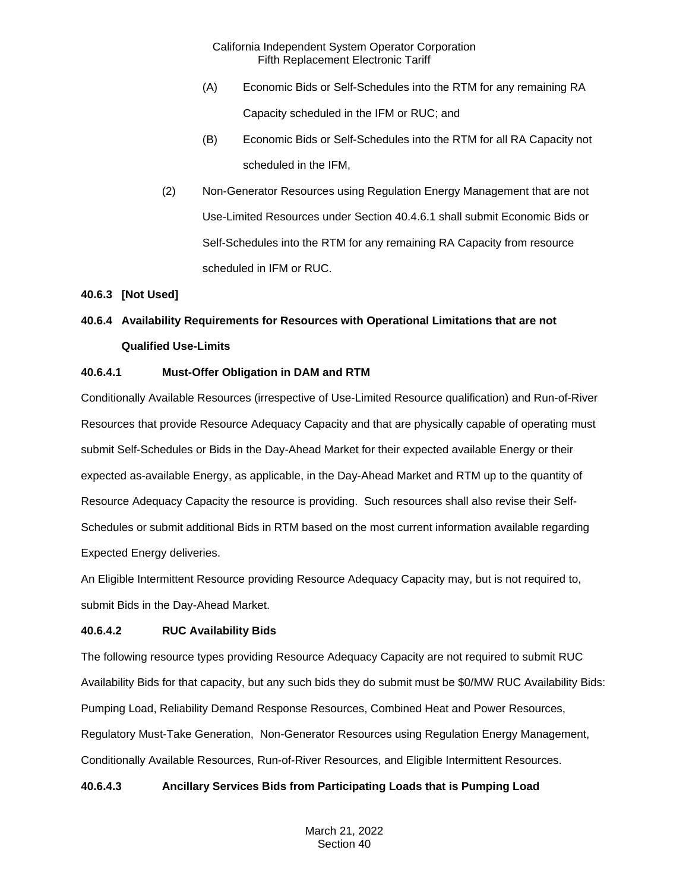(A) Economic Bids or Self-Schedules into the RTM for any remaining RA Capacity scheduled in the IFM or RUC; and

(B) Economic Bids or Self-Schedules into the RTM for all RA Capacity not scheduled in the IFM,

(2) Non-Generator Resources using Regulation Energy Management that are not Use-Limited Resources under Section 40.4.6.1 shall submit Economic Bids or Self-Schedules into the RTM for any remaining RA Capacity from resource scheduled in IFM or RUC.

**40.6.3 [Not Used]**

**40.6.4 Availability Requirements for Resources with Operational Limitations that are not Qualified Use-Limits**

**40.6.4.1 Must-Offer Obligation in DAM and RTM**

Conditionally Available Resources (irrespective of Use-Limited Resource qualification) and Run-of-River Resources that provide Resource Adequacy Capacity and that are physically capable of operating must submit Self-Schedules or Bids in the Day-Ahead Market for their expected available Energy or their expected as-available Energy, as applicable, in the Day-Ahead Market and RTM up to the quantity of Resource Adequacy Capacity the resource is providing. Such resources shall also revise their Self-Schedules or submit additional Bids in RTM based on the most current information available regarding Expected Energy deliveries.

An Eligible Intermittent Resource providing Resource Adequacy Capacity may, but is not required to, submit Bids in the Day-Ahead Market.

**40.6.4.2 RUC Availability Bids**

The following resource types providing Resource Adequacy Capacity are not required to submit RUC Availability Bids for that capacity, but any such bids they do submit must be $0/MW RUC Availability Bids: Pumping Load, Reliability Demand Response Resources, Combined Heat and Power Resources, Regulatory Must-Take Generation, Non-Generator Resources using Regulation Energy Management, Conditionally Available Resources, Run-of-River Resources, and Eligible Intermittent Resources.

**40.6.4.3 Ancillary Services Bids from Participating Loads that is Pumping Load**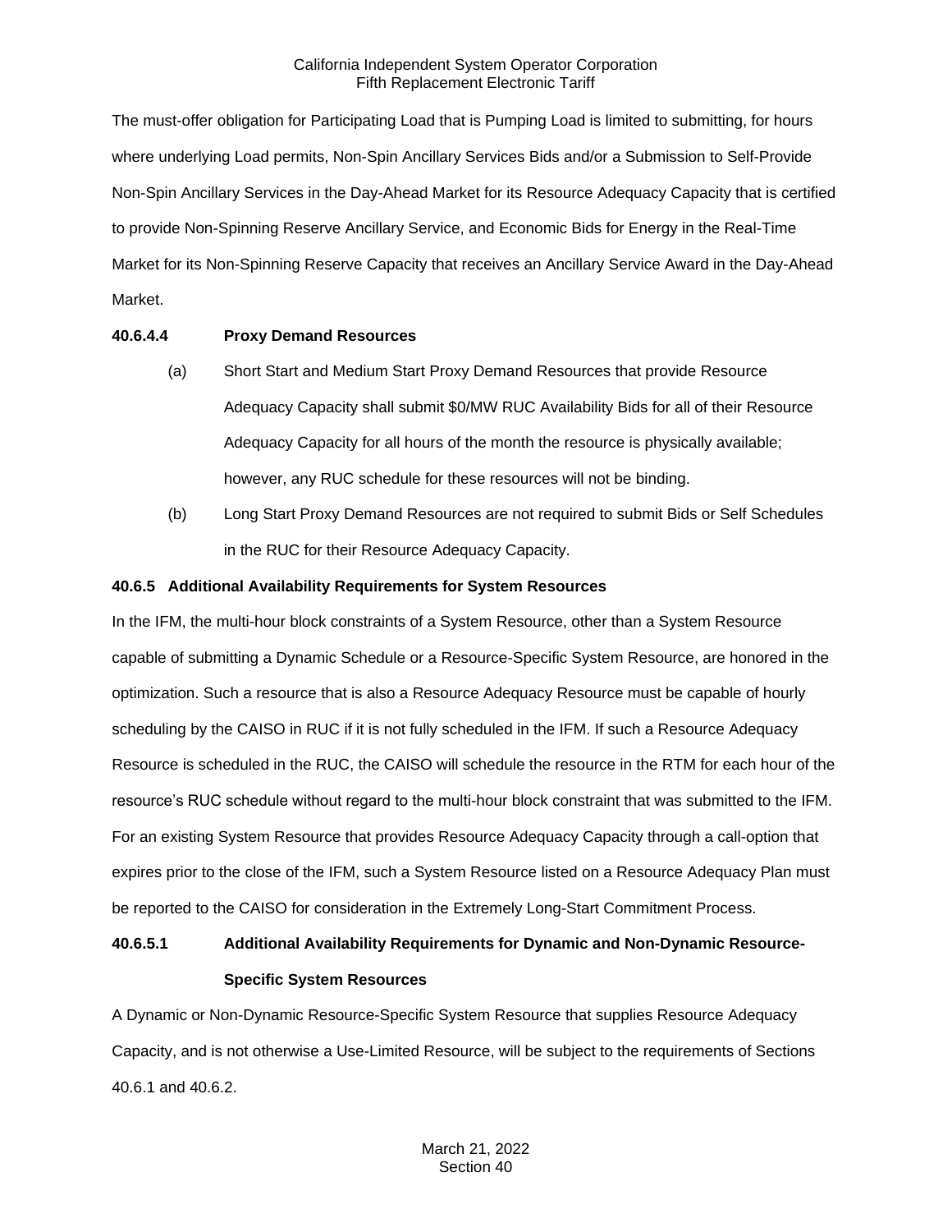The must-offer obligation for Participating Load that is Pumping Load is limited to submitting, for hours where underlying Load permits, Non-Spin Ancillary Services Bids and/or a Submission to Self-Provide Non-Spin Ancillary Services in the Day-Ahead Market for its Resource Adequacy Capacity that is certified to provide Non-Spinning Reserve Ancillary Service, and Economic Bids for Energy in the Real-Time Market for its Non-Spinning Reserve Capacity that receives an Ancillary Service Award in the Day-Ahead Market.

#### 40.6.4.4 Proxy Demand Resources

(a) Short Start and Medium Start Proxy Demand Resources that provide Resource Adequacy Capacity shall submit $0/MW RUC Availability Bids for all of their Resource Adequacy Capacity for all hours of the month the resource is physically available; however, any RUC schedule for these resources will not be binding.

(b) Long Start Proxy Demand Resources are not required to submit Bids or Self Schedules in the RUC for their Resource Adequacy Capacity.

### 40.6.5 Additional Availability Requirements for System Resources

In the IFM, the multi-hour block constraints of a System Resource, other than a System Resource capable of submitting a Dynamic Schedule or a Resource-Specific System Resource, are honored in the optimization. Such a resource that is also a Resource Adequacy Resource must be capable of hourly scheduling by the CAISO in RUC if it is not fully scheduled in the IFM. If such a Resource Adequacy Resource is scheduled in the RUC, the CAISO will schedule the resource in the RTM for each hour of the resource's RUC schedule without regard to the multi-hour block constraint that was submitted to the IFM. For an existing System Resource that provides Resource Adequacy Capacity through a call-option that expires prior to the close of the IFM, such a System Resource listed on a Resource Adequacy Plan must be reported to the CAISO for consideration in the Extremely Long-Start Commitment Process.

#### 40.6.5.1 Additional Availability Requirements for Dynamic and Non-Dynamic Resource-Specific System Resources

A Dynamic or Non-Dynamic Resource-Specific System Resource that supplies Resource Adequacy Capacity, and is not otherwise a Use-Limited Resource, will be subject to the requirements of Sections 40.6.1 and 40.6.2.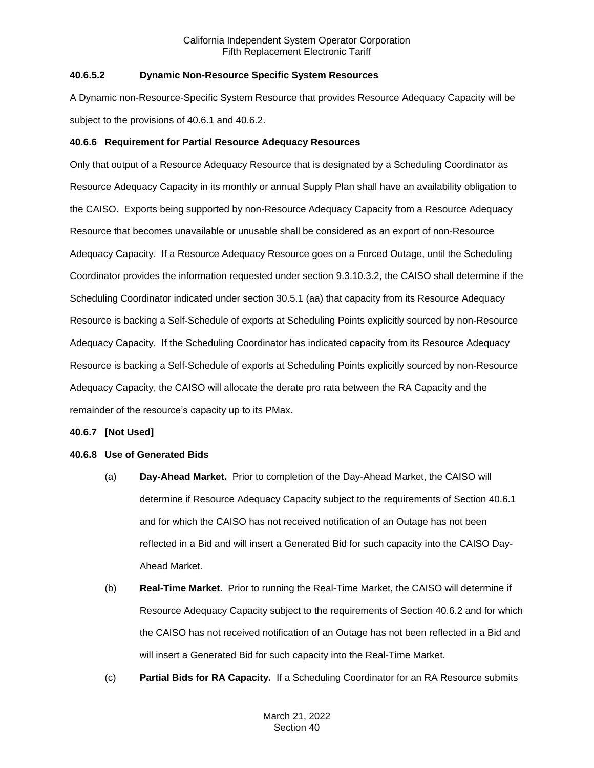#### 40.6.5.2 Dynamic Non-Resource Specific System Resources

A Dynamic non-Resource-Specific System Resource that provides Resource Adequacy Capacity will be subject to the provisions of 40.6.1 and 40.6.2.

### 40.6.6 Requirement for Partial Resource Adequacy Resources

Only that output of a Resource Adequacy Resource that is designated by a Scheduling Coordinator as Resource Adequacy Capacity in its monthly or annual Supply Plan shall have an availability obligation to the CAISO. Exports being supported by non-Resource Adequacy Capacity from a Resource Adequacy Resource that becomes unavailable or unusable shall be considered as an export of non-Resource Adequacy Capacity. If a Resource Adequacy Resource goes on a Forced Outage, until the Scheduling Coordinator provides the information requested under section 9.3.10.3.2, the CAISO shall determine if the Scheduling Coordinator indicated under section 30.5.1 (aa) that capacity from its Resource Adequacy Resource is backing a Self-Schedule of exports at Scheduling Points explicitly sourced by non-Resource Adequacy Capacity. If the Scheduling Coordinator has indicated capacity from its Resource Adequacy Resource is backing a Self-Schedule of exports at Scheduling Points explicitly sourced by non-Resource Adequacy Capacity, the CAISO will allocate the derate pro rata between the RA Capacity and the remainder of the resource's capacity up to its PMax.

### 40.6.7 [Not Used]

### 40.6.8 Use of Generated Bids

(a) **Day-Ahead Market.** Prior to completion of the Day-Ahead Market, the CAISO will determine if Resource Adequacy Capacity subject to the requirements of Section 40.6.1 and for which the CAISO has not received notification of an Outage has not been reflected in a Bid and will insert a Generated Bid for such capacity into the CAISO Day-Ahead Market.

(b) **Real-Time Market.** Prior to running the Real-Time Market, the CAISO will determine if Resource Adequacy Capacity subject to the requirements of Section 40.6.2 and for which the CAISO has not received notification of an Outage has not been reflected in a Bid and will insert a Generated Bid for such capacity into the Real-Time Market.

(c) **Partial Bids for RA Capacity.** If a Scheduling Coordinator for an RA Resource submits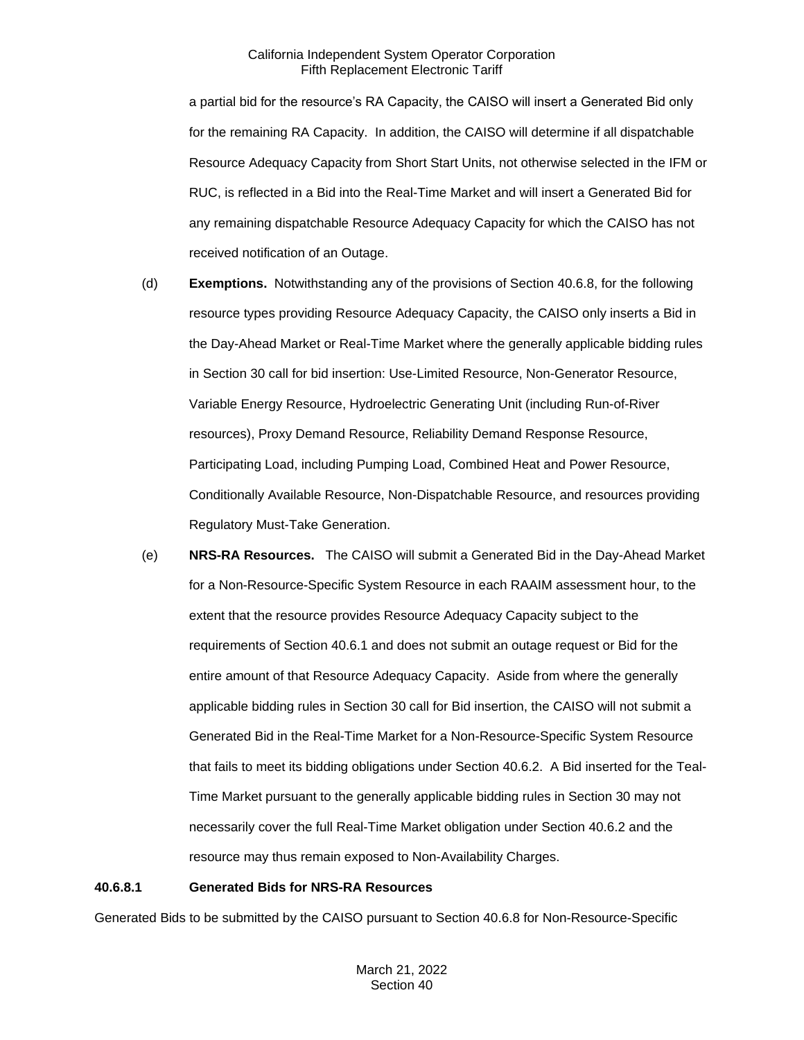a partial bid for the resource's RA Capacity, the CAISO will insert a Generated Bid only for the remaining RA Capacity. In addition, the CAISO will determine if all dispatchable Resource Adequacy Capacity from Short Start Units, not otherwise selected in the IFM or RUC, is reflected in a Bid into the Real-Time Market and will insert a Generated Bid for any remaining dispatchable Resource Adequacy Capacity for which the CAISO has not received notification of an Outage.

(d) **Exemptions.** Notwithstanding any of the provisions of Section 40.6.8, for the following resource types providing Resource Adequacy Capacity, the CAISO only inserts a Bid in the Day-Ahead Market or Real-Time Market where the generally applicable bidding rules in Section 30 call for bid insertion: Use-Limited Resource, Non-Generator Resource, Variable Energy Resource, Hydroelectric Generating Unit (including Run-of-River resources), Proxy Demand Resource, Reliability Demand Response Resource, Participating Load, including Pumping Load, Combined Heat and Power Resource, Conditionally Available Resource, Non-Dispatchable Resource, and resources providing Regulatory Must-Take Generation.

(e) **NRS-RA Resources.** The CAISO will submit a Generated Bid in the Day-Ahead Market for a Non-Resource-Specific System Resource in each RAAIM assessment hour, to the extent that the resource provides Resource Adequacy Capacity subject to the requirements of Section 40.6.1 and does not submit an outage request or Bid for the entire amount of that Resource Adequacy Capacity. Aside from where the generally applicable bidding rules in Section 30 call for Bid insertion, the CAISO will not submit a Generated Bid in the Real-Time Market for a Non-Resource-Specific System Resource that fails to meet its bidding obligations under Section 40.6.2. A Bid inserted for the Teal-Time Market pursuant to the generally applicable bidding rules in Section 30 may not necessarily cover the full Real-Time Market obligation under Section 40.6.2 and the resource may thus remain exposed to Non-Availability Charges.

**40.6.8.1 Generated Bids for NRS-RA Resources**

Generated Bids to be submitted by the CAISO pursuant to Section 40.6.8 for Non-Resource-Specific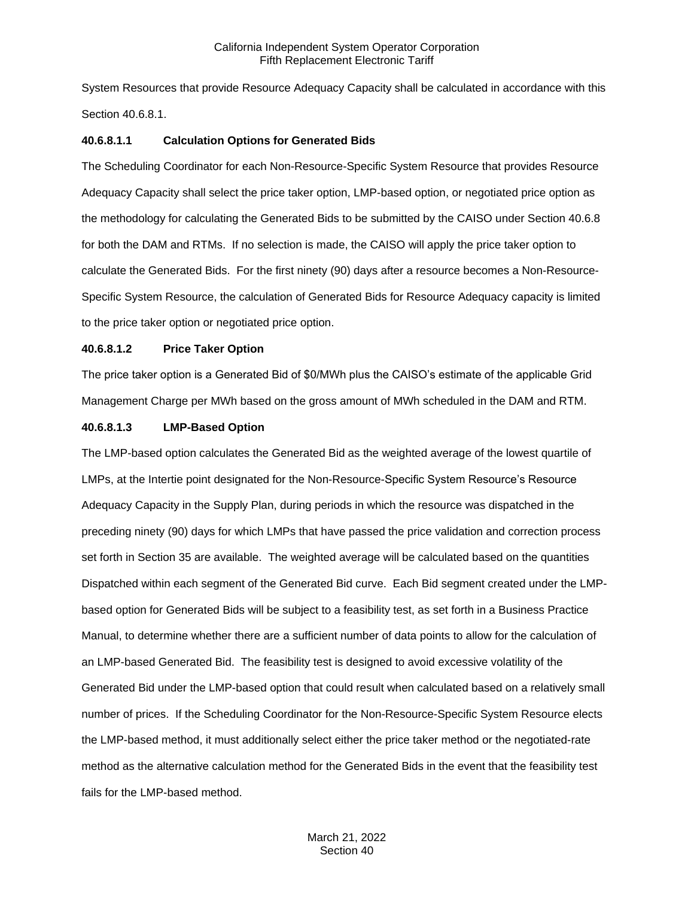System Resources that provide Resource Adequacy Capacity shall be calculated in accordance with this Section 40.6.8.1.

#### 40.6.8.1.1 Calculation Options for Generated Bids

The Scheduling Coordinator for each Non-Resource-Specific System Resource that provides Resource Adequacy Capacity shall select the price taker option, LMP-based option, or negotiated price option as the methodology for calculating the Generated Bids to be submitted by the CAISO under Section 40.6.8 for both the DAM and RTMs. If no selection is made, the CAISO will apply the price taker option to calculate the Generated Bids. For the first ninety (90) days after a resource becomes a Non-Resource-Specific System Resource, the calculation of Generated Bids for Resource Adequacy capacity is limited to the price taker option or negotiated price option.

#### 40.6.8.1.2 Price Taker Option

The price taker option is a Generated Bid of $0/MWh plus the CAISO's estimate of the applicable Grid Management Charge per MWh based on the gross amount of MWh scheduled in the DAM and RTM.

#### 40.6.8.1.3 LMP-Based Option

The LMP-based option calculates the Generated Bid as the weighted average of the lowest quartile of LMPs, at the Intertie point designated for the Non-Resource-Specific System Resource's Resource Adequacy Capacity in the Supply Plan, during periods in which the resource was dispatched in the preceding ninety (90) days for which LMPs that have passed the price validation and correction process set forth in Section 35 are available. The weighted average will be calculated based on the quantities Dispatched within each segment of the Generated Bid curve. Each Bid segment created under the LMP-based option for Generated Bids will be subject to a feasibility test, as set forth in a Business Practice Manual, to determine whether there are a sufficient number of data points to allow for the calculation of an LMP-based Generated Bid. The feasibility test is designed to avoid excessive volatility of the Generated Bid under the LMP-based option that could result when calculated based on a relatively small number of prices. If the Scheduling Coordinator for the Non-Resource-Specific System Resource elects the LMP-based method, it must additionally select either the price taker method or the negotiated-rate method as the alternative calculation method for the Generated Bids in the event that the feasibility test fails for the LMP-based method.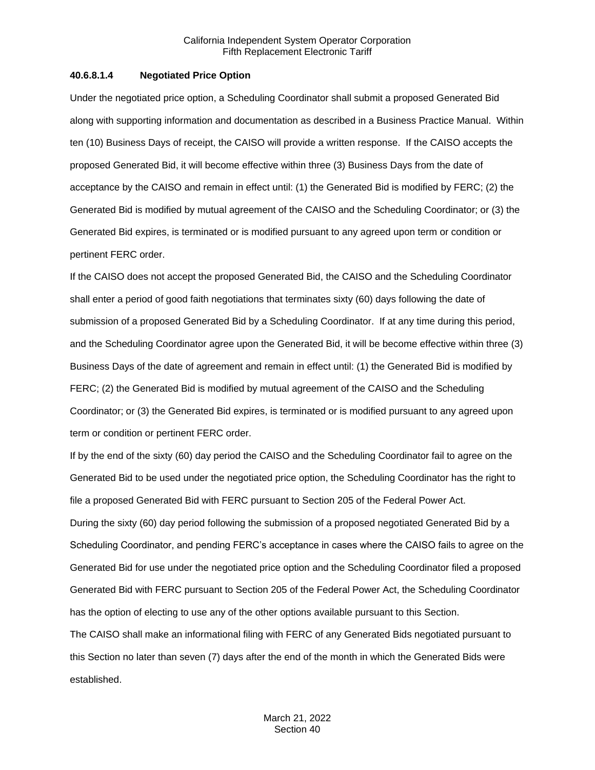#### 40.6.8.1.4 Negotiated Price Option

Under the negotiated price option, a Scheduling Coordinator shall submit a proposed Generated Bid along with supporting information and documentation as described in a Business Practice Manual. Within ten (10) Business Days of receipt, the CAISO will provide a written response. If the CAISO accepts the proposed Generated Bid, it will become effective within three (3) Business Days from the date of acceptance by the CAISO and remain in effect until: (1) the Generated Bid is modified by FERC; (2) the Generated Bid is modified by mutual agreement of the CAISO and the Scheduling Coordinator; or (3) the Generated Bid expires, is terminated or is modified pursuant to any agreed upon term or condition or pertinent FERC order.

If the CAISO does not accept the proposed Generated Bid, the CAISO and the Scheduling Coordinator shall enter a period of good faith negotiations that terminates sixty (60) days following the date of submission of a proposed Generated Bid by a Scheduling Coordinator. If at any time during this period, and the Scheduling Coordinator agree upon the Generated Bid, it will be become effective within three (3) Business Days of the date of agreement and remain in effect until: (1) the Generated Bid is modified by FERC; (2) the Generated Bid is modified by mutual agreement of the CAISO and the Scheduling Coordinator; or (3) the Generated Bid expires, is terminated or is modified pursuant to any agreed upon term or condition or pertinent FERC order.

If by the end of the sixty (60) day period the CAISO and the Scheduling Coordinator fail to agree on the Generated Bid to be used under the negotiated price option, the Scheduling Coordinator has the right to file a proposed Generated Bid with FERC pursuant to Section 205 of the Federal Power Act.

During the sixty (60) day period following the submission of a proposed negotiated Generated Bid by a Scheduling Coordinator, and pending FERC's acceptance in cases where the CAISO fails to agree on the Generated Bid for use under the negotiated price option and the Scheduling Coordinator filed a proposed Generated Bid with FERC pursuant to Section 205 of the Federal Power Act, the Scheduling Coordinator has the option of electing to use any of the other options available pursuant to this Section.

The CAISO shall make an informational filing with FERC of any Generated Bids negotiated pursuant to this Section no later than seven (7) days after the end of the month in which the Generated Bids were established.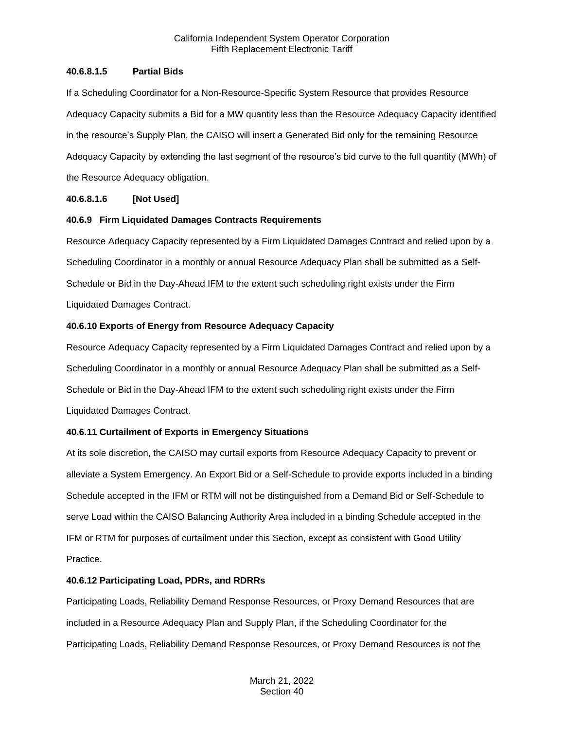#### 40.6.8.1.5 Partial Bids

If a Scheduling Coordinator for a Non-Resource-Specific System Resource that provides Resource Adequacy Capacity submits a Bid for a MW quantity less than the Resource Adequacy Capacity identified in the resource's Supply Plan, the CAISO will insert a Generated Bid only for the remaining Resource Adequacy Capacity by extending the last segment of the resource's bid curve to the full quantity (MWh) of the Resource Adequacy obligation.

#### 40.6.8.1.6 [Not Used]

### 40.6.9 Firm Liquidated Damages Contracts Requirements

Resource Adequacy Capacity represented by a Firm Liquidated Damages Contract and relied upon by a Scheduling Coordinator in a monthly or annual Resource Adequacy Plan shall be submitted as a Self-Schedule or Bid in the Day-Ahead IFM to the extent such scheduling right exists under the Firm Liquidated Damages Contract.

### 40.6.10 Exports of Energy from Resource Adequacy Capacity

Resource Adequacy Capacity represented by a Firm Liquidated Damages Contract and relied upon by a Scheduling Coordinator in a monthly or annual Resource Adequacy Plan shall be submitted as a Self-Schedule or Bid in the Day-Ahead IFM to the extent such scheduling right exists under the Firm Liquidated Damages Contract.

### 40.6.11 Curtailment of Exports in Emergency Situations

At its sole discretion, the CAISO may curtail exports from Resource Adequacy Capacity to prevent or alleviate a System Emergency. An Export Bid or a Self-Schedule to provide exports included in a binding Schedule accepted in the IFM or RTM will not be distinguished from a Demand Bid or Self-Schedule to serve Load within the CAISO Balancing Authority Area included in a binding Schedule accepted in the IFM or RTM for purposes of curtailment under this Section, except as consistent with Good Utility Practice.

### 40.6.12 Participating Load, PDRs, and RDRRs

Participating Loads, Reliability Demand Response Resources, or Proxy Demand Resources that are included in a Resource Adequacy Plan and Supply Plan, if the Scheduling Coordinator for the Participating Loads, Reliability Demand Response Resources, or Proxy Demand Resources is not the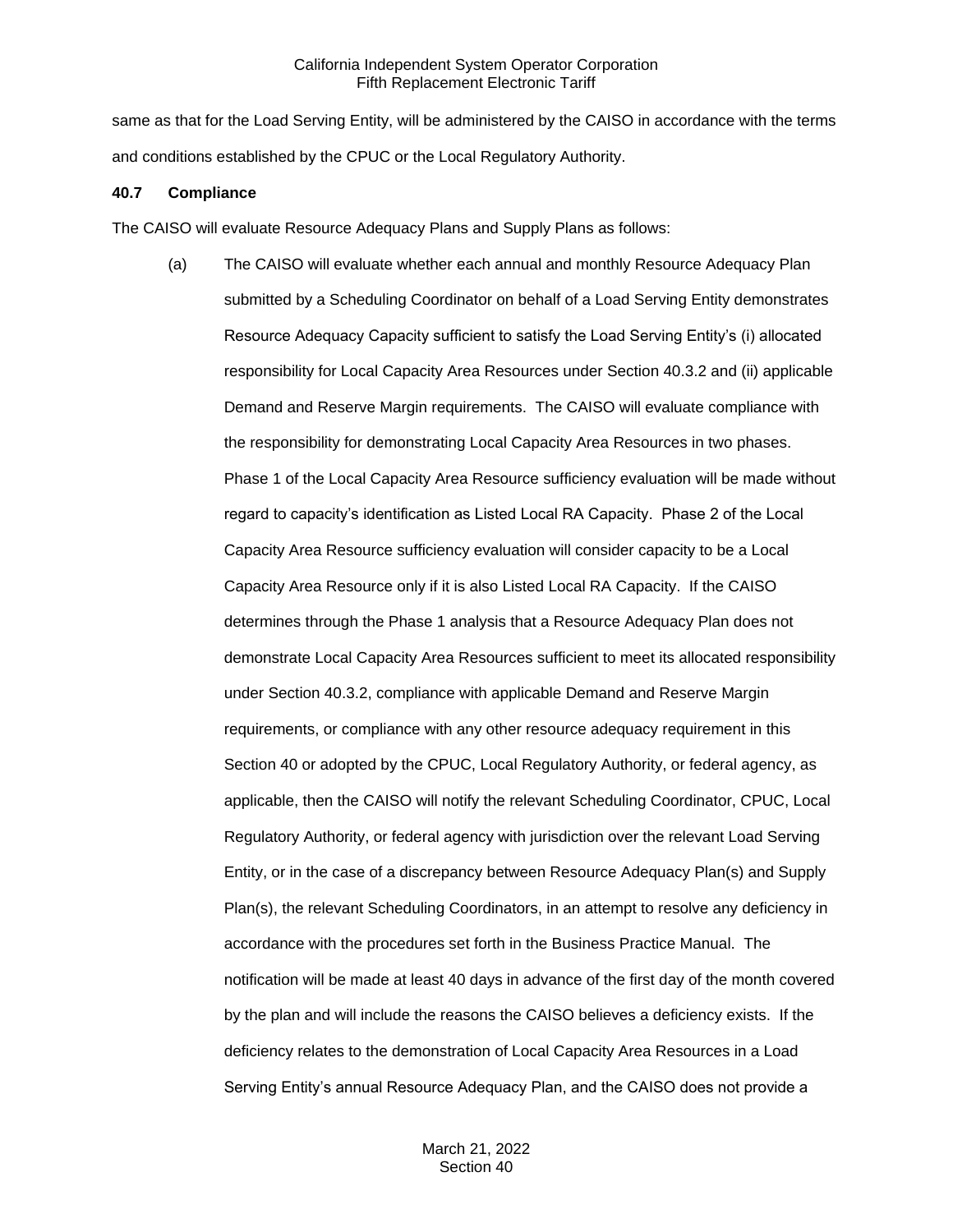same as that for the Load Serving Entity, will be administered by the CAISO in accordance with the terms and conditions established by the CPUC or the Local Regulatory Authority.

### 40.7 Compliance

The CAISO will evaluate Resource Adequacy Plans and Supply Plans as follows:

(a) The CAISO will evaluate whether each annual and monthly Resource Adequacy Plan submitted by a Scheduling Coordinator on behalf of a Load Serving Entity demonstrates Resource Adequacy Capacity sufficient to satisfy the Load Serving Entity's (i) allocated responsibility for Local Capacity Area Resources under Section 40.3.2 and (ii) applicable Demand and Reserve Margin requirements. The CAISO will evaluate compliance with the responsibility for demonstrating Local Capacity Area Resources in two phases. Phase 1 of the Local Capacity Area Resource sufficiency evaluation will be made without regard to capacity's identification as Listed Local RA Capacity. Phase 2 of the Local Capacity Area Resource sufficiency evaluation will consider capacity to be a Local Capacity Area Resource only if it is also Listed Local RA Capacity. If the CAISO determines through the Phase 1 analysis that a Resource Adequacy Plan does not demonstrate Local Capacity Area Resources sufficient to meet its allocated responsibility under Section 40.3.2, compliance with applicable Demand and Reserve Margin requirements, or compliance with any other resource adequacy requirement in this Section 40 or adopted by the CPUC, Local Regulatory Authority, or federal agency, as applicable, then the CAISO will notify the relevant Scheduling Coordinator, CPUC, Local Regulatory Authority, or federal agency with jurisdiction over the relevant Load Serving Entity, or in the case of a discrepancy between Resource Adequacy Plan(s) and Supply Plan(s), the relevant Scheduling Coordinators, in an attempt to resolve any deficiency in accordance with the procedures set forth in the Business Practice Manual. The notification will be made at least 40 days in advance of the first day of the month covered by the plan and will include the reasons the CAISO believes a deficiency exists. If the deficiency relates to the demonstration of Local Capacity Area Resources in a Load Serving Entity's annual Resource Adequacy Plan, and the CAISO does not provide a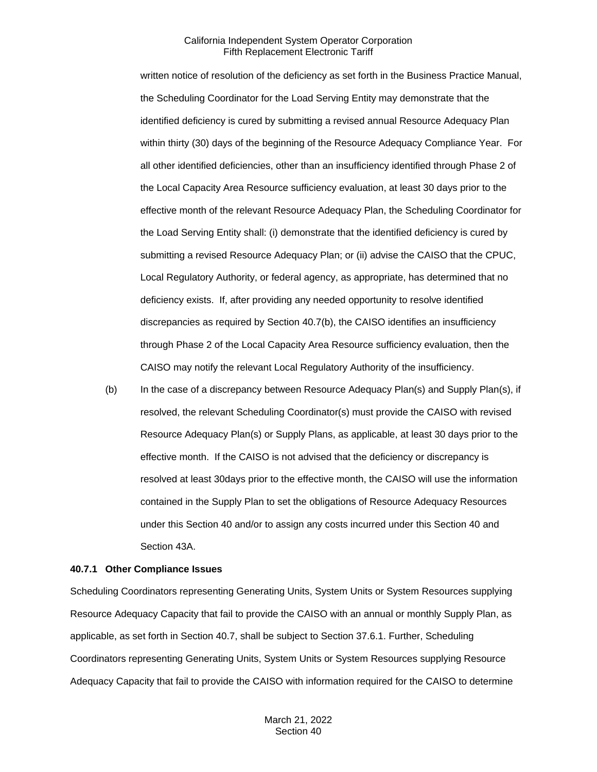written notice of resolution of the deficiency as set forth in the Business Practice Manual, the Scheduling Coordinator for the Load Serving Entity may demonstrate that the identified deficiency is cured by submitting a revised annual Resource Adequacy Plan within thirty (30) days of the beginning of the Resource Adequacy Compliance Year. For all other identified deficiencies, other than an insufficiency identified through Phase 2 of the Local Capacity Area Resource sufficiency evaluation, at least 30 days prior to the effective month of the relevant Resource Adequacy Plan, the Scheduling Coordinator for the Load Serving Entity shall: (i) demonstrate that the identified deficiency is cured by submitting a revised Resource Adequacy Plan; or (ii) advise the CAISO that the CPUC, Local Regulatory Authority, or federal agency, as appropriate, has determined that no deficiency exists. If, after providing any needed opportunity to resolve identified discrepancies as required by Section 40.7(b), the CAISO identifies an insufficiency through Phase 2 of the Local Capacity Area Resource sufficiency evaluation, then the CAISO may notify the relevant Local Regulatory Authority of the insufficiency.

(b) In the case of a discrepancy between Resource Adequacy Plan(s) and Supply Plan(s), if resolved, the relevant Scheduling Coordinator(s) must provide the CAISO with revised Resource Adequacy Plan(s) or Supply Plans, as applicable, at least 30 days prior to the effective month. If the CAISO is not advised that the deficiency or discrepancy is resolved at least 30days prior to the effective month, the CAISO will use the information contained in the Supply Plan to set the obligations of Resource Adequacy Resources under this Section 40 and/or to assign any costs incurred under this Section 40 and Section 43A.

**40.7.1 Other Compliance Issues**

Scheduling Coordinators representing Generating Units, System Units or System Resources supplying Resource Adequacy Capacity that fail to provide the CAISO with an annual or monthly Supply Plan, as applicable, as set forth in Section 40.7, shall be subject to Section 37.6.1. Further, Scheduling Coordinators representing Generating Units, System Units or System Resources supplying Resource Adequacy Capacity that fail to provide the CAISO with information required for the CAISO to determine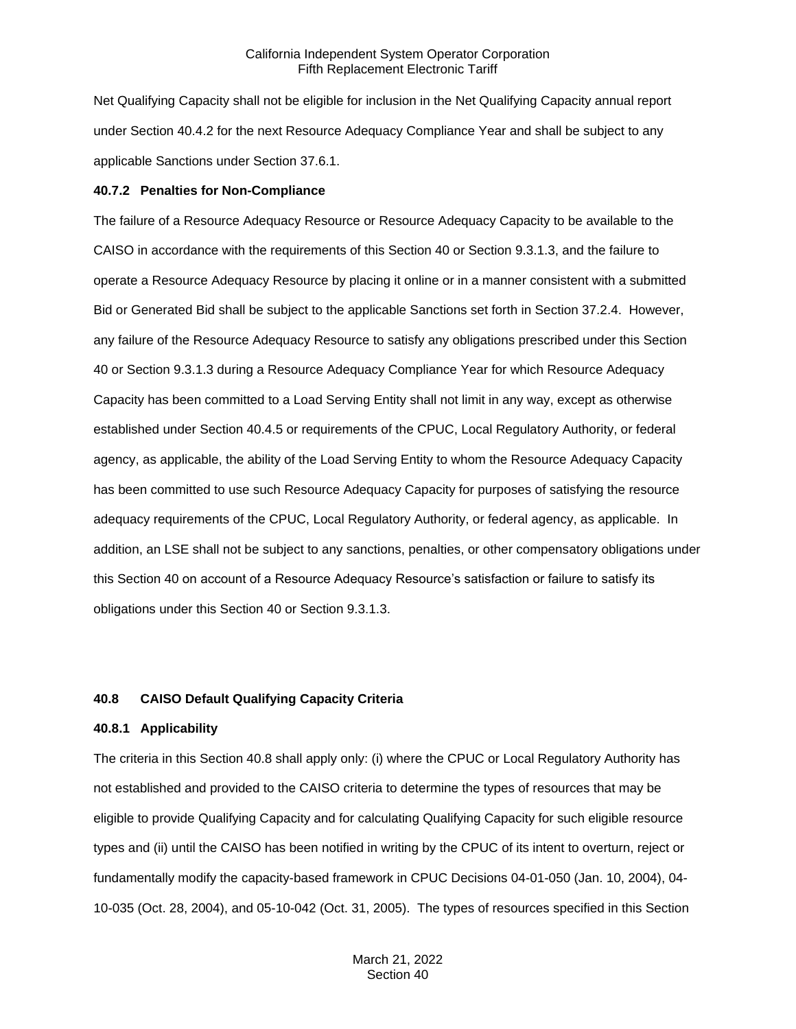Net Qualifying Capacity shall not be eligible for inclusion in the Net Qualifying Capacity annual report under Section 40.4.2 for the next Resource Adequacy Compliance Year and shall be subject to any applicable Sanctions under Section 37.6.1.

**40.7.2 Penalties for Non-Compliance**

The failure of a Resource Adequacy Resource or Resource Adequacy Capacity to be available to the CAISO in accordance with the requirements of this Section 40 or Section 9.3.1.3, and the failure to operate a Resource Adequacy Resource by placing it online or in a manner consistent with a submitted Bid or Generated Bid shall be subject to the applicable Sanctions set forth in Section 37.2.4. However, any failure of the Resource Adequacy Resource to satisfy any obligations prescribed under this Section 40 or Section 9.3.1.3 during a Resource Adequacy Compliance Year for which Resource Adequacy Capacity has been committed to a Load Serving Entity shall not limit in any way, except as otherwise established under Section 40.4.5 or requirements of the CPUC, Local Regulatory Authority, or federal agency, as applicable, the ability of the Load Serving Entity to whom the Resource Adequacy Capacity has been committed to use such Resource Adequacy Capacity for purposes of satisfying the resource adequacy requirements of the CPUC, Local Regulatory Authority, or federal agency, as applicable. In addition, an LSE shall not be subject to any sanctions, penalties, or other compensatory obligations under this Section 40 on account of a Resource Adequacy Resource's satisfaction or failure to satisfy its obligations under this Section 40 or Section 9.3.1.3.

**40.8 CAISO Default Qualifying Capacity Criteria**

**40.8.1 Applicability**

The criteria in this Section 40.8 shall apply only: (i) where the CPUC or Local Regulatory Authority has not established and provided to the CAISO criteria to determine the types of resources that may be eligible to provide Qualifying Capacity and for calculating Qualifying Capacity for such eligible resource types and (ii) until the CAISO has been notified in writing by the CPUC of its intent to overturn, reject or fundamentally modify the capacity-based framework in CPUC Decisions 04-01-050 (Jan. 10, 2004), 04-10-035 (Oct. 28, 2004), and 05-10-042 (Oct. 31, 2005). The types of resources specified in this Section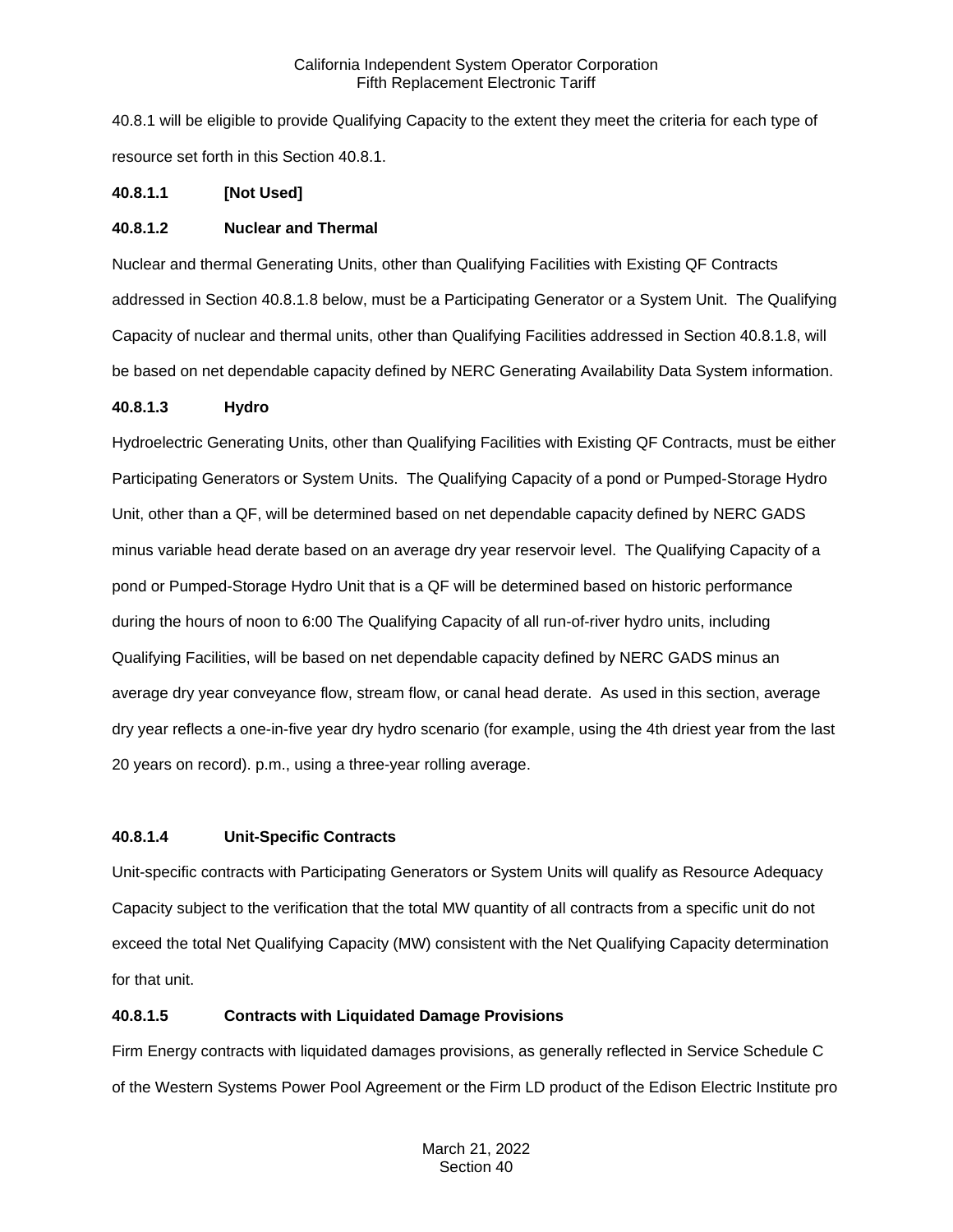40.8.1 will be eligible to provide Qualifying Capacity to the extent they meet the criteria for each type of resource set forth in this Section 40.8.1.

**40.8.1.1 [Not Used]**

**40.8.1.2 Nuclear and Thermal**

Nuclear and thermal Generating Units, other than Qualifying Facilities with Existing QF Contracts addressed in Section 40.8.1.8 below, must be a Participating Generator or a System Unit. The Qualifying Capacity of nuclear and thermal units, other than Qualifying Facilities addressed in Section 40.8.1.8, will be based on net dependable capacity defined by NERC Generating Availability Data System information.

**40.8.1.3 Hydro**

Hydroelectric Generating Units, other than Qualifying Facilities with Existing QF Contracts, must be either Participating Generators or System Units. The Qualifying Capacity of a pond or Pumped-Storage Hydro Unit, other than a QF, will be determined based on net dependable capacity defined by NERC GADS minus variable head derate based on an average dry year reservoir level. The Qualifying Capacity of a pond or Pumped-Storage Hydro Unit that is a QF will be determined based on historic performance during the hours of noon to 6:00 The Qualifying Capacity of all run-of-river hydro units, including Qualifying Facilities, will be based on net dependable capacity defined by NERC GADS minus an average dry year conveyance flow, stream flow, or canal head derate. As used in this section, average dry year reflects a one-in-five year dry hydro scenario (for example, using the 4th driest year from the last 20 years on record). p.m., using a three-year rolling average.

**40.8.1.4 Unit-Specific Contracts**

Unit-specific contracts with Participating Generators or System Units will qualify as Resource Adequacy Capacity subject to the verification that the total MW quantity of all contracts from a specific unit do not exceed the total Net Qualifying Capacity (MW) consistent with the Net Qualifying Capacity determination for that unit.

**40.8.1.5 Contracts with Liquidated Damage Provisions**

Firm Energy contracts with liquidated damages provisions, as generally reflected in Service Schedule C of the Western Systems Power Pool Agreement or the Firm LD product of the Edison Electric Institute pro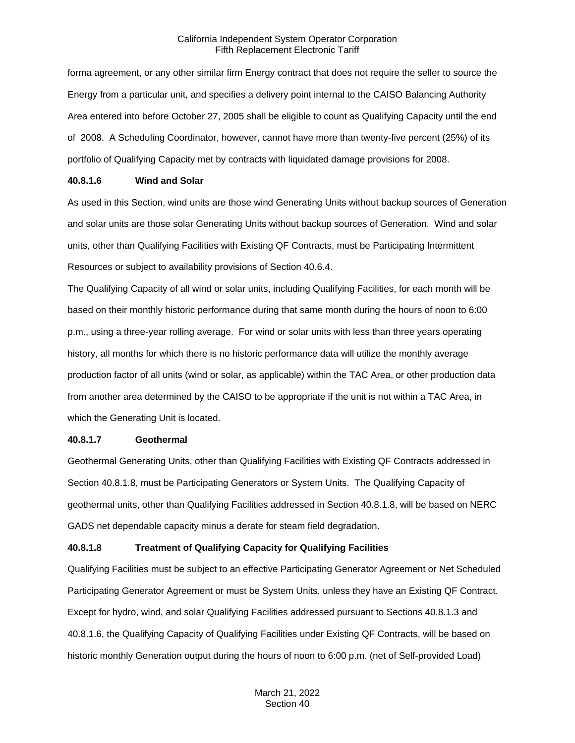forma agreement, or any other similar firm Energy contract that does not require the seller to source the Energy from a particular unit, and specifies a delivery point internal to the CAISO Balancing Authority Area entered into before October 27, 2005 shall be eligible to count as Qualifying Capacity until the end of 2008. A Scheduling Coordinator, however, cannot have more than twenty-five percent (25%) of its portfolio of Qualifying Capacity met by contracts with liquidated damage provisions for 2008.

**40.8.1.6 Wind and Solar**

As used in this Section, wind units are those wind Generating Units without backup sources of Generation and solar units are those solar Generating Units without backup sources of Generation. Wind and solar units, other than Qualifying Facilities with Existing QF Contracts, must be Participating Intermittent Resources or subject to availability provisions of Section 40.6.4.

The Qualifying Capacity of all wind or solar units, including Qualifying Facilities, for each month will be based on their monthly historic performance during that same month during the hours of noon to 6:00 p.m., using a three-year rolling average. For wind or solar units with less than three years operating history, all months for which there is no historic performance data will utilize the monthly average production factor of all units (wind or solar, as applicable) within the TAC Area, or other production data from another area determined by the CAISO to be appropriate if the unit is not within a TAC Area, in which the Generating Unit is located.

**40.8.1.7 Geothermal**

Geothermal Generating Units, other than Qualifying Facilities with Existing QF Contracts addressed in Section 40.8.1.8, must be Participating Generators or System Units. The Qualifying Capacity of geothermal units, other than Qualifying Facilities addressed in Section 40.8.1.8, will be based on NERC GADS net dependable capacity minus a derate for steam field degradation.

**40.8.1.8 Treatment of Qualifying Capacity for Qualifying Facilities**

Qualifying Facilities must be subject to an effective Participating Generator Agreement or Net Scheduled Participating Generator Agreement or must be System Units, unless they have an Existing QF Contract. Except for hydro, wind, and solar Qualifying Facilities addressed pursuant to Sections 40.8.1.3 and 40.8.1.6, the Qualifying Capacity of Qualifying Facilities under Existing QF Contracts, will be based on historic monthly Generation output during the hours of noon to 6:00 p.m. (net of Self-provided Load)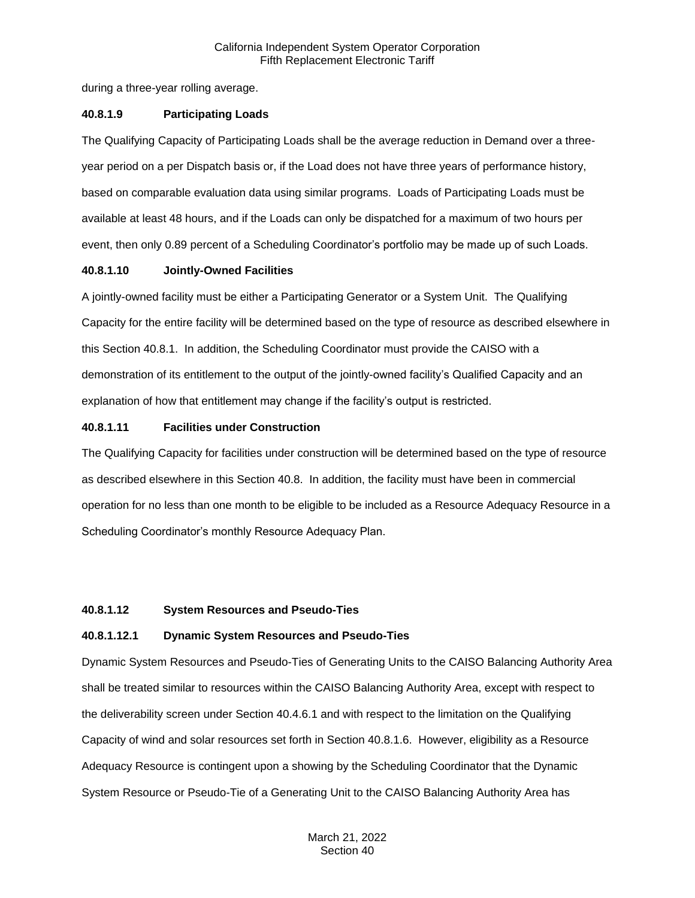during a three-year rolling average.

**40.8.1.9 Participating Loads**

The Qualifying Capacity of Participating Loads shall be the average reduction in Demand over a three-year period on a per Dispatch basis or, if the Load does not have three years of performance history, based on comparable evaluation data using similar programs. Loads of Participating Loads must be available at least 48 hours, and if the Loads can only be dispatched for a maximum of two hours per event, then only 0.89 percent of a Scheduling Coordinator's portfolio may be made up of such Loads.

**40.8.1.10 Jointly-Owned Facilities**

A jointly-owned facility must be either a Participating Generator or a System Unit. The Qualifying Capacity for the entire facility will be determined based on the type of resource as described elsewhere in this Section 40.8.1. In addition, the Scheduling Coordinator must provide the CAISO with a demonstration of its entitlement to the output of the jointly-owned facility's Qualified Capacity and an explanation of how that entitlement may change if the facility's output is restricted.

**40.8.1.11 Facilities under Construction**

The Qualifying Capacity for facilities under construction will be determined based on the type of resource as described elsewhere in this Section 40.8. In addition, the facility must have been in commercial operation for no less than one month to be eligible to be included as a Resource Adequacy Resource in a Scheduling Coordinator's monthly Resource Adequacy Plan.

**40.8.1.12 System Resources and Pseudo-Ties**

**40.8.1.12.1 Dynamic System Resources and Pseudo-Ties**

Dynamic System Resources and Pseudo-Ties of Generating Units to the CAISO Balancing Authority Area shall be treated similar to resources within the CAISO Balancing Authority Area, except with respect to the deliverability screen under Section 40.4.6.1 and with respect to the limitation on the Qualifying Capacity of wind and solar resources set forth in Section 40.8.1.6. However, eligibility as a Resource Adequacy Resource is contingent upon a showing by the Scheduling Coordinator that the Dynamic System Resource or Pseudo-Tie of a Generating Unit to the CAISO Balancing Authority Area has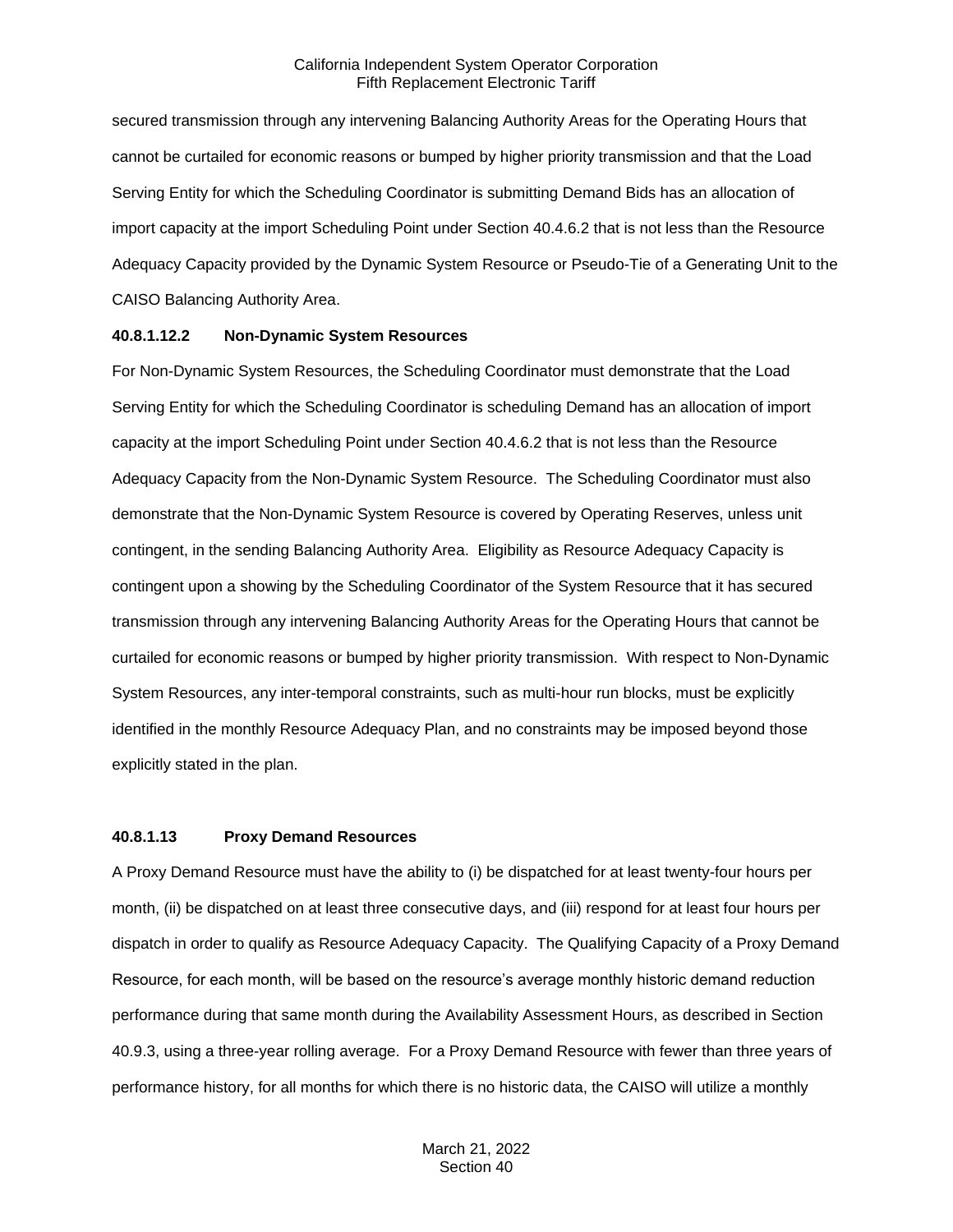secured transmission through any intervening Balancing Authority Areas for the Operating Hours that cannot be curtailed for economic reasons or bumped by higher priority transmission and that the Load Serving Entity for which the Scheduling Coordinator is submitting Demand Bids has an allocation of import capacity at the import Scheduling Point under Section 40.4.6.2 that is not less than the Resource Adequacy Capacity provided by the Dynamic System Resource or Pseudo-Tie of a Generating Unit to the CAISO Balancing Authority Area.

**40.8.1.12.2 Non-Dynamic System Resources**

For Non-Dynamic System Resources, the Scheduling Coordinator must demonstrate that the Load Serving Entity for which the Scheduling Coordinator is scheduling Demand has an allocation of import capacity at the import Scheduling Point under Section 40.4.6.2 that is not less than the Resource Adequacy Capacity from the Non-Dynamic System Resource. The Scheduling Coordinator must also demonstrate that the Non-Dynamic System Resource is covered by Operating Reserves, unless unit contingent, in the sending Balancing Authority Area. Eligibility as Resource Adequacy Capacity is contingent upon a showing by the Scheduling Coordinator of the System Resource that it has secured transmission through any intervening Balancing Authority Areas for the Operating Hours that cannot be curtailed for economic reasons or bumped by higher priority transmission. With respect to Non-Dynamic System Resources, any inter-temporal constraints, such as multi-hour run blocks, must be explicitly identified in the monthly Resource Adequacy Plan, and no constraints may be imposed beyond those explicitly stated in the plan.

**40.8.1.13 Proxy Demand Resources**

A Proxy Demand Resource must have the ability to (i) be dispatched for at least twenty-four hours per month, (ii) be dispatched on at least three consecutive days, and (iii) respond for at least four hours per dispatch in order to qualify as Resource Adequacy Capacity. The Qualifying Capacity of a Proxy Demand Resource, for each month, will be based on the resource's average monthly historic demand reduction performance during that same month during the Availability Assessment Hours, as described in Section 40.9.3, using a three-year rolling average. For a Proxy Demand Resource with fewer than three years of performance history, for all months for which there is no historic data, the CAISO will utilize a monthly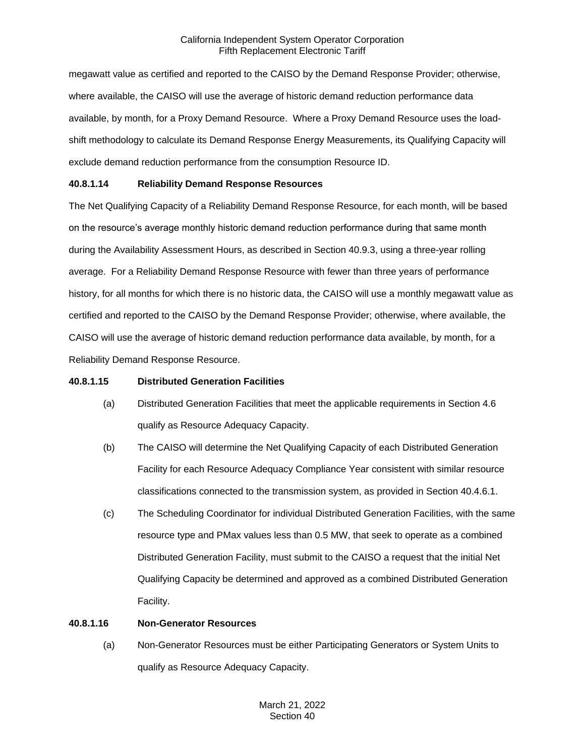megawatt value as certified and reported to the CAISO by the Demand Response Provider; otherwise, where available, the CAISO will use the average of historic demand reduction performance data available, by month, for a Proxy Demand Resource. Where a Proxy Demand Resource uses the load-shift methodology to calculate its Demand Response Energy Measurements, its Qualifying Capacity will exclude demand reduction performance from the consumption Resource ID.

**40.8.1.14 Reliability Demand Response Resources**

The Net Qualifying Capacity of a Reliability Demand Response Resource, for each month, will be based on the resource's average monthly historic demand reduction performance during that same month during the Availability Assessment Hours, as described in Section 40.9.3, using a three-year rolling average. For a Reliability Demand Response Resource with fewer than three years of performance history, for all months for which there is no historic data, the CAISO will use a monthly megawatt value as certified and reported to the CAISO by the Demand Response Provider; otherwise, where available, the CAISO will use the average of historic demand reduction performance data available, by month, for a Reliability Demand Response Resource.

**40.8.1.15 Distributed Generation Facilities**

(a) Distributed Generation Facilities that meet the applicable requirements in Section 4.6 qualify as Resource Adequacy Capacity.

(b) The CAISO will determine the Net Qualifying Capacity of each Distributed Generation Facility for each Resource Adequacy Compliance Year consistent with similar resource classifications connected to the transmission system, as provided in Section 40.4.6.1.

(c) The Scheduling Coordinator for individual Distributed Generation Facilities, with the same resource type and PMax values less than 0.5 MW, that seek to operate as a combined Distributed Generation Facility, must submit to the CAISO a request that the initial Net Qualifying Capacity be determined and approved as a combined Distributed Generation Facility.

**40.8.1.16 Non-Generator Resources**

(a) Non-Generator Resources must be either Participating Generators or System Units to qualify as Resource Adequacy Capacity.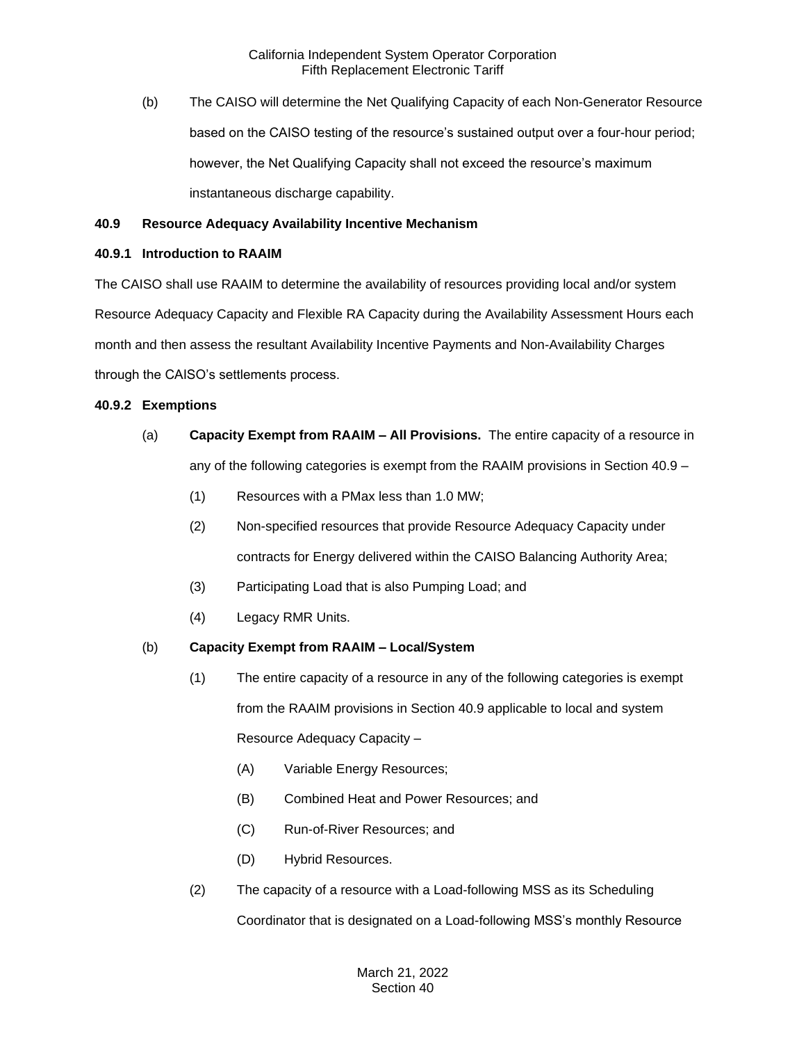(b) The CAISO will determine the Net Qualifying Capacity of each Non-Generator Resource based on the CAISO testing of the resource's sustained output over a four-hour period; however, the Net Qualifying Capacity shall not exceed the resource's maximum instantaneous discharge capability.

### 40.9 Resource Adequacy Availability Incentive Mechanism

#### 40.9.1 Introduction to RAAIM

The CAISO shall use RAAIM to determine the availability of resources providing local and/or system Resource Adequacy Capacity and Flexible RA Capacity during the Availability Assessment Hours each month and then assess the resultant Availability Incentive Payments and Non-Availability Charges through the CAISO's settlements process.

#### 40.9.2 Exemptions

(a) **Capacity Exempt from RAAIM – All Provisions.** The entire capacity of a resource in any of the following categories is exempt from the RAAIM provisions in Section 40.9 –

  (1) Resources with a PMax less than 1.0 MW;

  (2) Non-specified resources that provide Resource Adequacy Capacity under contracts for Energy delivered within the CAISO Balancing Authority Area;

  (3) Participating Load that is also Pumping Load; and

  (4) Legacy RMR Units.

(b) **Capacity Exempt from RAAIM – Local/System**

  (1) The entire capacity of a resource in any of the following categories is exempt from the RAAIM provisions in Section 40.9 applicable to local and system Resource Adequacy Capacity –

    (A) Variable Energy Resources;

    (B) Combined Heat and Power Resources; and

    (C) Run-of-River Resources; and

    (D) Hybrid Resources.

  (2) The capacity of a resource with a Load-following MSS as its Scheduling Coordinator that is designated on a Load-following MSS's monthly Resource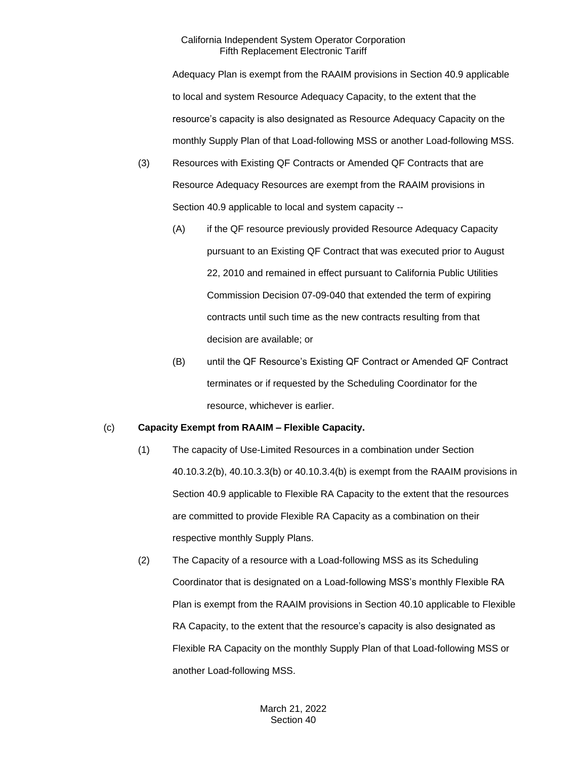Adequacy Plan is exempt from the RAAIM provisions in Section 40.9 applicable to local and system Resource Adequacy Capacity, to the extent that the resource's capacity is also designated as Resource Adequacy Capacity on the monthly Supply Plan of that Load-following MSS or another Load-following MSS.

(3) Resources with Existing QF Contracts or Amended QF Contracts that are Resource Adequacy Resources are exempt from the RAAIM provisions in Section 40.9 applicable to local and system capacity --

(A) if the QF resource previously provided Resource Adequacy Capacity pursuant to an Existing QF Contract that was executed prior to August 22, 2010 and remained in effect pursuant to California Public Utilities Commission Decision 07-09-040 that extended the term of expiring contracts until such time as the new contracts resulting from that decision are available; or

(B) until the QF Resource's Existing QF Contract or Amended QF Contract terminates or if requested by the Scheduling Coordinator for the resource, whichever is earlier.

(c) **Capacity Exempt from RAAIM – Flexible Capacity.**

(1) The capacity of Use-Limited Resources in a combination under Section 40.10.3.2(b), 40.10.3.3(b) or 40.10.3.4(b) is exempt from the RAAIM provisions in Section 40.9 applicable to Flexible RA Capacity to the extent that the resources are committed to provide Flexible RA Capacity as a combination on their respective monthly Supply Plans.

(2) The Capacity of a resource with a Load-following MSS as its Scheduling Coordinator that is designated on a Load-following MSS's monthly Flexible RA Plan is exempt from the RAAIM provisions in Section 40.10 applicable to Flexible RA Capacity, to the extent that the resource's capacity is also designated as Flexible RA Capacity on the monthly Supply Plan of that Load-following MSS or another Load-following MSS.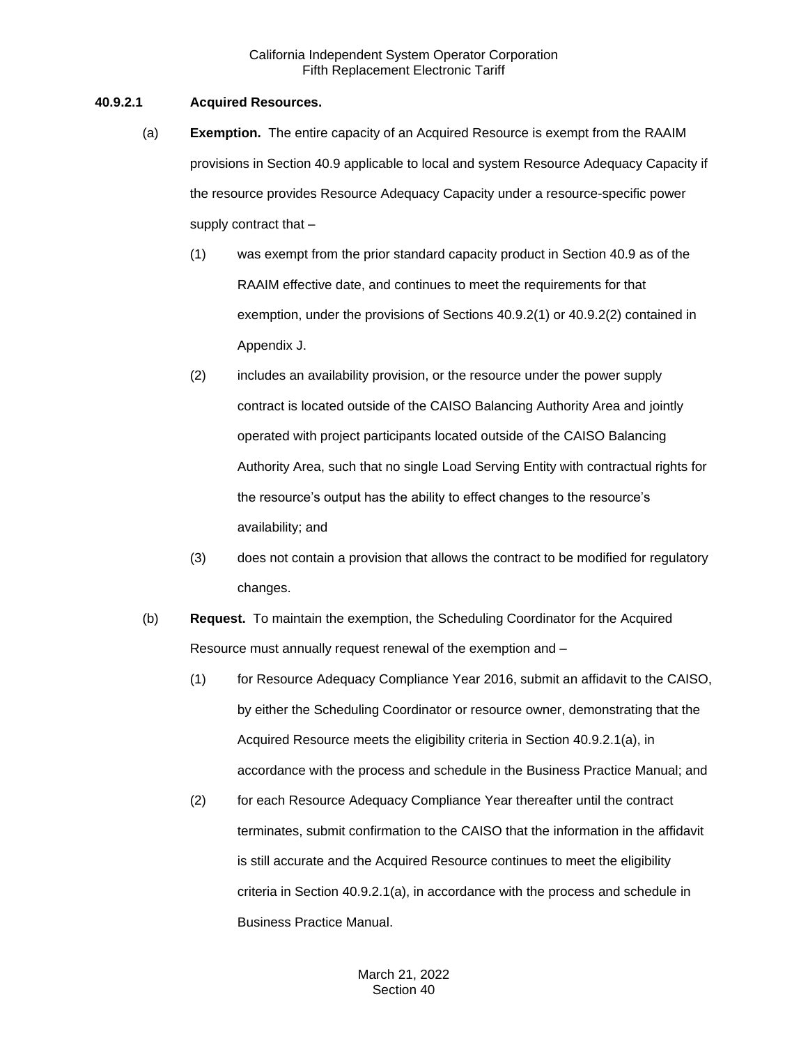### 40.9.2.1 Acquired Resources.

(a) **Exemption.** The entire capacity of an Acquired Resource is exempt from the RAAIM provisions in Section 40.9 applicable to local and system Resource Adequacy Capacity if the resource provides Resource Adequacy Capacity under a resource-specific power supply contract that –

(1) was exempt from the prior standard capacity product in Section 40.9 as of the RAAIM effective date, and continues to meet the requirements for that exemption, under the provisions of Sections 40.9.2(1) or 40.9.2(2) contained in Appendix J.

(2) includes an availability provision, or the resource under the power supply contract is located outside of the CAISO Balancing Authority Area and jointly operated with project participants located outside of the CAISO Balancing Authority Area, such that no single Load Serving Entity with contractual rights for the resource's output has the ability to effect changes to the resource's availability; and

(3) does not contain a provision that allows the contract to be modified for regulatory changes.

(b) **Request.** To maintain the exemption, the Scheduling Coordinator for the Acquired Resource must annually request renewal of the exemption and –

(1) for Resource Adequacy Compliance Year 2016, submit an affidavit to the CAISO, by either the Scheduling Coordinator or resource owner, demonstrating that the Acquired Resource meets the eligibility criteria in Section 40.9.2.1(a), in accordance with the process and schedule in the Business Practice Manual; and

(2) for each Resource Adequacy Compliance Year thereafter until the contract terminates, submit confirmation to the CAISO that the information in the affidavit is still accurate and the Acquired Resource continues to meet the eligibility criteria in Section 40.9.2.1(a), in accordance with the process and schedule in Business Practice Manual.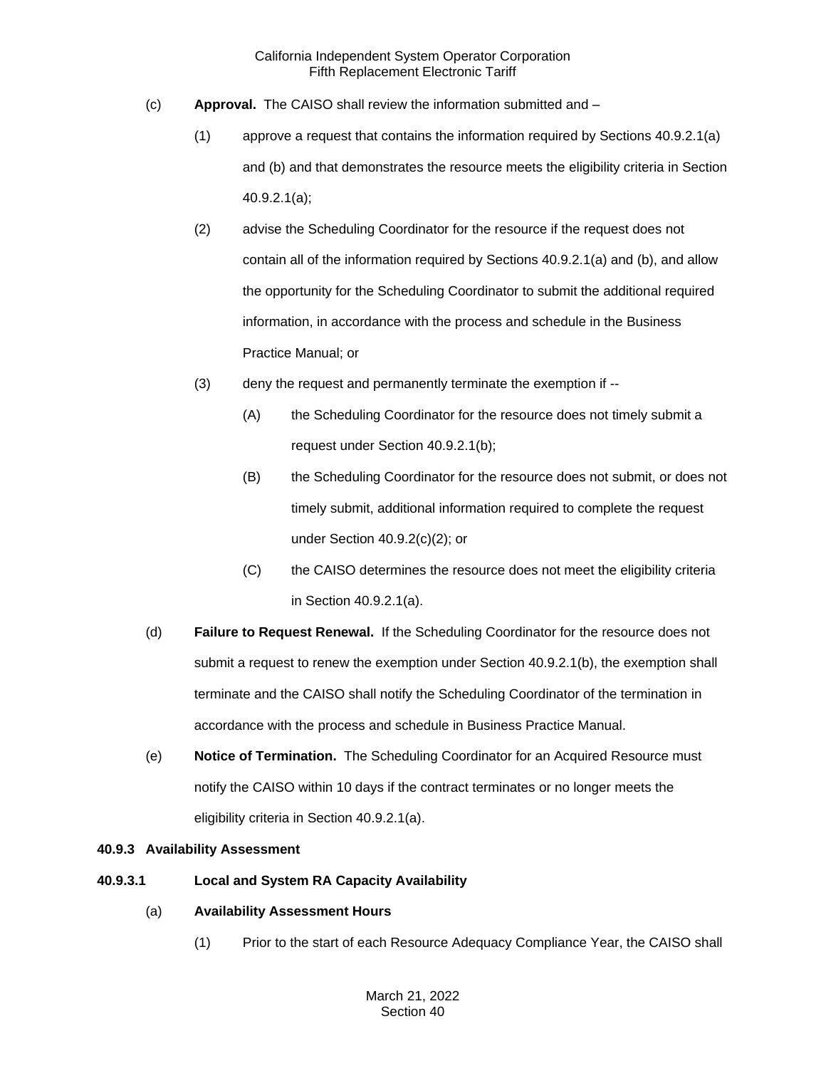(c) **Approval.** The CAISO shall review the information submitted and –

(1) approve a request that contains the information required by Sections 40.9.2.1(a) and (b) and that demonstrates the resource meets the eligibility criteria in Section 40.9.2.1(a);

(2) advise the Scheduling Coordinator for the resource if the request does not contain all of the information required by Sections 40.9.2.1(a) and (b), and allow the opportunity for the Scheduling Coordinator to submit the additional required information, in accordance with the process and schedule in the Business Practice Manual; or

(3) deny the request and permanently terminate the exemption if --

(A) the Scheduling Coordinator for the resource does not timely submit a request under Section 40.9.2.1(b);

(B) the Scheduling Coordinator for the resource does not submit, or does not timely submit, additional information required to complete the request under Section 40.9.2(c)(2); or

(C) the CAISO determines the resource does not meet the eligibility criteria in Section 40.9.2.1(a).

(d) **Failure to Request Renewal.** If the Scheduling Coordinator for the resource does not submit a request to renew the exemption under Section 40.9.2.1(b), the exemption shall terminate and the CAISO shall notify the Scheduling Coordinator of the termination in accordance with the process and schedule in Business Practice Manual.

(e) **Notice of Termination.** The Scheduling Coordinator for an Acquired Resource must notify the CAISO within 10 days if the contract terminates or no longer meets the eligibility criteria in Section 40.9.2.1(a).

**40.9.3 Availability Assessment**

**40.9.3.1 Local and System RA Capacity Availability**

(a) **Availability Assessment Hours**

(1) Prior to the start of each Resource Adequacy Compliance Year, the CAISO shall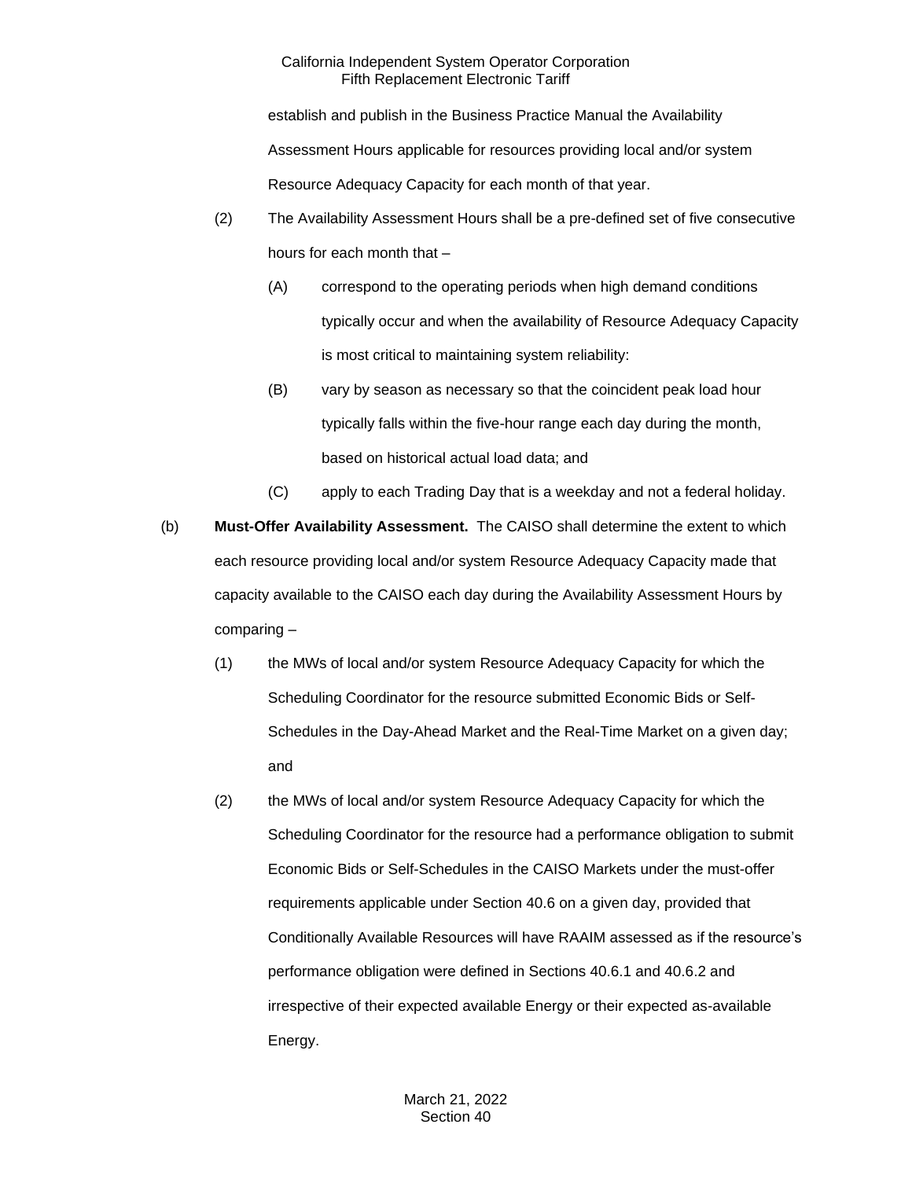establish and publish in the Business Practice Manual the Availability Assessment Hours applicable for resources providing local and/or system Resource Adequacy Capacity for each month of that year.

(2) The Availability Assessment Hours shall be a pre-defined set of five consecutive hours for each month that –

(A) correspond to the operating periods when high demand conditions typically occur and when the availability of Resource Adequacy Capacity is most critical to maintaining system reliability:

(B) vary by season as necessary so that the coincident peak load hour typically falls within the five-hour range each day during the month, based on historical actual load data; and

(C) apply to each Trading Day that is a weekday and not a federal holiday.

(b) **Must-Offer Availability Assessment.** The CAISO shall determine the extent to which each resource providing local and/or system Resource Adequacy Capacity made that capacity available to the CAISO each day during the Availability Assessment Hours by comparing –

(1) the MWs of local and/or system Resource Adequacy Capacity for which the Scheduling Coordinator for the resource submitted Economic Bids or Self-Schedules in the Day-Ahead Market and the Real-Time Market on a given day; and

(2) the MWs of local and/or system Resource Adequacy Capacity for which the Scheduling Coordinator for the resource had a performance obligation to submit Economic Bids or Self-Schedules in the CAISO Markets under the must-offer requirements applicable under Section 40.6 on a given day, provided that Conditionally Available Resources will have RAAIM assessed as if the resource's performance obligation were defined in Sections 40.6.1 and 40.6.2 and irrespective of their expected available Energy or their expected as-available Energy.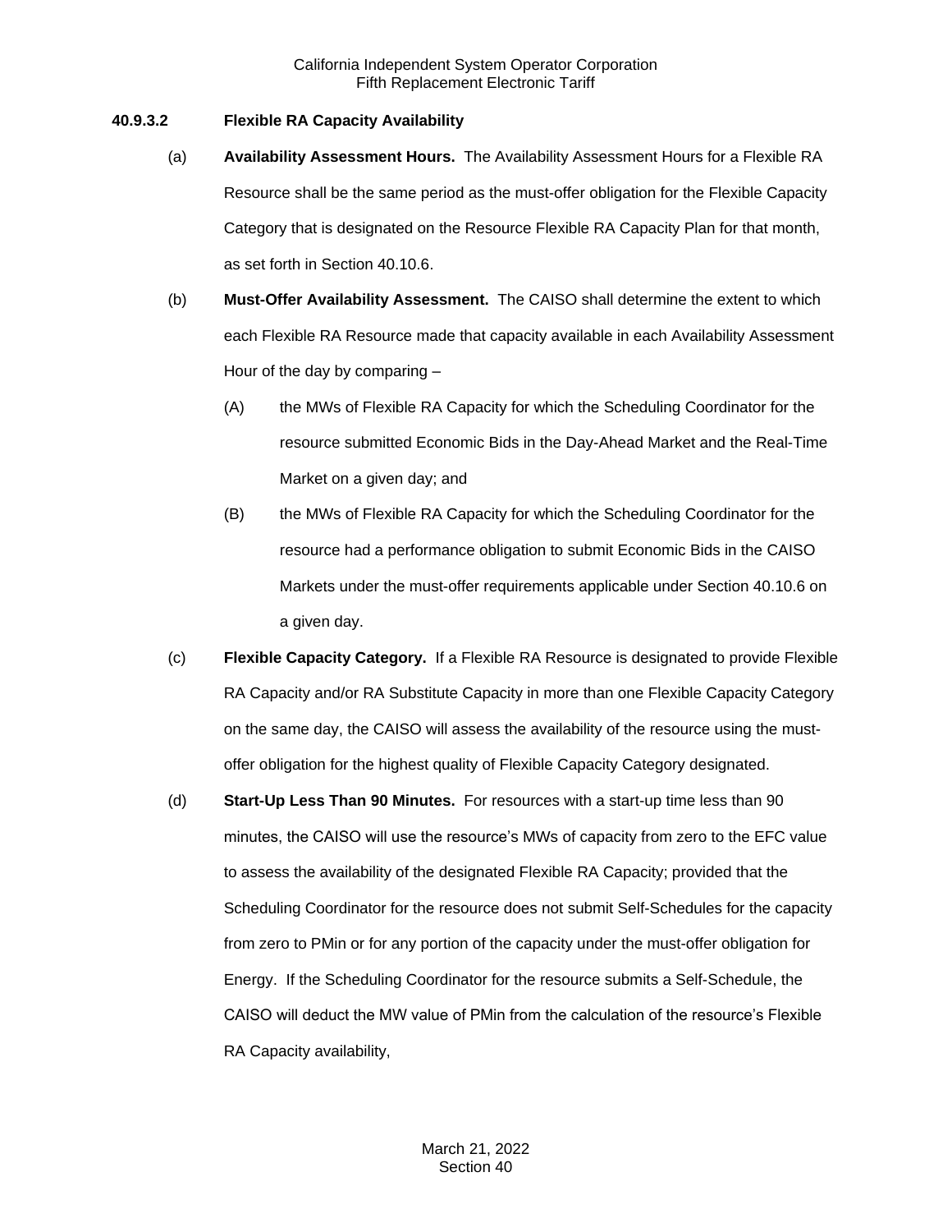### 40.9.3.2 Flexible RA Capacity Availability

(a) **Availability Assessment Hours.** The Availability Assessment Hours for a Flexible RA Resource shall be the same period as the must-offer obligation for the Flexible Capacity Category that is designated on the Resource Flexible RA Capacity Plan for that month, as set forth in Section 40.10.6.

(b) **Must-Offer Availability Assessment.** The CAISO shall determine the extent to which each Flexible RA Resource made that capacity available in each Availability Assessment Hour of the day by comparing –

(A) the MWs of Flexible RA Capacity for which the Scheduling Coordinator for the resource submitted Economic Bids in the Day-Ahead Market and the Real-Time Market on a given day; and

(B) the MWs of Flexible RA Capacity for which the Scheduling Coordinator for the resource had a performance obligation to submit Economic Bids in the CAISO Markets under the must-offer requirements applicable under Section 40.10.6 on a given day.

(c) **Flexible Capacity Category.** If a Flexible RA Resource is designated to provide Flexible RA Capacity and/or RA Substitute Capacity in more than one Flexible Capacity Category on the same day, the CAISO will assess the availability of the resource using the must-offer obligation for the highest quality of Flexible Capacity Category designated.

(d) **Start-Up Less Than 90 Minutes.** For resources with a start-up time less than 90 minutes, the CAISO will use the resource's MWs of capacity from zero to the EFC value to assess the availability of the designated Flexible RA Capacity; provided that the Scheduling Coordinator for the resource does not submit Self-Schedules for the capacity from zero to PMin or for any portion of the capacity under the must-offer obligation for Energy. If the Scheduling Coordinator for the resource submits a Self-Schedule, the CAISO will deduct the MW value of PMin from the calculation of the resource's Flexible RA Capacity availability,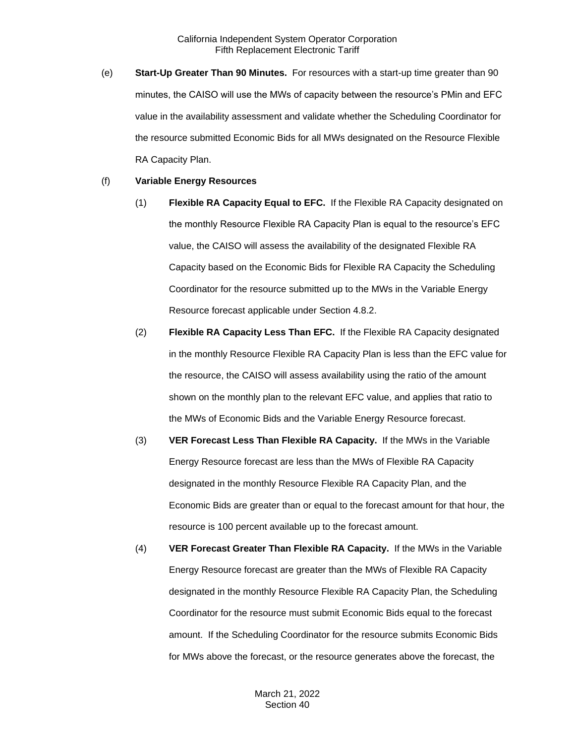(e) **Start-Up Greater Than 90 Minutes.** For resources with a start-up time greater than 90 minutes, the CAISO will use the MWs of capacity between the resource's PMin and EFC value in the availability assessment and validate whether the Scheduling Coordinator for the resource submitted Economic Bids for all MWs designated on the Resource Flexible RA Capacity Plan.

(f) **Variable Energy Resources**

(1) **Flexible RA Capacity Equal to EFC.** If the Flexible RA Capacity designated on the monthly Resource Flexible RA Capacity Plan is equal to the resource's EFC value, the CAISO will assess the availability of the designated Flexible RA Capacity based on the Economic Bids for Flexible RA Capacity the Scheduling Coordinator for the resource submitted up to the MWs in the Variable Energy Resource forecast applicable under Section 4.8.2.

(2) **Flexible RA Capacity Less Than EFC.** If the Flexible RA Capacity designated in the monthly Resource Flexible RA Capacity Plan is less than the EFC value for the resource, the CAISO will assess availability using the ratio of the amount shown on the monthly plan to the relevant EFC value, and applies that ratio to the MWs of Economic Bids and the Variable Energy Resource forecast.

(3) **VER Forecast Less Than Flexible RA Capacity.** If the MWs in the Variable Energy Resource forecast are less than the MWs of Flexible RA Capacity designated in the monthly Resource Flexible RA Capacity Plan, and the Economic Bids are greater than or equal to the forecast amount for that hour, the resource is 100 percent available up to the forecast amount.

(4) **VER Forecast Greater Than Flexible RA Capacity.** If the MWs in the Variable Energy Resource forecast are greater than the MWs of Flexible RA Capacity designated in the monthly Resource Flexible RA Capacity Plan, the Scheduling Coordinator for the resource must submit Economic Bids equal to the forecast amount. If the Scheduling Coordinator for the resource submits Economic Bids for MWs above the forecast, or the resource generates above the forecast, the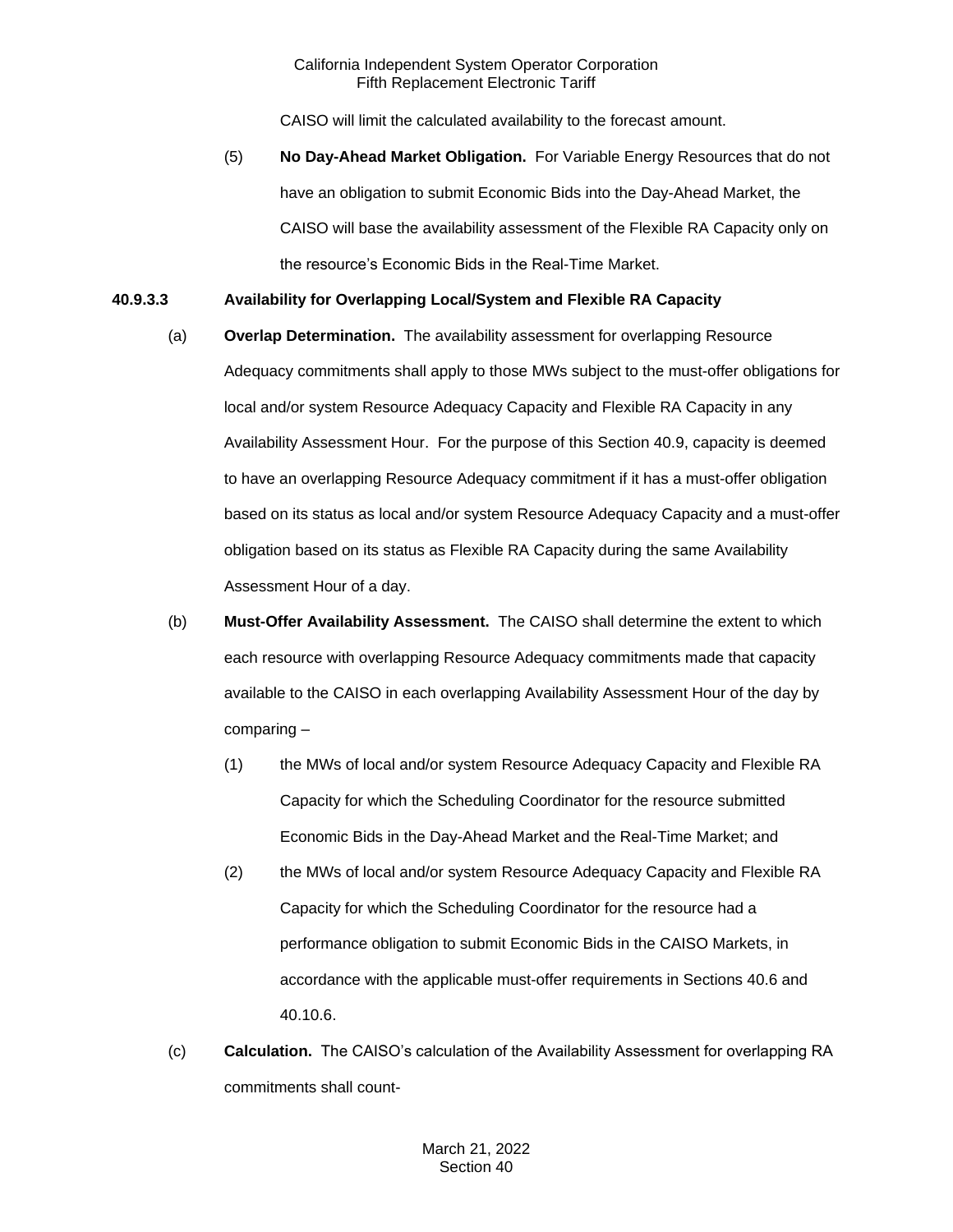CAISO will limit the calculated availability to the forecast amount.

(5) **No Day-Ahead Market Obligation.** For Variable Energy Resources that do not have an obligation to submit Economic Bids into the Day-Ahead Market, the CAISO will base the availability assessment of the Flexible RA Capacity only on the resource's Economic Bids in the Real-Time Market.

**40.9.3.3 Availability for Overlapping Local/System and Flexible RA Capacity**

(a) **Overlap Determination.** The availability assessment for overlapping Resource Adequacy commitments shall apply to those MWs subject to the must-offer obligations for local and/or system Resource Adequacy Capacity and Flexible RA Capacity in any Availability Assessment Hour. For the purpose of this Section 40.9, capacity is deemed to have an overlapping Resource Adequacy commitment if it has a must-offer obligation based on its status as local and/or system Resource Adequacy Capacity and a must-offer obligation based on its status as Flexible RA Capacity during the same Availability Assessment Hour of a day.

(b) **Must-Offer Availability Assessment.** The CAISO shall determine the extent to which each resource with overlapping Resource Adequacy commitments made that capacity available to the CAISO in each overlapping Availability Assessment Hour of the day by comparing –

(1) the MWs of local and/or system Resource Adequacy Capacity and Flexible RA Capacity for which the Scheduling Coordinator for the resource submitted Economic Bids in the Day-Ahead Market and the Real-Time Market; and

(2) the MWs of local and/or system Resource Adequacy Capacity and Flexible RA Capacity for which the Scheduling Coordinator for the resource had a performance obligation to submit Economic Bids in the CAISO Markets, in accordance with the applicable must-offer requirements in Sections 40.6 and 40.10.6.

(c) **Calculation.** The CAISO's calculation of the Availability Assessment for overlapping RA commitments shall count-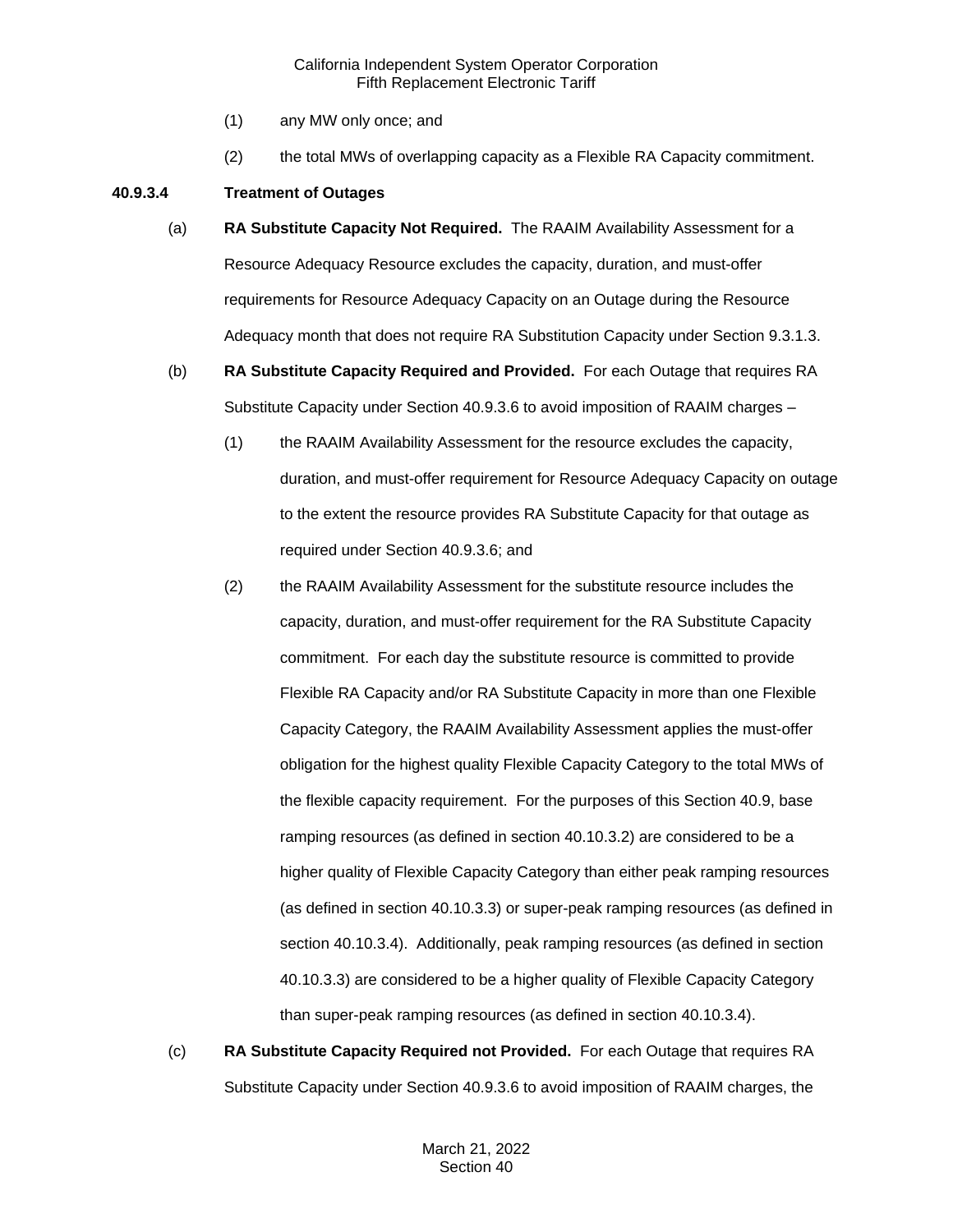(1) any MW only once; and

(2) the total MWs of overlapping capacity as a Flexible RA Capacity commitment.

**40.9.3.4 Treatment of Outages**

(a) **RA Substitute Capacity Not Required.** The RAAIM Availability Assessment for a Resource Adequacy Resource excludes the capacity, duration, and must-offer requirements for Resource Adequacy Capacity on an Outage during the Resource Adequacy month that does not require RA Substitution Capacity under Section 9.3.1.3.

(b) **RA Substitute Capacity Required and Provided.** For each Outage that requires RA Substitute Capacity under Section 40.9.3.6 to avoid imposition of RAAIM charges –

(1) the RAAIM Availability Assessment for the resource excludes the capacity, duration, and must-offer requirement for Resource Adequacy Capacity on outage to the extent the resource provides RA Substitute Capacity for that outage as required under Section 40.9.3.6; and

(2) the RAAIM Availability Assessment for the substitute resource includes the capacity, duration, and must-offer requirement for the RA Substitute Capacity commitment. For each day the substitute resource is committed to provide Flexible RA Capacity and/or RA Substitute Capacity in more than one Flexible Capacity Category, the RAAIM Availability Assessment applies the must-offer obligation for the highest quality Flexible Capacity Category to the total MWs of the flexible capacity requirement. For the purposes of this Section 40.9, base ramping resources (as defined in section 40.10.3.2) are considered to be a higher quality of Flexible Capacity Category than either peak ramping resources (as defined in section 40.10.3.3) or super-peak ramping resources (as defined in section 40.10.3.4). Additionally, peak ramping resources (as defined in section 40.10.3.3) are considered to be a higher quality of Flexible Capacity Category than super-peak ramping resources (as defined in section 40.10.3.4).

(c) **RA Substitute Capacity Required not Provided.** For each Outage that requires RA Substitute Capacity under Section 40.9.3.6 to avoid imposition of RAAIM charges, the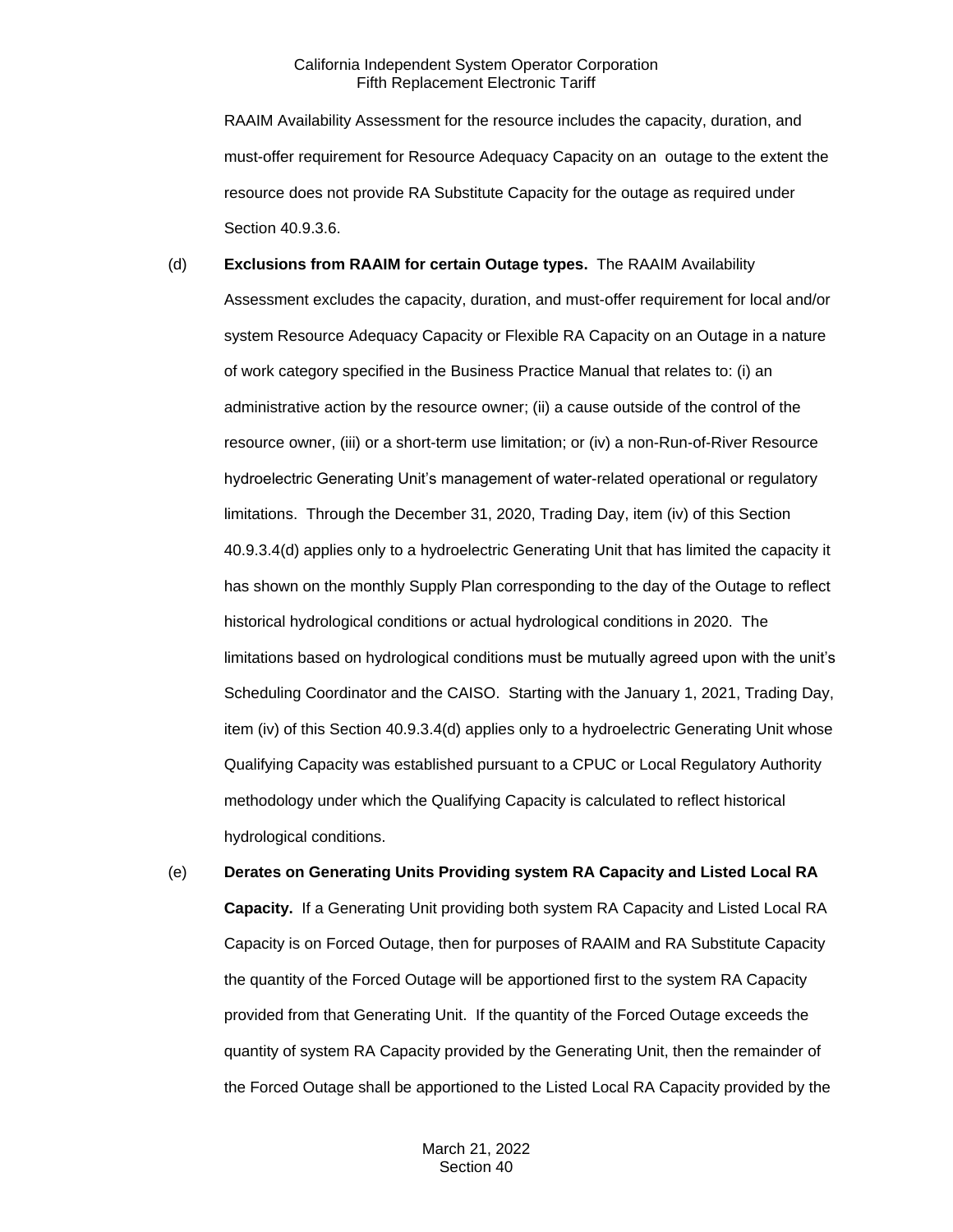RAAIM Availability Assessment for the resource includes the capacity, duration, and must-offer requirement for Resource Adequacy Capacity on an outage to the extent the resource does not provide RA Substitute Capacity for the outage as required under Section 40.9.3.6.

(d) **Exclusions from RAAIM for certain Outage types.** The RAAIM Availability Assessment excludes the capacity, duration, and must-offer requirement for local and/or system Resource Adequacy Capacity or Flexible RA Capacity on an Outage in a nature of work category specified in the Business Practice Manual that relates to: (i) an administrative action by the resource owner; (ii) a cause outside of the control of the resource owner, (iii) or a short-term use limitation; or (iv) a non-Run-of-River Resource hydroelectric Generating Unit's management of water-related operational or regulatory limitations. Through the December 31, 2020, Trading Day, item (iv) of this Section 40.9.3.4(d) applies only to a hydroelectric Generating Unit that has limited the capacity it has shown on the monthly Supply Plan corresponding to the day of the Outage to reflect historical hydrological conditions or actual hydrological conditions in 2020. The limitations based on hydrological conditions must be mutually agreed upon with the unit's Scheduling Coordinator and the CAISO. Starting with the January 1, 2021, Trading Day, item (iv) of this Section 40.9.3.4(d) applies only to a hydroelectric Generating Unit whose Qualifying Capacity was established pursuant to a CPUC or Local Regulatory Authority methodology under which the Qualifying Capacity is calculated to reflect historical hydrological conditions.

(e) **Derates on Generating Units Providing system RA Capacity and Listed Local RA Capacity.** If a Generating Unit providing both system RA Capacity and Listed Local RA Capacity is on Forced Outage, then for purposes of RAAIM and RA Substitute Capacity the quantity of the Forced Outage will be apportioned first to the system RA Capacity provided from that Generating Unit. If the quantity of the Forced Outage exceeds the quantity of system RA Capacity provided by the Generating Unit, then the remainder of the Forced Outage shall be apportioned to the Listed Local RA Capacity provided by the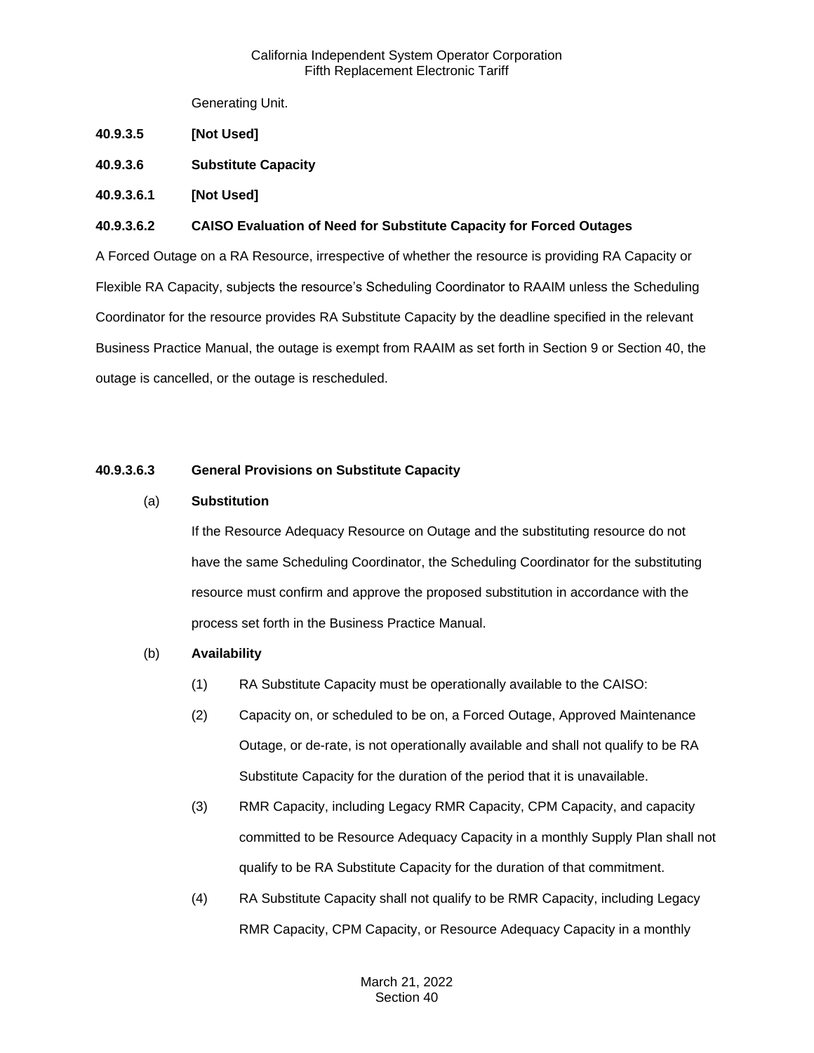Generating Unit.

**40.9.3.5 [Not Used]**

**40.9.3.6 Substitute Capacity**

**40.9.3.6.1 [Not Used]**

**40.9.3.6.2 CAISO Evaluation of Need for Substitute Capacity for Forced Outages**

A Forced Outage on a RA Resource, irrespective of whether the resource is providing RA Capacity or Flexible RA Capacity, subjects the resource's Scheduling Coordinator to RAAIM unless the Scheduling Coordinator for the resource provides RA Substitute Capacity by the deadline specified in the relevant Business Practice Manual, the outage is exempt from RAAIM as set forth in Section 9 or Section 40, the outage is cancelled, or the outage is rescheduled.

**40.9.3.6.3 General Provisions on Substitute Capacity**

(a) **Substitution**

If the Resource Adequacy Resource on Outage and the substituting resource do not have the same Scheduling Coordinator, the Scheduling Coordinator for the substituting resource must confirm and approve the proposed substitution in accordance with the process set forth in the Business Practice Manual.

(b) **Availability**

(1) RA Substitute Capacity must be operationally available to the CAISO:

(2) Capacity on, or scheduled to be on, a Forced Outage, Approved Maintenance Outage, or de-rate, is not operationally available and shall not qualify to be RA Substitute Capacity for the duration of the period that it is unavailable.

(3) RMR Capacity, including Legacy RMR Capacity, CPM Capacity, and capacity committed to be Resource Adequacy Capacity in a monthly Supply Plan shall not qualify to be RA Substitute Capacity for the duration of that commitment.

(4) RA Substitute Capacity shall not qualify to be RMR Capacity, including Legacy RMR Capacity, CPM Capacity, or Resource Adequacy Capacity in a monthly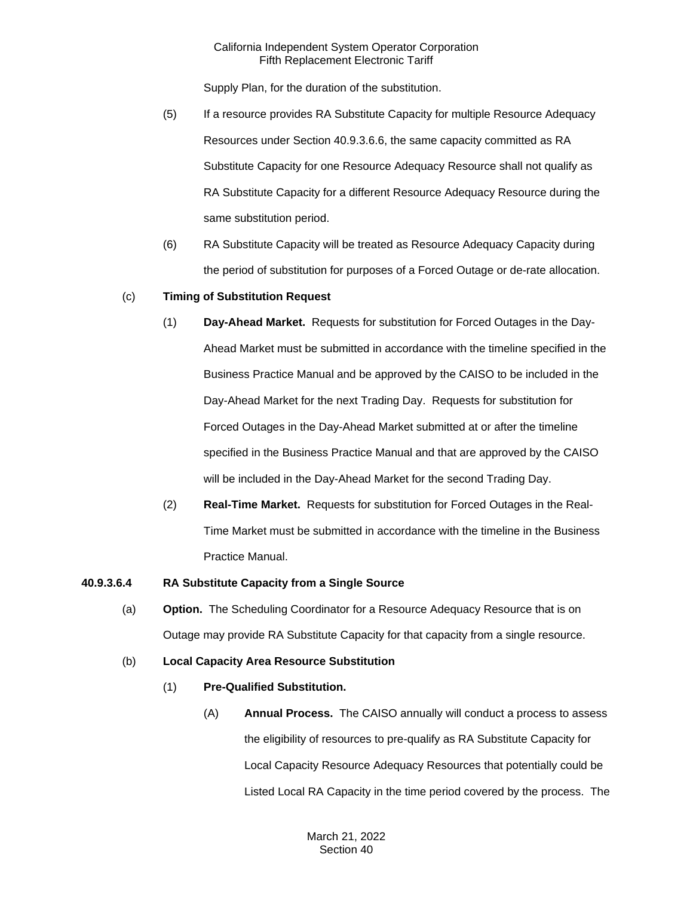Supply Plan, for the duration of the substitution.

(5) If a resource provides RA Substitute Capacity for multiple Resource Adequacy Resources under Section 40.9.3.6.6, the same capacity committed as RA Substitute Capacity for one Resource Adequacy Resource shall not qualify as RA Substitute Capacity for a different Resource Adequacy Resource during the same substitution period.

(6) RA Substitute Capacity will be treated as Resource Adequacy Capacity during the period of substitution for purposes of a Forced Outage or de-rate allocation.

(c) **Timing of Substitution Request**

(1) **Day-Ahead Market.** Requests for substitution for Forced Outages in the Day-Ahead Market must be submitted in accordance with the timeline specified in the Business Practice Manual and be approved by the CAISO to be included in the Day-Ahead Market for the next Trading Day. Requests for substitution for Forced Outages in the Day-Ahead Market submitted at or after the timeline specified in the Business Practice Manual and that are approved by the CAISO will be included in the Day-Ahead Market for the second Trading Day.

(2) **Real-Time Market.** Requests for substitution for Forced Outages in the Real-Time Market must be submitted in accordance with the timeline in the Business Practice Manual.

**40.9.3.6.4 RA Substitute Capacity from a Single Source**

(a) **Option.** The Scheduling Coordinator for a Resource Adequacy Resource that is on Outage may provide RA Substitute Capacity for that capacity from a single resource.

(b) **Local Capacity Area Resource Substitution**

(1) **Pre-Qualified Substitution.**

(A) **Annual Process.** The CAISO annually will conduct a process to assess the eligibility of resources to pre-qualify as RA Substitute Capacity for Local Capacity Resource Adequacy Resources that potentially could be Listed Local RA Capacity in the time period covered by the process. The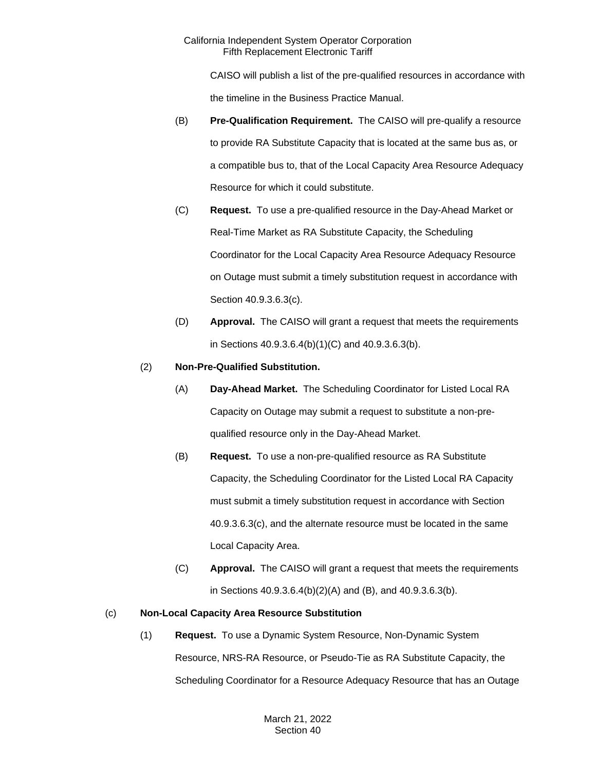CAISO will publish a list of the pre-qualified resources in accordance with the timeline in the Business Practice Manual.

(B) **Pre-Qualification Requirement.** The CAISO will pre-qualify a resource to provide RA Substitute Capacity that is located at the same bus as, or a compatible bus to, that of the Local Capacity Area Resource Adequacy Resource for which it could substitute.

(C) **Request.** To use a pre-qualified resource in the Day-Ahead Market or Real-Time Market as RA Substitute Capacity, the Scheduling Coordinator for the Local Capacity Area Resource Adequacy Resource on Outage must submit a timely substitution request in accordance with Section 40.9.3.6.3(c).

(D) **Approval.** The CAISO will grant a request that meets the requirements in Sections 40.9.3.6.4(b)(1)(C) and 40.9.3.6.3(b).

(2) **Non-Pre-Qualified Substitution.**

(A) **Day-Ahead Market.** The Scheduling Coordinator for Listed Local RA Capacity on Outage may submit a request to substitute a non-pre-qualified resource only in the Day-Ahead Market.

(B) **Request.** To use a non-pre-qualified resource as RA Substitute Capacity, the Scheduling Coordinator for the Listed Local RA Capacity must submit a timely substitution request in accordance with Section 40.9.3.6.3(c), and the alternate resource must be located in the same Local Capacity Area.

(C) **Approval.** The CAISO will grant a request that meets the requirements in Sections 40.9.3.6.4(b)(2)(A) and (B), and 40.9.3.6.3(b).

(c) **Non-Local Capacity Area Resource Substitution**

(1) **Request.** To use a Dynamic System Resource, Non-Dynamic System Resource, NRS-RA Resource, or Pseudo-Tie as RA Substitute Capacity, the Scheduling Coordinator for a Resource Adequacy Resource that has an Outage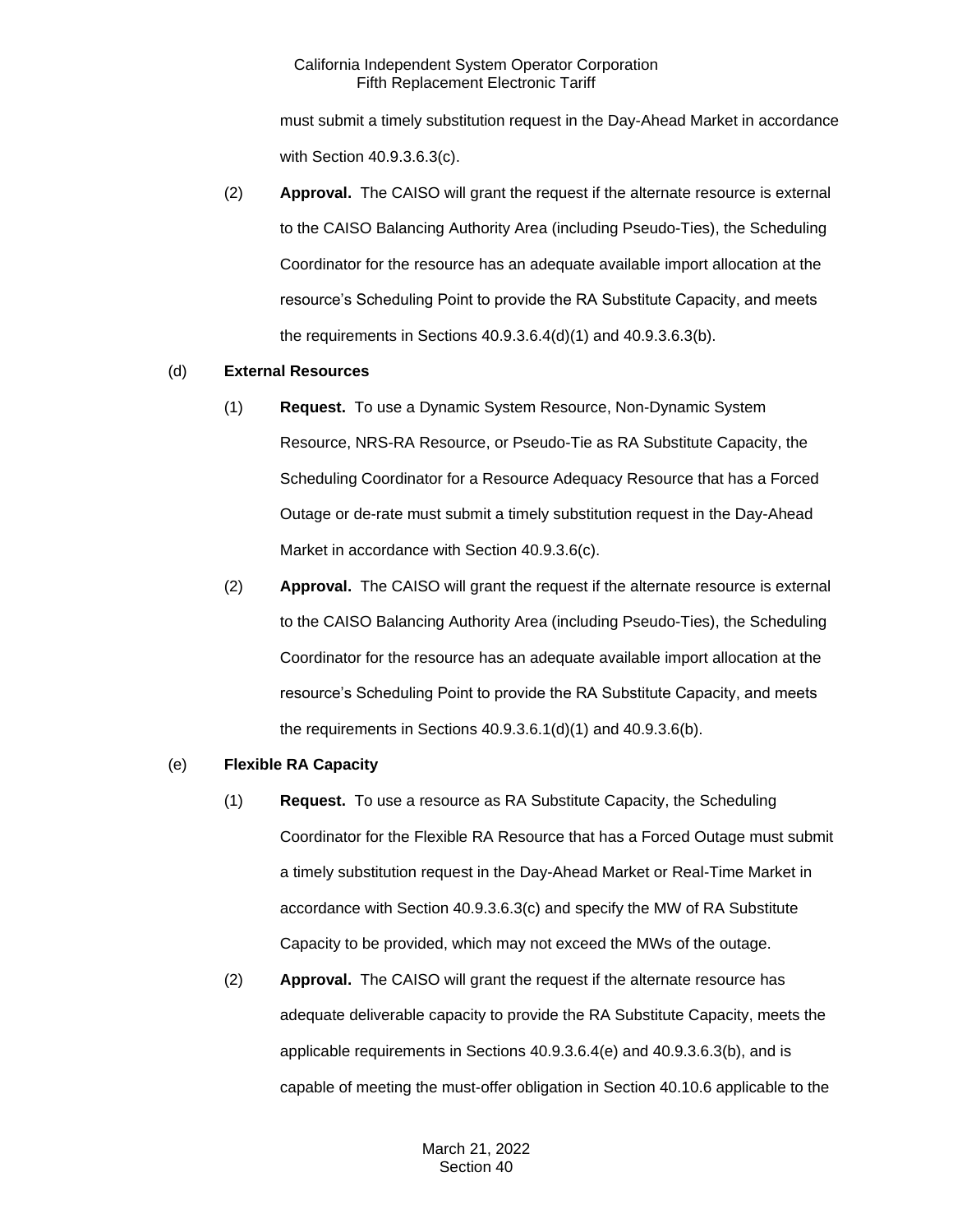must submit a timely substitution request in the Day-Ahead Market in accordance with Section 40.9.3.6.3(c).

(2) **Approval.** The CAISO will grant the request if the alternate resource is external to the CAISO Balancing Authority Area (including Pseudo-Ties), the Scheduling Coordinator for the resource has an adequate available import allocation at the resource's Scheduling Point to provide the RA Substitute Capacity, and meets the requirements in Sections 40.9.3.6.4(d)(1) and 40.9.3.6.3(b).

(d) **External Resources**

(1) **Request.** To use a Dynamic System Resource, Non-Dynamic System Resource, NRS-RA Resource, or Pseudo-Tie as RA Substitute Capacity, the Scheduling Coordinator for a Resource Adequacy Resource that has a Forced Outage or de-rate must submit a timely substitution request in the Day-Ahead Market in accordance with Section 40.9.3.6(c).

(2) **Approval.** The CAISO will grant the request if the alternate resource is external to the CAISO Balancing Authority Area (including Pseudo-Ties), the Scheduling Coordinator for the resource has an adequate available import allocation at the resource's Scheduling Point to provide the RA Substitute Capacity, and meets the requirements in Sections 40.9.3.6.1(d)(1) and 40.9.3.6(b).

(e) **Flexible RA Capacity**

(1) **Request.** To use a resource as RA Substitute Capacity, the Scheduling Coordinator for the Flexible RA Resource that has a Forced Outage must submit a timely substitution request in the Day-Ahead Market or Real-Time Market in accordance with Section 40.9.3.6.3(c) and specify the MW of RA Substitute Capacity to be provided, which may not exceed the MWs of the outage.

(2) **Approval.** The CAISO will grant the request if the alternate resource has adequate deliverable capacity to provide the RA Substitute Capacity, meets the applicable requirements in Sections 40.9.3.6.4(e) and 40.9.3.6.3(b), and is capable of meeting the must-offer obligation in Section 40.10.6 applicable to the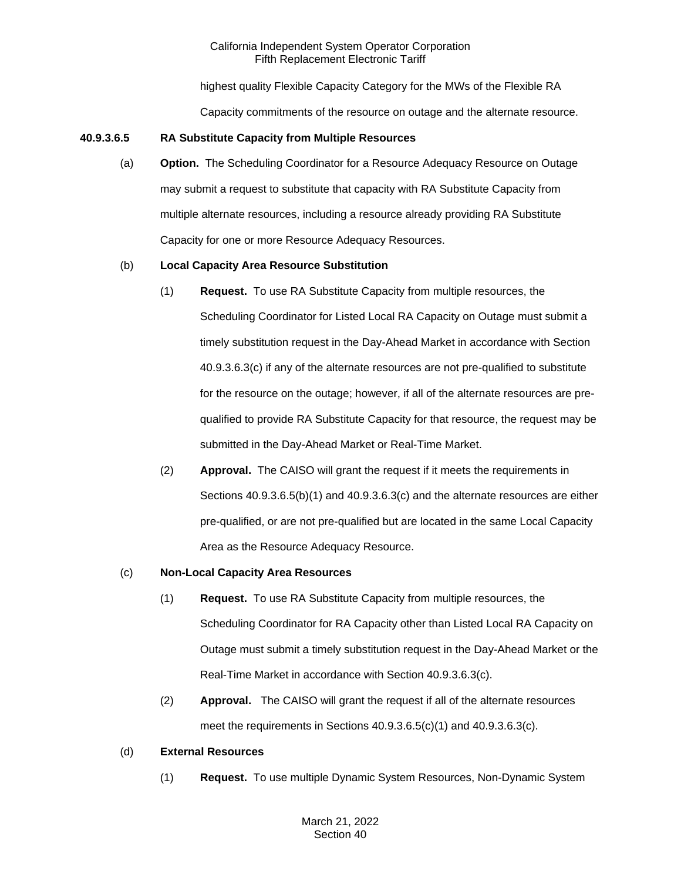highest quality Flexible Capacity Category for the MWs of the Flexible RA Capacity commitments of the resource on outage and the alternate resource.

**40.9.3.6.5 RA Substitute Capacity from Multiple Resources**

(a) **Option.** The Scheduling Coordinator for a Resource Adequacy Resource on Outage may submit a request to substitute that capacity with RA Substitute Capacity from multiple alternate resources, including a resource already providing RA Substitute Capacity for one or more Resource Adequacy Resources.

(b) **Local Capacity Area Resource Substitution**

(1) **Request.** To use RA Substitute Capacity from multiple resources, the Scheduling Coordinator for Listed Local RA Capacity on Outage must submit a timely substitution request in the Day-Ahead Market in accordance with Section 40.9.3.6.3(c) if any of the alternate resources are not pre-qualified to substitute for the resource on the outage; however, if all of the alternate resources are pre-qualified to provide RA Substitute Capacity for that resource, the request may be submitted in the Day-Ahead Market or Real-Time Market.

(2) **Approval.** The CAISO will grant the request if it meets the requirements in Sections 40.9.3.6.5(b)(1) and 40.9.3.6.3(c) and the alternate resources are either pre-qualified, or are not pre-qualified but are located in the same Local Capacity Area as the Resource Adequacy Resource.

(c) **Non-Local Capacity Area Resources**

(1) **Request.** To use RA Substitute Capacity from multiple resources, the Scheduling Coordinator for RA Capacity other than Listed Local RA Capacity on Outage must submit a timely substitution request in the Day-Ahead Market or the Real-Time Market in accordance with Section 40.9.3.6.3(c).

(2) **Approval.** The CAISO will grant the request if all of the alternate resources meet the requirements in Sections 40.9.3.6.5(c)(1) and 40.9.3.6.3(c).

(d) **External Resources**

(1) **Request.** To use multiple Dynamic System Resources, Non-Dynamic System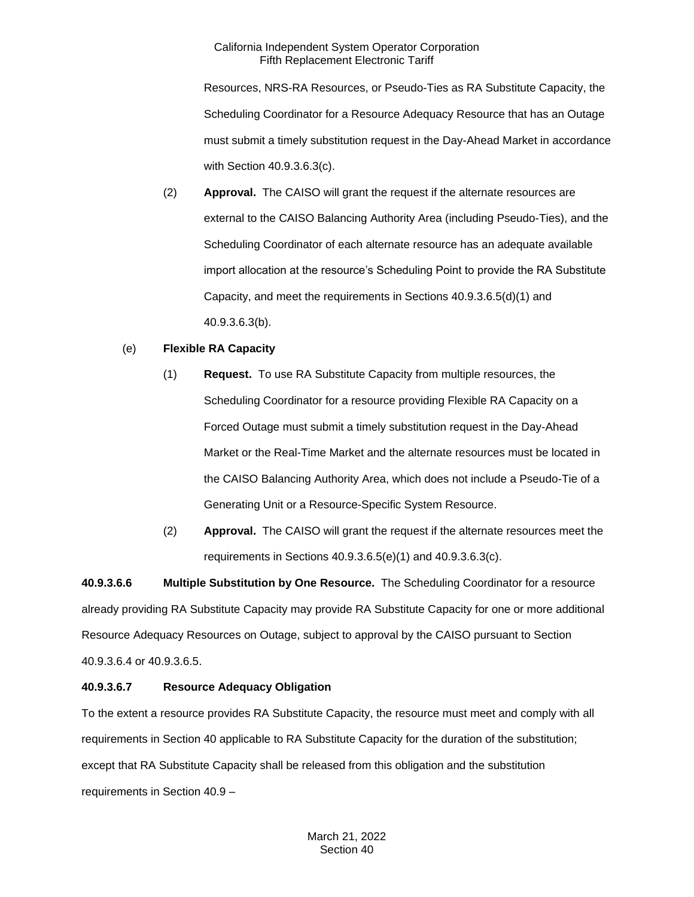Resources, NRS-RA Resources, or Pseudo-Ties as RA Substitute Capacity, the Scheduling Coordinator for a Resource Adequacy Resource that has an Outage must submit a timely substitution request in the Day-Ahead Market in accordance with Section 40.9.3.6.3(c).

(2) **Approval.** The CAISO will grant the request if the alternate resources are external to the CAISO Balancing Authority Area (including Pseudo-Ties), and the Scheduling Coordinator of each alternate resource has an adequate available import allocation at the resource's Scheduling Point to provide the RA Substitute Capacity, and meet the requirements in Sections 40.9.3.6.5(d)(1) and 40.9.3.6.3(b).

(e) **Flexible RA Capacity**

(1) **Request.** To use RA Substitute Capacity from multiple resources, the Scheduling Coordinator for a resource providing Flexible RA Capacity on a Forced Outage must submit a timely substitution request in the Day-Ahead Market or the Real-Time Market and the alternate resources must be located in the CAISO Balancing Authority Area, which does not include a Pseudo-Tie of a Generating Unit or a Resource-Specific System Resource.

(2) **Approval.** The CAISO will grant the request if the alternate resources meet the requirements in Sections 40.9.3.6.5(e)(1) and 40.9.3.6.3(c).

**40.9.3.6.6 Multiple Substitution by One Resource.** The Scheduling Coordinator for a resource already providing RA Substitute Capacity may provide RA Substitute Capacity for one or more additional Resource Adequacy Resources on Outage, subject to approval by the CAISO pursuant to Section 40.9.3.6.4 or 40.9.3.6.5.

**40.9.3.6.7 Resource Adequacy Obligation**

To the extent a resource provides RA Substitute Capacity, the resource must meet and comply with all requirements in Section 40 applicable to RA Substitute Capacity for the duration of the substitution; except that RA Substitute Capacity shall be released from this obligation and the substitution requirements in Section 40.9 –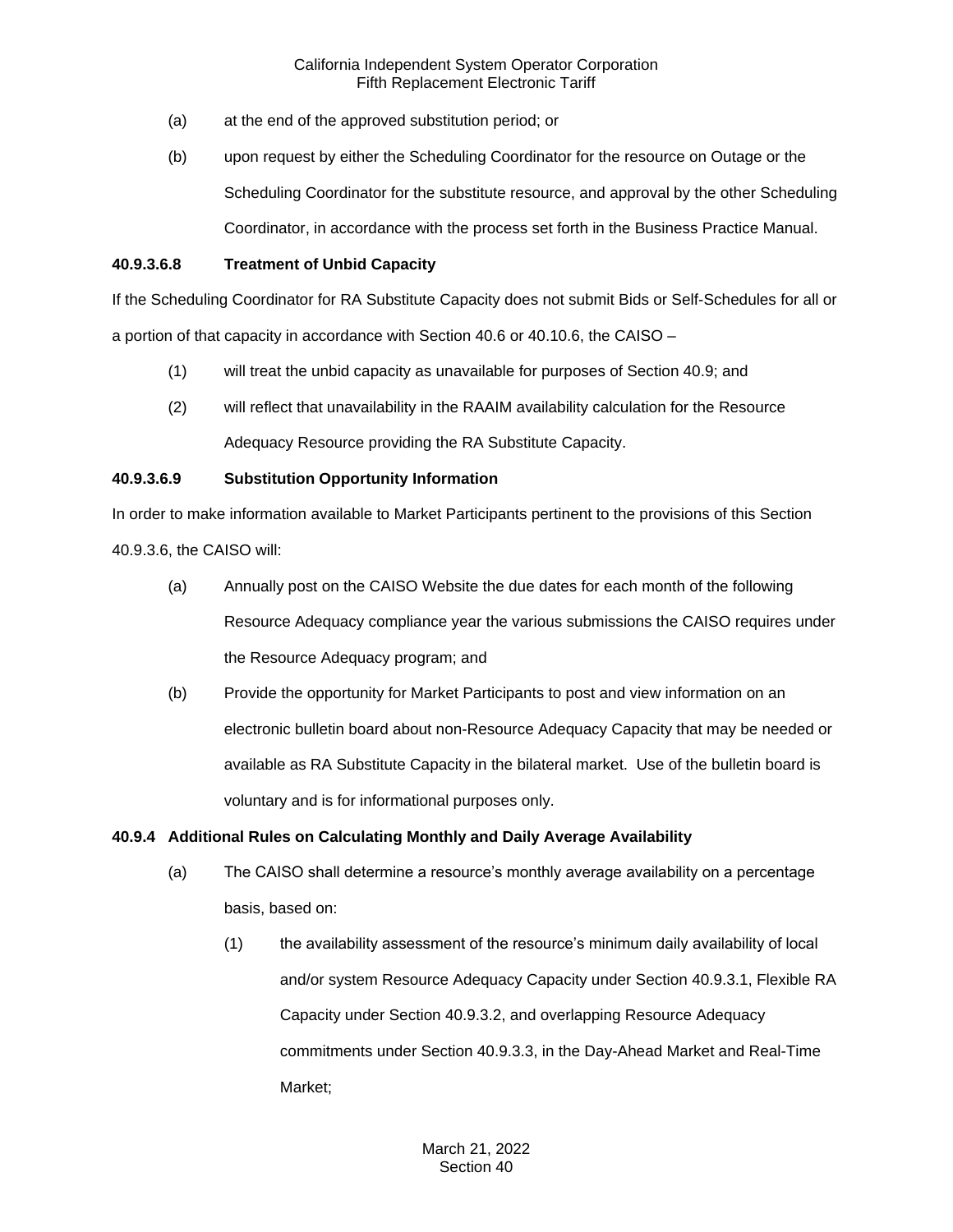(a) at the end of the approved substitution period; or

(b) upon request by either the Scheduling Coordinator for the resource on Outage or the Scheduling Coordinator for the substitute resource, and approval by the other Scheduling Coordinator, in accordance with the process set forth in the Business Practice Manual.

**40.9.3.6.8 Treatment of Unbid Capacity**

If the Scheduling Coordinator for RA Substitute Capacity does not submit Bids or Self-Schedules for all or a portion of that capacity in accordance with Section 40.6 or 40.10.6, the CAISO –

(1) will treat the unbid capacity as unavailable for purposes of Section 40.9; and

(2) will reflect that unavailability in the RAAIM availability calculation for the Resource Adequacy Resource providing the RA Substitute Capacity.

**40.9.3.6.9 Substitution Opportunity Information**

In order to make information available to Market Participants pertinent to the provisions of this Section 40.9.3.6, the CAISO will:

(a) Annually post on the CAISO Website the due dates for each month of the following Resource Adequacy compliance year the various submissions the CAISO requires under the Resource Adequacy program; and

(b) Provide the opportunity for Market Participants to post and view information on an electronic bulletin board about non-Resource Adequacy Capacity that may be needed or available as RA Substitute Capacity in the bilateral market. Use of the bulletin board is voluntary and is for informational purposes only.

**40.9.4 Additional Rules on Calculating Monthly and Daily Average Availability**

(a) The CAISO shall determine a resource's monthly average availability on a percentage basis, based on:

(1) the availability assessment of the resource's minimum daily availability of local and/or system Resource Adequacy Capacity under Section 40.9.3.1, Flexible RA Capacity under Section 40.9.3.2, and overlapping Resource Adequacy commitments under Section 40.9.3.3, in the Day-Ahead Market and Real-Time Market;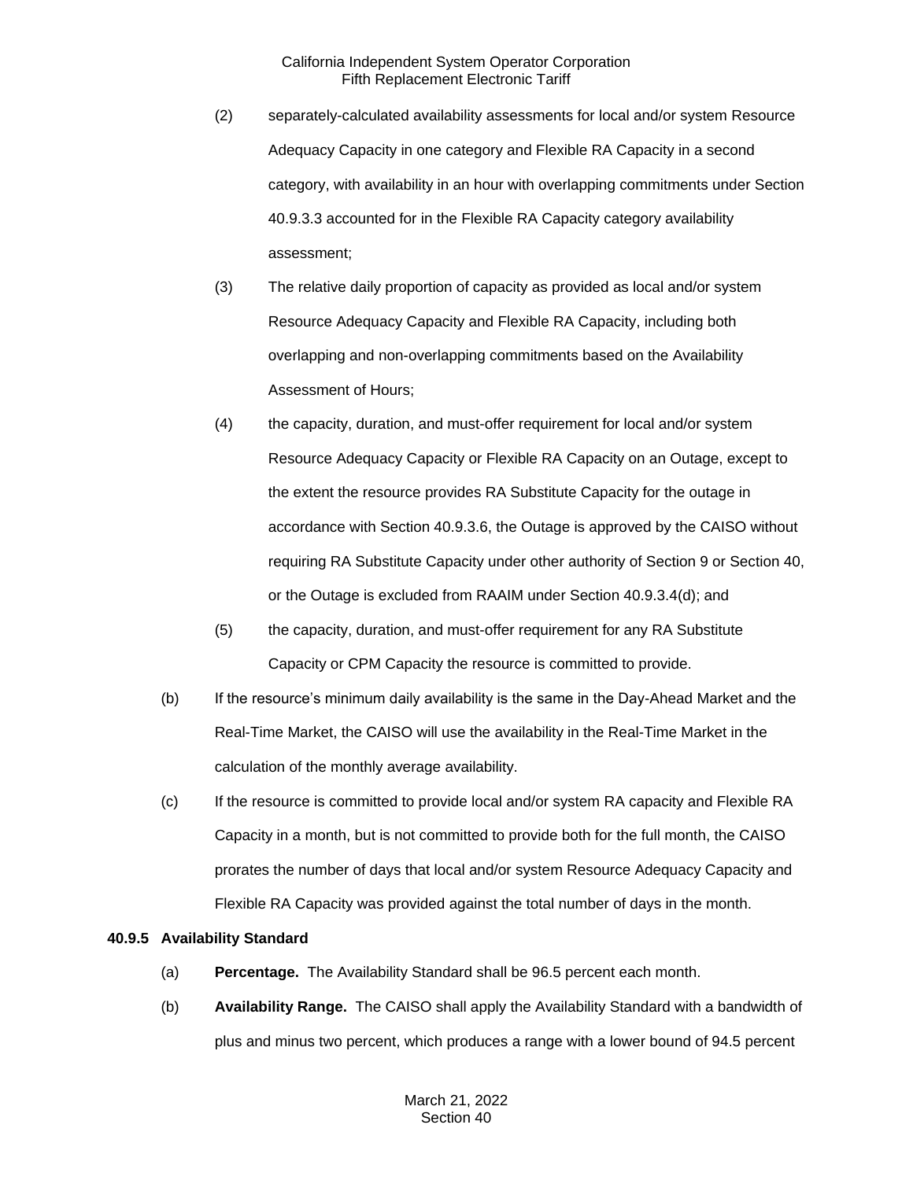(2) separately-calculated availability assessments for local and/or system Resource Adequacy Capacity in one category and Flexible RA Capacity in a second category, with availability in an hour with overlapping commitments under Section 40.9.3.3 accounted for in the Flexible RA Capacity category availability assessment;

(3) The relative daily proportion of capacity as provided as local and/or system Resource Adequacy Capacity and Flexible RA Capacity, including both overlapping and non-overlapping commitments based on the Availability Assessment of Hours;

(4) the capacity, duration, and must-offer requirement for local and/or system Resource Adequacy Capacity or Flexible RA Capacity on an Outage, except to the extent the resource provides RA Substitute Capacity for the outage in accordance with Section 40.9.3.6, the Outage is approved by the CAISO without requiring RA Substitute Capacity under other authority of Section 9 or Section 40, or the Outage is excluded from RAAIM under Section 40.9.3.4(d); and

(5) the capacity, duration, and must-offer requirement for any RA Substitute Capacity or CPM Capacity the resource is committed to provide.

(b) If the resource's minimum daily availability is the same in the Day-Ahead Market and the Real-Time Market, the CAISO will use the availability in the Real-Time Market in the calculation of the monthly average availability.

(c) If the resource is committed to provide local and/or system RA capacity and Flexible RA Capacity in a month, but is not committed to provide both for the full month, the CAISO prorates the number of days that local and/or system Resource Adequacy Capacity and Flexible RA Capacity was provided against the total number of days in the month.

### 40.9.5 Availability Standard

(a) **Percentage.** The Availability Standard shall be 96.5 percent each month.

(b) **Availability Range.** The CAISO shall apply the Availability Standard with a bandwidth of plus and minus two percent, which produces a range with a lower bound of 94.5 percent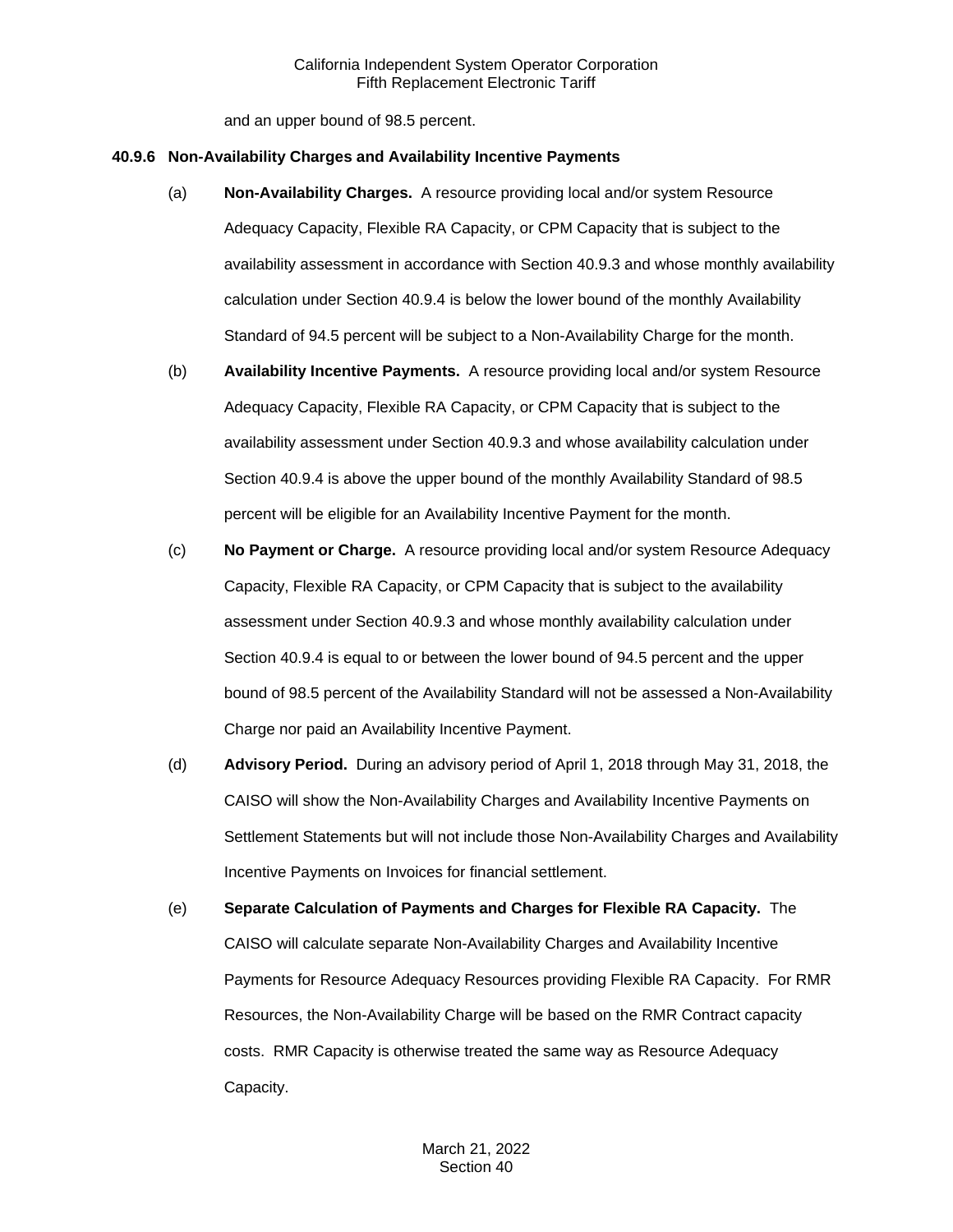and an upper bound of 98.5 percent.

**40.9.6 Non-Availability Charges and Availability Incentive Payments**

(a) **Non-Availability Charges.** A resource providing local and/or system Resource Adequacy Capacity, Flexible RA Capacity, or CPM Capacity that is subject to the availability assessment in accordance with Section 40.9.3 and whose monthly availability calculation under Section 40.9.4 is below the lower bound of the monthly Availability Standard of 94.5 percent will be subject to a Non-Availability Charge for the month.

(b) **Availability Incentive Payments.** A resource providing local and/or system Resource Adequacy Capacity, Flexible RA Capacity, or CPM Capacity that is subject to the availability assessment under Section 40.9.3 and whose availability calculation under Section 40.9.4 is above the upper bound of the monthly Availability Standard of 98.5 percent will be eligible for an Availability Incentive Payment for the month.

(c) **No Payment or Charge.** A resource providing local and/or system Resource Adequacy Capacity, Flexible RA Capacity, or CPM Capacity that is subject to the availability assessment under Section 40.9.3 and whose monthly availability calculation under Section 40.9.4 is equal to or between the lower bound of 94.5 percent and the upper bound of 98.5 percent of the Availability Standard will not be assessed a Non-Availability Charge nor paid an Availability Incentive Payment.

(d) **Advisory Period.** During an advisory period of April 1, 2018 through May 31, 2018, the CAISO will show the Non-Availability Charges and Availability Incentive Payments on Settlement Statements but will not include those Non-Availability Charges and Availability Incentive Payments on Invoices for financial settlement.

(e) **Separate Calculation of Payments and Charges for Flexible RA Capacity.** The CAISO will calculate separate Non-Availability Charges and Availability Incentive Payments for Resource Adequacy Resources providing Flexible RA Capacity. For RMR Resources, the Non-Availability Charge will be based on the RMR Contract capacity costs. RMR Capacity is otherwise treated the same way as Resource Adequacy Capacity.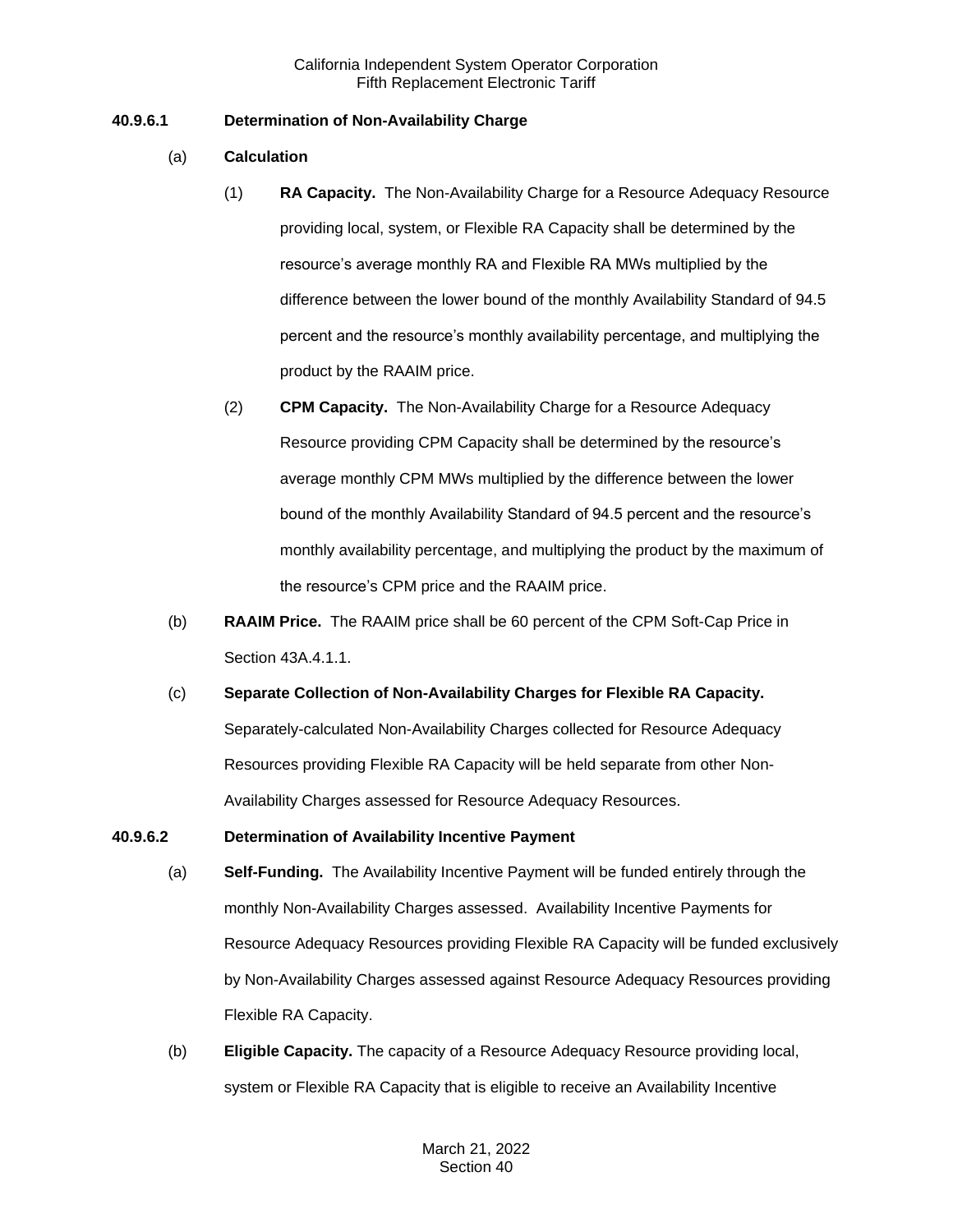### 40.9.6.1 Determination of Non-Availability Charge

(a) **Calculation**

(1) **RA Capacity.** The Non-Availability Charge for a Resource Adequacy Resource providing local, system, or Flexible RA Capacity shall be determined by the resource's average monthly RA and Flexible RA MWs multiplied by the difference between the lower bound of the monthly Availability Standard of 94.5 percent and the resource's monthly availability percentage, and multiplying the product by the RAAIM price.

(2) **CPM Capacity.** The Non-Availability Charge for a Resource Adequacy Resource providing CPM Capacity shall be determined by the resource's average monthly CPM MWs multiplied by the difference between the lower bound of the monthly Availability Standard of 94.5 percent and the resource's monthly availability percentage, and multiplying the product by the maximum of the resource's CPM price and the RAAIM price.

(b) **RAAIM Price.** The RAAIM price shall be 60 percent of the CPM Soft-Cap Price in Section 43A.4.1.1.

(c) **Separate Collection of Non-Availability Charges for Flexible RA Capacity.** Separately-calculated Non-Availability Charges collected for Resource Adequacy Resources providing Flexible RA Capacity will be held separate from other Non-Availability Charges assessed for Resource Adequacy Resources.

### 40.9.6.2 Determination of Availability Incentive Payment

(a) **Self-Funding.** The Availability Incentive Payment will be funded entirely through the monthly Non-Availability Charges assessed. Availability Incentive Payments for Resource Adequacy Resources providing Flexible RA Capacity will be funded exclusively by Non-Availability Charges assessed against Resource Adequacy Resources providing Flexible RA Capacity.

(b) **Eligible Capacity.** The capacity of a Resource Adequacy Resource providing local, system or Flexible RA Capacity that is eligible to receive an Availability Incentive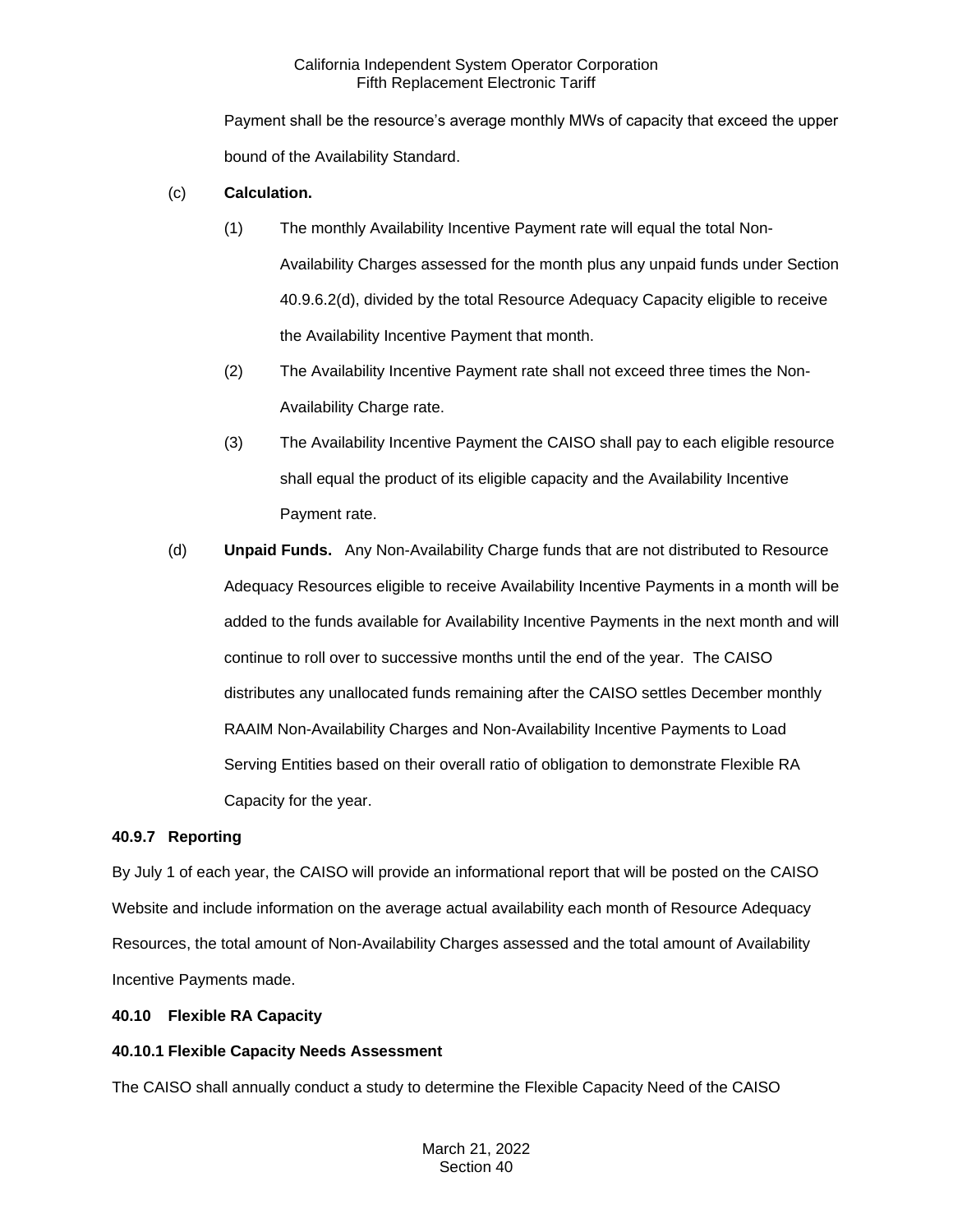Payment shall be the resource's average monthly MWs of capacity that exceed the upper bound of the Availability Standard.

(c) **Calculation.**

(1) The monthly Availability Incentive Payment rate will equal the total Non-Availability Charges assessed for the month plus any unpaid funds under Section 40.9.6.2(d), divided by the total Resource Adequacy Capacity eligible to receive the Availability Incentive Payment that month.

(2) The Availability Incentive Payment rate shall not exceed three times the Non-Availability Charge rate.

(3) The Availability Incentive Payment the CAISO shall pay to each eligible resource shall equal the product of its eligible capacity and the Availability Incentive Payment rate.

(d) **Unpaid Funds.** Any Non-Availability Charge funds that are not distributed to Resource Adequacy Resources eligible to receive Availability Incentive Payments in a month will be added to the funds available for Availability Incentive Payments in the next month and will continue to roll over to successive months until the end of the year. The CAISO distributes any unallocated funds remaining after the CAISO settles December monthly RAAIM Non-Availability Charges and Non-Availability Incentive Payments to Load Serving Entities based on their overall ratio of obligation to demonstrate Flexible RA Capacity for the year.

### 40.9.7 Reporting

By July 1 of each year, the CAISO will provide an informational report that will be posted on the CAISO Website and include information on the average actual availability each month of Resource Adequacy Resources, the total amount of Non-Availability Charges assessed and the total amount of Availability Incentive Payments made.

## 40.10 Flexible RA Capacity

### 40.10.1 Flexible Capacity Needs Assessment

The CAISO shall annually conduct a study to determine the Flexible Capacity Need of the CAISO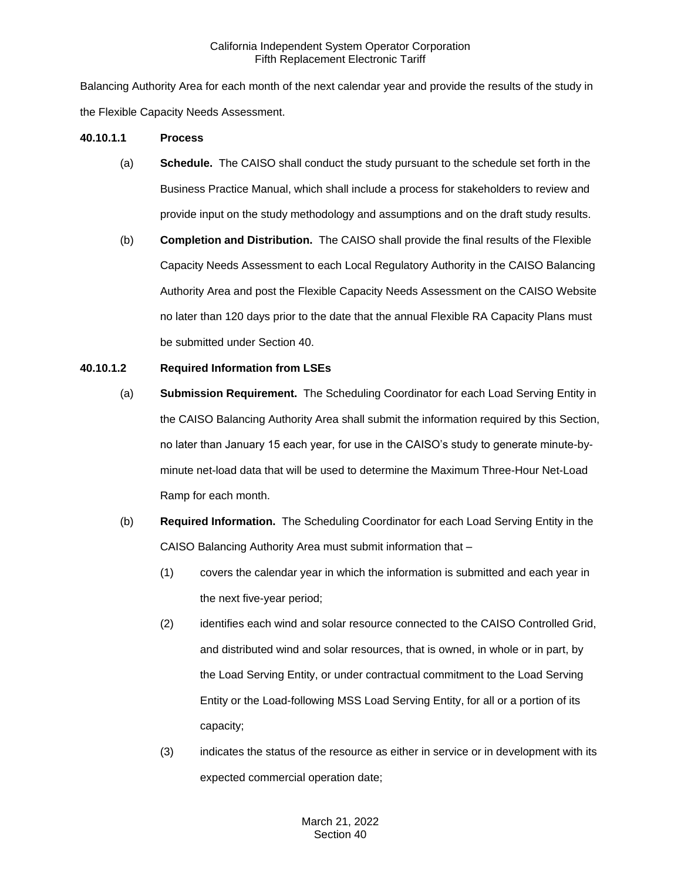Balancing Authority Area for each month of the next calendar year and provide the results of the study in the Flexible Capacity Needs Assessment.

**40.10.1.1 Process**

(a) **Schedule.** The CAISO shall conduct the study pursuant to the schedule set forth in the Business Practice Manual, which shall include a process for stakeholders to review and provide input on the study methodology and assumptions and on the draft study results.

(b) **Completion and Distribution.** The CAISO shall provide the final results of the Flexible Capacity Needs Assessment to each Local Regulatory Authority in the CAISO Balancing Authority Area and post the Flexible Capacity Needs Assessment on the CAISO Website no later than 120 days prior to the date that the annual Flexible RA Capacity Plans must be submitted under Section 40.

**40.10.1.2 Required Information from LSEs**

(a) **Submission Requirement.** The Scheduling Coordinator for each Load Serving Entity in the CAISO Balancing Authority Area shall submit the information required by this Section, no later than January 15 each year, for use in the CAISO's study to generate minute-by-minute net-load data that will be used to determine the Maximum Three-Hour Net-Load Ramp for each month.

(b) **Required Information.** The Scheduling Coordinator for each Load Serving Entity in the CAISO Balancing Authority Area must submit information that –

(1) covers the calendar year in which the information is submitted and each year in the next five-year period;

(2) identifies each wind and solar resource connected to the CAISO Controlled Grid, and distributed wind and solar resources, that is owned, in whole or in part, by the Load Serving Entity, or under contractual commitment to the Load Serving Entity or the Load-following MSS Load Serving Entity, for all or a portion of its capacity;

(3) indicates the status of the resource as either in service or in development with its expected commercial operation date;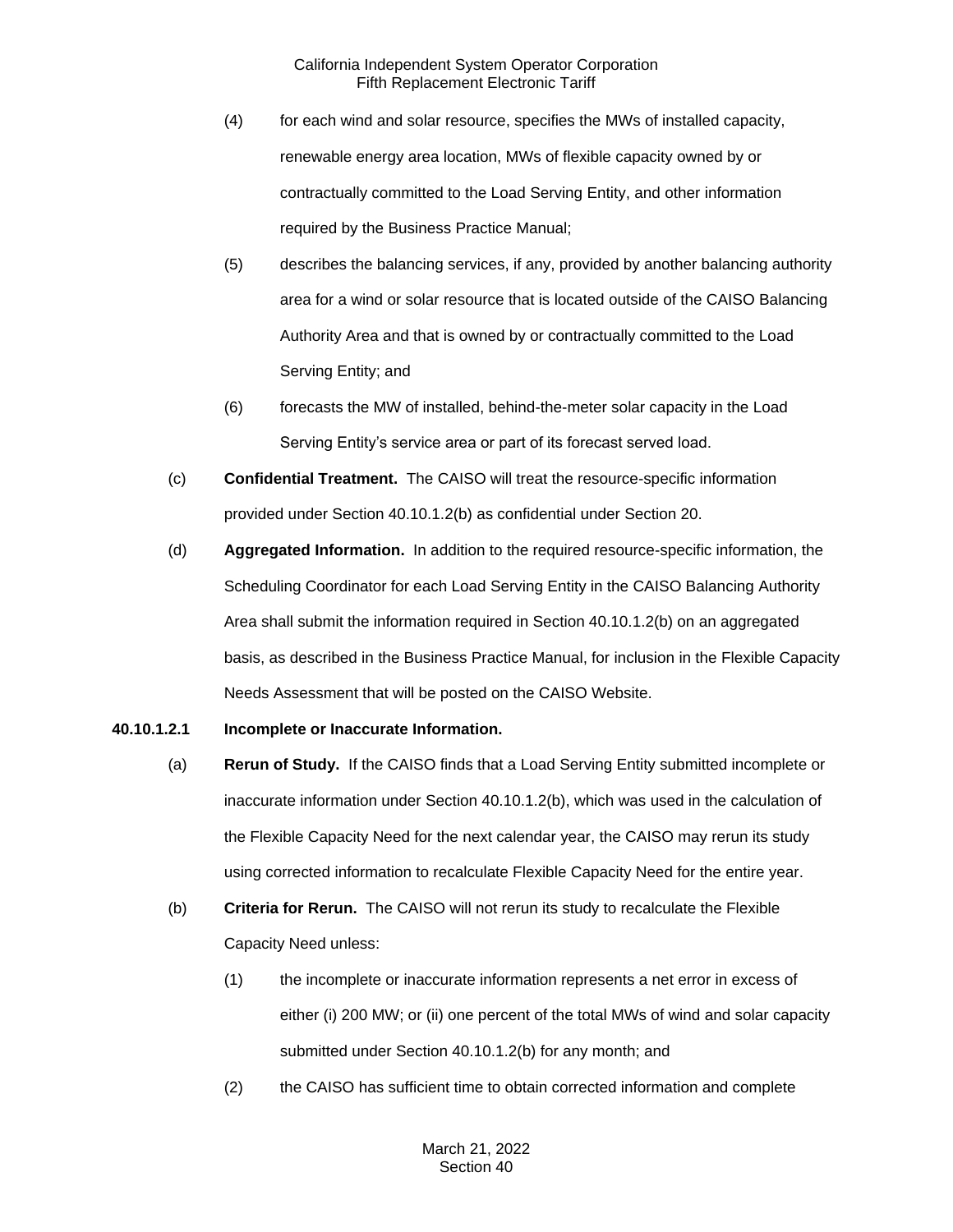(4) for each wind and solar resource, specifies the MWs of installed capacity, renewable energy area location, MWs of flexible capacity owned by or contractually committed to the Load Serving Entity, and other information required by the Business Practice Manual;

(5) describes the balancing services, if any, provided by another balancing authority area for a wind or solar resource that is located outside of the CAISO Balancing Authority Area and that is owned by or contractually committed to the Load Serving Entity; and

(6) forecasts the MW of installed, behind-the-meter solar capacity in the Load Serving Entity's service area or part of its forecast served load.

(c) **Confidential Treatment.** The CAISO will treat the resource-specific information provided under Section 40.10.1.2(b) as confidential under Section 20.

(d) **Aggregated Information.** In addition to the required resource-specific information, the Scheduling Coordinator for each Load Serving Entity in the CAISO Balancing Authority Area shall submit the information required in Section 40.10.1.2(b) on an aggregated basis, as described in the Business Practice Manual, for inclusion in the Flexible Capacity Needs Assessment that will be posted on the CAISO Website.

**40.10.1.2.1 Incomplete or Inaccurate Information.**

(a) **Rerun of Study.** If the CAISO finds that a Load Serving Entity submitted incomplete or inaccurate information under Section 40.10.1.2(b), which was used in the calculation of the Flexible Capacity Need for the next calendar year, the CAISO may rerun its study using corrected information to recalculate Flexible Capacity Need for the entire year.

(b) **Criteria for Rerun.** The CAISO will not rerun its study to recalculate the Flexible Capacity Need unless:

(1) the incomplete or inaccurate information represents a net error in excess of either (i) 200 MW; or (ii) one percent of the total MWs of wind and solar capacity submitted under Section 40.10.1.2(b) for any month; and

(2) the CAISO has sufficient time to obtain corrected information and complete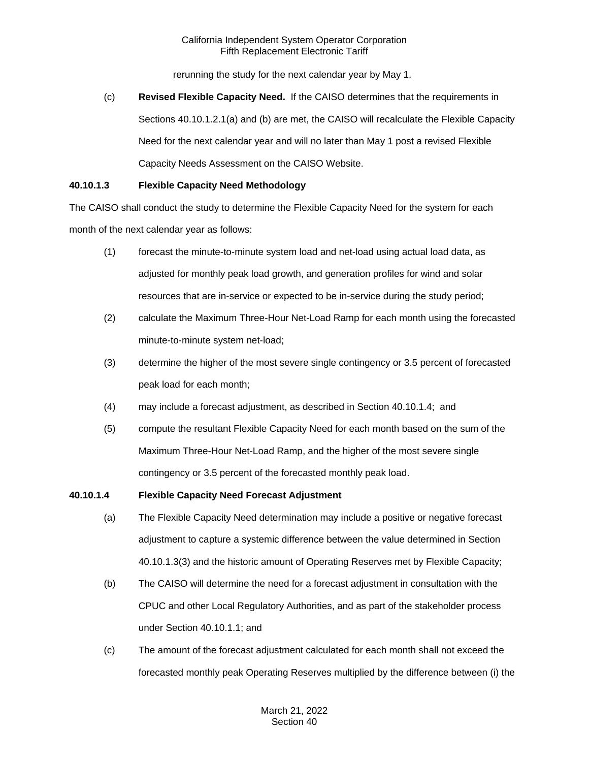rerunning the study for the next calendar year by May 1.

(c) **Revised Flexible Capacity Need.** If the CAISO determines that the requirements in Sections 40.10.1.2.1(a) and (b) are met, the CAISO will recalculate the Flexible Capacity Need for the next calendar year and will no later than May 1 post a revised Flexible Capacity Needs Assessment on the CAISO Website.

**40.10.1.3 Flexible Capacity Need Methodology**

The CAISO shall conduct the study to determine the Flexible Capacity Need for the system for each month of the next calendar year as follows:

(1) forecast the minute-to-minute system load and net-load using actual load data, as adjusted for monthly peak load growth, and generation profiles for wind and solar resources that are in-service or expected to be in-service during the study period;

(2) calculate the Maximum Three-Hour Net-Load Ramp for each month using the forecasted minute-to-minute system net-load;

(3) determine the higher of the most severe single contingency or 3.5 percent of forecasted peak load for each month;

(4) may include a forecast adjustment, as described in Section 40.10.1.4; and

(5) compute the resultant Flexible Capacity Need for each month based on the sum of the Maximum Three-Hour Net-Load Ramp, and the higher of the most severe single contingency or 3.5 percent of the forecasted monthly peak load.

**40.10.1.4 Flexible Capacity Need Forecast Adjustment**

(a) The Flexible Capacity Need determination may include a positive or negative forecast adjustment to capture a systemic difference between the value determined in Section 40.10.1.3(3) and the historic amount of Operating Reserves met by Flexible Capacity;

(b) The CAISO will determine the need for a forecast adjustment in consultation with the CPUC and other Local Regulatory Authorities, and as part of the stakeholder process under Section 40.10.1.1; and

(c) The amount of the forecast adjustment calculated for each month shall not exceed the forecasted monthly peak Operating Reserves multiplied by the difference between (i) the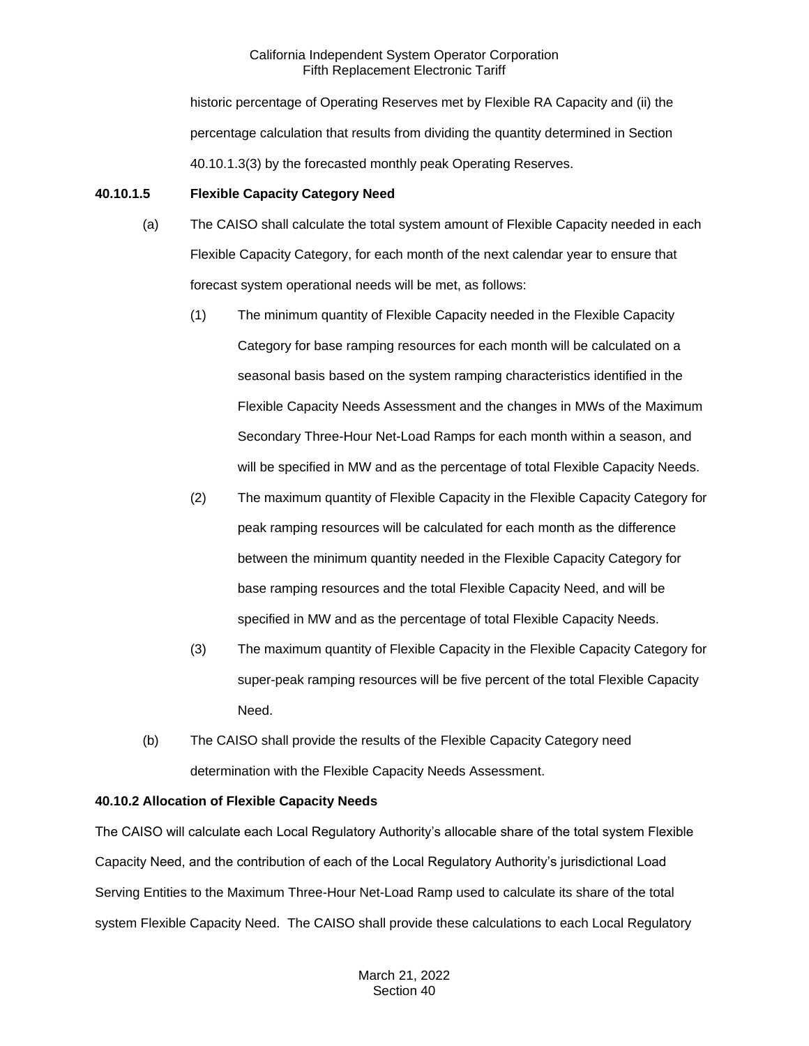historic percentage of Operating Reserves met by Flexible RA Capacity and (ii) the percentage calculation that results from dividing the quantity determined in Section 40.10.1.3(3) by the forecasted monthly peak Operating Reserves.

**40.10.1.5 Flexible Capacity Category Need**

(a) The CAISO shall calculate the total system amount of Flexible Capacity needed in each Flexible Capacity Category, for each month of the next calendar year to ensure that forecast system operational needs will be met, as follows:

(1) The minimum quantity of Flexible Capacity needed in the Flexible Capacity Category for base ramping resources for each month will be calculated on a seasonal basis based on the system ramping characteristics identified in the Flexible Capacity Needs Assessment and the changes in MWs of the Maximum Secondary Three-Hour Net-Load Ramps for each month within a season, and will be specified in MW and as the percentage of total Flexible Capacity Needs.

(2) The maximum quantity of Flexible Capacity in the Flexible Capacity Category for peak ramping resources will be calculated for each month as the difference between the minimum quantity needed in the Flexible Capacity Category for base ramping resources and the total Flexible Capacity Need, and will be specified in MW and as the percentage of total Flexible Capacity Needs.

(3) The maximum quantity of Flexible Capacity in the Flexible Capacity Category for super-peak ramping resources will be five percent of the total Flexible Capacity Need.

(b) The CAISO shall provide the results of the Flexible Capacity Category need determination with the Flexible Capacity Needs Assessment.

**40.10.2 Allocation of Flexible Capacity Needs**

The CAISO will calculate each Local Regulatory Authority's allocable share of the total system Flexible Capacity Need, and the contribution of each of the Local Regulatory Authority's jurisdictional Load Serving Entities to the Maximum Three-Hour Net-Load Ramp used to calculate its share of the total system Flexible Capacity Need. The CAISO shall provide these calculations to each Local Regulatory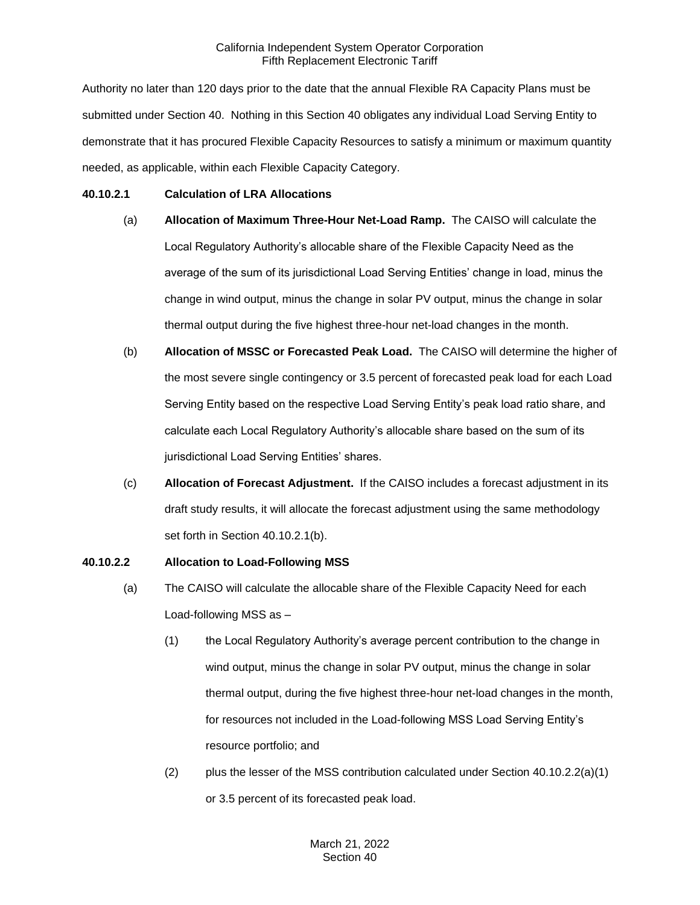Authority no later than 120 days prior to the date that the annual Flexible RA Capacity Plans must be submitted under Section 40. Nothing in this Section 40 obligates any individual Load Serving Entity to demonstrate that it has procured Flexible Capacity Resources to satisfy a minimum or maximum quantity needed, as applicable, within each Flexible Capacity Category.

**40.10.2.1 Calculation of LRA Allocations**

(a) **Allocation of Maximum Three-Hour Net-Load Ramp.** The CAISO will calculate the Local Regulatory Authority's allocable share of the Flexible Capacity Need as the average of the sum of its jurisdictional Load Serving Entities' change in load, minus the change in wind output, minus the change in solar PV output, minus the change in solar thermal output during the five highest three-hour net-load changes in the month.

(b) **Allocation of MSSC or Forecasted Peak Load.** The CAISO will determine the higher of the most severe single contingency or 3.5 percent of forecasted peak load for each Load Serving Entity based on the respective Load Serving Entity's peak load ratio share, and calculate each Local Regulatory Authority's allocable share based on the sum of its jurisdictional Load Serving Entities' shares.

(c) **Allocation of Forecast Adjustment.** If the CAISO includes a forecast adjustment in its draft study results, it will allocate the forecast adjustment using the same methodology set forth in Section 40.10.2.1(b).

**40.10.2.2 Allocation to Load-Following MSS**

(a) The CAISO will calculate the allocable share of the Flexible Capacity Need for each Load-following MSS as –

(1) the Local Regulatory Authority's average percent contribution to the change in wind output, minus the change in solar PV output, minus the change in solar thermal output, during the five highest three-hour net-load changes in the month, for resources not included in the Load-following MSS Load Serving Entity's resource portfolio; and

(2) plus the lesser of the MSS contribution calculated under Section 40.10.2.2(a)(1) or 3.5 percent of its forecasted peak load.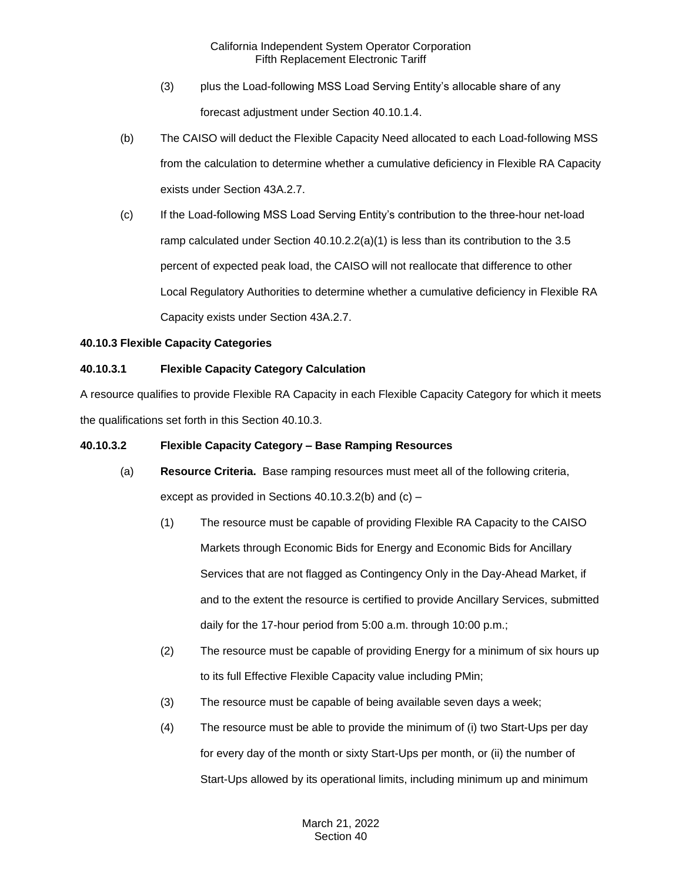(3) plus the Load-following MSS Load Serving Entity's allocable share of any forecast adjustment under Section 40.10.1.4.

(b) The CAISO will deduct the Flexible Capacity Need allocated to each Load-following MSS from the calculation to determine whether a cumulative deficiency in Flexible RA Capacity exists under Section 43A.2.7.

(c) If the Load-following MSS Load Serving Entity's contribution to the three-hour net-load ramp calculated under Section 40.10.2.2(a)(1) is less than its contribution to the 3.5 percent of expected peak load, the CAISO will not reallocate that difference to other Local Regulatory Authorities to determine whether a cumulative deficiency in Flexible RA Capacity exists under Section 43A.2.7.

**40.10.3 Flexible Capacity Categories**

**40.10.3.1 Flexible Capacity Category Calculation**

A resource qualifies to provide Flexible RA Capacity in each Flexible Capacity Category for which it meets the qualifications set forth in this Section 40.10.3.

**40.10.3.2 Flexible Capacity Category – Base Ramping Resources**

(a) **Resource Criteria.** Base ramping resources must meet all of the following criteria, except as provided in Sections 40.10.3.2(b) and (c) –

(1) The resource must be capable of providing Flexible RA Capacity to the CAISO Markets through Economic Bids for Energy and Economic Bids for Ancillary Services that are not flagged as Contingency Only in the Day-Ahead Market, if and to the extent the resource is certified to provide Ancillary Services, submitted daily for the 17-hour period from 5:00 a.m. through 10:00 p.m.;

(2) The resource must be capable of providing Energy for a minimum of six hours up to its full Effective Flexible Capacity value including PMin;

(3) The resource must be capable of being available seven days a week;

(4) The resource must be able to provide the minimum of (i) two Start-Ups per day for every day of the month or sixty Start-Ups per month, or (ii) the number of Start-Ups allowed by its operational limits, including minimum up and minimum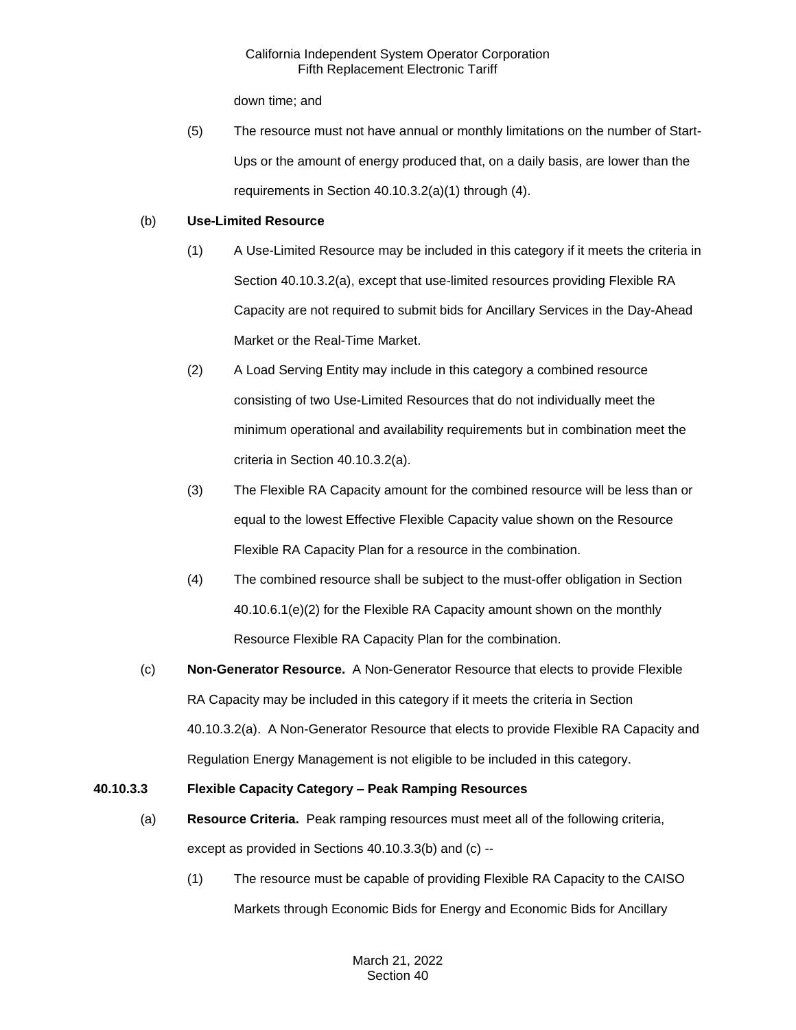down time; and

(5) The resource must not have annual or monthly limitations on the number of Start-Ups or the amount of energy produced that, on a daily basis, are lower than the requirements in Section 40.10.3.2(a)(1) through (4).

(b) **Use-Limited Resource**

(1) A Use-Limited Resource may be included in this category if it meets the criteria in Section 40.10.3.2(a), except that use-limited resources providing Flexible RA Capacity are not required to submit bids for Ancillary Services in the Day-Ahead Market or the Real-Time Market.

(2) A Load Serving Entity may include in this category a combined resource consisting of two Use-Limited Resources that do not individually meet the minimum operational and availability requirements but in combination meet the criteria in Section 40.10.3.2(a).

(3) The Flexible RA Capacity amount for the combined resource will be less than or equal to the lowest Effective Flexible Capacity value shown on the Resource Flexible RA Capacity Plan for a resource in the combination.

(4) The combined resource shall be subject to the must-offer obligation in Section 40.10.6.1(e)(2) for the Flexible RA Capacity amount shown on the monthly Resource Flexible RA Capacity Plan for the combination.

(c) **Non-Generator Resource.** A Non-Generator Resource that elects to provide Flexible RA Capacity may be included in this category if it meets the criteria in Section 40.10.3.2(a). A Non-Generator Resource that elects to provide Flexible RA Capacity and Regulation Energy Management is not eligible to be included in this category.

**40.10.3.3 Flexible Capacity Category – Peak Ramping Resources**

(a) **Resource Criteria.** Peak ramping resources must meet all of the following criteria, except as provided in Sections 40.10.3.3(b) and (c) --

(1) The resource must be capable of providing Flexible RA Capacity to the CAISO Markets through Economic Bids for Energy and Economic Bids for Ancillary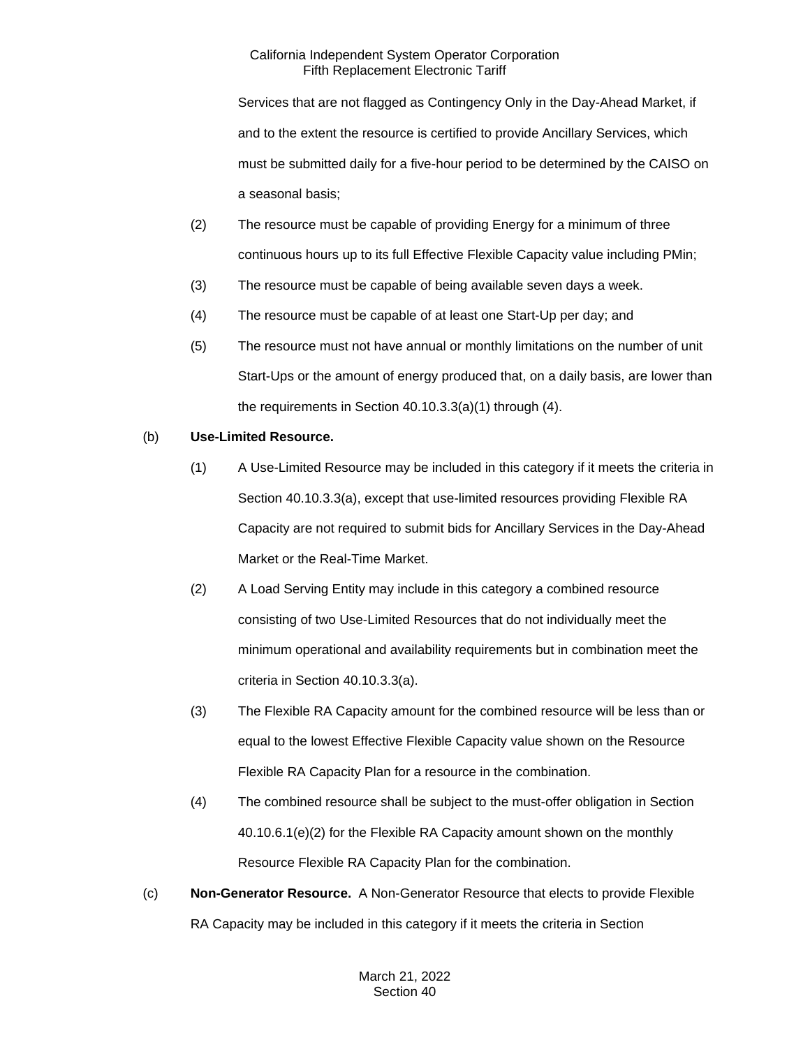Services that are not flagged as Contingency Only in the Day-Ahead Market, if and to the extent the resource is certified to provide Ancillary Services, which must be submitted daily for a five-hour period to be determined by the CAISO on a seasonal basis;

(2) The resource must be capable of providing Energy for a minimum of three continuous hours up to its full Effective Flexible Capacity value including PMin;

(3) The resource must be capable of being available seven days a week.

(4) The resource must be capable of at least one Start-Up per day; and

(5) The resource must not have annual or monthly limitations on the number of unit Start-Ups or the amount of energy produced that, on a daily basis, are lower than the requirements in Section 40.10.3.3(a)(1) through (4).

(b) **Use-Limited Resource.**

(1) A Use-Limited Resource may be included in this category if it meets the criteria in Section 40.10.3.3(a), except that use-limited resources providing Flexible RA Capacity are not required to submit bids for Ancillary Services in the Day-Ahead Market or the Real-Time Market.

(2) A Load Serving Entity may include in this category a combined resource consisting of two Use-Limited Resources that do not individually meet the minimum operational and availability requirements but in combination meet the criteria in Section 40.10.3.3(a).

(3) The Flexible RA Capacity amount for the combined resource will be less than or equal to the lowest Effective Flexible Capacity value shown on the Resource Flexible RA Capacity Plan for a resource in the combination.

(4) The combined resource shall be subject to the must-offer obligation in Section 40.10.6.1(e)(2) for the Flexible RA Capacity amount shown on the monthly Resource Flexible RA Capacity Plan for the combination.

(c) **Non-Generator Resource.** A Non-Generator Resource that elects to provide Flexible RA Capacity may be included in this category if it meets the criteria in Section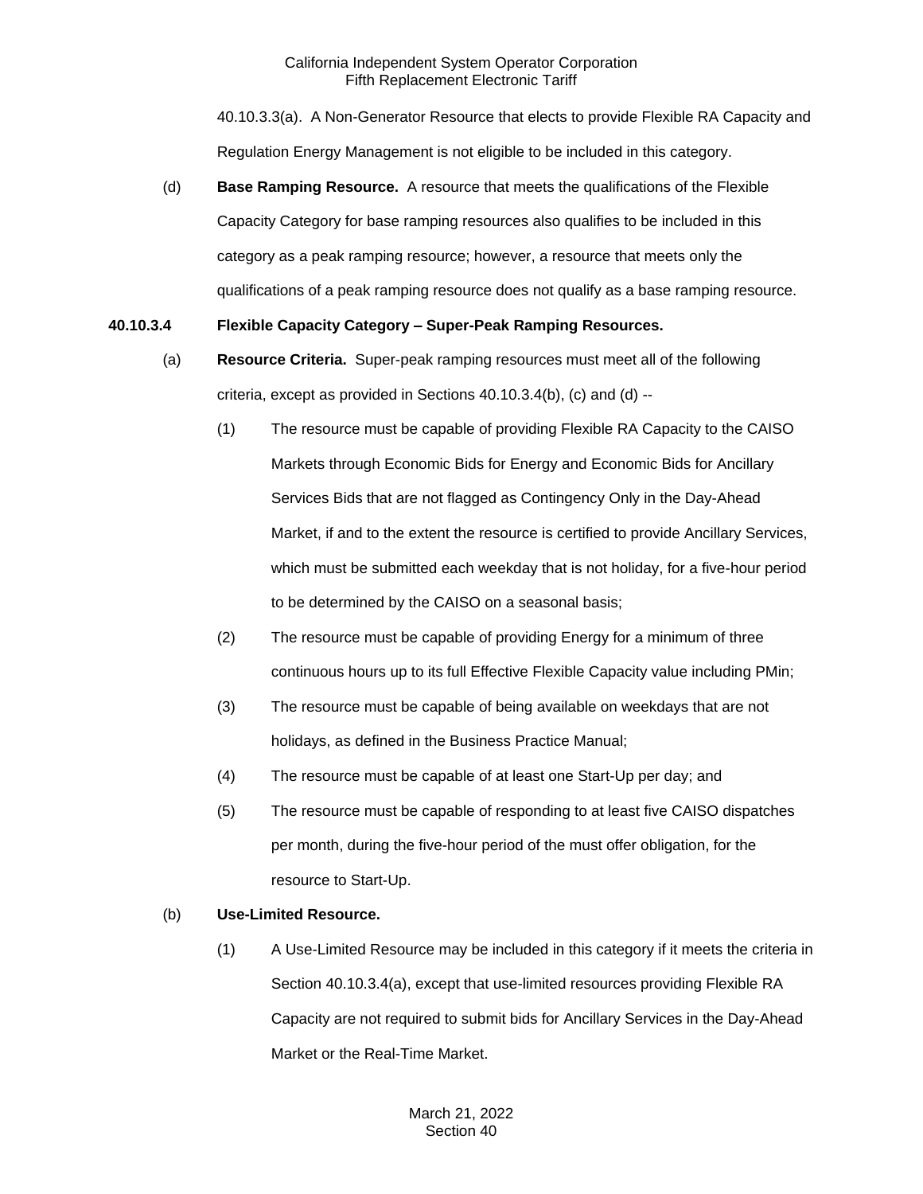40.10.3.3(a). A Non-Generator Resource that elects to provide Flexible RA Capacity and Regulation Energy Management is not eligible to be included in this category.

(d) **Base Ramping Resource.** A resource that meets the qualifications of the Flexible Capacity Category for base ramping resources also qualifies to be included in this category as a peak ramping resource; however, a resource that meets only the qualifications of a peak ramping resource does not qualify as a base ramping resource.

**40.10.3.4 Flexible Capacity Category – Super-Peak Ramping Resources.**

(a) **Resource Criteria.** Super-peak ramping resources must meet all of the following criteria, except as provided in Sections 40.10.3.4(b), (c) and (d) --

(1) The resource must be capable of providing Flexible RA Capacity to the CAISO Markets through Economic Bids for Energy and Economic Bids for Ancillary Services Bids that are not flagged as Contingency Only in the Day-Ahead Market, if and to the extent the resource is certified to provide Ancillary Services, which must be submitted each weekday that is not holiday, for a five-hour period to be determined by the CAISO on a seasonal basis;

(2) The resource must be capable of providing Energy for a minimum of three continuous hours up to its full Effective Flexible Capacity value including PMin;

(3) The resource must be capable of being available on weekdays that are not holidays, as defined in the Business Practice Manual;

(4) The resource must be capable of at least one Start-Up per day; and

(5) The resource must be capable of responding to at least five CAISO dispatches per month, during the five-hour period of the must offer obligation, for the resource to Start-Up.

(b) **Use-Limited Resource.**

(1) A Use-Limited Resource may be included in this category if it meets the criteria in Section 40.10.3.4(a), except that use-limited resources providing Flexible RA Capacity are not required to submit bids for Ancillary Services in the Day-Ahead Market or the Real-Time Market.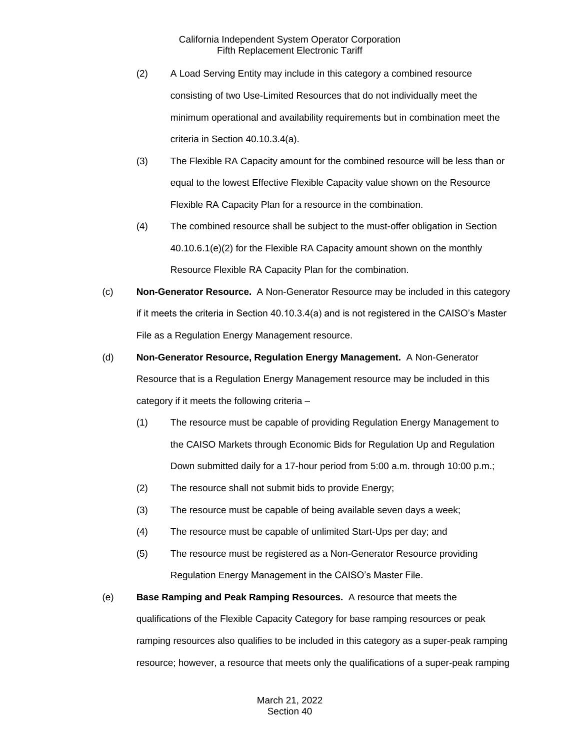(2) A Load Serving Entity may include in this category a combined resource consisting of two Use-Limited Resources that do not individually meet the minimum operational and availability requirements but in combination meet the criteria in Section 40.10.3.4(a).

(3) The Flexible RA Capacity amount for the combined resource will be less than or equal to the lowest Effective Flexible Capacity value shown on the Resource Flexible RA Capacity Plan for a resource in the combination.

(4) The combined resource shall be subject to the must-offer obligation in Section 40.10.6.1(e)(2) for the Flexible RA Capacity amount shown on the monthly Resource Flexible RA Capacity Plan for the combination.

(c) **Non-Generator Resource.** A Non-Generator Resource may be included in this category if it meets the criteria in Section 40.10.3.4(a) and is not registered in the CAISO's Master File as a Regulation Energy Management resource.

(d) **Non-Generator Resource, Regulation Energy Management.** A Non-Generator Resource that is a Regulation Energy Management resource may be included in this category if it meets the following criteria –

(1) The resource must be capable of providing Regulation Energy Management to the CAISO Markets through Economic Bids for Regulation Up and Regulation Down submitted daily for a 17-hour period from 5:00 a.m. through 10:00 p.m.;

(2) The resource shall not submit bids to provide Energy;

(3) The resource must be capable of being available seven days a week;

(4) The resource must be capable of unlimited Start-Ups per day; and

(5) The resource must be registered as a Non-Generator Resource providing Regulation Energy Management in the CAISO's Master File.

(e) **Base Ramping and Peak Ramping Resources.** A resource that meets the qualifications of the Flexible Capacity Category for base ramping resources or peak ramping resources also qualifies to be included in this category as a super-peak ramping resource; however, a resource that meets only the qualifications of a super-peak ramping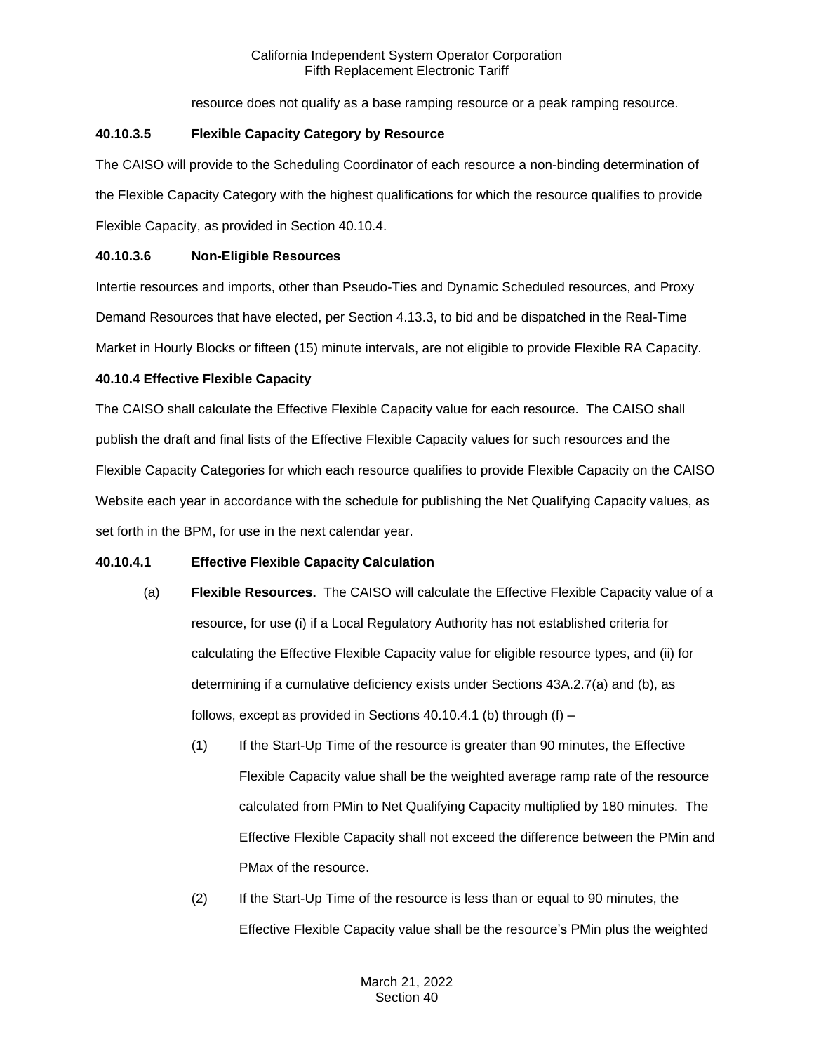resource does not qualify as a base ramping resource or a peak ramping resource.

**40.10.3.5 Flexible Capacity Category by Resource**

The CAISO will provide to the Scheduling Coordinator of each resource a non-binding determination of the Flexible Capacity Category with the highest qualifications for which the resource qualifies to provide Flexible Capacity, as provided in Section 40.10.4.

**40.10.3.6 Non-Eligible Resources**

Intertie resources and imports, other than Pseudo-Ties and Dynamic Scheduled resources, and Proxy Demand Resources that have elected, per Section 4.13.3, to bid and be dispatched in the Real-Time Market in Hourly Blocks or fifteen (15) minute intervals, are not eligible to provide Flexible RA Capacity.

**40.10.4 Effective Flexible Capacity**

The CAISO shall calculate the Effective Flexible Capacity value for each resource. The CAISO shall publish the draft and final lists of the Effective Flexible Capacity values for such resources and the Flexible Capacity Categories for which each resource qualifies to provide Flexible Capacity on the CAISO Website each year in accordance with the schedule for publishing the Net Qualifying Capacity values, as set forth in the BPM, for use in the next calendar year.

**40.10.4.1 Effective Flexible Capacity Calculation**

(a) **Flexible Resources.** The CAISO will calculate the Effective Flexible Capacity value of a resource, for use (i) if a Local Regulatory Authority has not established criteria for calculating the Effective Flexible Capacity value for eligible resource types, and (ii) for determining if a cumulative deficiency exists under Sections 43A.2.7(a) and (b), as follows, except as provided in Sections 40.10.4.1 (b) through (f) –

(1) If the Start-Up Time of the resource is greater than 90 minutes, the Effective Flexible Capacity value shall be the weighted average ramp rate of the resource calculated from PMin to Net Qualifying Capacity multiplied by 180 minutes. The Effective Flexible Capacity shall not exceed the difference between the PMin and PMax of the resource.

(2) If the Start-Up Time of the resource is less than or equal to 90 minutes, the Effective Flexible Capacity value shall be the resource's PMin plus the weighted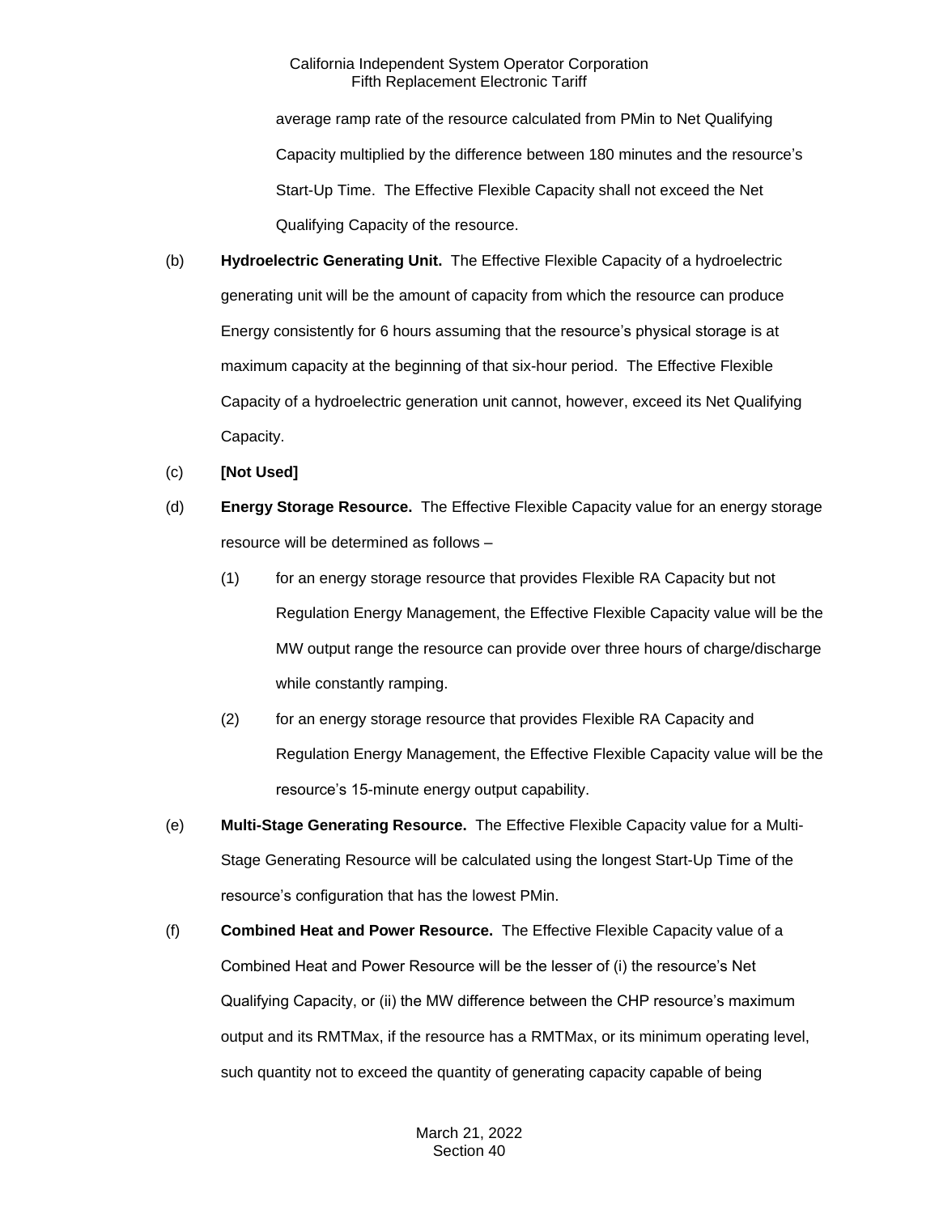average ramp rate of the resource calculated from PMin to Net Qualifying Capacity multiplied by the difference between 180 minutes and the resource's Start-Up Time. The Effective Flexible Capacity shall not exceed the Net Qualifying Capacity of the resource.

(b) **Hydroelectric Generating Unit.** The Effective Flexible Capacity of a hydroelectric generating unit will be the amount of capacity from which the resource can produce Energy consistently for 6 hours assuming that the resource's physical storage is at maximum capacity at the beginning of that six-hour period. The Effective Flexible Capacity of a hydroelectric generation unit cannot, however, exceed its Net Qualifying Capacity.

(c) **[Not Used]**

(d) **Energy Storage Resource.** The Effective Flexible Capacity value for an energy storage resource will be determined as follows –

(1) for an energy storage resource that provides Flexible RA Capacity but not Regulation Energy Management, the Effective Flexible Capacity value will be the MW output range the resource can provide over three hours of charge/discharge while constantly ramping.

(2) for an energy storage resource that provides Flexible RA Capacity and Regulation Energy Management, the Effective Flexible Capacity value will be the resource's 15-minute energy output capability.

(e) **Multi-Stage Generating Resource.** The Effective Flexible Capacity value for a Multi-Stage Generating Resource will be calculated using the longest Start-Up Time of the resource's configuration that has the lowest PMin.

(f) **Combined Heat and Power Resource.** The Effective Flexible Capacity value of a Combined Heat and Power Resource will be the lesser of (i) the resource's Net Qualifying Capacity, or (ii) the MW difference between the CHP resource's maximum output and its RMTMax, if the resource has a RMTMax, or its minimum operating level, such quantity not to exceed the quantity of generating capacity capable of being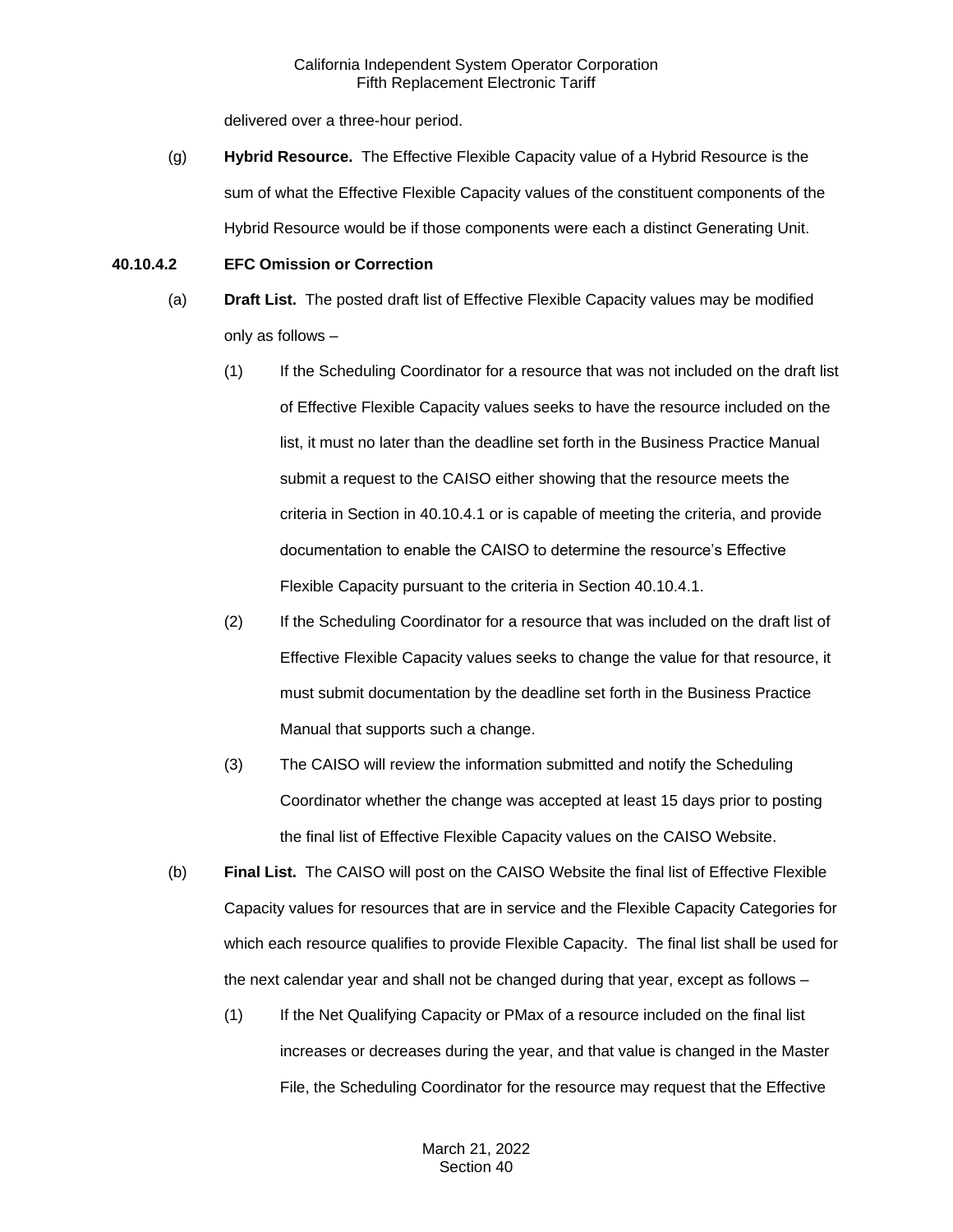delivered over a three-hour period.

(g) **Hybrid Resource.** The Effective Flexible Capacity value of a Hybrid Resource is the sum of what the Effective Flexible Capacity values of the constituent components of the Hybrid Resource would be if those components were each a distinct Generating Unit.

**40.10.4.2 EFC Omission or Correction**

(a) **Draft List.** The posted draft list of Effective Flexible Capacity values may be modified only as follows –

(1) If the Scheduling Coordinator for a resource that was not included on the draft list of Effective Flexible Capacity values seeks to have the resource included on the list, it must no later than the deadline set forth in the Business Practice Manual submit a request to the CAISO either showing that the resource meets the criteria in Section in 40.10.4.1 or is capable of meeting the criteria, and provide documentation to enable the CAISO to determine the resource's Effective Flexible Capacity pursuant to the criteria in Section 40.10.4.1.

(2) If the Scheduling Coordinator for a resource that was included on the draft list of Effective Flexible Capacity values seeks to change the value for that resource, it must submit documentation by the deadline set forth in the Business Practice Manual that supports such a change.

(3) The CAISO will review the information submitted and notify the Scheduling Coordinator whether the change was accepted at least 15 days prior to posting the final list of Effective Flexible Capacity values on the CAISO Website.

(b) **Final List.** The CAISO will post on the CAISO Website the final list of Effective Flexible Capacity values for resources that are in service and the Flexible Capacity Categories for which each resource qualifies to provide Flexible Capacity. The final list shall be used for the next calendar year and shall not be changed during that year, except as follows –

(1) If the Net Qualifying Capacity or PMax of a resource included on the final list increases or decreases during the year, and that value is changed in the Master File, the Scheduling Coordinator for the resource may request that the Effective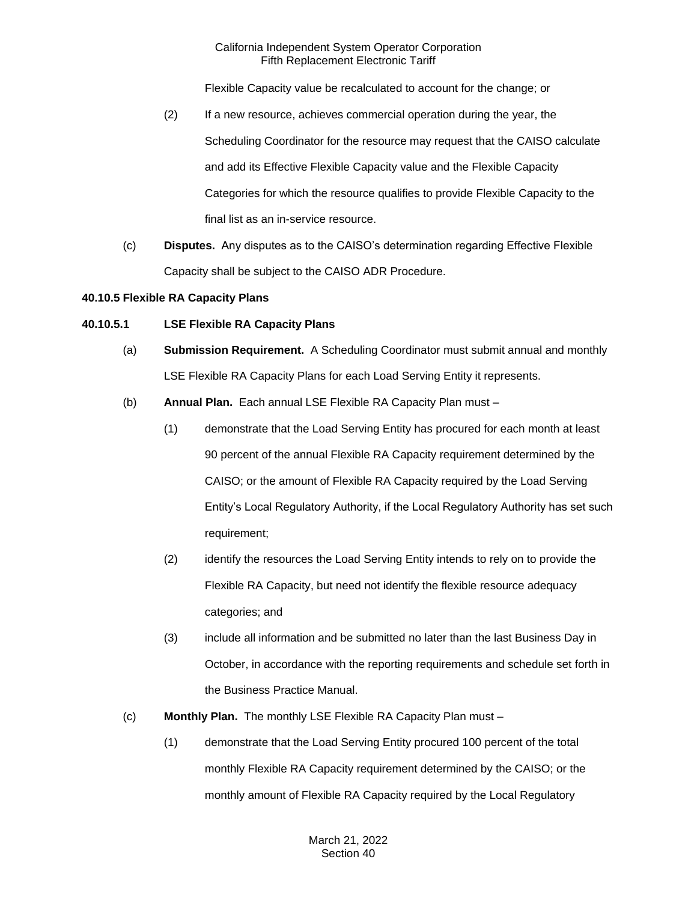Flexible Capacity value be recalculated to account for the change; or

(2) If a new resource, achieves commercial operation during the year, the Scheduling Coordinator for the resource may request that the CAISO calculate and add its Effective Flexible Capacity value and the Flexible Capacity Categories for which the resource qualifies to provide Flexible Capacity to the final list as an in-service resource.

(c) **Disputes.** Any disputes as to the CAISO's determination regarding Effective Flexible Capacity shall be subject to the CAISO ADR Procedure.

**40.10.5 Flexible RA Capacity Plans**

**40.10.5.1 LSE Flexible RA Capacity Plans**

(a) **Submission Requirement.** A Scheduling Coordinator must submit annual and monthly LSE Flexible RA Capacity Plans for each Load Serving Entity it represents.

(b) **Annual Plan.** Each annual LSE Flexible RA Capacity Plan must –

(1) demonstrate that the Load Serving Entity has procured for each month at least 90 percent of the annual Flexible RA Capacity requirement determined by the CAISO; or the amount of Flexible RA Capacity required by the Load Serving Entity's Local Regulatory Authority, if the Local Regulatory Authority has set such requirement;

(2) identify the resources the Load Serving Entity intends to rely on to provide the Flexible RA Capacity, but need not identify the flexible resource adequacy categories; and

(3) include all information and be submitted no later than the last Business Day in October, in accordance with the reporting requirements and schedule set forth in the Business Practice Manual.

(c) **Monthly Plan.** The monthly LSE Flexible RA Capacity Plan must –

(1) demonstrate that the Load Serving Entity procured 100 percent of the total monthly Flexible RA Capacity requirement determined by the CAISO; or the monthly amount of Flexible RA Capacity required by the Local Regulatory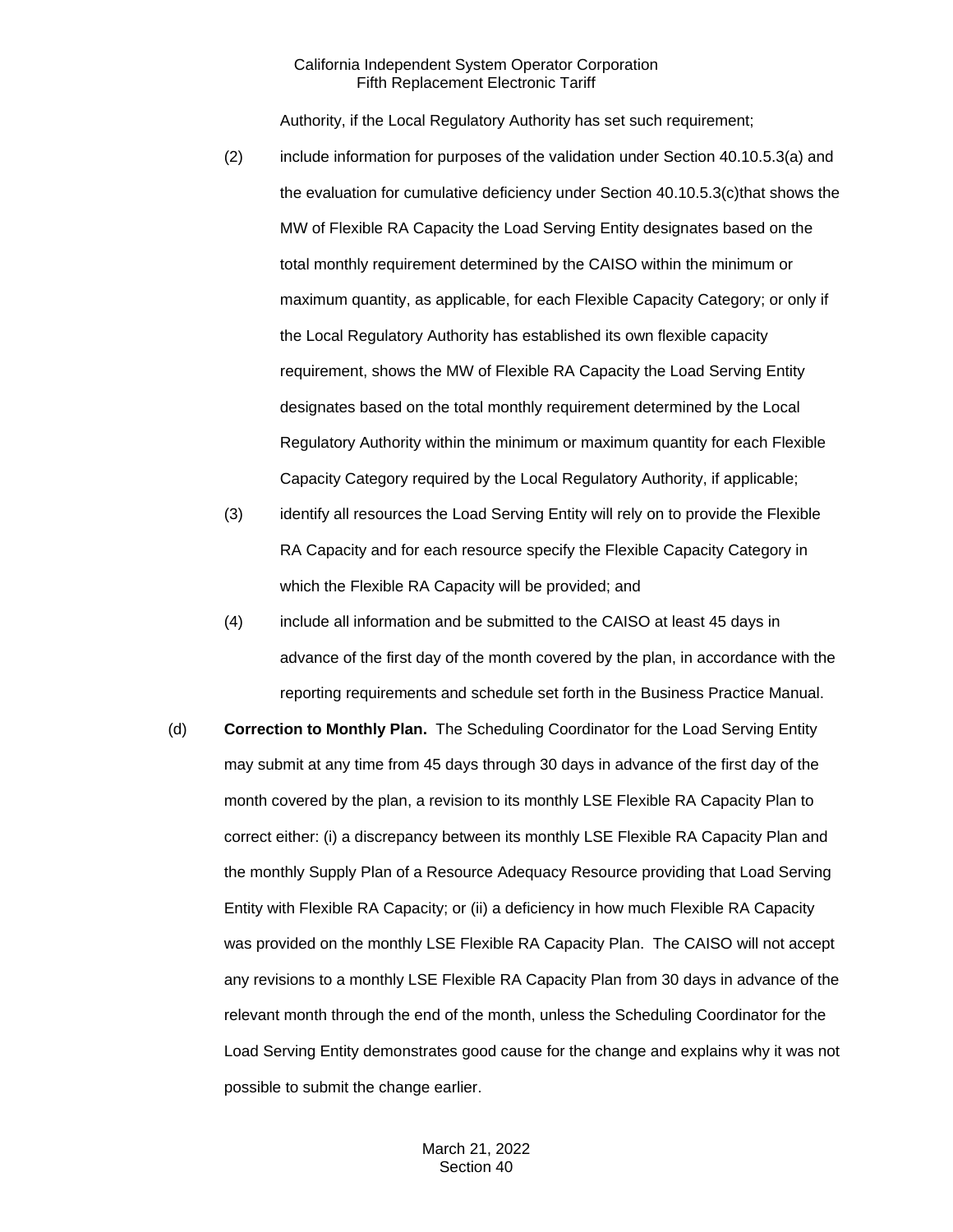Authority, if the Local Regulatory Authority has set such requirement;

(2) include information for purposes of the validation under Section 40.10.5.3(a) and the evaluation for cumulative deficiency under Section 40.10.5.3(c)that shows the MW of Flexible RA Capacity the Load Serving Entity designates based on the total monthly requirement determined by the CAISO within the minimum or maximum quantity, as applicable, for each Flexible Capacity Category; or only if the Local Regulatory Authority has established its own flexible capacity requirement, shows the MW of Flexible RA Capacity the Load Serving Entity designates based on the total monthly requirement determined by the Local Regulatory Authority within the minimum or maximum quantity for each Flexible Capacity Category required by the Local Regulatory Authority, if applicable;

(3) identify all resources the Load Serving Entity will rely on to provide the Flexible RA Capacity and for each resource specify the Flexible Capacity Category in which the Flexible RA Capacity will be provided; and

(4) include all information and be submitted to the CAISO at least 45 days in advance of the first day of the month covered by the plan, in accordance with the reporting requirements and schedule set forth in the Business Practice Manual.

(d) **Correction to Monthly Plan.** The Scheduling Coordinator for the Load Serving Entity may submit at any time from 45 days through 30 days in advance of the first day of the month covered by the plan, a revision to its monthly LSE Flexible RA Capacity Plan to correct either: (i) a discrepancy between its monthly LSE Flexible RA Capacity Plan and the monthly Supply Plan of a Resource Adequacy Resource providing that Load Serving Entity with Flexible RA Capacity; or (ii) a deficiency in how much Flexible RA Capacity was provided on the monthly LSE Flexible RA Capacity Plan. The CAISO will not accept any revisions to a monthly LSE Flexible RA Capacity Plan from 30 days in advance of the relevant month through the end of the month, unless the Scheduling Coordinator for the Load Serving Entity demonstrates good cause for the change and explains why it was not possible to submit the change earlier.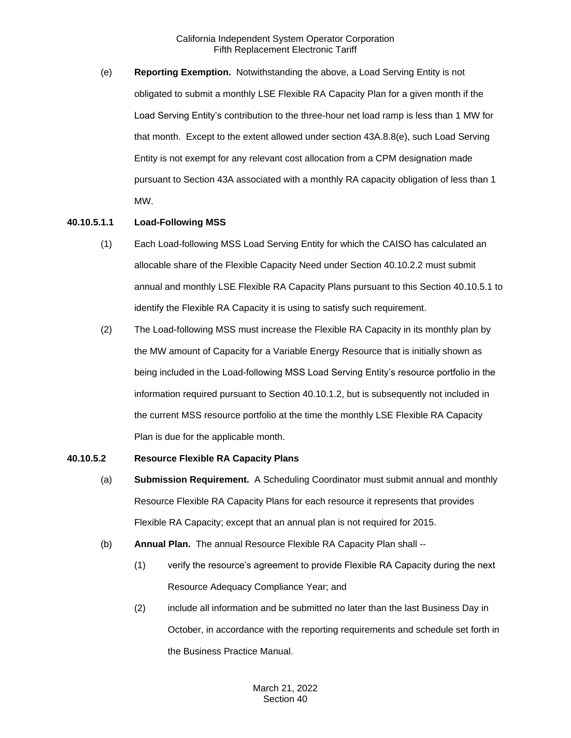(e) **Reporting Exemption.** Notwithstanding the above, a Load Serving Entity is not obligated to submit a monthly LSE Flexible RA Capacity Plan for a given month if the Load Serving Entity's contribution to the three-hour net load ramp is less than 1 MW for that month. Except to the extent allowed under section 43A.8.8(e), such Load Serving Entity is not exempt for any relevant cost allocation from a CPM designation made pursuant to Section 43A associated with a monthly RA capacity obligation of less than 1 MW.

**40.10.5.1.1 Load-Following MSS**

(1) Each Load-following MSS Load Serving Entity for which the CAISO has calculated an allocable share of the Flexible Capacity Need under Section 40.10.2.2 must submit annual and monthly LSE Flexible RA Capacity Plans pursuant to this Section 40.10.5.1 to identify the Flexible RA Capacity it is using to satisfy such requirement.

(2) The Load-following MSS must increase the Flexible RA Capacity in its monthly plan by the MW amount of Capacity for a Variable Energy Resource that is initially shown as being included in the Load-following MSS Load Serving Entity's resource portfolio in the information required pursuant to Section 40.10.1.2, but is subsequently not included in the current MSS resource portfolio at the time the monthly LSE Flexible RA Capacity Plan is due for the applicable month.

**40.10.5.2 Resource Flexible RA Capacity Plans**

(a) **Submission Requirement.** A Scheduling Coordinator must submit annual and monthly Resource Flexible RA Capacity Plans for each resource it represents that provides Flexible RA Capacity; except that an annual plan is not required for 2015.

(b) **Annual Plan.** The annual Resource Flexible RA Capacity Plan shall --

  (1) verify the resource's agreement to provide Flexible RA Capacity during the next Resource Adequacy Compliance Year; and

  (2) include all information and be submitted no later than the last Business Day in October, in accordance with the reporting requirements and schedule set forth in the Business Practice Manual.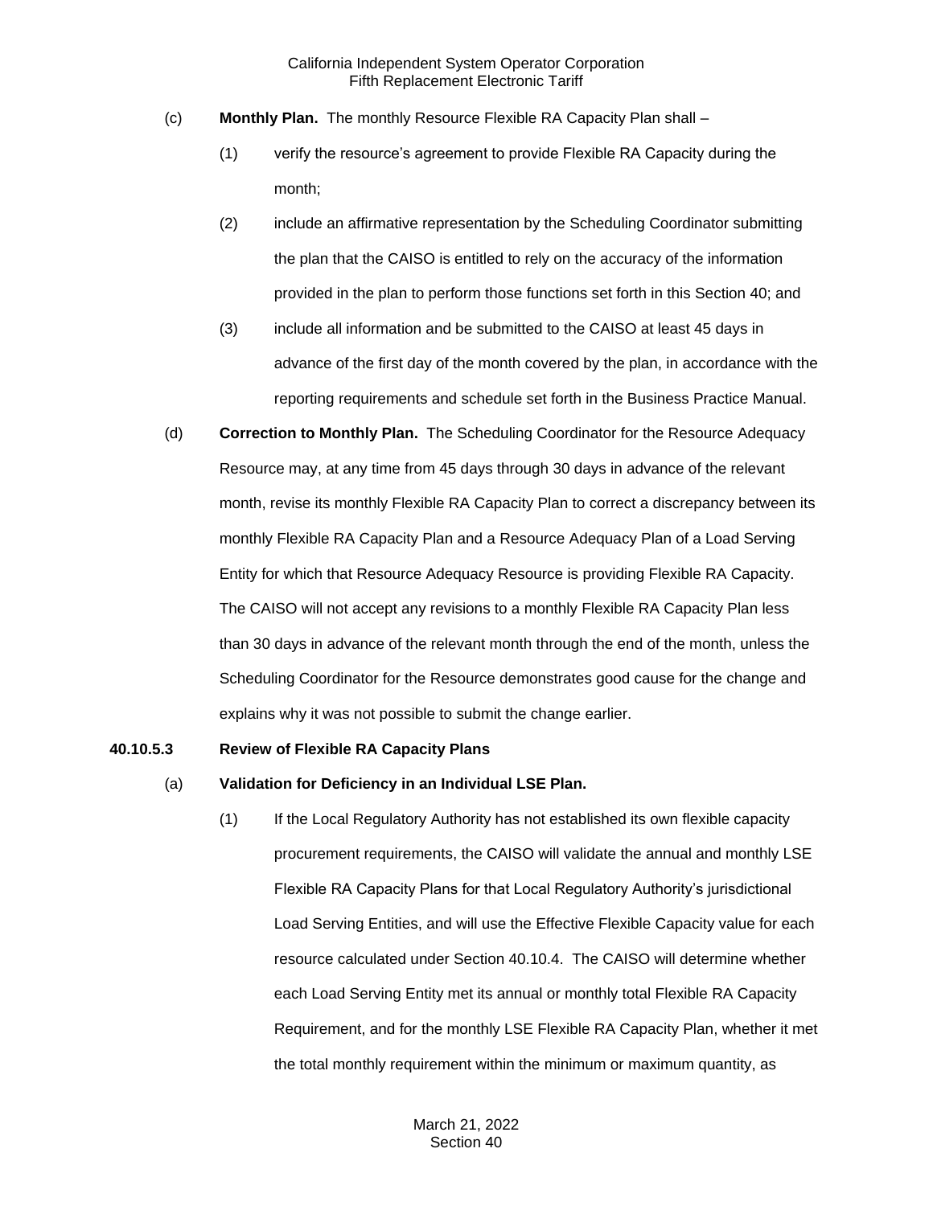(c) **Monthly Plan.** The monthly Resource Flexible RA Capacity Plan shall –

(1) verify the resource's agreement to provide Flexible RA Capacity during the month;

(2) include an affirmative representation by the Scheduling Coordinator submitting the plan that the CAISO is entitled to rely on the accuracy of the information provided in the plan to perform those functions set forth in this Section 40; and

(3) include all information and be submitted to the CAISO at least 45 days in advance of the first day of the month covered by the plan, in accordance with the reporting requirements and schedule set forth in the Business Practice Manual.

(d) **Correction to Monthly Plan.** The Scheduling Coordinator for the Resource Adequacy Resource may, at any time from 45 days through 30 days in advance of the relevant month, revise its monthly Flexible RA Capacity Plan to correct a discrepancy between its monthly Flexible RA Capacity Plan and a Resource Adequacy Plan of a Load Serving Entity for which that Resource Adequacy Resource is providing Flexible RA Capacity. The CAISO will not accept any revisions to a monthly Flexible RA Capacity Plan less than 30 days in advance of the relevant month through the end of the month, unless the Scheduling Coordinator for the Resource demonstrates good cause for the change and explains why it was not possible to submit the change earlier.

**40.10.5.3 Review of Flexible RA Capacity Plans**

(a) **Validation for Deficiency in an Individual LSE Plan.**

(1) If the Local Regulatory Authority has not established its own flexible capacity procurement requirements, the CAISO will validate the annual and monthly LSE Flexible RA Capacity Plans for that Local Regulatory Authority's jurisdictional Load Serving Entities, and will use the Effective Flexible Capacity value for each resource calculated under Section 40.10.4. The CAISO will determine whether each Load Serving Entity met its annual or monthly total Flexible RA Capacity Requirement, and for the monthly LSE Flexible RA Capacity Plan, whether it met the total monthly requirement within the minimum or maximum quantity, as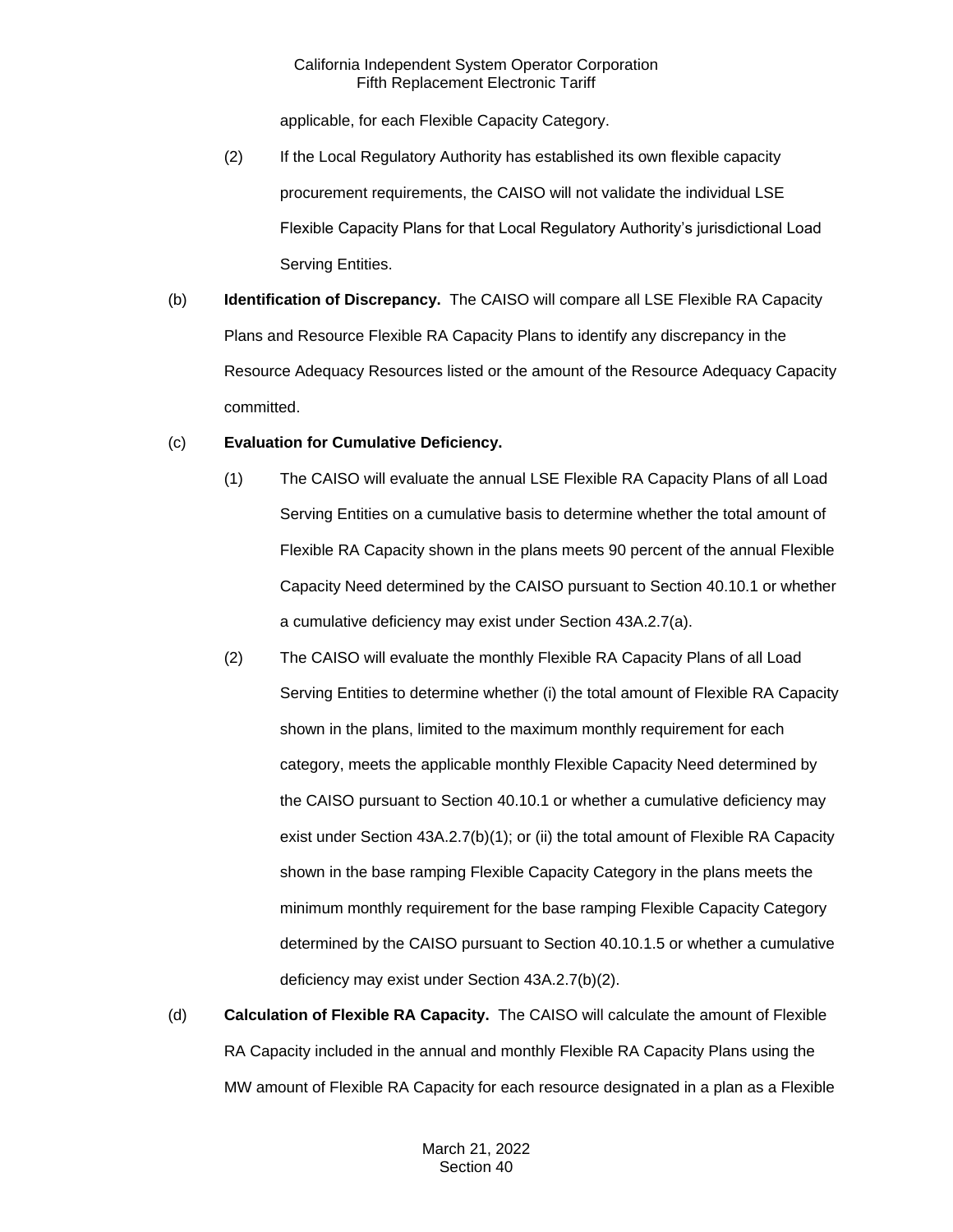applicable, for each Flexible Capacity Category.

(2) If the Local Regulatory Authority has established its own flexible capacity procurement requirements, the CAISO will not validate the individual LSE Flexible Capacity Plans for that Local Regulatory Authority's jurisdictional Load Serving Entities.

(b) **Identification of Discrepancy.** The CAISO will compare all LSE Flexible RA Capacity Plans and Resource Flexible RA Capacity Plans to identify any discrepancy in the Resource Adequacy Resources listed or the amount of the Resource Adequacy Capacity committed.

(c) **Evaluation for Cumulative Deficiency.**

(1) The CAISO will evaluate the annual LSE Flexible RA Capacity Plans of all Load Serving Entities on a cumulative basis to determine whether the total amount of Flexible RA Capacity shown in the plans meets 90 percent of the annual Flexible Capacity Need determined by the CAISO pursuant to Section 40.10.1 or whether a cumulative deficiency may exist under Section 43A.2.7(a).

(2) The CAISO will evaluate the monthly Flexible RA Capacity Plans of all Load Serving Entities to determine whether (i) the total amount of Flexible RA Capacity shown in the plans, limited to the maximum monthly requirement for each category, meets the applicable monthly Flexible Capacity Need determined by the CAISO pursuant to Section 40.10.1 or whether a cumulative deficiency may exist under Section 43A.2.7(b)(1); or (ii) the total amount of Flexible RA Capacity shown in the base ramping Flexible Capacity Category in the plans meets the minimum monthly requirement for the base ramping Flexible Capacity Category determined by the CAISO pursuant to Section 40.10.1.5 or whether a cumulative deficiency may exist under Section 43A.2.7(b)(2).

(d) **Calculation of Flexible RA Capacity.** The CAISO will calculate the amount of Flexible RA Capacity included in the annual and monthly Flexible RA Capacity Plans using the MW amount of Flexible RA Capacity for each resource designated in a plan as a Flexible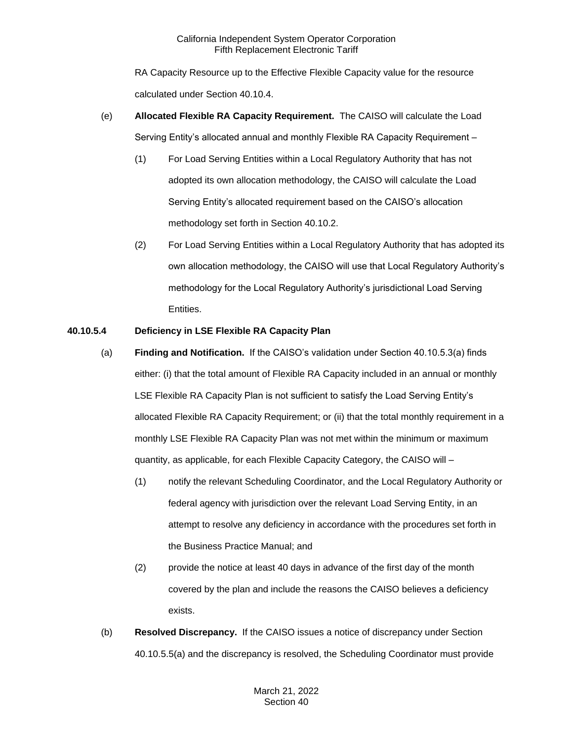RA Capacity Resource up to the Effective Flexible Capacity value for the resource calculated under Section 40.10.4.

(e) **Allocated Flexible RA Capacity Requirement.** The CAISO will calculate the Load Serving Entity's allocated annual and monthly Flexible RA Capacity Requirement –

(1) For Load Serving Entities within a Local Regulatory Authority that has not adopted its own allocation methodology, the CAISO will calculate the Load Serving Entity's allocated requirement based on the CAISO's allocation methodology set forth in Section 40.10.2.

(2) For Load Serving Entities within a Local Regulatory Authority that has adopted its own allocation methodology, the CAISO will use that Local Regulatory Authority's methodology for the Local Regulatory Authority's jurisdictional Load Serving Entities.

**40.10.5.4 Deficiency in LSE Flexible RA Capacity Plan**

(a) **Finding and Notification.** If the CAISO's validation under Section 40.10.5.3(a) finds either: (i) that the total amount of Flexible RA Capacity included in an annual or monthly LSE Flexible RA Capacity Plan is not sufficient to satisfy the Load Serving Entity's allocated Flexible RA Capacity Requirement; or (ii) that the total monthly requirement in a monthly LSE Flexible RA Capacity Plan was not met within the minimum or maximum quantity, as applicable, for each Flexible Capacity Category, the CAISO will –

(1) notify the relevant Scheduling Coordinator, and the Local Regulatory Authority or federal agency with jurisdiction over the relevant Load Serving Entity, in an attempt to resolve any deficiency in accordance with the procedures set forth in the Business Practice Manual; and

(2) provide the notice at least 40 days in advance of the first day of the month covered by the plan and include the reasons the CAISO believes a deficiency exists.

(b) **Resolved Discrepancy.** If the CAISO issues a notice of discrepancy under Section 40.10.5.5(a) and the discrepancy is resolved, the Scheduling Coordinator must provide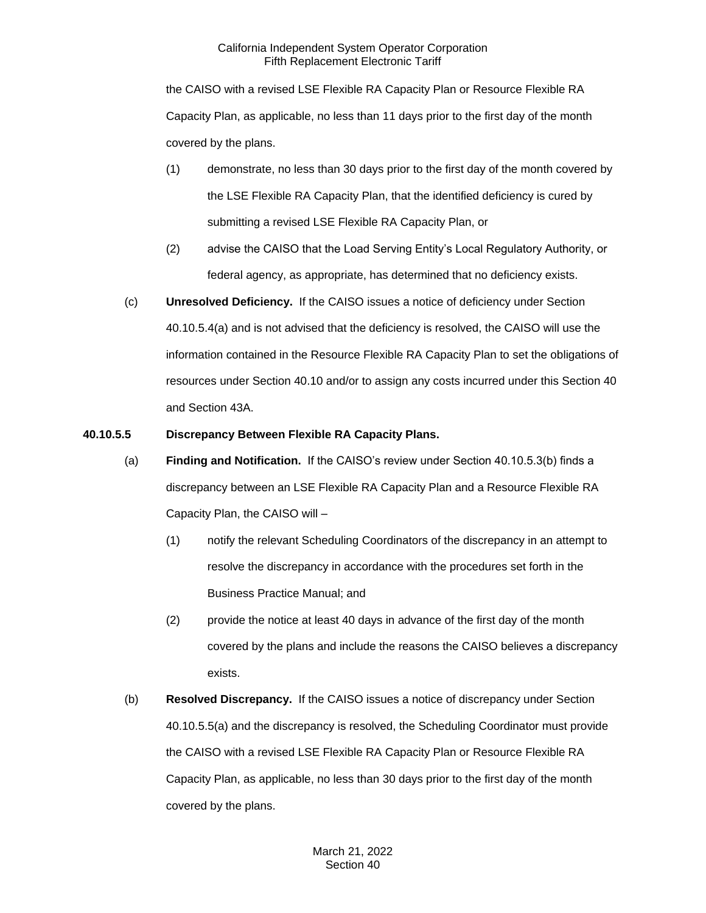the CAISO with a revised LSE Flexible RA Capacity Plan or Resource Flexible RA Capacity Plan, as applicable, no less than 11 days prior to the first day of the month covered by the plans.

(1) demonstrate, no less than 30 days prior to the first day of the month covered by the LSE Flexible RA Capacity Plan, that the identified deficiency is cured by submitting a revised LSE Flexible RA Capacity Plan, or

(2) advise the CAISO that the Load Serving Entity's Local Regulatory Authority, or federal agency, as appropriate, has determined that no deficiency exists.

(c) **Unresolved Deficiency.** If the CAISO issues a notice of deficiency under Section 40.10.5.4(a) and is not advised that the deficiency is resolved, the CAISO will use the information contained in the Resource Flexible RA Capacity Plan to set the obligations of resources under Section 40.10 and/or to assign any costs incurred under this Section 40 and Section 43A.

**40.10.5.5 Discrepancy Between Flexible RA Capacity Plans.**

(a) **Finding and Notification.** If the CAISO's review under Section 40.10.5.3(b) finds a discrepancy between an LSE Flexible RA Capacity Plan and a Resource Flexible RA Capacity Plan, the CAISO will –

(1) notify the relevant Scheduling Coordinators of the discrepancy in an attempt to resolve the discrepancy in accordance with the procedures set forth in the Business Practice Manual; and

(2) provide the notice at least 40 days in advance of the first day of the month covered by the plans and include the reasons the CAISO believes a discrepancy exists.

(b) **Resolved Discrepancy.** If the CAISO issues a notice of discrepancy under Section 40.10.5.5(a) and the discrepancy is resolved, the Scheduling Coordinator must provide the CAISO with a revised LSE Flexible RA Capacity Plan or Resource Flexible RA Capacity Plan, as applicable, no less than 30 days prior to the first day of the month covered by the plans.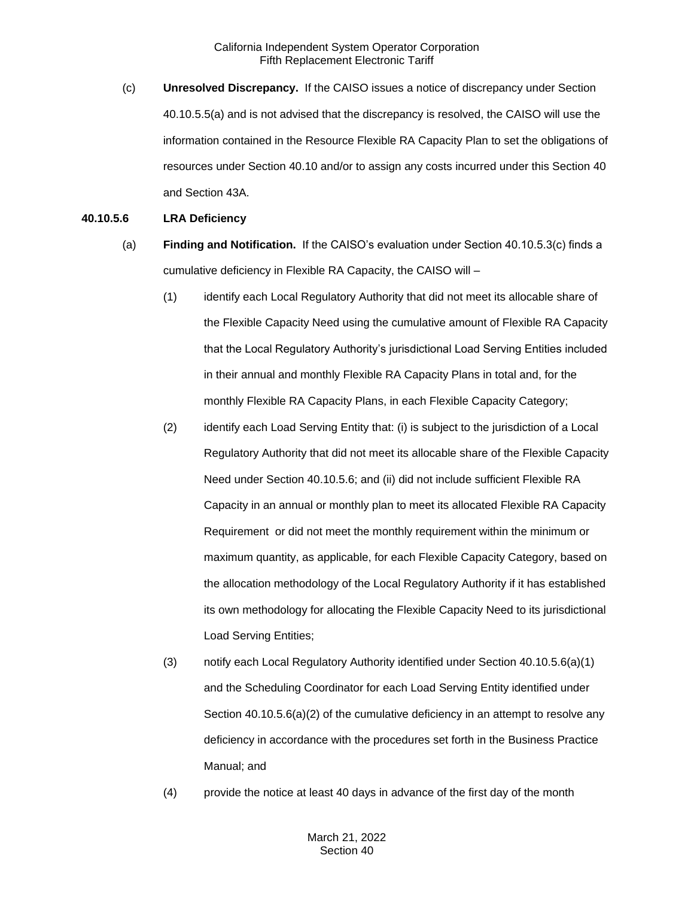(c) **Unresolved Discrepancy.** If the CAISO issues a notice of discrepancy under Section 40.10.5.5(a) and is not advised that the discrepancy is resolved, the CAISO will use the information contained in the Resource Flexible RA Capacity Plan to set the obligations of resources under Section 40.10 and/or to assign any costs incurred under this Section 40 and Section 43A.

**40.10.5.6 LRA Deficiency**

(a) **Finding and Notification.** If the CAISO's evaluation under Section 40.10.5.3(c) finds a cumulative deficiency in Flexible RA Capacity, the CAISO will –

(1) identify each Local Regulatory Authority that did not meet its allocable share of the Flexible Capacity Need using the cumulative amount of Flexible RA Capacity that the Local Regulatory Authority's jurisdictional Load Serving Entities included in their annual and monthly Flexible RA Capacity Plans in total and, for the monthly Flexible RA Capacity Plans, in each Flexible Capacity Category;

(2) identify each Load Serving Entity that: (i) is subject to the jurisdiction of a Local Regulatory Authority that did not meet its allocable share of the Flexible Capacity Need under Section 40.10.5.6; and (ii) did not include sufficient Flexible RA Capacity in an annual or monthly plan to meet its allocated Flexible RA Capacity Requirement or did not meet the monthly requirement within the minimum or maximum quantity, as applicable, for each Flexible Capacity Category, based on the allocation methodology of the Local Regulatory Authority if it has established its own methodology for allocating the Flexible Capacity Need to its jurisdictional Load Serving Entities;

(3) notify each Local Regulatory Authority identified under Section 40.10.5.6(a)(1) and the Scheduling Coordinator for each Load Serving Entity identified under Section 40.10.5.6(a)(2) of the cumulative deficiency in an attempt to resolve any deficiency in accordance with the procedures set forth in the Business Practice Manual; and

(4) provide the notice at least 40 days in advance of the first day of the month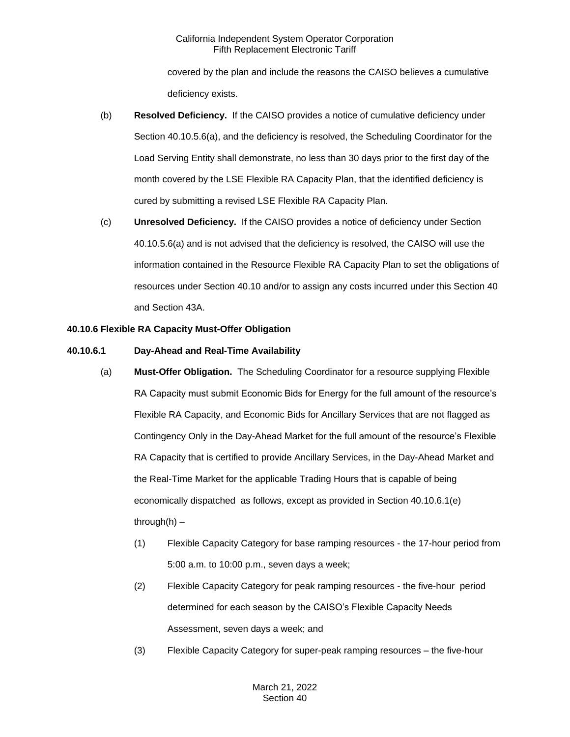covered by the plan and include the reasons the CAISO believes a cumulative deficiency exists.

(b) **Resolved Deficiency.** If the CAISO provides a notice of cumulative deficiency under Section 40.10.5.6(a), and the deficiency is resolved, the Scheduling Coordinator for the Load Serving Entity shall demonstrate, no less than 30 days prior to the first day of the month covered by the LSE Flexible RA Capacity Plan, that the identified deficiency is cured by submitting a revised LSE Flexible RA Capacity Plan.

(c) **Unresolved Deficiency.** If the CAISO provides a notice of deficiency under Section 40.10.5.6(a) and is not advised that the deficiency is resolved, the CAISO will use the information contained in the Resource Flexible RA Capacity Plan to set the obligations of resources under Section 40.10 and/or to assign any costs incurred under this Section 40 and Section 43A.

**40.10.6 Flexible RA Capacity Must-Offer Obligation**

**40.10.6.1 Day-Ahead and Real-Time Availability**

(a) **Must-Offer Obligation.** The Scheduling Coordinator for a resource supplying Flexible RA Capacity must submit Economic Bids for Energy for the full amount of the resource's Flexible RA Capacity, and Economic Bids for Ancillary Services that are not flagged as Contingency Only in the Day-Ahead Market for the full amount of the resource's Flexible RA Capacity that is certified to provide Ancillary Services, in the Day-Ahead Market and the Real-Time Market for the applicable Trading Hours that is capable of being economically dispatched as follows, except as provided in Section 40.10.6.1(e) through(h) –

(1) Flexible Capacity Category for base ramping resources - the 17-hour period from 5:00 a.m. to 10:00 p.m., seven days a week;

(2) Flexible Capacity Category for peak ramping resources - the five-hour period determined for each season by the CAISO's Flexible Capacity Needs Assessment, seven days a week; and

(3) Flexible Capacity Category for super-peak ramping resources – the five-hour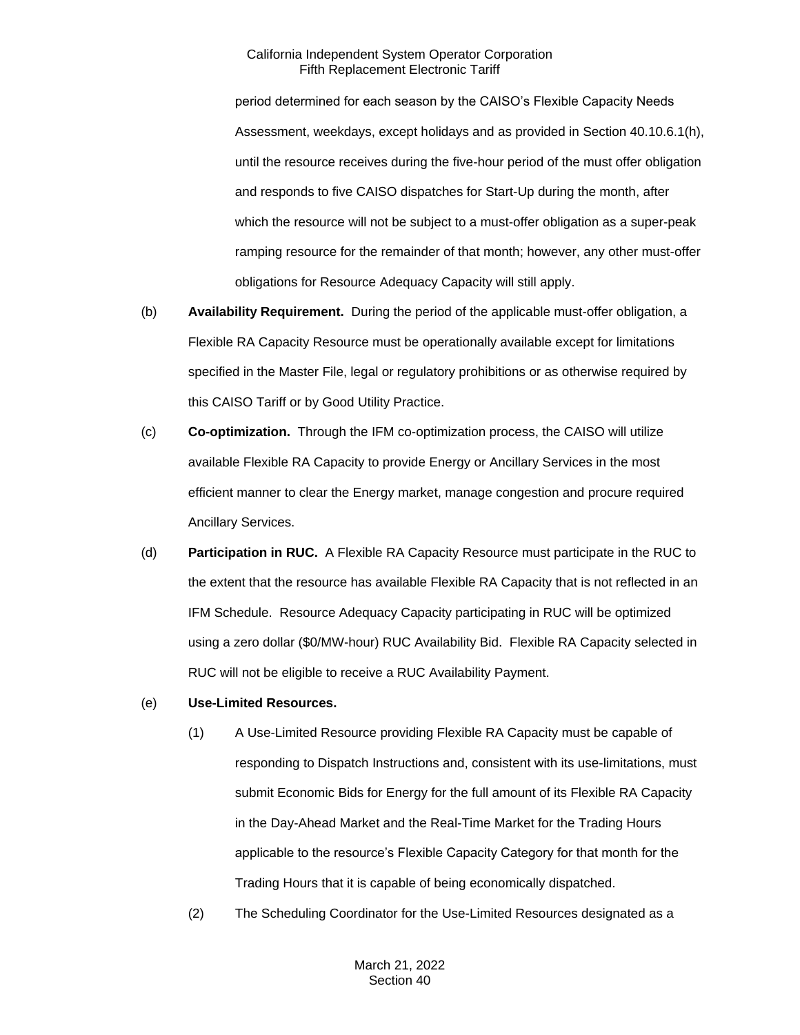period determined for each season by the CAISO's Flexible Capacity Needs Assessment, weekdays, except holidays and as provided in Section 40.10.6.1(h), until the resource receives during the five-hour period of the must offer obligation and responds to five CAISO dispatches for Start-Up during the month, after which the resource will not be subject to a must-offer obligation as a super-peak ramping resource for the remainder of that month; however, any other must-offer obligations for Resource Adequacy Capacity will still apply.

(b) **Availability Requirement.** During the period of the applicable must-offer obligation, a Flexible RA Capacity Resource must be operationally available except for limitations specified in the Master File, legal or regulatory prohibitions or as otherwise required by this CAISO Tariff or by Good Utility Practice.

(c) **Co-optimization.** Through the IFM co-optimization process, the CAISO will utilize available Flexible RA Capacity to provide Energy or Ancillary Services in the most efficient manner to clear the Energy market, manage congestion and procure required Ancillary Services.

(d) **Participation in RUC.** A Flexible RA Capacity Resource must participate in the RUC to the extent that the resource has available Flexible RA Capacity that is not reflected in an IFM Schedule. Resource Adequacy Capacity participating in RUC will be optimized using a zero dollar ($0/MW-hour) RUC Availability Bid. Flexible RA Capacity selected in RUC will not be eligible to receive a RUC Availability Payment.

(e) **Use-Limited Resources.**

(1) A Use-Limited Resource providing Flexible RA Capacity must be capable of responding to Dispatch Instructions and, consistent with its use-limitations, must submit Economic Bids for Energy for the full amount of its Flexible RA Capacity in the Day-Ahead Market and the Real-Time Market for the Trading Hours applicable to the resource's Flexible Capacity Category for that month for the Trading Hours that it is capable of being economically dispatched.

(2) The Scheduling Coordinator for the Use-Limited Resources designated as a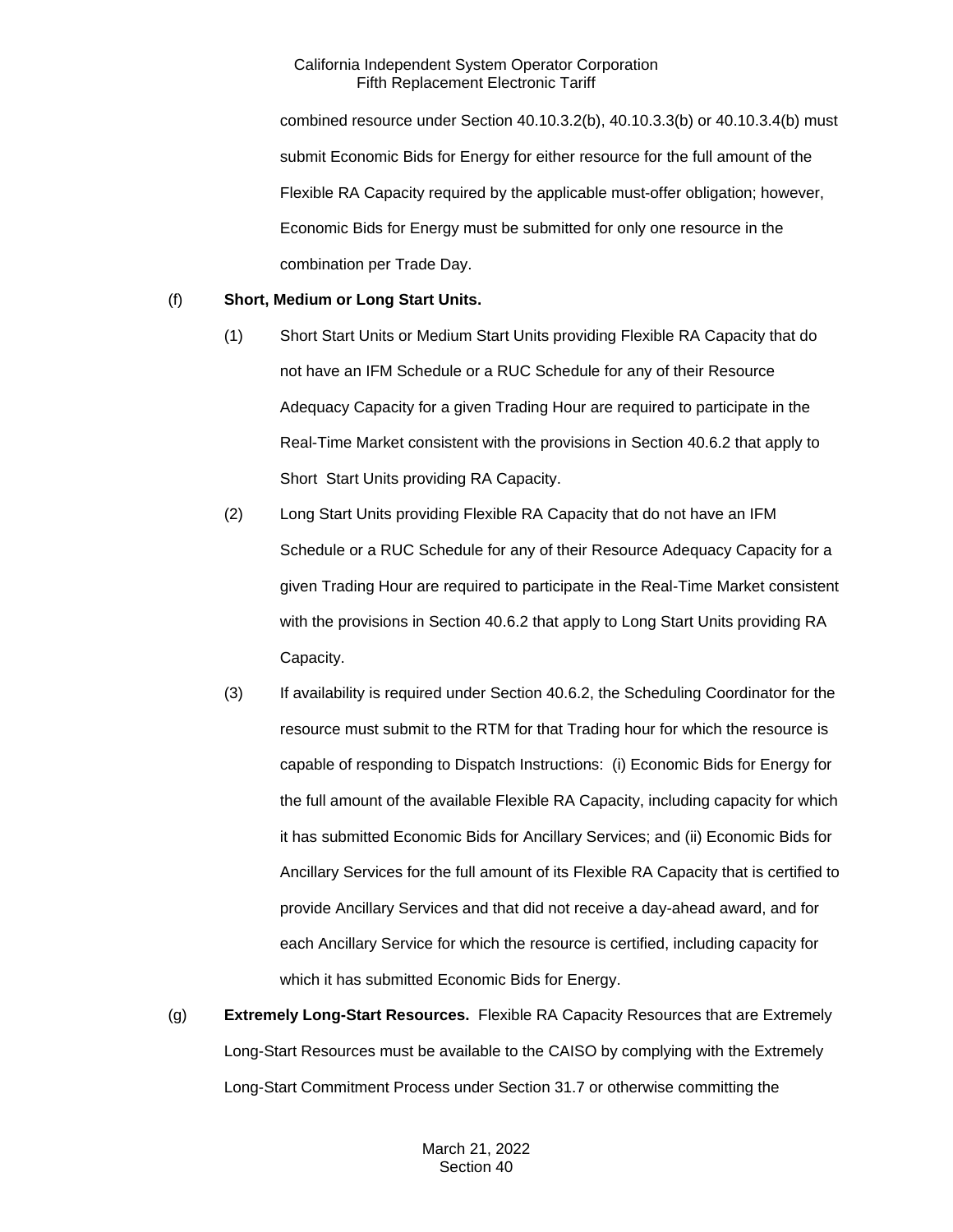combined resource under Section 40.10.3.2(b), 40.10.3.3(b) or 40.10.3.4(b) must submit Economic Bids for Energy for either resource for the full amount of the Flexible RA Capacity required by the applicable must-offer obligation; however, Economic Bids for Energy must be submitted for only one resource in the combination per Trade Day.

(f) **Short, Medium or Long Start Units.**

(1) Short Start Units or Medium Start Units providing Flexible RA Capacity that do not have an IFM Schedule or a RUC Schedule for any of their Resource Adequacy Capacity for a given Trading Hour are required to participate in the Real-Time Market consistent with the provisions in Section 40.6.2 that apply to Short Start Units providing RA Capacity.

(2) Long Start Units providing Flexible RA Capacity that do not have an IFM Schedule or a RUC Schedule for any of their Resource Adequacy Capacity for a given Trading Hour are required to participate in the Real-Time Market consistent with the provisions in Section 40.6.2 that apply to Long Start Units providing RA Capacity.

(3) If availability is required under Section 40.6.2, the Scheduling Coordinator for the resource must submit to the RTM for that Trading hour for which the resource is capable of responding to Dispatch Instructions: (i) Economic Bids for Energy for the full amount of the available Flexible RA Capacity, including capacity for which it has submitted Economic Bids for Ancillary Services; and (ii) Economic Bids for Ancillary Services for the full amount of its Flexible RA Capacity that is certified to provide Ancillary Services and that did not receive a day-ahead award, and for each Ancillary Service for which the resource is certified, including capacity for which it has submitted Economic Bids for Energy.

(g) **Extremely Long-Start Resources.** Flexible RA Capacity Resources that are Extremely Long-Start Resources must be available to the CAISO by complying with the Extremely Long-Start Commitment Process under Section 31.7 or otherwise committing the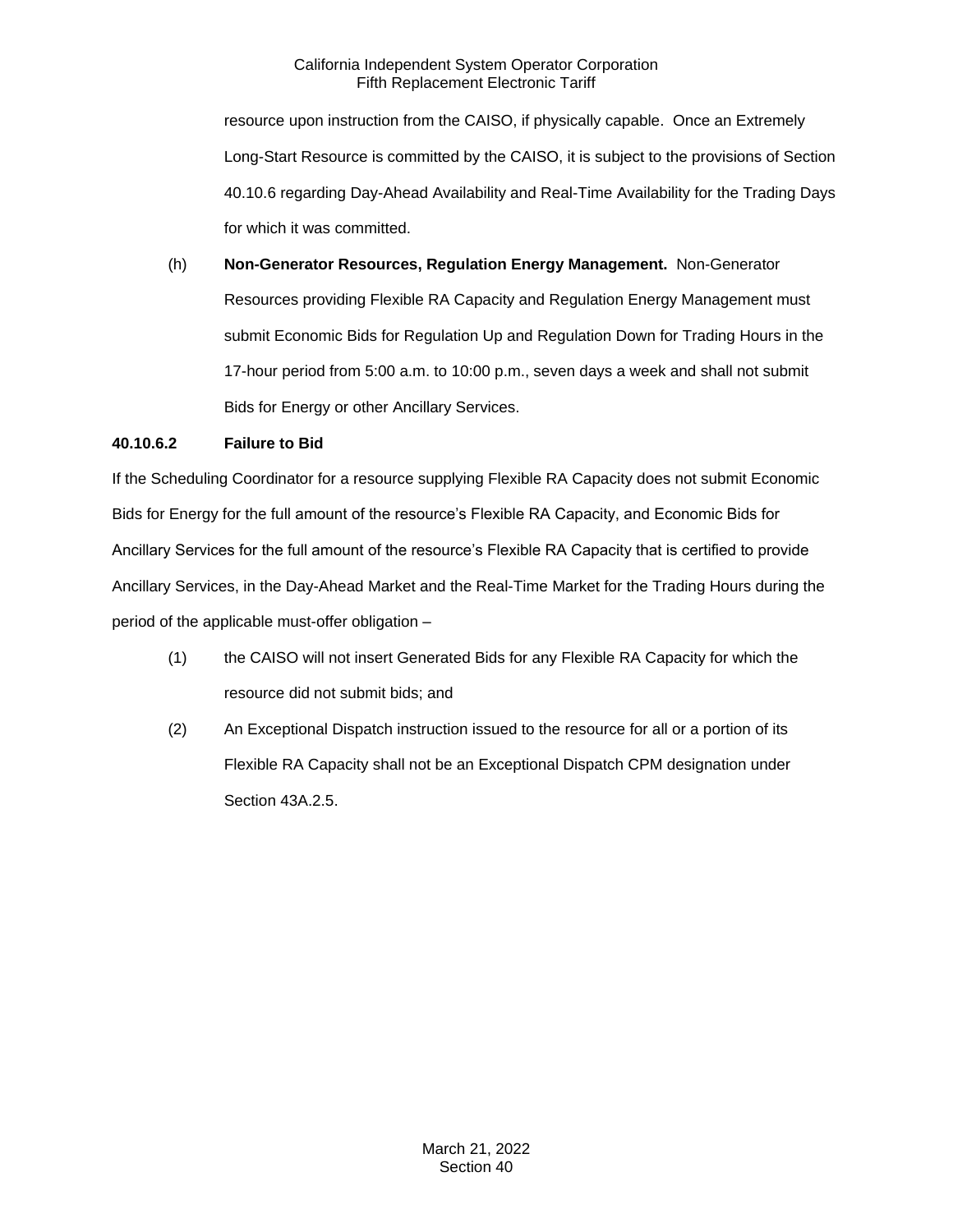resource upon instruction from the CAISO, if physically capable. Once an Extremely Long-Start Resource is committed by the CAISO, it is subject to the provisions of Section 40.10.6 regarding Day-Ahead Availability and Real-Time Availability for the Trading Days for which it was committed.

(h) **Non-Generator Resources, Regulation Energy Management.** Non-Generator Resources providing Flexible RA Capacity and Regulation Energy Management must submit Economic Bids for Regulation Up and Regulation Down for Trading Hours in the 17-hour period from 5:00 a.m. to 10:00 p.m., seven days a week and shall not submit Bids for Energy or other Ancillary Services.

**40.10.6.2 Failure to Bid**

If the Scheduling Coordinator for a resource supplying Flexible RA Capacity does not submit Economic Bids for Energy for the full amount of the resource's Flexible RA Capacity, and Economic Bids for Ancillary Services for the full amount of the resource's Flexible RA Capacity that is certified to provide Ancillary Services, in the Day-Ahead Market and the Real-Time Market for the Trading Hours during the period of the applicable must-offer obligation –

(1) the CAISO will not insert Generated Bids for any Flexible RA Capacity for which the resource did not submit bids; and

(2) An Exceptional Dispatch instruction issued to the resource for all or a portion of its Flexible RA Capacity shall not be an Exceptional Dispatch CPM designation under Section 43A.2.5.